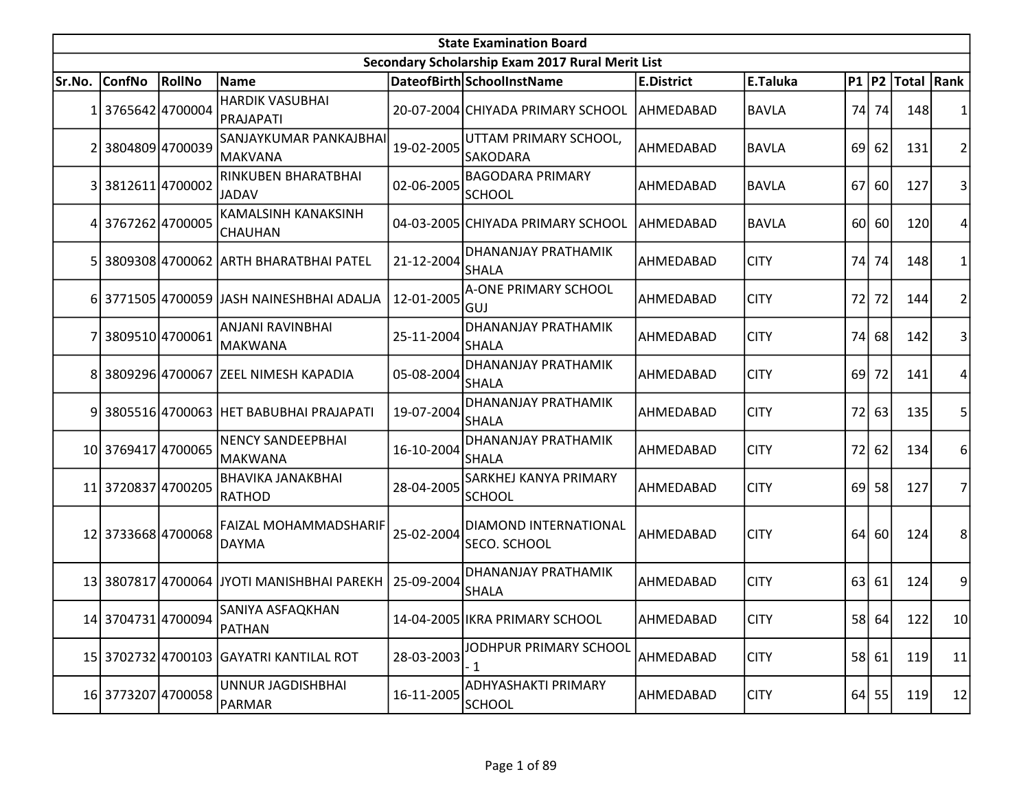# State Examination Board

## Secondary Scholarship Exam 2017 Rural Merit List

| Sr.No. | ConfNo | RollNo | Name | DateofBirth | SchoolInstName | E.District | E.Taluka | P1 | P2 | Total | Rank |
|---|---|---|---|---|---|---|---|---|---|---|---|
| 1 | 3765642 | 4700004 | HARDIK VASUBHAI PRAJAPATI | 20-07-2004 | CHIYADA PRIMARY SCHOOL | AHMEDABAD | BAVLA | 74 | 74 | 148 | 1 |
| 2 | 3804809 | 4700039 | SANJAYKUMAR PANKAJBHAI MAKVANA | 19-02-2005 | UTTAM PRIMARY SCHOOL, SAKODARA | AHMEDABAD | BAVLA | 69 | 62 | 131 | 2 |
| 3 | 3812611 | 4700002 | RINKUBEN BHARATBHAI JADAV | 02-06-2005 | BAGODARA PRIMARY SCHOOL | AHMEDABAD | BAVLA | 67 | 60 | 127 | 3 |
| 4 | 3767262 | 4700005 | KAMALSINH KANAKSINH CHAUHAN | 04-03-2005 | CHIYADA PRIMARY SCHOOL | AHMEDABAD | BAVLA | 60 | 60 | 120 | 4 |
| 5 | 3809308 | 4700062 | ARTH BHARATBHAI PATEL | 21-12-2004 | DHANANJAY PRATHAMIK SHALA | AHMEDABAD | CITY | 74 | 74 | 148 | 1 |
| 6 | 3771505 | 4700059 | JASH NAINESHBHAI ADALJA | 12-01-2005 | A-ONE PRIMARY SCHOOL GUJ | AHMEDABAD | CITY | 72 | 72 | 144 | 2 |
| 7 | 3809510 | 4700061 | ANJANI RAVINBHAI MAKWANA | 25-11-2004 | DHANANJAY PRATHAMIK SHALA | AHMEDABAD | CITY | 74 | 68 | 142 | 3 |
| 8 | 3809296 | 4700067 | ZEEL NIMESH KAPADIA | 05-08-2004 | DHANANJAY PRATHAMIK SHALA | AHMEDABAD | CITY | 69 | 72 | 141 | 4 |
| 9 | 3805516 | 4700063 | HET BABUBHAI PRAJAPATI | 19-07-2004 | DHANANJAY PRATHAMIK SHALA | AHMEDABAD | CITY | 72 | 63 | 135 | 5 |
| 10 | 3769417 | 4700065 | NENCY SANDEEPBHAI MAKWANA | 16-10-2004 | DHANANJAY PRATHAMIK SHALA | AHMEDABAD | CITY | 72 | 62 | 134 | 6 |
| 11 | 3720837 | 4700205 | BHAVIKA JANAKBHAI RATHOD | 28-04-2005 | SARKHEJ KANYA PRIMARY SCHOOL | AHMEDABAD | CITY | 69 | 58 | 127 | 7 |
| 12 | 3733668 | 4700068 | FAIZAL MOHAMMADSHARIF DAYMA | 25-02-2004 | DIAMOND INTERNATIONAL SECO. SCHOOL | AHMEDABAD | CITY | 64 | 60 | 124 | 8 |
| 13 | 3807817 | 4700064 | JYOTI MANISHBHAI PAREKH | 25-09-2004 | DHANANJAY PRATHAMIK SHALA | AHMEDABAD | CITY | 63 | 61 | 124 | 9 |
| 14 | 3704731 | 4700094 | SANIYA ASFAQKHAN PATHAN | 14-04-2005 | IKRA PRIMARY SCHOOL | AHMEDABAD | CITY | 58 | 64 | 122 | 10 |
| 15 | 3702732 | 4700103 | GAYATRI KANTILAL ROT | 28-03-2003 | JODHPUR PRIMARY SCHOOL - 1 | AHMEDABAD | CITY | 58 | 61 | 119 | 11 |
| 16 | 3773207 | 4700058 | UNNUR JAGDISHBHAI PARMAR | 16-11-2005 | ADHYASHAKTI PRIMARY SCHOOL | AHMEDABAD | CITY | 64 | 55 | 119 | 12 |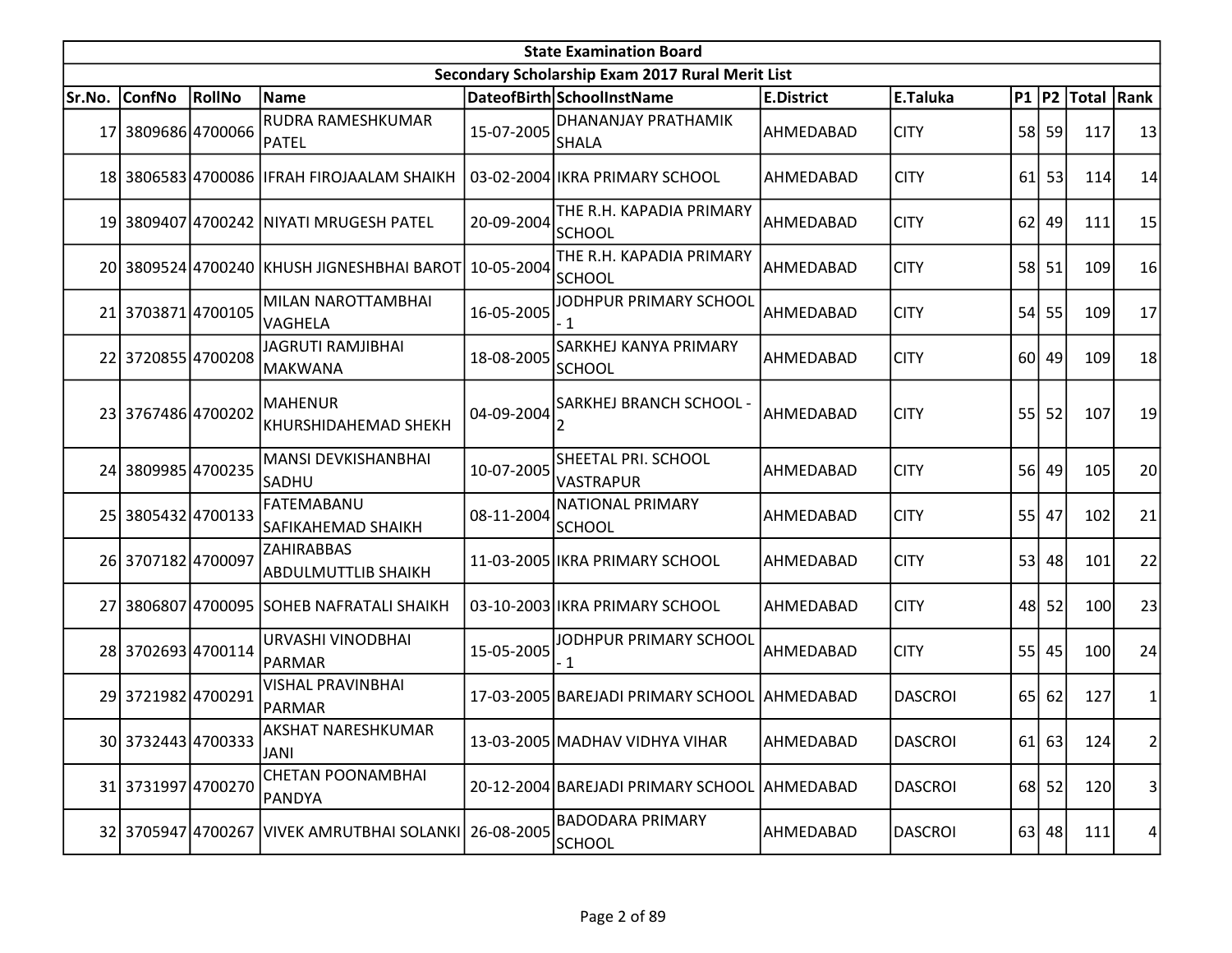| State Examination Board | | | | | | | | | | | |
|---|---|---|---|---|---|---|---|---|---|---|---|
| Secondary Scholarship Exam 2017 Rural Merit List | | | | | | | | | | | |
| Sr.No. | ConfNo | RollNo | Name | DateofBirth | SchoolInstName | E.District | E.Taluka | P1 | P2 | Total | Rank |
| 17 | 3809686 | 4700066 | RUDRA RAMESHKUMAR PATEL | 15-07-2005 | DHANANJAY PRATHAMIK SHALA | AHMEDABAD | CITY | 58 | 59 | 117 | 13 |
| 18 | 3806583 | 4700086 | IFRAH FIROJAALAM SHAIKH | 03-02-2004 | IKRA PRIMARY SCHOOL | AHMEDABAD | CITY | 61 | 53 | 114 | 14 |
| 19 | 3809407 | 4700242 | NIYATI MRUGESH PATEL | 20-09-2004 | THE R.H. KAPADIA PRIMARY SCHOOL | AHMEDABAD | CITY | 62 | 49 | 111 | 15 |
| 20 | 3809524 | 4700240 | KHUSH JIGNESHBHAI BAROT | 10-05-2004 | THE R.H. KAPADIA PRIMARY SCHOOL | AHMEDABAD | CITY | 58 | 51 | 109 | 16 |
| 21 | 3703871 | 4700105 | MILAN NAROTTAMBHAI VAGHELA | 16-05-2005 | JODHPUR PRIMARY SCHOOL - 1 | AHMEDABAD | CITY | 54 | 55 | 109 | 17 |
| 22 | 3720855 | 4700208 | JAGRUTI RAMJIBHAI MAKWANA | 18-08-2005 | SARKHEJ KANYA PRIMARY SCHOOL | AHMEDABAD | CITY | 60 | 49 | 109 | 18 |
| 23 | 3767486 | 4700202 | MAHENUR KHURSHIDAHEMAD SHEKH | 04-09-2004 | SARKHEJ BRANCH SCHOOL - 2 | AHMEDABAD | CITY | 55 | 52 | 107 | 19 |
| 24 | 3809985 | 4700235 | MANSI DEVKISHANBHAI SADHU | 10-07-2005 | SHEETAL PRI. SCHOOL VASTRAPUR | AHMEDABAD | CITY | 56 | 49 | 105 | 20 |
| 25 | 3805432 | 4700133 | FATEMABANU SAFIKAHEMAD SHAIKH | 08-11-2004 | NATIONAL PRIMARY SCHOOL | AHMEDABAD | CITY | 55 | 47 | 102 | 21 |
| 26 | 3707182 | 4700097 | ZAHIRABBAS ABDULMUTTLIB SHAIKH | 11-03-2005 | IKRA PRIMARY SCHOOL | AHMEDABAD | CITY | 53 | 48 | 101 | 22 |
| 27 | 3806807 | 4700095 | SOHEB NAFRATALI SHAIKH | 03-10-2003 | IKRA PRIMARY SCHOOL | AHMEDABAD | CITY | 48 | 52 | 100 | 23 |
| 28 | 3702693 | 4700114 | URVASHI VINODBHAI PARMAR | 15-05-2005 | JODHPUR PRIMARY SCHOOL - 1 | AHMEDABAD | CITY | 55 | 45 | 100 | 24 |
| 29 | 3721982 | 4700291 | VISHAL PRAVINBHAI PARMAR | 17-03-2005 | BAREJADI PRIMARY SCHOOL | AHMEDABAD | DASCROI | 65 | 62 | 127 | 1 |
| 30 | 3732443 | 4700333 | AKSHAT NARESHKUMAR JANI | 13-03-2005 | MADHAV VIDHYA VIHAR | AHMEDABAD | DASCROI | 61 | 63 | 124 | 2 |
| 31 | 3731997 | 4700270 | CHETAN POONAMBHAI PANDYA | 20-12-2004 | BAREJADI PRIMARY SCHOOL | AHMEDABAD | DASCROI | 68 | 52 | 120 | 3 |
| 32 | 3705947 | 4700267 | VIVEK AMRUTBHAI SOLANKI | 26-08-2005 | BADODARA PRIMARY SCHOOL | AHMEDABAD | DASCROI | 63 | 48 | 111 | 4 |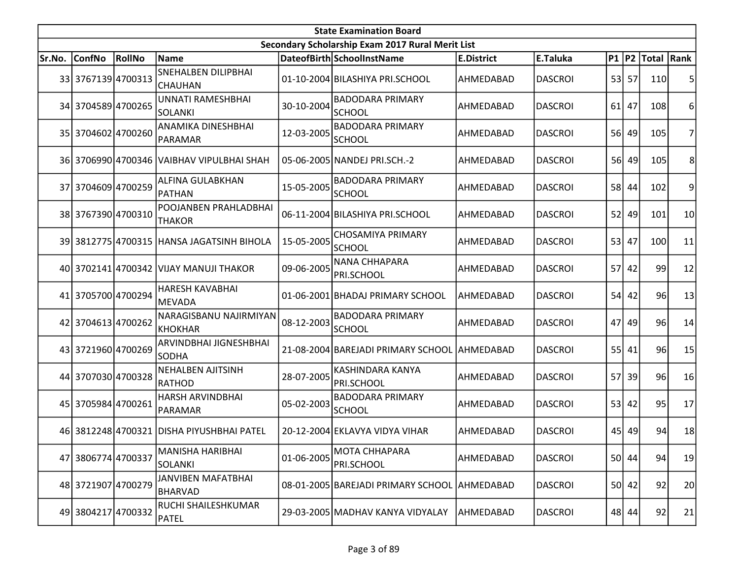| State Examination Board | | | | | | | | | | | | |
|---|---|---|---|---|---|---|---|---|---|---|---|---|
| Secondary Scholarship Exam 2017 Rural Merit List | | | | | | | | | | | | |
| Sr.No. | ConfNo | RollNo | Name | DateofBirth | SchoolInstName | E.District | E.Taluka | P1 | P2 | Total | Rank |
| 33 | 3767139 | 4700313 | SNEHALBEN DILIPBHAI CHAUHAN | 01-10-2004 | BILASHIYA PRI.SCHOOL | AHMEDABAD | DASCROI | 53 | 57 | 110 | 5 |
| 34 | 3704589 | 4700265 | UNNATI RAMESHBHAI SOLANKI | 30-10-2004 | BADODARA PRIMARY SCHOOL | AHMEDABAD | DASCROI | 61 | 47 | 108 | 6 |
| 35 | 3704602 | 4700260 | ANAMIKA DINESHBHAI PARAMAR | 12-03-2005 | BADODARA PRIMARY SCHOOL | AHMEDABAD | DASCROI | 56 | 49 | 105 | 7 |
| 36 | 3706990 | 4700346 | VAIBHAV VIPULBHAI SHAH | 05-06-2005 | NANDEJ PRI.SCH.-2 | AHMEDABAD | DASCROI | 56 | 49 | 105 | 8 |
| 37 | 3704609 | 4700259 | ALFINA GULABKHAN PATHAN | 15-05-2005 | BADODARA PRIMARY SCHOOL | AHMEDABAD | DASCROI | 58 | 44 | 102 | 9 |
| 38 | 3767390 | 4700310 | POOJANBEN PRAHLADBHAI THAKOR | 06-11-2004 | BILASHIYA PRI.SCHOOL | AHMEDABAD | DASCROI | 52 | 49 | 101 | 10 |
| 39 | 3812775 | 4700315 | HANSA JAGATSINH BIHOLA | 15-05-2005 | CHOSAMIYA PRIMARY SCHOOL | AHMEDABAD | DASCROI | 53 | 47 | 100 | 11 |
| 40 | 3702141 | 4700342 | VIJAY MANUJI THAKOR | 09-06-2005 | NANA CHHAPARA PRI.SCHOOL | AHMEDABAD | DASCROI | 57 | 42 | 99 | 12 |
| 41 | 3705700 | 4700294 | HARESH KAVABHAI MEVADA | 01-06-2001 | BHADAJ PRIMARY SCHOOL | AHMEDABAD | DASCROI | 54 | 42 | 96 | 13 |
| 42 | 3704613 | 4700262 | NARAGISBANU NAJIRMIYAN KHOKHAR | 08-12-2003 | BADODARA PRIMARY SCHOOL | AHMEDABAD | DASCROI | 47 | 49 | 96 | 14 |
| 43 | 3721960 | 4700269 | ARVINDBHAI JIGNESHBHAI SODHA | 21-08-2004 | BAREJADI PRIMARY SCHOOL | AHMEDABAD | DASCROI | 55 | 41 | 96 | 15 |
| 44 | 3707030 | 4700328 | NEHALBEN AJITSINH RATHOD | 28-07-2005 | KASHINDARA KANYA PRI.SCHOOL | AHMEDABAD | DASCROI | 57 | 39 | 96 | 16 |
| 45 | 3705984 | 4700261 | HARSH ARVINDBHAI PARAMAR | 05-02-2003 | BADODARA PRIMARY SCHOOL | AHMEDABAD | DASCROI | 53 | 42 | 95 | 17 |
| 46 | 3812248 | 4700321 | DISHA PIYUSHBHAI PATEL | 20-12-2004 | EKLAVYA VIDYA VIHAR | AHMEDABAD | DASCROI | 45 | 49 | 94 | 18 |
| 47 | 3806774 | 4700337 | MANISHA HARIBHAI SOLANKI | 01-06-2005 | MOTA CHHAPARA PRI.SCHOOL | AHMEDABAD | DASCROI | 50 | 44 | 94 | 19 |
| 48 | 3721907 | 4700279 | JANVIBEN MAFATBHAI BHARVAD | 08-01-2005 | BAREJADI PRIMARY SCHOOL | AHMEDABAD | DASCROI | 50 | 42 | 92 | 20 |
| 49 | 3804217 | 4700332 | RUCHI SHAILESHKUMAR PATEL | 29-03-2005 | MADHAV KANYA VIDYALAY | AHMEDABAD | DASCROI | 48 | 44 | 92 | 21 |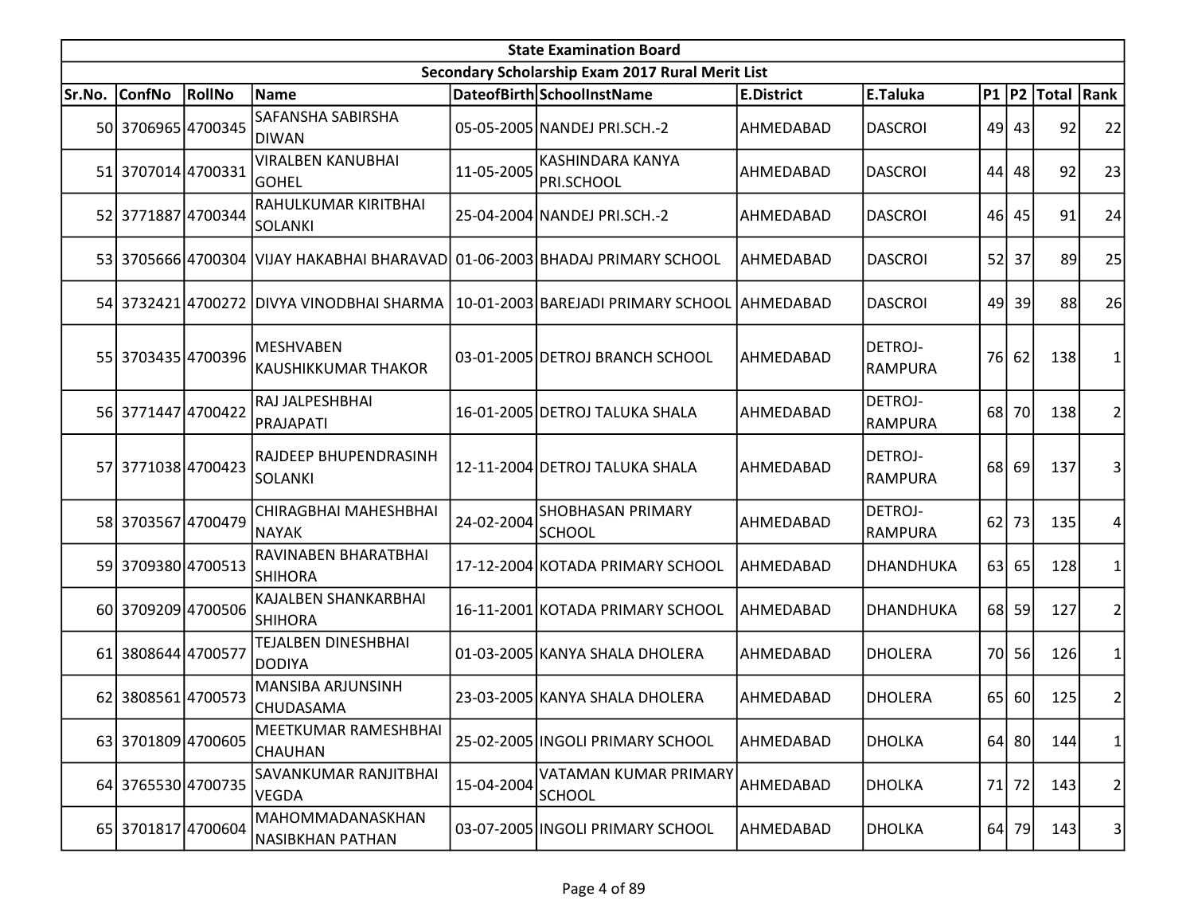| State Examination Board | | | | | | | | | | | |
|---|---|---|---|---|---|---|---|---|---|---|---|
| Secondary Scholarship Exam 2017 Rural Merit List | | | | | | | | | | | |
| Sr.No. | ConfNo | RollNo | Name | DateofBirth | SchoolInstName | E.District | E.Taluka | P1 | P2 | Total | Rank |
| 50 | 3706965 | 4700345 | SAFANSHA SABIRSHA DIWAN | 05-05-2005 | NANDEJ PRI.SCH.-2 | AHMEDABAD | DASCROI | 49 | 43 | 92 | 22 |
| 51 | 3707014 | 4700331 | VIRALBEN KANUBHAI GOHEL | 11-05-2005 | KASHINDARA KANYA PRI.SCHOOL | AHMEDABAD | DASCROI | 44 | 48 | 92 | 23 |
| 52 | 3771887 | 4700344 | RAHULKUMAR KIRITBHAI SOLANKI | 25-04-2004 | NANDEJ PRI.SCH.-2 | AHMEDABAD | DASCROI | 46 | 45 | 91 | 24 |
| 53 | 3705666 | 4700304 | VIJAY HAKABHAI BHARAVAD | 01-06-2003 | BHADAJ PRIMARY SCHOOL | AHMEDABAD | DASCROI | 52 | 37 | 89 | 25 |
| 54 | 3732421 | 4700272 | DIVYA VINODBHAI SHARMA | 10-01-2003 | BAREJADI PRIMARY SCHOOL | AHMEDABAD | DASCROI | 49 | 39 | 88 | 26 |
| 55 | 3703435 | 4700396 | MESHVABEN KAUSHIKKUMAR THAKOR | 03-01-2005 | DETROJ BRANCH SCHOOL | AHMEDABAD | DETROJ-RAMPURA | 76 | 62 | 138 | 1 |
| 56 | 3771447 | 4700422 | RAJ JALPESHBHAI PRAJAPATI | 16-01-2005 | DETROJ TALUKA SHALA | AHMEDABAD | DETROJ-RAMPURA | 68 | 70 | 138 | 2 |
| 57 | 3771038 | 4700423 | RAJDEEP BHUPENDRASINH SOLANKI | 12-11-2004 | DETROJ TALUKA SHALA | AHMEDABAD | DETROJ-RAMPURA | 68 | 69 | 137 | 3 |
| 58 | 3703567 | 4700479 | CHIRAGBHAI MAHESHBHAI NAYAK | 24-02-2004 | SHOBHASAN PRIMARY SCHOOL | AHMEDABAD | DETROJ-RAMPURA | 62 | 73 | 135 | 4 |
| 59 | 3709380 | 4700513 | RAVINABEN BHARATBHAI SHIHORA | 17-12-2004 | KOTADA PRIMARY SCHOOL | AHMEDABAD | DHANDHUKA | 63 | 65 | 128 | 1 |
| 60 | 3709209 | 4700506 | KAJALBEN SHANKARBHAI SHIHORA | 16-11-2001 | KOTADA PRIMARY SCHOOL | AHMEDABAD | DHANDHUKA | 68 | 59 | 127 | 2 |
| 61 | 3808644 | 4700577 | TEJALBEN DINESHBHAI DODIYA | 01-03-2005 | KANYA SHALA DHOLERA | AHMEDABAD | DHOLERA | 70 | 56 | 126 | 1 |
| 62 | 3808561 | 4700573 | MANSIBA ARJUNSINH CHUDASAMA | 23-03-2005 | KANYA SHALA DHOLERA | AHMEDABAD | DHOLERA | 65 | 60 | 125 | 2 |
| 63 | 3701809 | 4700605 | MEETKUMAR RAMESHBHAI CHAUHAN | 25-02-2005 | INGOLI PRIMARY SCHOOL | AHMEDABAD | DHOLKA | 64 | 80 | 144 | 1 |
| 64 | 3765530 | 4700735 | SAVANKUMAR RANJITBHAI VEGDA | 15-04-2004 | VATAMAN KUMAR PRIMARY SCHOOL | AHMEDABAD | DHOLKA | 71 | 72 | 143 | 2 |
| 65 | 3701817 | 4700604 | MAHOMMADANASKHAN NASIBKHAN PATHAN | 03-07-2005 | INGOLI PRIMARY SCHOOL | AHMEDABAD | DHOLKA | 64 | 79 | 143 | 3 |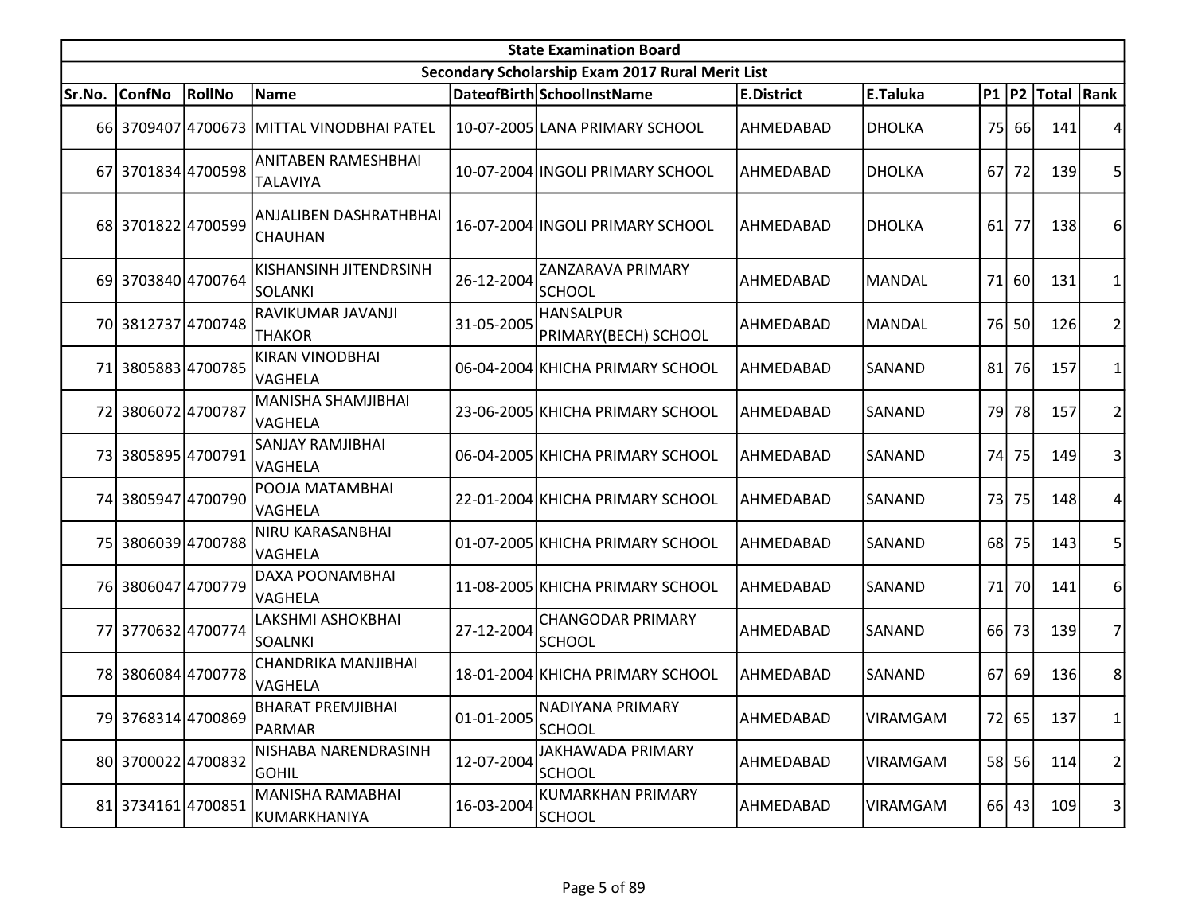| State Examination Board | | | | | | | | | | | | |
|---|---|---|---|---|---|---|---|---|---|---|---|---|
| Secondary Scholarship Exam 2017 Rural Merit List | | | | | | | | | | | | |
| Sr.No. | ConfNo | RollNo | Name | DateofBirth | SchoolInstName | E.District | E.Taluka | P1 | P2 | Total | Rank |
| 66 | 3709407 | 4700673 | MITTAL VINODBHAI PATEL | 10-07-2005 | LANA PRIMARY SCHOOL | AHMEDABAD | DHOLKA | 75 | 66 | 141 | 4 |
| 67 | 3701834 | 4700598 | ANITABEN RAMESHBHAI TALAVIYA | 10-07-2004 | INGOLI PRIMARY SCHOOL | AHMEDABAD | DHOLKA | 67 | 72 | 139 | 5 |
| 68 | 3701822 | 4700599 | ANJALIBEN DASHRATHBHAI CHAUHAN | 16-07-2004 | INGOLI PRIMARY SCHOOL | AHMEDABAD | DHOLKA | 61 | 77 | 138 | 6 |
| 69 | 3703840 | 4700764 | KISHANSINH JITENDRSINH SOLANKI | 26-12-2004 | ZANZARAVA PRIMARY SCHOOL | AHMEDABAD | MANDAL | 71 | 60 | 131 | 1 |
| 70 | 3812737 | 4700748 | RAVIKUMAR JAVANJI THAKOR | 31-05-2005 | HANSALPUR PRIMARY(BECH) SCHOOL | AHMEDABAD | MANDAL | 76 | 50 | 126 | 2 |
| 71 | 3805883 | 4700785 | KIRAN VINODBHAI VAGHELA | 06-04-2004 | KHICHA PRIMARY SCHOOL | AHMEDABAD | SANAND | 81 | 76 | 157 | 1 |
| 72 | 3806072 | 4700787 | MANISHA SHAMJIBHAI VAGHELA | 23-06-2005 | KHICHA PRIMARY SCHOOL | AHMEDABAD | SANAND | 79 | 78 | 157 | 2 |
| 73 | 3805895 | 4700791 | SANJAY RAMJIBHAI VAGHELA | 06-04-2005 | KHICHA PRIMARY SCHOOL | AHMEDABAD | SANAND | 74 | 75 | 149 | 3 |
| 74 | 3805947 | 4700790 | POOJA MATAMBHAI VAGHELA | 22-01-2004 | KHICHA PRIMARY SCHOOL | AHMEDABAD | SANAND | 73 | 75 | 148 | 4 |
| 75 | 3806039 | 4700788 | NIRU KARASANBHAI VAGHELA | 01-07-2005 | KHICHA PRIMARY SCHOOL | AHMEDABAD | SANAND | 68 | 75 | 143 | 5 |
| 76 | 3806047 | 4700779 | DAXA POONAMBHAI VAGHELA | 11-08-2005 | KHICHA PRIMARY SCHOOL | AHMEDABAD | SANAND | 71 | 70 | 141 | 6 |
| 77 | 3770632 | 4700774 | LAKSHMI ASHOKBHAI SOALNKI | 27-12-2004 | CHANGODAR PRIMARY SCHOOL | AHMEDABAD | SANAND | 66 | 73 | 139 | 7 |
| 78 | 3806084 | 4700778 | CHANDRIKA MANJIBHAI VAGHELA | 18-01-2004 | KHICHA PRIMARY SCHOOL | AHMEDABAD | SANAND | 67 | 69 | 136 | 8 |
| 79 | 3768314 | 4700869 | BHARAT PREMJIBHAI PARMAR | 01-01-2005 | NADIYANA PRIMARY SCHOOL | AHMEDABAD | VIRAMGAM | 72 | 65 | 137 | 1 |
| 80 | 3700022 | 4700832 | NISHABA NARENDRASINH GOHIL | 12-07-2004 | JAKHAWADA PRIMARY SCHOOL | AHMEDABAD | VIRAMGAM | 58 | 56 | 114 | 2 |
| 81 | 3734161 | 4700851 | MANISHA RAMABHAI KUMARKHANIYA | 16-03-2004 | KUMARKHAN PRIMARY SCHOOL | AHMEDABAD | VIRAMGAM | 66 | 43 | 109 | 3 |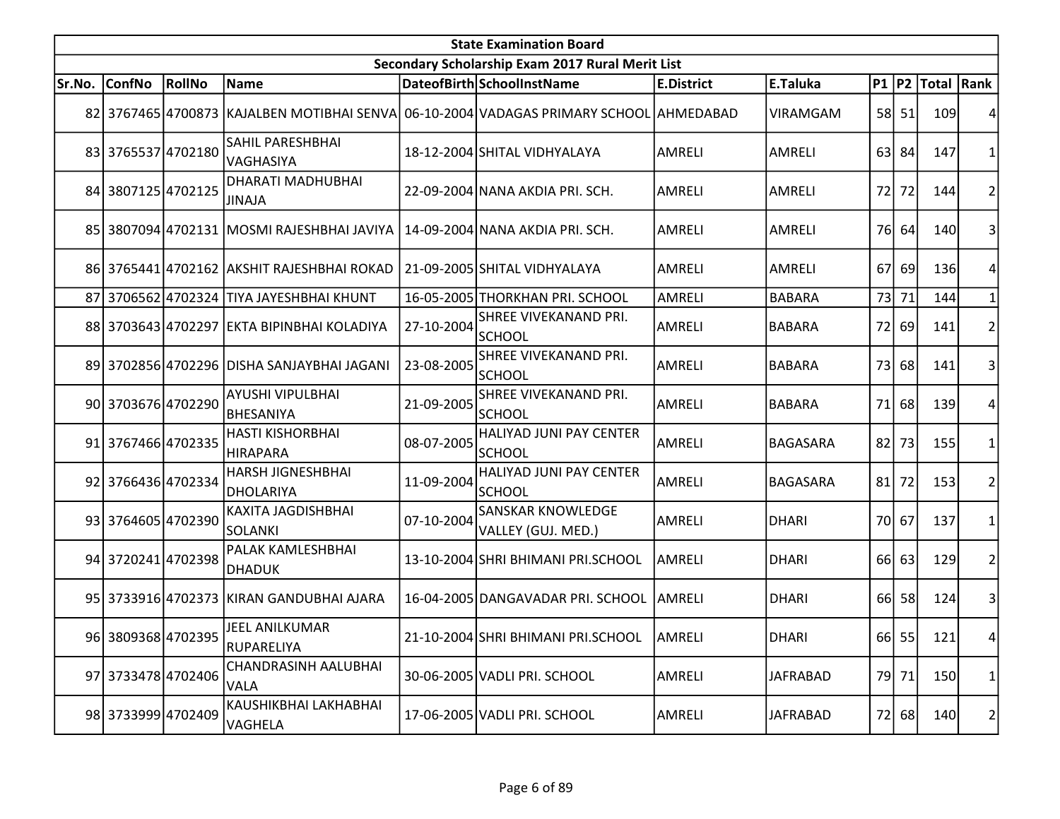| State Examination Board | | | | | | | | | | | |
|---|---|---|---|---|---|---|---|---|---|---|---|
| Secondary Scholarship Exam 2017 Rural Merit List | | | | | | | | | | | |
| Sr.No. | ConfNo | RollNo | Name | DateofBirth | SchoolInstName | E.District | E.Taluka | P1 | P2 | Total | Rank |
| 82 | 3767465 | 4700873 | KAJALBEN MOTIBHAI SENVA | 06-10-2004 | VADAGAS PRIMARY SCHOOL | AHMEDABAD | VIRAMGAM | 58 | 51 | 109 | 4 |
| 83 | 3765537 | 4702180 | SAHIL PARESHBHAI VAGHASIYA | 18-12-2004 | SHITAL VIDHYALAYA | AMRELI | AMRELI | 63 | 84 | 147 | 1 |
| 84 | 3807125 | 4702125 | DHARATI MADHUBHAI JINAJA | 22-09-2004 | NANA AKDIA PRI. SCH. | AMRELI | AMRELI | 72 | 72 | 144 | 2 |
| 85 | 3807094 | 4702131 | MOSMI RAJESHBHAI JAVIYA | 14-09-2004 | NANA AKDIA PRI. SCH. | AMRELI | AMRELI | 76 | 64 | 140 | 3 |
| 86 | 3765441 | 4702162 | AKSHIT RAJESHBHAI ROKAD | 21-09-2005 | SHITAL VIDHYALAYA | AMRELI | AMRELI | 67 | 69 | 136 | 4 |
| 87 | 3706562 | 4702324 | TIYA JAYESHBHAI KHUNT | 16-05-2005 | THORKHAN PRI. SCHOOL | AMRELI | BABARA | 73 | 71 | 144 | 1 |
| 88 | 3703643 | 4702297 | EKTA BIPINBHAI KOLADIYA | 27-10-2004 | SHREE VIVEKANAND PRI. SCHOOL | AMRELI | BABARA | 72 | 69 | 141 | 2 |
| 89 | 3702856 | 4702296 | DISHA SANJAYBHAI JAGANI | 23-08-2005 | SHREE VIVEKANAND PRI. SCHOOL | AMRELI | BABARA | 73 | 68 | 141 | 3 |
| 90 | 3703676 | 4702290 | AYUSHI VIPULBHAI BHESANIYA | 21-09-2005 | SHREE VIVEKANAND PRI. SCHOOL | AMRELI | BABARA | 71 | 68 | 139 | 4 |
| 91 | 3767466 | 4702335 | HASTI KISHORBHAI HIRAPARA | 08-07-2005 | HALIYAD JUNI PAY CENTER SCHOOL | AMRELI | BAGASARA | 82 | 73 | 155 | 1 |
| 92 | 3766436 | 4702334 | HARSH JIGNESHBHAI DHOLARIYA | 11-09-2004 | HALIYAD JUNI PAY CENTER SCHOOL | AMRELI | BAGASARA | 81 | 72 | 153 | 2 |
| 93 | 3764605 | 4702390 | KAXITA JAGDISHBHAI SOLANKI | 07-10-2004 | SANSKAR KNOWLEDGE VALLEY (GUJ. MED.) | AMRELI | DHARI | 70 | 67 | 137 | 1 |
| 94 | 3720241 | 4702398 | PALAK KAMLESHBHAI DHADUK | 13-10-2004 | SHRI BHIMANI PRI.SCHOOL | AMRELI | DHARI | 66 | 63 | 129 | 2 |
| 95 | 3733916 | 4702373 | KIRAN GANDUBHAI AJARA | 16-04-2005 | DANGAVADAR PRI. SCHOOL | AMRELI | DHARI | 66 | 58 | 124 | 3 |
| 96 | 3809368 | 4702395 | JEEL ANILKUMAR RUPARELIYA | 21-10-2004 | SHRI BHIMANI PRI.SCHOOL | AMRELI | DHARI | 66 | 55 | 121 | 4 |
| 97 | 3733478 | 4702406 | CHANDRASINH AALUBHAI VALA | 30-06-2005 | VADLI PRI. SCHOOL | AMRELI | JAFRABAD | 79 | 71 | 150 | 1 |
| 98 | 3733999 | 4702409 | KAUSHIKBHAI LAKHABHAI VAGHELA | 17-06-2005 | VADLI PRI. SCHOOL | AMRELI | JAFRABAD | 72 | 68 | 140 | 2 |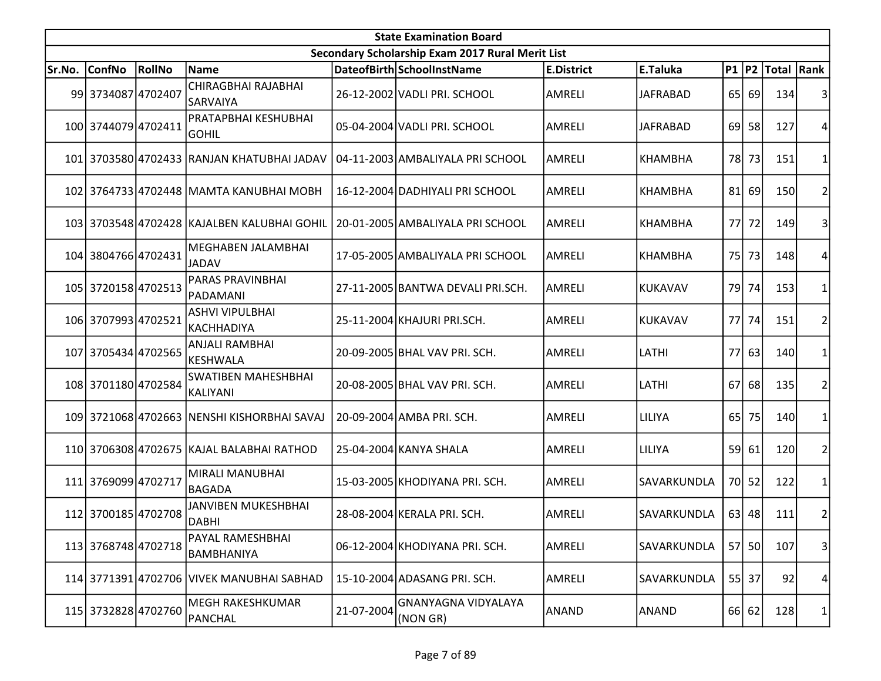| State Examination Board | | | | | | | | | | | | |
|---|---|---|---|---|---|---|---|---|---|---|---|---|
| Secondary Scholarship Exam 2017 Rural Merit List | | | | | | | | | | | | |
| Sr.No. | ConfNo | RollNo | Name | DateofBirth | SchoolInstName | E.District | E.Taluka | P1 | P2 | Total | Rank |
| 99 | 3734087 | 4702407 | CHIRAGBHAI RAJABHAI SARVAIYA | 26-12-2002 | VADLI PRI. SCHOOL | AMRELI | JAFRABAD | 65 | 69 | 134 | 3 |
| 100 | 3744079 | 4702411 | PRATAPBHAI KESHUBHAI GOHIL | 05-04-2004 | VADLI PRI. SCHOOL | AMRELI | JAFRABAD | 69 | 58 | 127 | 4 |
| 101 | 3703580 | 4702433 | RANJAN KHATUBHAI JADAV | 04-11-2003 | AMBALIYALA PRI SCHOOL | AMRELI | KHAMBHA | 78 | 73 | 151 | 1 |
| 102 | 3764733 | 4702448 | MAMTA KANUBHAI MOBH | 16-12-2004 | DADHIYALI PRI SCHOOL | AMRELI | KHAMBHA | 81 | 69 | 150 | 2 |
| 103 | 3703548 | 4702428 | KAJALBEN KALUBHAI GOHIL | 20-01-2005 | AMBALIYALA PRI SCHOOL | AMRELI | KHAMBHA | 77 | 72 | 149 | 3 |
| 104 | 3804766 | 4702431 | MEGHABEN JALAMBHAI JADAV | 17-05-2005 | AMBALIYALA PRI SCHOOL | AMRELI | KHAMBHA | 75 | 73 | 148 | 4 |
| 105 | 3720158 | 4702513 | PARAS PRAVINBHAI PADAMANI | 27-11-2005 | BANTWA DEVALI PRI.SCH. | AMRELI | KUKAVAV | 79 | 74 | 153 | 1 |
| 106 | 3707993 | 4702521 | ASHVI VIPULBHAI KACHHADIYA | 25-11-2004 | KHAJURI PRI.SCH. | AMRELI | KUKAVAV | 77 | 74 | 151 | 2 |
| 107 | 3705434 | 4702565 | ANJALI RAMBHAI KESHWALA | 20-09-2005 | BHAL VAV PRI. SCH. | AMRELI | LATHI | 77 | 63 | 140 | 1 |
| 108 | 3701180 | 4702584 | SWATIBEN MAHESHBHAI KALIYANI | 20-08-2005 | BHAL VAV PRI. SCH. | AMRELI | LATHI | 67 | 68 | 135 | 2 |
| 109 | 3721068 | 4702663 | NENSHI KISHORBHAI SAVAJ | 20-09-2004 | AMBA PRI. SCH. | AMRELI | LILIYA | 65 | 75 | 140 | 1 |
| 110 | 3706308 | 4702675 | KAJAL BALABHAI RATHOD | 25-04-2004 | KANYA SHALA | AMRELI | LILIYA | 59 | 61 | 120 | 2 |
| 111 | 3769099 | 4702717 | MIRALI MANUBHAI BAGADA | 15-03-2005 | KHODIYANA PRI. SCH. | AMRELI | SAVARKUNDLA | 70 | 52 | 122 | 1 |
| 112 | 3700185 | 4702708 | JANVIBEN MUKESHBHAI DABHI | 28-08-2004 | KERALA PRI. SCH. | AMRELI | SAVARKUNDLA | 63 | 48 | 111 | 2 |
| 113 | 3768748 | 4702718 | PAYAL RAMESHBHAI BAMBHANIYA | 06-12-2004 | KHODIYANA PRI. SCH. | AMRELI | SAVARKUNDLA | 57 | 50 | 107 | 3 |
| 114 | 3771391 | 4702706 | VIVEK MANUBHAI SABHAD | 15-10-2004 | ADASANG PRI. SCH. | AMRELI | SAVARKUNDLA | 55 | 37 | 92 | 4 |
| 115 | 3732828 | 4702760 | MEGH RAKESHKUMAR PANCHAL | 21-07-2004 | GNANYAGNA VIDYALAYA (NON GR) | ANAND | ANAND | 66 | 62 | 128 | 1 |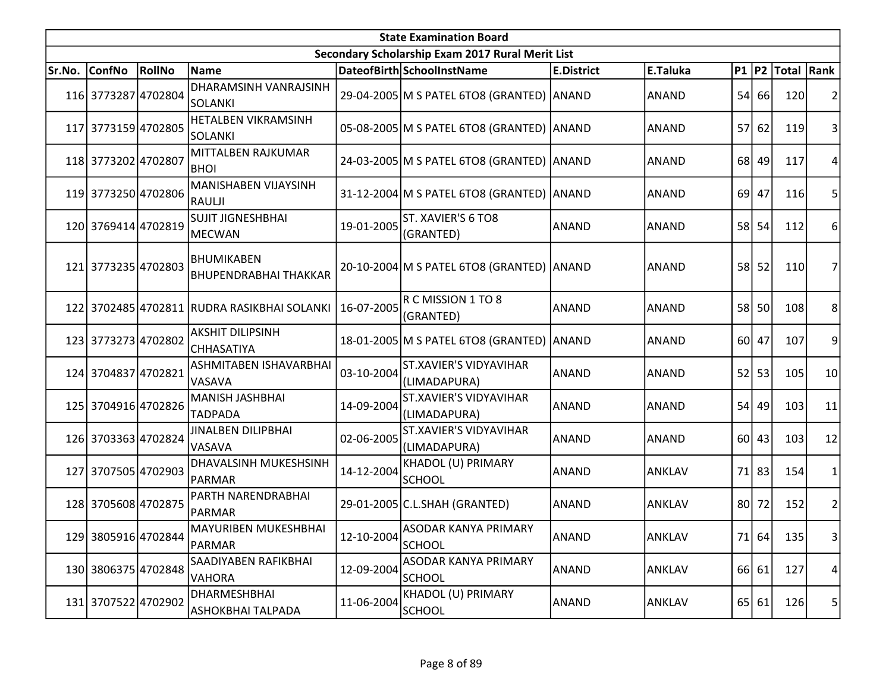| State Examination Board | | | | | | | | | | | | |
|---|---|---|---|---|---|---|---|---|---|---|---|---|
| Secondary Scholarship Exam 2017 Rural Merit List | | | | | | | | | | | | |
| Sr.No. | ConfNo | RollNo | Name | DateofBirth | SchoolInstName | E.District | E.Taluka | P1 | P2 | Total | Rank |
| 116 | 3773287 | 4702804 | DHARAMSINH VANRAJSINH SOLANKI | 29-04-2005 | M S PATEL 6TO8 (GRANTED) | ANAND | ANAND | 54 | 66 | 120 | 2 |
| 117 | 3773159 | 4702805 | HETALBEN VIKRAMSINH SOLANKI | 05-08-2005 | M S PATEL 6TO8 (GRANTED) | ANAND | ANAND | 57 | 62 | 119 | 3 |
| 118 | 3773202 | 4702807 | MITTALBEN RAJKUMAR BHOI | 24-03-2005 | M S PATEL 6TO8 (GRANTED) | ANAND | ANAND | 68 | 49 | 117 | 4 |
| 119 | 3773250 | 4702806 | MANISHABEN VIJAYSINH RAULJI | 31-12-2004 | M S PATEL 6TO8 (GRANTED) | ANAND | ANAND | 69 | 47 | 116 | 5 |
| 120 | 3769414 | 4702819 | SUJIT JIGNESHBHAI MECWAN | 19-01-2005 | ST. XAVIER'S 6 TO8 (GRANTED) | ANAND | ANAND | 58 | 54 | 112 | 6 |
| 121 | 3773235 | 4702803 | BHUMIKABEN BHUPENDRABHAI THAKKAR | 20-10-2004 | M S PATEL 6TO8 (GRANTED) | ANAND | ANAND | 58 | 52 | 110 | 7 |
| 122 | 3702485 | 4702811 | RUDRA RASIKBHAI SOLANKI | 16-07-2005 | R C MISSION 1 TO 8 (GRANTED) | ANAND | ANAND | 58 | 50 | 108 | 8 |
| 123 | 3773273 | 4702802 | AKSHIT DILIPSINH CHHASATIYA | 18-01-2005 | M S PATEL 6TO8 (GRANTED) | ANAND | ANAND | 60 | 47 | 107 | 9 |
| 124 | 3704837 | 4702821 | ASHMITABEN ISHAVARBHAI VASAVA | 03-10-2004 | ST.XAVIER'S VIDYAVIHAR (LIMADAPURA) | ANAND | ANAND | 52 | 53 | 105 | 10 |
| 125 | 3704916 | 4702826 | MANISH JASHBHAI TADPADA | 14-09-2004 | ST.XAVIER'S VIDYAVIHAR (LIMADAPURA) | ANAND | ANAND | 54 | 49 | 103 | 11 |
| 126 | 3703363 | 4702824 | JINALBEN DILIPBHAI VASAVA | 02-06-2005 | ST.XAVIER'S VIDYAVIHAR (LIMADAPURA) | ANAND | ANAND | 60 | 43 | 103 | 12 |
| 127 | 3707505 | 4702903 | DHAVALSINH MUKESHSINH PARMAR | 14-12-2004 | KHADOL (U) PRIMARY SCHOOL | ANAND | ANKLAV | 71 | 83 | 154 | 1 |
| 128 | 3705608 | 4702875 | PARTH NARENDRABHAI PARMAR | 29-01-2005 | C.L.SHAH (GRANTED) | ANAND | ANKLAV | 80 | 72 | 152 | 2 |
| 129 | 3805916 | 4702844 | MAYURIBEN MUKESHBHAI PARMAR | 12-10-2004 | ASODAR KANYA PRIMARY SCHOOL | ANAND | ANKLAV | 71 | 64 | 135 | 3 |
| 130 | 3806375 | 4702848 | SAADIYABEN RAFIKBHAI VAHORA | 12-09-2004 | ASODAR KANYA PRIMARY SCHOOL | ANAND | ANKLAV | 66 | 61 | 127 | 4 |
| 131 | 3707522 | 4702902 | DHARMESHBHAI ASHOKBHAI TALPADA | 11-06-2004 | KHADOL (U) PRIMARY SCHOOL | ANAND | ANKLAV | 65 | 61 | 126 | 5 |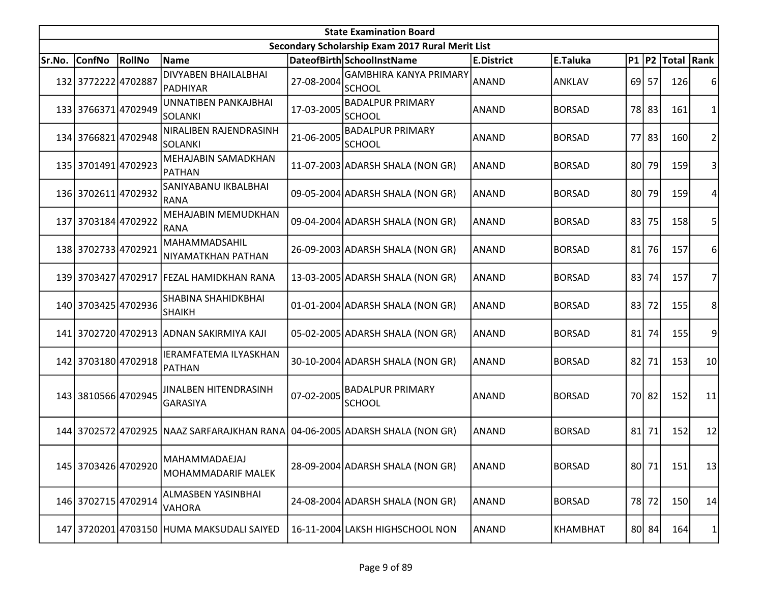| State Examination Board | | | | | | | | | | | | |
|---|---|---|---|---|---|---|---|---|---|---|---|---|
| Secondary Scholarship Exam 2017 Rural Merit List | | | | | | | | | | | | |
| Sr.No. | ConfNo | RollNo | Name | DateofBirth | SchoolInstName | E.District | E.Taluka | P1 | P2 | Total | Rank |
| 132 | 3772222 | 4702887 | DIVYABEN BHAILALBHAI PADHIYAR | 27-08-2004 | GAMBHIRA KANYA PRIMARY SCHOOL | ANAND | ANKLAV | 69 | 57 | 126 | 6 |
| 133 | 3766371 | 4702949 | UNNATIBEN PANKAJBHAI SOLANKI | 17-03-2005 | BADALPUR PRIMARY SCHOOL | ANAND | BORSAD | 78 | 83 | 161 | 1 |
| 134 | 3766821 | 4702948 | NIRALIBEN RAJENDRASINH SOLANKI | 21-06-2005 | BADALPUR PRIMARY SCHOOL | ANAND | BORSAD | 77 | 83 | 160 | 2 |
| 135 | 3701491 | 4702923 | MEHAJABIN SAMADKHAN PATHAN | 11-07-2003 | ADARSH SHALA (NON GR) | ANAND | BORSAD | 80 | 79 | 159 | 3 |
| 136 | 3702611 | 4702932 | SANIYABANU IKBALBHAI RANA | 09-05-2004 | ADARSH SHALA (NON GR) | ANAND | BORSAD | 80 | 79 | 159 | 4 |
| 137 | 3703184 | 4702922 | MEHAJABIN MEMUDKHAN RANA | 09-04-2004 | ADARSH SHALA (NON GR) | ANAND | BORSAD | 83 | 75 | 158 | 5 |
| 138 | 3702733 | 4702921 | MAHAMMADSAHIL NIYAMATKHAN PATHAN | 26-09-2003 | ADARSH SHALA (NON GR) | ANAND | BORSAD | 81 | 76 | 157 | 6 |
| 139 | 3703427 | 4702917 | FEZAL HAMIDKHAN RANA | 13-03-2005 | ADARSH SHALA (NON GR) | ANAND | BORSAD | 83 | 74 | 157 | 7 |
| 140 | 3703425 | 4702936 | SHABINA SHAHIDKBHAI SHAIKH | 01-01-2004 | ADARSH SHALA (NON GR) | ANAND | BORSAD | 83 | 72 | 155 | 8 |
| 141 | 3702720 | 4702913 | ADNAN SAKIRMIYA KAJI | 05-02-2005 | ADARSH SHALA (NON GR) | ANAND | BORSAD | 81 | 74 | 155 | 9 |
| 142 | 3703180 | 4702918 | IERAMFATEMA ILYASKHAN PATHAN | 30-10-2004 | ADARSH SHALA (NON GR) | ANAND | BORSAD | 82 | 71 | 153 | 10 |
| 143 | 3810566 | 4702945 | JINALBEN HITENDRASINH GARASIYA | 07-02-2005 | BADALPUR PRIMARY SCHOOL | ANAND | BORSAD | 70 | 82 | 152 | 11 |
| 144 | 3702572 | 4702925 | NAAZ SARFARAJKHAN RANA | 04-06-2005 | ADARSH SHALA (NON GR) | ANAND | BORSAD | 81 | 71 | 152 | 12 |
| 145 | 3703426 | 4702920 | MAHAMMADAEJAJ MOHAMMADARIF MALEK | 28-09-2004 | ADARSH SHALA (NON GR) | ANAND | BORSAD | 80 | 71 | 151 | 13 |
| 146 | 3702715 | 4702914 | ALMASBEN YASINBHAI VAHORA | 24-08-2004 | ADARSH SHALA (NON GR) | ANAND | BORSAD | 78 | 72 | 150 | 14 |
| 147 | 3720201 | 4703150 | HUMA MAKSUDALI SAIYED | 16-11-2004 | LAKSH HIGHSCHOOL NON | ANAND | KHAMBHAT | 80 | 84 | 164 | 1 |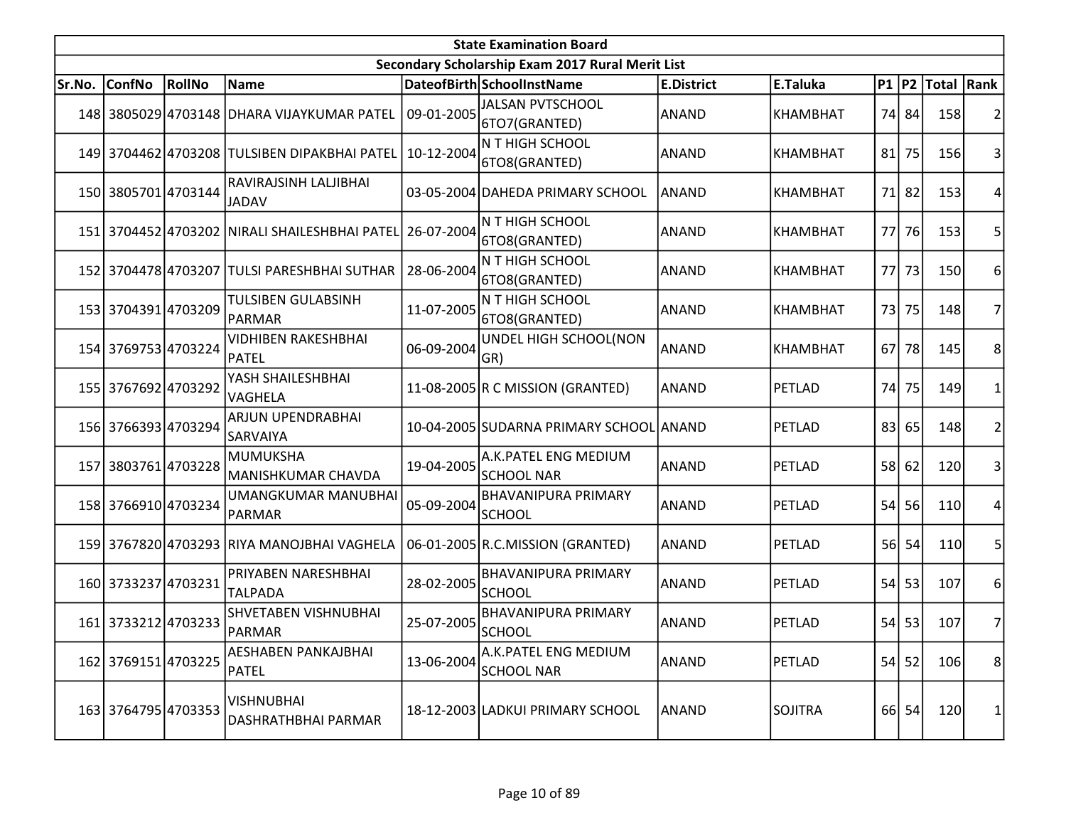| State Examination Board | | | | | | | | | | | |
|---|---|---|---|---|---|---|---|---|---|---|---|
| Secondary Scholarship Exam 2017 Rural Merit List | | | | | | | | | | | |
| Sr.No. | ConfNo | RollNo | Name | DateofBirth | SchoolInstName | E.District | E.Taluka | P1 | P2 | Total | Rank |
| 148 | 3805029 | 4703148 | DHARA VIJAYKUMAR PATEL | 09-01-2005 | JALSAN PVTSCHOOL 6TO7(GRANTED) | ANAND | KHAMBHAT | 74 | 84 | 158 | 2 |
| 149 | 3704462 | 4703208 | TULSIBEN DIPAKBHAI PATEL | 10-12-2004 | N T HIGH SCHOOL 6TO8(GRANTED) | ANAND | KHAMBHAT | 81 | 75 | 156 | 3 |
| 150 | 3805701 | 4703144 | RAVIRAJSINH LALJIBHAI JADAV | 03-05-2004 | DAHEDA PRIMARY SCHOOL | ANAND | KHAMBHAT | 71 | 82 | 153 | 4 |
| 151 | 3704452 | 4703202 | NIRALI SHAILESHBHAI PATEL | 26-07-2004 | N T HIGH SCHOOL 6TO8(GRANTED) | ANAND | KHAMBHAT | 77 | 76 | 153 | 5 |
| 152 | 3704478 | 4703207 | TULSI PARESHBHAI SUTHAR | 28-06-2004 | N T HIGH SCHOOL 6TO8(GRANTED) | ANAND | KHAMBHAT | 77 | 73 | 150 | 6 |
| 153 | 3704391 | 4703209 | TULSIBEN GULABSINH PARMAR | 11-07-2005 | N T HIGH SCHOOL 6TO8(GRANTED) | ANAND | KHAMBHAT | 73 | 75 | 148 | 7 |
| 154 | 3769753 | 4703224 | VIDHIBEN RAKESHBHAI PATEL | 06-09-2004 | UNDEL HIGH SCHOOL(NON GR) | ANAND | KHAMBHAT | 67 | 78 | 145 | 8 |
| 155 | 3767692 | 4703292 | YASH SHAILESHBHAI VAGHELA | 11-08-2005 | R C MISSION (GRANTED) | ANAND | PETLAD | 74 | 75 | 149 | 1 |
| 156 | 3766393 | 4703294 | ARJUN UPENDRABHAI SARVAIYA | 10-04-2005 | SUDARNA PRIMARY SCHOOL | ANAND | PETLAD | 83 | 65 | 148 | 2 |
| 157 | 3803761 | 4703228 | MUMUKSHA MANISHKUMAR CHAVDA | 19-04-2005 | A.K.PATEL ENG MEDIUM SCHOOL NAR | ANAND | PETLAD | 58 | 62 | 120 | 3 |
| 158 | 3766910 | 4703234 | UMANGKUMAR MANUBHAI PARMAR | 05-09-2004 | BHAVANIPURA PRIMARY SCHOOL | ANAND | PETLAD | 54 | 56 | 110 | 4 |
| 159 | 3767820 | 4703293 | RIYA MANOJBHAI VAGHELA | 06-01-2005 | R.C.MISSION (GRANTED) | ANAND | PETLAD | 56 | 54 | 110 | 5 |
| 160 | 3733237 | 4703231 | PRIYABEN NARESHBHAI TALPADA | 28-02-2005 | BHAVANIPURA PRIMARY SCHOOL | ANAND | PETLAD | 54 | 53 | 107 | 6 |
| 161 | 3733212 | 4703233 | SHVETABEN VISHNUBHAI PARMAR | 25-07-2005 | BHAVANIPURA PRIMARY SCHOOL | ANAND | PETLAD | 54 | 53 | 107 | 7 |
| 162 | 3769151 | 4703225 | AESHABEN PANKAJBHAI PATEL | 13-06-2004 | A.K.PATEL ENG MEDIUM SCHOOL NAR | ANAND | PETLAD | 54 | 52 | 106 | 8 |
| 163 | 3764795 | 4703353 | VISHNUBHAI DASHRATHBHAI PARMAR | 18-12-2003 | LADKUI PRIMARY SCHOOL | ANAND | SOJITRA | 66 | 54 | 120 | 1 |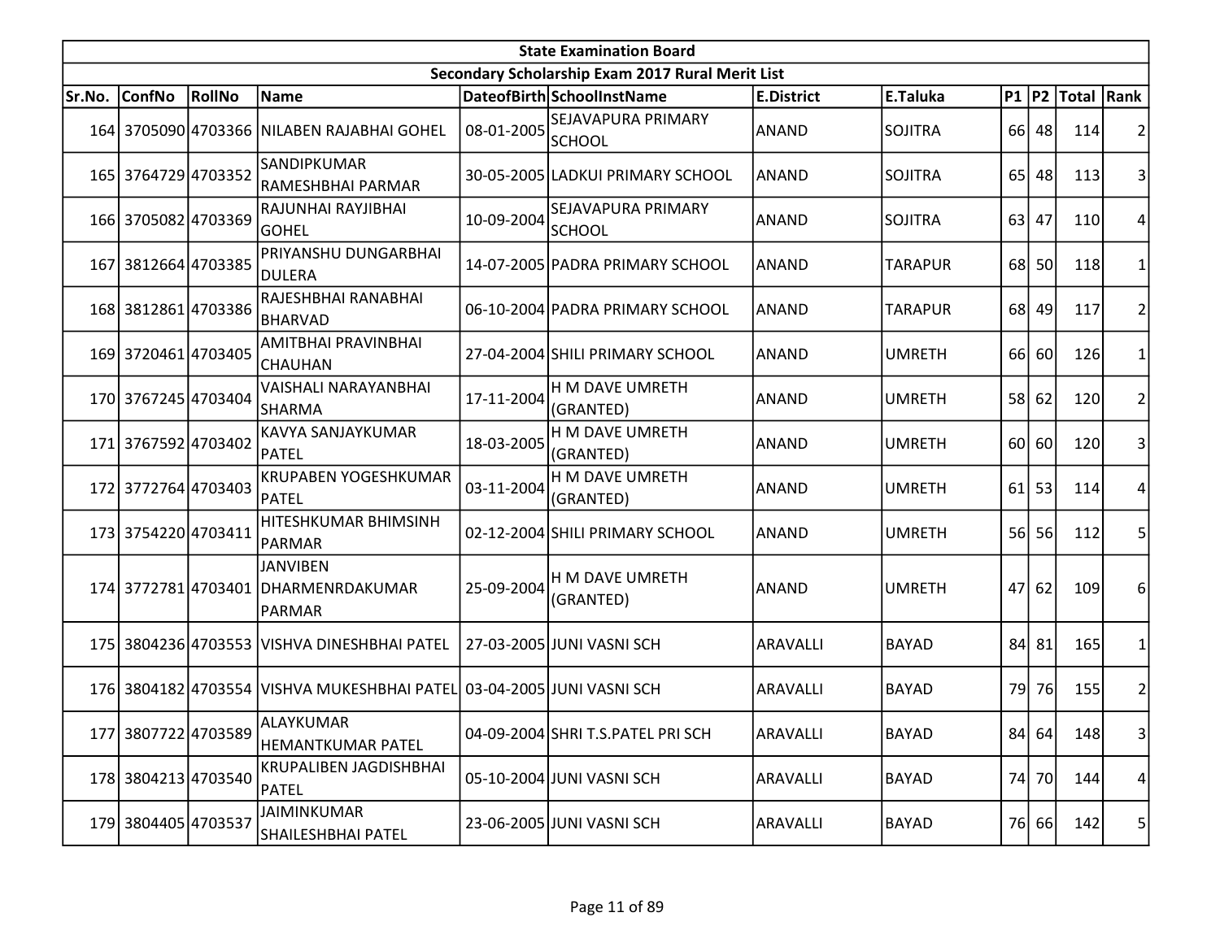| State Examination Board | | | | | | | | | | | |
|---|---|---|---|---|---|---|---|---|---|---|---|
| Secondary Scholarship Exam 2017 Rural Merit List | | | | | | | | | | | |
| Sr.No. | ConfNo | RollNo | Name | DateofBirth | SchoolInstName | E.District | E.Taluka | P1 | P2 | Total | Rank |
| 164 | 3705090 | 4703366 | NILABEN RAJABHAI GOHEL | 08-01-2005 | SEJAVAPURA PRIMARY SCHOOL | ANAND | SOJITRA | 66 | 48 | 114 | 2 |
| 165 | 3764729 | 4703352 | SANDIPKUMAR RAMESHBHAI PARMAR | 30-05-2005 | LADKUI PRIMARY SCHOOL | ANAND | SOJITRA | 65 | 48 | 113 | 3 |
| 166 | 3705082 | 4703369 | RAJUNHAI RAYJIBHAI GOHEL | 10-09-2004 | SEJAVAPURA PRIMARY SCHOOL | ANAND | SOJITRA | 63 | 47 | 110 | 4 |
| 167 | 3812664 | 4703385 | PRIYANSHU DUNGARBHAI DULERA | 14-07-2005 | PADRA PRIMARY SCHOOL | ANAND | TARAPUR | 68 | 50 | 118 | 1 |
| 168 | 3812861 | 4703386 | RAJESHBHAI RANABHAI BHARVAD | 06-10-2004 | PADRA PRIMARY SCHOOL | ANAND | TARAPUR | 68 | 49 | 117 | 2 |
| 169 | 3720461 | 4703405 | AMITBHAI PRAVINBHAI CHAUHAN | 27-04-2004 | SHILI PRIMARY SCHOOL | ANAND | UMRETH | 66 | 60 | 126 | 1 |
| 170 | 3767245 | 4703404 | VAISHALI NARAYANBHAI SHARMA | 17-11-2004 | H M DAVE UMRETH (GRANTED) | ANAND | UMRETH | 58 | 62 | 120 | 2 |
| 171 | 3767592 | 4703402 | KAVYA SANJAYKUMAR PATEL | 18-03-2005 | H M DAVE UMRETH (GRANTED) | ANAND | UMRETH | 60 | 60 | 120 | 3 |
| 172 | 3772764 | 4703403 | KRUPABEN YOGESHKUMAR PATEL | 03-11-2004 | H M DAVE UMRETH (GRANTED) | ANAND | UMRETH | 61 | 53 | 114 | 4 |
| 173 | 3754220 | 4703411 | HITESHKUMAR BHIMSINH PARMAR | 02-12-2004 | SHILI PRIMARY SCHOOL | ANAND | UMRETH | 56 | 56 | 112 | 5 |
| 174 | 3772781 | 4703401 | JANVIBEN DHARMENRDAKUMAR PARMAR | 25-09-2004 | H M DAVE UMRETH (GRANTED) | ANAND | UMRETH | 47 | 62 | 109 | 6 |
| 175 | 3804236 | 4703553 | VISHVA DINESHBHAI PATEL | 27-03-2005 | JUNI VASNI SCH | ARAVALLI | BAYAD | 84 | 81 | 165 | 1 |
| 176 | 3804182 | 4703554 | VISHVA MUKESHBHAI PATEL | 03-04-2005 | JUNI VASNI SCH | ARAVALLI | BAYAD | 79 | 76 | 155 | 2 |
| 177 | 3807722 | 4703589 | ALAYKUMAR HEMANTKUMAR PATEL | 04-09-2004 | SHRI T.S.PATEL PRI SCH | ARAVALLI | BAYAD | 84 | 64 | 148 | 3 |
| 178 | 3804213 | 4703540 | KRUPALIBEN JAGDISHBHAI PATEL | 05-10-2004 | JUNI VASNI SCH | ARAVALLI | BAYAD | 74 | 70 | 144 | 4 |
| 179 | 3804405 | 4703537 | JAIMINKUMAR SHAILESHBHAI PATEL | 23-06-2005 | JUNI VASNI SCH | ARAVALLI | BAYAD | 76 | 66 | 142 | 5 |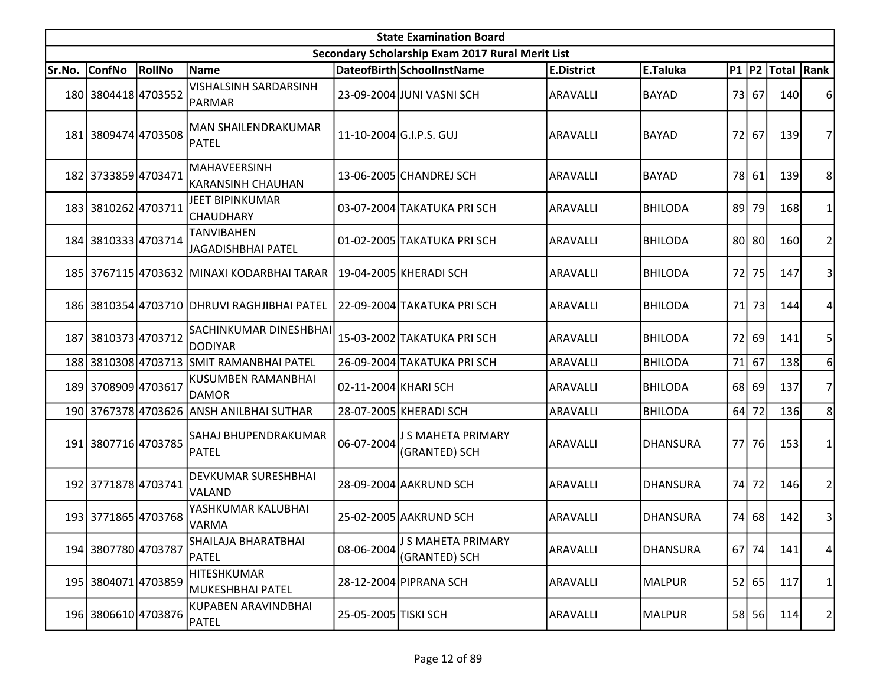| State Examination Board | | | | | | | | | | | | |
|---|---|---|---|---|---|---|---|---|---|---|---|---|
| Secondary Scholarship Exam 2017 Rural Merit List | | | | | | | | | | | | |
| Sr.No. | ConfNo | RollNo | Name | DateofBirth | SchoolInstName | E.District | E.Taluka | P1 | P2 | Total | Rank |
| 180 | 3804418 | 4703552 | VISHALSINH SARDARSINH PARMAR | 23-09-2004 | JUNI VASNI SCH | ARAVALLI | BAYAD | 73 | 67 | 140 | 6 |
| 181 | 3809474 | 4703508 | MAN SHAILENDRAKUMAR PATEL | 11-10-2004 | G.I.P.S. GUJ | ARAVALLI | BAYAD | 72 | 67 | 139 | 7 |
| 182 | 3733859 | 4703471 | MAHAVEERSINH KARANSINH CHAUHAN | 13-06-2005 | CHANDREJ SCH | ARAVALLI | BAYAD | 78 | 61 | 139 | 8 |
| 183 | 3810262 | 4703711 | JEET BIPINKUMAR CHAUDHARY | 03-07-2004 | TAKATUKA PRI SCH | ARAVALLI | BHILODA | 89 | 79 | 168 | 1 |
| 184 | 3810333 | 4703714 | TANVIBAHEN JAGADISHBHAI PATEL | 01-02-2005 | TAKATUKA PRI SCH | ARAVALLI | BHILODA | 80 | 80 | 160 | 2 |
| 185 | 3767115 | 4703632 | MINAXI KODARBHAI TARAR | 19-04-2005 | KHERADI SCH | ARAVALLI | BHILODA | 72 | 75 | 147 | 3 |
| 186 | 3810354 | 4703710 | DHRUVI RAGHJIBHAI PATEL | 22-09-2004 | TAKATUKA PRI SCH | ARAVALLI | BHILODA | 71 | 73 | 144 | 4 |
| 187 | 3810373 | 4703712 | SACHINKUMAR DINESHBHAI DODIYAR | 15-03-2002 | TAKATUKA PRI SCH | ARAVALLI | BHILODA | 72 | 69 | 141 | 5 |
| 188 | 3810308 | 4703713 | SMIT RAMANBHAI PATEL | 26-09-2004 | TAKATUKA PRI SCH | ARAVALLI | BHILODA | 71 | 67 | 138 | 6 |
| 189 | 3708909 | 4703617 | KUSUMBEN RAMANBHAI DAMOR | 02-11-2004 | KHARI SCH | ARAVALLI | BHILODA | 68 | 69 | 137 | 7 |
| 190 | 3767378 | 4703626 | ANSH ANILBHAI SUTHAR | 28-07-2005 | KHERADI SCH | ARAVALLI | BHILODA | 64 | 72 | 136 | 8 |
| 191 | 3807716 | 4703785 | SAHAJ BHUPENDRAKUMAR PATEL | 06-07-2004 | J S MAHETA PRIMARY (GRANTED) SCH | ARAVALLI | DHANSURA | 77 | 76 | 153 | 1 |
| 192 | 3771878 | 4703741 | DEVKUMAR SURESHBHAI VALAND | 28-09-2004 | AAKRUND SCH | ARAVALLI | DHANSURA | 74 | 72 | 146 | 2 |
| 193 | 3771865 | 4703768 | YASHKUMAR KALUBHAI VARMA | 25-02-2005 | AAKRUND SCH | ARAVALLI | DHANSURA | 74 | 68 | 142 | 3 |
| 194 | 3807780 | 4703787 | SHAILAJA BHARATBHAI PATEL | 08-06-2004 | J S MAHETA PRIMARY (GRANTED) SCH | ARAVALLI | DHANSURA | 67 | 74 | 141 | 4 |
| 195 | 3804071 | 4703859 | HITESHKUMAR MUKESHBHAI PATEL | 28-12-2004 | PIPRANA SCH | ARAVALLI | MALPUR | 52 | 65 | 117 | 1 |
| 196 | 3806610 | 4703876 | KUPABEN ARAVINDBHAI PATEL | 25-05-2005 | TISKI SCH | ARAVALLI | MALPUR | 58 | 56 | 114 | 2 |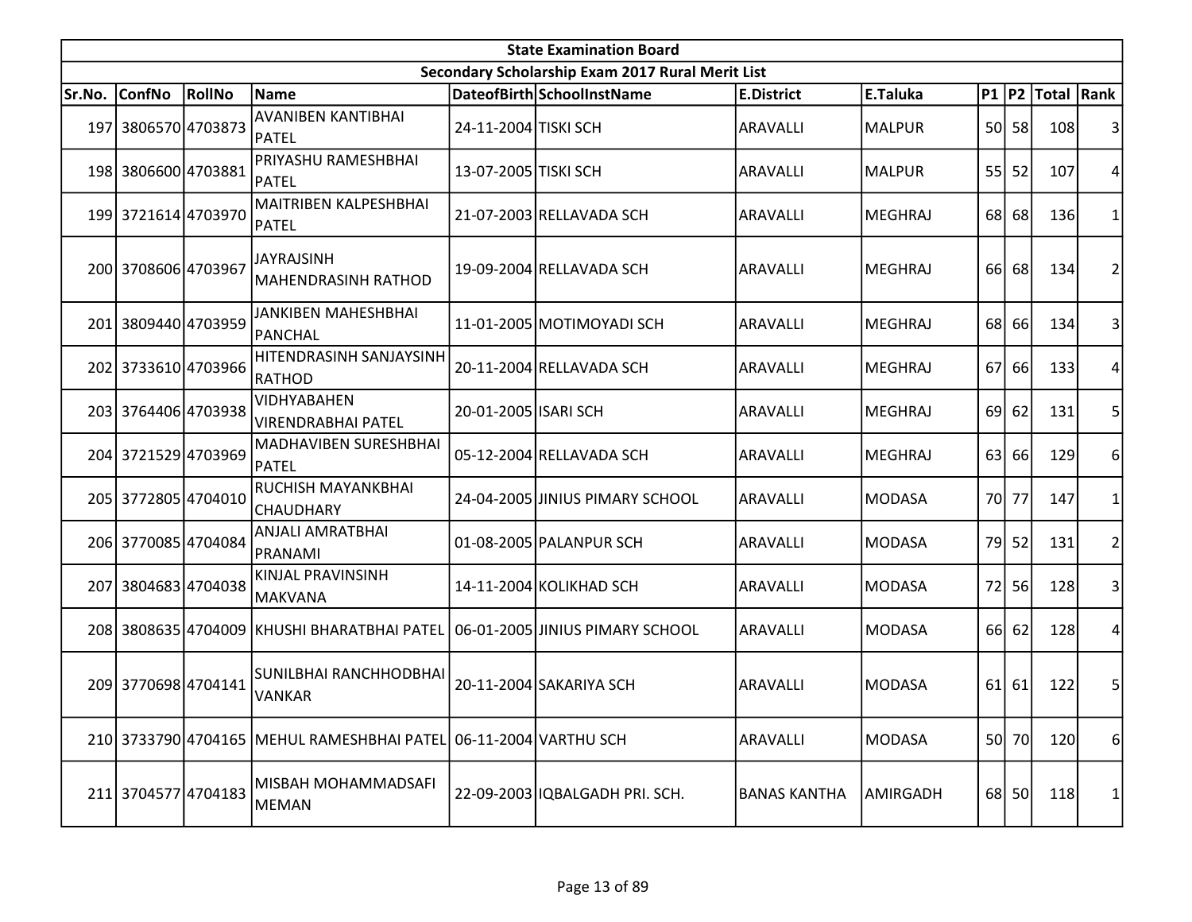| State Examination Board | | | | | | | | | | | |
|---|---|---|---|---|---|---|---|---|---|---|---|
| Secondary Scholarship Exam 2017 Rural Merit List | | | | | | | | | | | |
| Sr.No. | ConfNo | RollNo | Name | DateofBirth | SchoolInstName | E.District | E.Taluka | P1 | P2 | Total | Rank |
| 197 | 3806570 | 4703873 | AVANIBEN KANTIBHAI PATEL | 24-11-2004 | TISKI SCH | ARAVALLI | MALPUR | 50 | 58 | 108 | 3 |
| 198 | 3806600 | 4703881 | PRIYASHU RAMESHBHAI PATEL | 13-07-2005 | TISKI SCH | ARAVALLI | MALPUR | 55 | 52 | 107 | 4 |
| 199 | 3721614 | 4703970 | MAITRIBEN KALPESHBHAI PATEL | 21-07-2003 | RELLAVADA SCH | ARAVALLI | MEGHRAJ | 68 | 68 | 136 | 1 |
| 200 | 3708606 | 4703967 | JAYRAJSINH MAHENDRASINH RATHOD | 19-09-2004 | RELLAVADA SCH | ARAVALLI | MEGHRAJ | 66 | 68 | 134 | 2 |
| 201 | 3809440 | 4703959 | JANKIBEN MAHESHBHAI PANCHAL | 11-01-2005 | MOTIMOYADI SCH | ARAVALLI | MEGHRAJ | 68 | 66 | 134 | 3 |
| 202 | 3733610 | 4703966 | HITENDRASINH SANJAYSINH RATHOD | 20-11-2004 | RELLAVADA SCH | ARAVALLI | MEGHRAJ | 67 | 66 | 133 | 4 |
| 203 | 3764406 | 4703938 | VIDHYABAHEN VIRENDRABHAI PATEL | 20-01-2005 | ISARI SCH | ARAVALLI | MEGHRAJ | 69 | 62 | 131 | 5 |
| 204 | 3721529 | 4703969 | MADHAVIBEN SURESHBHAI PATEL | 05-12-2004 | RELLAVADA SCH | ARAVALLI | MEGHRAJ | 63 | 66 | 129 | 6 |
| 205 | 3772805 | 4704010 | RUCHISH MAYANKBHAI CHAUDHARY | 24-04-2005 | JINIUS PIMARY SCHOOL | ARAVALLI | MODASA | 70 | 77 | 147 | 1 |
| 206 | 3770085 | 4704084 | ANJALI AMRATBHAI PRANAMI | 01-08-2005 | PALANPUR SCH | ARAVALLI | MODASA | 79 | 52 | 131 | 2 |
| 207 | 3804683 | 4704038 | KINJAL PRAVINSINH MAKVANA | 14-11-2004 | KOLIKHAD SCH | ARAVALLI | MODASA | 72 | 56 | 128 | 3 |
| 208 | 3808635 | 4704009 | KHUSHI BHARATBHAI PATEL | 06-01-2005 | JINIUS PIMARY SCHOOL | ARAVALLI | MODASA | 66 | 62 | 128 | 4 |
| 209 | 3770698 | 4704141 | SUNILBHAI RANCHHODBHAI VANKAR | 20-11-2004 | SAKARIYA SCH | ARAVALLI | MODASA | 61 | 61 | 122 | 5 |
| 210 | 3733790 | 4704165 | MEHUL RAMESHBHAI PATEL | 06-11-2004 | VARTHU SCH | ARAVALLI | MODASA | 50 | 70 | 120 | 6 |
| 211 | 3704577 | 4704183 | MISBAH MOHAMMADSAFI MEMAN | 22-09-2003 | IQBALGADH PRI. SCH. | BANAS KANTHA | AMIRGADH | 68 | 50 | 118 | 1 |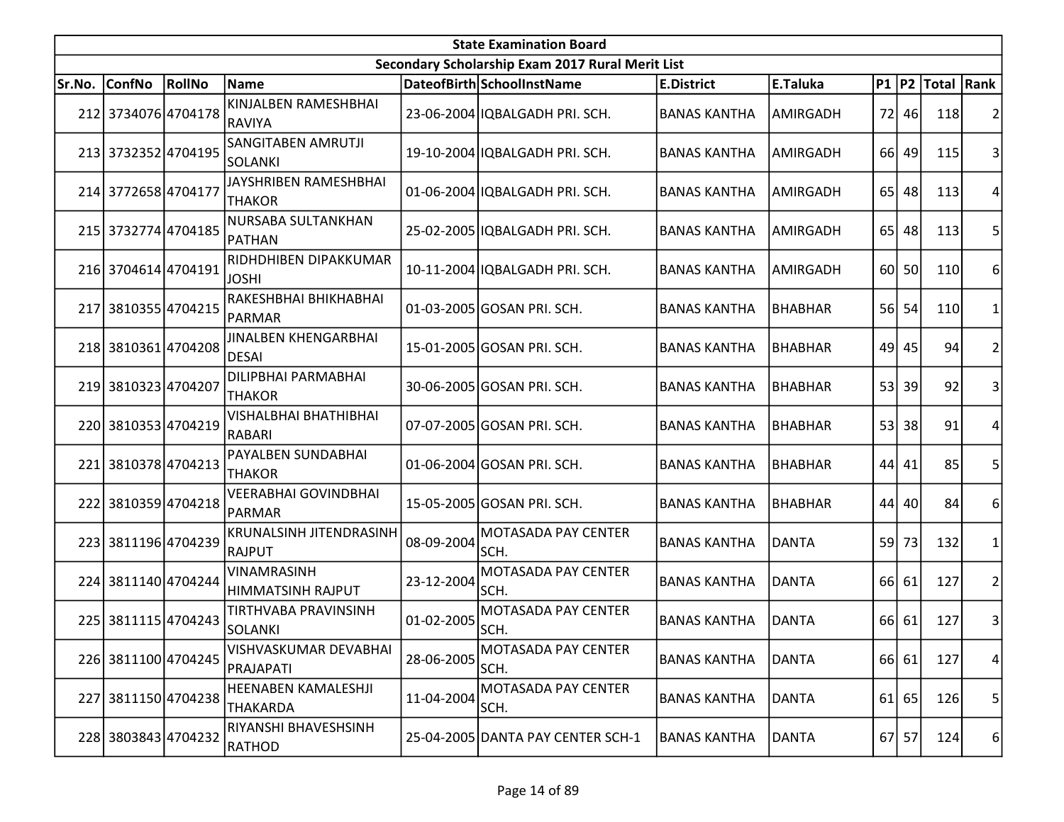| State Examination Board | | | | | | | | | | | |
|---|---|---|---|---|---|---|---|---|---|---|---|
| Secondary Scholarship Exam 2017 Rural Merit List | | | | | | | | | | | |
| Sr.No. | ConfNo | RollNo | Name | DateofBirth | SchoolInstName | E.District | E.Taluka | P1 | P2 | Total | Rank |
| 212 | 3734076 | 4704178 | KINJALBEN RAMESHBHAI RAVIYA | 23-06-2004 | IQBALGADH PRI. SCH. | BANAS KANTHA | AMIRGADH | 72 | 46 | 118 | 2 |
| 213 | 3732352 | 4704195 | SANGITABEN AMRUTJI SOLANKI | 19-10-2004 | IQBALGADH PRI. SCH. | BANAS KANTHA | AMIRGADH | 66 | 49 | 115 | 3 |
| 214 | 3772658 | 4704177 | JAYSHRIBEN RAMESHBHAI THAKOR | 01-06-2004 | IQBALGADH PRI. SCH. | BANAS KANTHA | AMIRGADH | 65 | 48 | 113 | 4 |
| 215 | 3732774 | 4704185 | NURSABA SULTANKHAN PATHAN | 25-02-2005 | IQBALGADH PRI. SCH. | BANAS KANTHA | AMIRGADH | 65 | 48 | 113 | 5 |
| 216 | 3704614 | 4704191 | RIDHDHIBEN DIPAKKUMAR JOSHI | 10-11-2004 | IQBALGADH PRI. SCH. | BANAS KANTHA | AMIRGADH | 60 | 50 | 110 | 6 |
| 217 | 3810355 | 4704215 | RAKESHBHAI BHIKHABHAI PARMAR | 01-03-2005 | GOSAN PRI. SCH. | BANAS KANTHA | BHABHAR | 56 | 54 | 110 | 1 |
| 218 | 3810361 | 4704208 | JINALBEN KHENGARBHAI DESAI | 15-01-2005 | GOSAN PRI. SCH. | BANAS KANTHA | BHABHAR | 49 | 45 | 94 | 2 |
| 219 | 3810323 | 4704207 | DILIPBHAI PARMABHAI THAKOR | 30-06-2005 | GOSAN PRI. SCH. | BANAS KANTHA | BHABHAR | 53 | 39 | 92 | 3 |
| 220 | 3810353 | 4704219 | VISHALBHAI BHATHIBHAI RABARI | 07-07-2005 | GOSAN PRI. SCH. | BANAS KANTHA | BHABHAR | 53 | 38 | 91 | 4 |
| 221 | 3810378 | 4704213 | PAYALBEN SUNDABHAI THAKOR | 01-06-2004 | GOSAN PRI. SCH. | BANAS KANTHA | BHABHAR | 44 | 41 | 85 | 5 |
| 222 | 3810359 | 4704218 | VEERABHAI GOVINDBHAI PARMAR | 15-05-2005 | GOSAN PRI. SCH. | BANAS KANTHA | BHABHAR | 44 | 40 | 84 | 6 |
| 223 | 3811196 | 4704239 | KRUNALSINH JITENDRASINH RAJPUT | 08-09-2004 | MOTASADA PAY CENTER SCH. | BANAS KANTHA | DANTA | 59 | 73 | 132 | 1 |
| 224 | 3811140 | 4704244 | VINAMRASINH HIMMATSINH RAJPUT | 23-12-2004 | MOTASADA PAY CENTER SCH. | BANAS KANTHA | DANTA | 66 | 61 | 127 | 2 |
| 225 | 3811115 | 4704243 | TIRTHVABA PRAVINSINH SOLANKI | 01-02-2005 | MOTASADA PAY CENTER SCH. | BANAS KANTHA | DANTA | 66 | 61 | 127 | 3 |
| 226 | 3811100 | 4704245 | VISHVASKUMAR DEVABHAI PRAJAPATI | 28-06-2005 | MOTASADA PAY CENTER SCH. | BANAS KANTHA | DANTA | 66 | 61 | 127 | 4 |
| 227 | 3811150 | 4704238 | HEENABEN KAMALESHJI THAKARDA | 11-04-2004 | MOTASADA PAY CENTER SCH. | BANAS KANTHA | DANTA | 61 | 65 | 126 | 5 |
| 228 | 3803843 | 4704232 | RIYANSHI BHAVESHSINH RATHOD | 25-04-2005 | DANTA PAY CENTER SCH-1 | BANAS KANTHA | DANTA | 67 | 57 | 124 | 6 |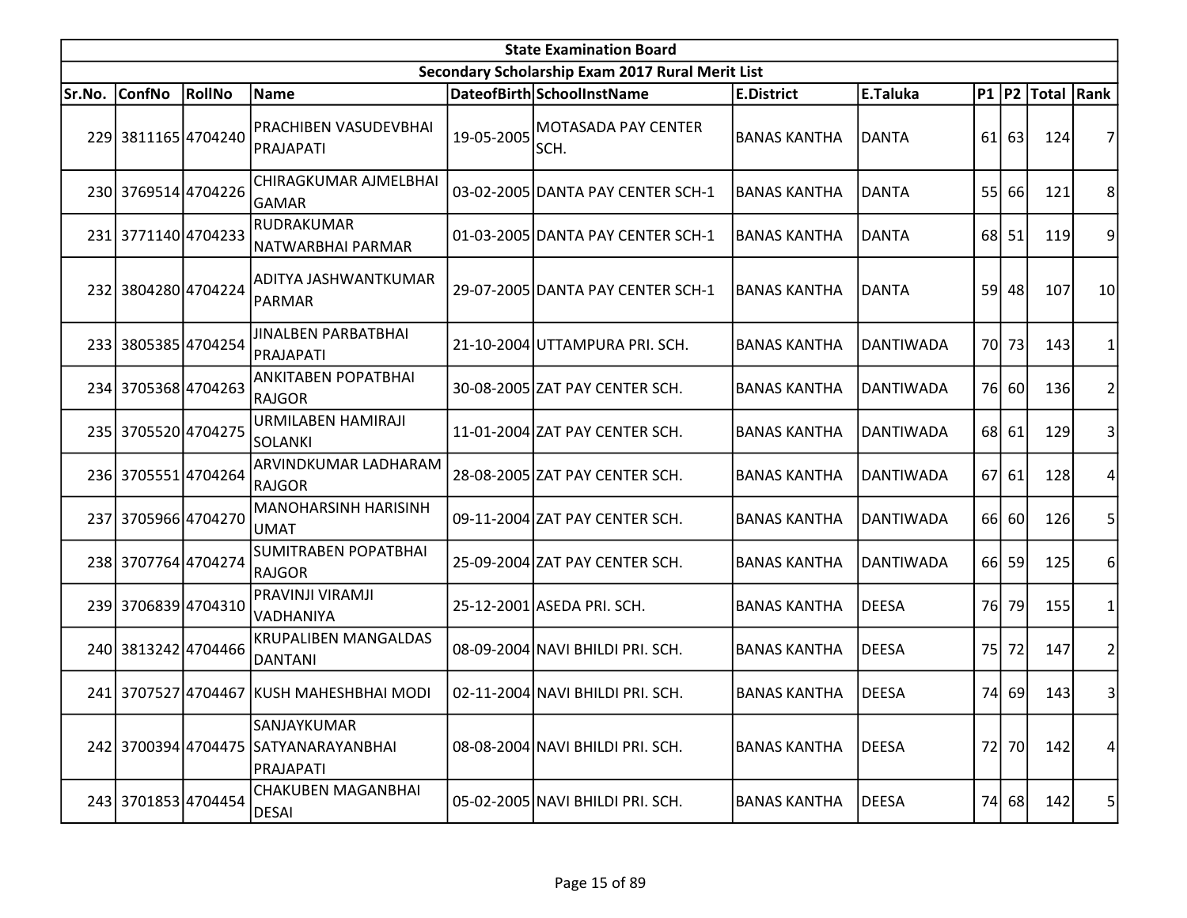| State Examination Board | | | | | | | | | | | |
|---|---|---|---|---|---|---|---|---|---|---|---|
| Secondary Scholarship Exam 2017 Rural Merit List | | | | | | | | | | | |
| Sr.No. | ConfNo | RollNo | Name | DateofBirth | SchoolInstName | E.District | E.Taluka | P1 | P2 | Total | Rank |
| 229 | 3811165 | 4704240 | PRACHIBEN VASUDEVBHAI PRAJAPATI | 19-05-2005 | MOTASADA PAY CENTER SCH. | BANAS KANTHA | DANTA | 61 | 63 | 124 | 7 |
| 230 | 3769514 | 4704226 | CHIRAGKUMAR AJMELBHAI GAMAR | 03-02-2005 | DANTA PAY CENTER SCH-1 | BANAS KANTHA | DANTA | 55 | 66 | 121 | 8 |
| 231 | 3771140 | 4704233 | RUDRAKUMAR NATWARBHAI PARMAR | 01-03-2005 | DANTA PAY CENTER SCH-1 | BANAS KANTHA | DANTA | 68 | 51 | 119 | 9 |
| 232 | 3804280 | 4704224 | ADITYA JASHWANTKUMAR PARMAR | 29-07-2005 | DANTA PAY CENTER SCH-1 | BANAS KANTHA | DANTA | 59 | 48 | 107 | 10 |
| 233 | 3805385 | 4704254 | JINALBEN PARBATBHAI PRAJAPATI | 21-10-2004 | UTTAMPURA PRI. SCH. | BANAS KANTHA | DANTIWADA | 70 | 73 | 143 | 1 |
| 234 | 3705368 | 4704263 | ANKITABEN POPATBHAI RAJGOR | 30-08-2005 | ZAT PAY CENTER SCH. | BANAS KANTHA | DANTIWADA | 76 | 60 | 136 | 2 |
| 235 | 3705520 | 4704275 | URMILABEN HAMIRAJI SOLANKI | 11-01-2004 | ZAT PAY CENTER SCH. | BANAS KANTHA | DANTIWADA | 68 | 61 | 129 | 3 |
| 236 | 3705551 | 4704264 | ARVINDKUMAR LADHARAM RAJGOR | 28-08-2005 | ZAT PAY CENTER SCH. | BANAS KANTHA | DANTIWADA | 67 | 61 | 128 | 4 |
| 237 | 3705966 | 4704270 | MANOHARSINH HARISINH UMAT | 09-11-2004 | ZAT PAY CENTER SCH. | BANAS KANTHA | DANTIWADA | 66 | 60 | 126 | 5 |
| 238 | 3707764 | 4704274 | SUMITRABEN POPATBHAI RAJGOR | 25-09-2004 | ZAT PAY CENTER SCH. | BANAS KANTHA | DANTIWADA | 66 | 59 | 125 | 6 |
| 239 | 3706839 | 4704310 | PRAVINJI VIRAMJI VADHANIYA | 25-12-2001 | ASEDA PRI. SCH. | BANAS KANTHA | DEESA | 76 | 79 | 155 | 1 |
| 240 | 3813242 | 4704466 | KRUPALIBEN MANGALDAS DANTANI | 08-09-2004 | NAVI BHILDI PRI. SCH. | BANAS KANTHA | DEESA | 75 | 72 | 147 | 2 |
| 241 | 3707527 | 4704467 | KUSH MAHESHBHAI MODI | 02-11-2004 | NAVI BHILDI PRI. SCH. | BANAS KANTHA | DEESA | 74 | 69 | 143 | 3 |
| 242 | 3700394 | 4704475 | SANJAYKUMAR SATYANARAYANBHAI PRAJAPATI | 08-08-2004 | NAVI BHILDI PRI. SCH. | BANAS KANTHA | DEESA | 72 | 70 | 142 | 4 |
| 243 | 3701853 | 4704454 | CHAKUBEN MAGANBHAI DESAI | 05-02-2005 | NAVI BHILDI PRI. SCH. | BANAS KANTHA | DEESA | 74 | 68 | 142 | 5 |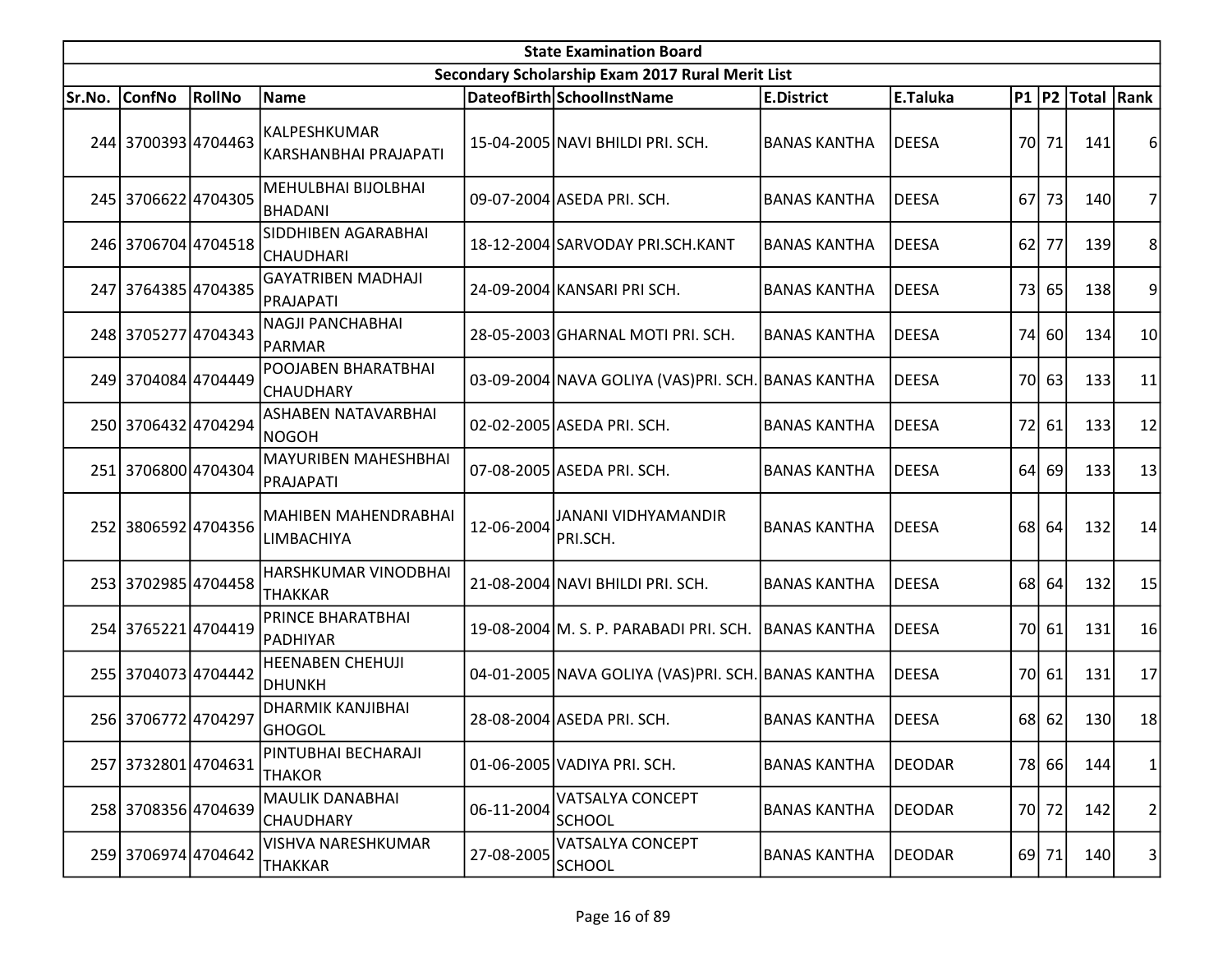| State Examination Board | | | | | | | | | | | |
|---|---|---|---|---|---|---|---|---|---|---|---|
| Secondary Scholarship Exam 2017 Rural Merit List | | | | | | | | | | | |
| Sr.No. | ConfNo | RollNo | Name | DateofBirth | SchoolInstName | E.District | E.Taluka | P1 | P2 | Total | Rank |
| 244 | 3700393 | 4704463 | KALPESHKUMAR KARSHANBHAI PRAJAPATI | 15-04-2005 | NAVI BHILDI PRI. SCH. | BANAS KANTHA | DEESA | 70 | 71 | 141 | 6 |
| 245 | 3706622 | 4704305 | MEHULBHAI BIJOLBHAI BHADANI | 09-07-2004 | ASEDA PRI. SCH. | BANAS KANTHA | DEESA | 67 | 73 | 140 | 7 |
| 246 | 3706704 | 4704518 | SIDDHIBEN AGARABHAI CHAUDHARI | 18-12-2004 | SARVODAY PRI.SCH.KANT | BANAS KANTHA | DEESA | 62 | 77 | 139 | 8 |
| 247 | 3764385 | 4704385 | GAYATRIBEN MADHAJI PRAJAPATI | 24-09-2004 | KANSARI PRI SCH. | BANAS KANTHA | DEESA | 73 | 65 | 138 | 9 |
| 248 | 3705277 | 4704343 | NAGJI PANCHABHAI PARMAR | 28-05-2003 | GHARNAL MOTI PRI. SCH. | BANAS KANTHA | DEESA | 74 | 60 | 134 | 10 |
| 249 | 3704084 | 4704449 | POOJABEN BHARATBHAI CHAUDHARY | 03-09-2004 | NAVA GOLIYA (VAS)PRI. SCH. | BANAS KANTHA | DEESA | 70 | 63 | 133 | 11 |
| 250 | 3706432 | 4704294 | ASHABEN NATAVARBHAI NOGOH | 02-02-2005 | ASEDA PRI. SCH. | BANAS KANTHA | DEESA | 72 | 61 | 133 | 12 |
| 251 | 3706800 | 4704304 | MAYURIBEN MAHESHBHAI PRAJAPATI | 07-08-2005 | ASEDA PRI. SCH. | BANAS KANTHA | DEESA | 64 | 69 | 133 | 13 |
| 252 | 3806592 | 4704356 | MAHIBEN MAHENDRABHAI LIMBACHIYA | 12-06-2004 | JANANI VIDHYAMANDIR PRI.SCH. | BANAS KANTHA | DEESA | 68 | 64 | 132 | 14 |
| 253 | 3702985 | 4704458 | HARSHKUMAR VINODBHAI THAKKAR | 21-08-2004 | NAVI BHILDI PRI. SCH. | BANAS KANTHA | DEESA | 68 | 64 | 132 | 15 |
| 254 | 3765221 | 4704419 | PRINCE BHARATBHAI PADHIYAR | 19-08-2004 | M. S. P. PARABADI PRI. SCH. | BANAS KANTHA | DEESA | 70 | 61 | 131 | 16 |
| 255 | 3704073 | 4704442 | HEENABEN CHEHUJI DHUNKH | 04-01-2005 | NAVA GOLIYA (VAS)PRI. SCH. | BANAS KANTHA | DEESA | 70 | 61 | 131 | 17 |
| 256 | 3706772 | 4704297 | DHARMIK KANJIBHAI GHOGOL | 28-08-2004 | ASEDA PRI. SCH. | BANAS KANTHA | DEESA | 68 | 62 | 130 | 18 |
| 257 | 3732801 | 4704631 | PINTUBHAI BECHARAJI THAKOR | 01-06-2005 | VADIYA PRI. SCH. | BANAS KANTHA | DEODAR | 78 | 66 | 144 | 1 |
| 258 | 3708356 | 4704639 | MAULIK DANABHAI CHAUDHARY | 06-11-2004 | VATSALYA CONCEPT SCHOOL | BANAS KANTHA | DEODAR | 70 | 72 | 142 | 2 |
| 259 | 3706974 | 4704642 | VISHVA NARESHKUMAR THAKKAR | 27-08-2005 | VATSALYA CONCEPT SCHOOL | BANAS KANTHA | DEODAR | 69 | 71 | 140 | 3 |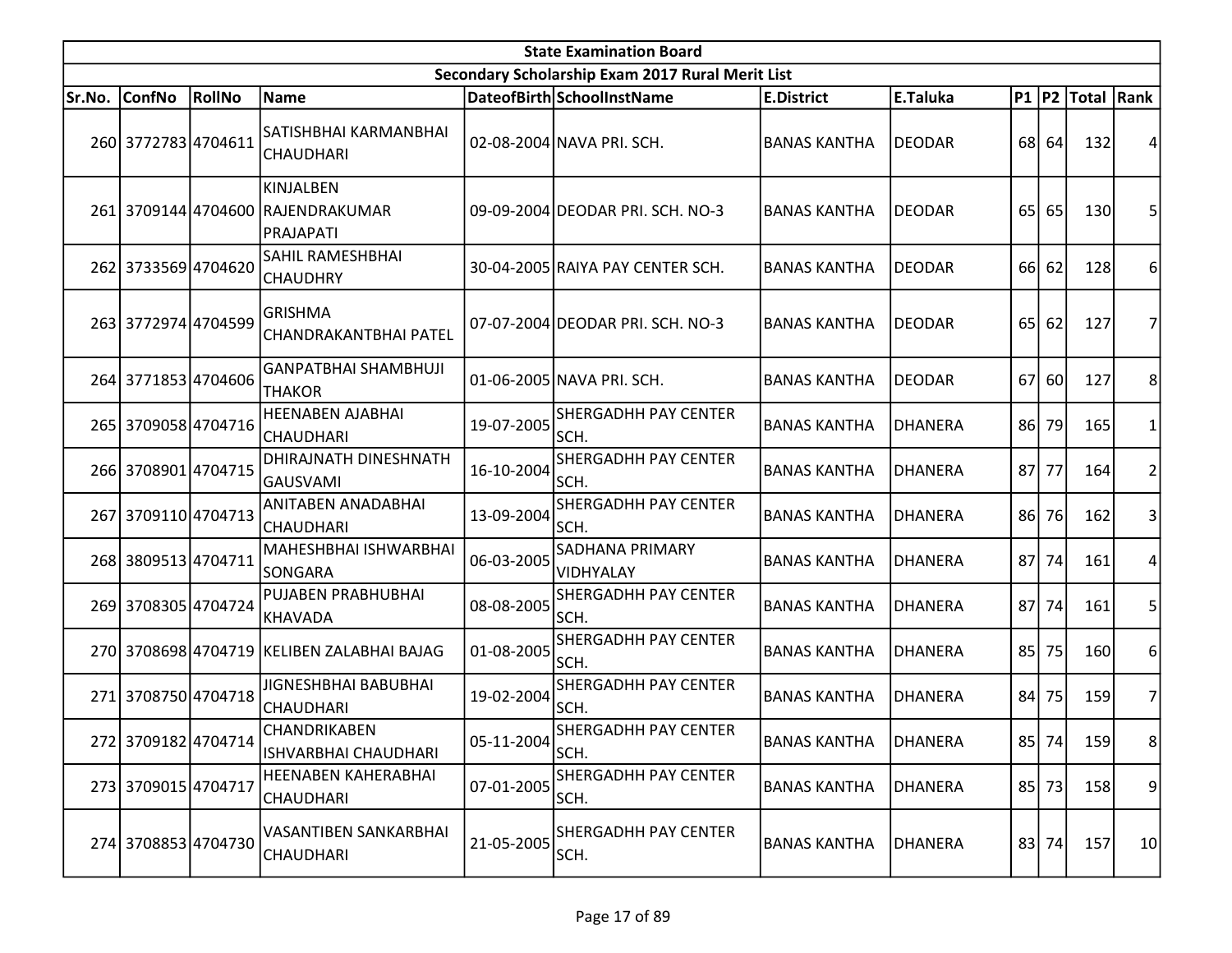| State Examination Board | | | | | | | | | | | |
|---|---|---|---|---|---|---|---|---|---|---|---|
| Secondary Scholarship Exam 2017 Rural Merit List | | | | | | | | | | | |
| Sr.No. | ConfNo | RollNo | Name | DateofBirth | SchoolInstName | E.District | E.Taluka | P1 | P2 | Total | Rank |
| 260 | 3772783 | 4704611 | SATISHBHAI KARMANBHAI CHAUDHARI | 02-08-2004 | NAVA PRI. SCH. | BANAS KANTHA | DEODAR | 68 | 64 | 132 | 4 |
| 261 | 3709144 | 4704600 | KINJALBEN RAJENDRAKUMAR PRAJAPATI | 09-09-2004 | DEODAR PRI. SCH. NO-3 | BANAS KANTHA | DEODAR | 65 | 65 | 130 | 5 |
| 262 | 3733569 | 4704620 | SAHIL RAMESHBHAI CHAUDHRY | 30-04-2005 | RAIYA PAY CENTER SCH. | BANAS KANTHA | DEODAR | 66 | 62 | 128 | 6 |
| 263 | 3772974 | 4704599 | GRISHMA CHANDRAKANTBHAI PATEL | 07-07-2004 | DEODAR PRI. SCH. NO-3 | BANAS KANTHA | DEODAR | 65 | 62 | 127 | 7 |
| 264 | 3771853 | 4704606 | GANPATBHAI SHAMBHUJI THAKOR | 01-06-2005 | NAVA PRI. SCH. | BANAS KANTHA | DEODAR | 67 | 60 | 127 | 8 |
| 265 | 3709058 | 4704716 | HEENABEN AJABHAI CHAUDHARI | 19-07-2005 | SHERGADHH PAY CENTER SCH. | BANAS KANTHA | DHANERA | 86 | 79 | 165 | 1 |
| 266 | 3708901 | 4704715 | DHIRAJNATH DINESHNATH GAUSVAMI | 16-10-2004 | SHERGADHH PAY CENTER SCH. | BANAS KANTHA | DHANERA | 87 | 77 | 164 | 2 |
| 267 | 3709110 | 4704713 | ANITABEN ANADABHAI CHAUDHARI | 13-09-2004 | SHERGADHH PAY CENTER SCH. | BANAS KANTHA | DHANERA | 86 | 76 | 162 | 3 |
| 268 | 3809513 | 4704711 | MAHESHBHAI ISHWARBHAI SONGARA | 06-03-2005 | SADHANA PRIMARY VIDHYALAY | BANAS KANTHA | DHANERA | 87 | 74 | 161 | 4 |
| 269 | 3708305 | 4704724 | PUJABEN PRABHUBHAI KHAVADA | 08-08-2005 | SHERGADHH PAY CENTER SCH. | BANAS KANTHA | DHANERA | 87 | 74 | 161 | 5 |
| 270 | 3708698 | 4704719 | KELIBEN ZALABHAI BAJAG | 01-08-2005 | SHERGADHH PAY CENTER SCH. | BANAS KANTHA | DHANERA | 85 | 75 | 160 | 6 |
| 271 | 3708750 | 4704718 | JIGNESHBHAI BABUBHAI CHAUDHARI | 19-02-2004 | SHERGADHH PAY CENTER SCH. | BANAS KANTHA | DHANERA | 84 | 75 | 159 | 7 |
| 272 | 3709182 | 4704714 | CHANDRIKABEN ISHVARBHAI CHAUDHARI | 05-11-2004 | SHERGADHH PAY CENTER SCH. | BANAS KANTHA | DHANERA | 85 | 74 | 159 | 8 |
| 273 | 3709015 | 4704717 | HEENABEN KAHERABHAI CHAUDHARI | 07-01-2005 | SHERGADHH PAY CENTER SCH. | BANAS KANTHA | DHANERA | 85 | 73 | 158 | 9 |
| 274 | 3708853 | 4704730 | VASANTIBEN SANKARBHAI CHAUDHARI | 21-05-2005 | SHERGADHH PAY CENTER SCH. | BANAS KANTHA | DHANERA | 83 | 74 | 157 | 10 |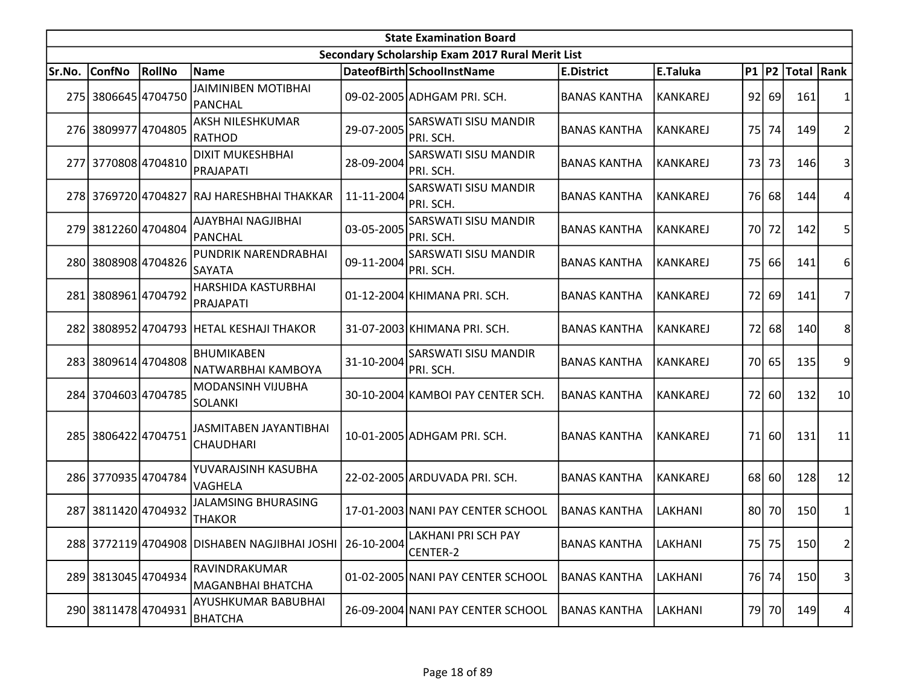| State Examination Board | | | | | | | | | | | |
|---|---|---|---|---|---|---|---|---|---|---|---|
| Secondary Scholarship Exam 2017 Rural Merit List | | | | | | | | | | | |
| Sr.No. | ConfNo | RollNo | Name | DateofBirth | SchoolInstName | E.District | E.Taluka | P1 | P2 | Total | Rank |
| 275 | 3806645 | 4704750 | JAIMINIBEN MOTIBHAI PANCHAL | 09-02-2005 | ADHGAM PRI. SCH. | BANAS KANTHA | KANKAREJ | 92 | 69 | 161 | 1 |
| 276 | 3809977 | 4704805 | AKSH NILESHKUMAR RATHOD | 29-07-2005 | SARSWATI SISU MANDIR PRI. SCH. | BANAS KANTHA | KANKAREJ | 75 | 74 | 149 | 2 |
| 277 | 3770808 | 4704810 | DIXIT MUKESHBHAI PRAJAPATI | 28-09-2004 | SARSWATI SISU MANDIR PRI. SCH. | BANAS KANTHA | KANKAREJ | 73 | 73 | 146 | 3 |
| 278 | 3769720 | 4704827 | RAJ HARESHBHAI THAKKAR | 11-11-2004 | SARSWATI SISU MANDIR PRI. SCH. | BANAS KANTHA | KANKAREJ | 76 | 68 | 144 | 4 |
| 279 | 3812260 | 4704804 | AJAYBHAI NAGJIBHAI PANCHAL | 03-05-2005 | SARSWATI SISU MANDIR PRI. SCH. | BANAS KANTHA | KANKAREJ | 70 | 72 | 142 | 5 |
| 280 | 3808908 | 4704826 | PUNDRIK NARENDRABHAI SAYATA | 09-11-2004 | SARSWATI SISU MANDIR PRI. SCH. | BANAS KANTHA | KANKAREJ | 75 | 66 | 141 | 6 |
| 281 | 3808961 | 4704792 | HARSHIDA KASTURBHAI PRAJAPATI | 01-12-2004 | KHIMANA PRI. SCH. | BANAS KANTHA | KANKAREJ | 72 | 69 | 141 | 7 |
| 282 | 3808952 | 4704793 | HETAL KESHAJI THAKOR | 31-07-2003 | KHIMANA PRI. SCH. | BANAS KANTHA | KANKAREJ | 72 | 68 | 140 | 8 |
| 283 | 3809614 | 4704808 | BHUMIKABEN NATWARBHAI KAMBOYA | 31-10-2004 | SARSWATI SISU MANDIR PRI. SCH. | BANAS KANTHA | KANKAREJ | 70 | 65 | 135 | 9 |
| 284 | 3704603 | 4704785 | MODANSINH VIJUBHA SOLANKI | 30-10-2004 | KAMBOI PAY CENTER SCH. | BANAS KANTHA | KANKAREJ | 72 | 60 | 132 | 10 |
| 285 | 3806422 | 4704751 | JASMITABEN JAYANTIBHAI CHAUDHARI | 10-01-2005 | ADHGAM PRI. SCH. | BANAS KANTHA | KANKAREJ | 71 | 60 | 131 | 11 |
| 286 | 3770935 | 4704784 | YUVARAJSINH KASUBHA VAGHELA | 22-02-2005 | ARDUVADA PRI. SCH. | BANAS KANTHA | KANKAREJ | 68 | 60 | 128 | 12 |
| 287 | 3811420 | 4704932 | JALAMSING BHURASING THAKOR | 17-01-2003 | NANI PAY CENTER SCHOOL | BANAS KANTHA | LAKHANI | 80 | 70 | 150 | 1 |
| 288 | 3772119 | 4704908 | DISHABEN NAGJIBHAI JOSHI | 26-10-2004 | LAKHANI PRI SCH PAY CENTER-2 | BANAS KANTHA | LAKHANI | 75 | 75 | 150 | 2 |
| 289 | 3813045 | 4704934 | RAVINDRAKUMAR MAGANBHAI BHATCHA | 01-02-2005 | NANI PAY CENTER SCHOOL | BANAS KANTHA | LAKHANI | 76 | 74 | 150 | 3 |
| 290 | 3811478 | 4704931 | AYUSHKUMAR BABUBHAI BHATCHA | 26-09-2004 | NANI PAY CENTER SCHOOL | BANAS KANTHA | LAKHANI | 79 | 70 | 149 | 4 |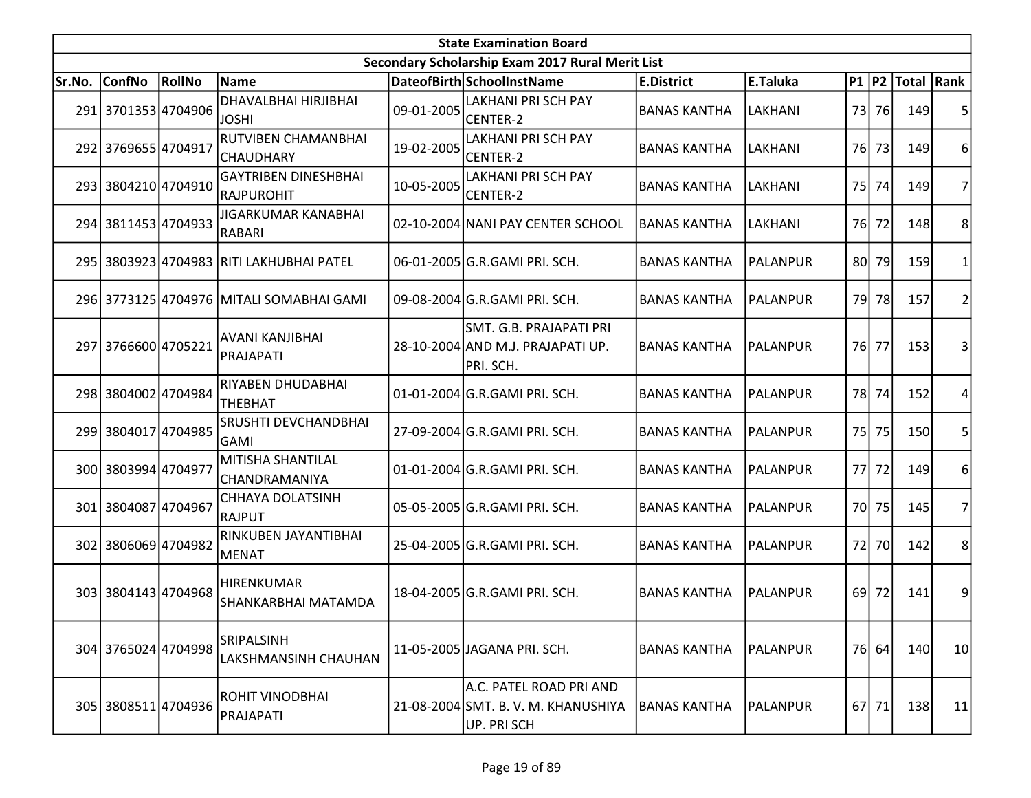| State Examination Board | | | | | | | | | | | |
|---|---|---|---|---|---|---|---|---|---|---|---|
| Secondary Scholarship Exam 2017 Rural Merit List | | | | | | | | | | | |
| Sr.No. | ConfNo | RollNo | Name | DateofBirth | SchoolInstName | E.District | E.Taluka | P1 | P2 | Total | Rank |
| 291 | 3701353 | 4704906 | DHAVALBHAI HIRJIBHAI JOSHI | 09-01-2005 | LAKHANI PRI SCH PAY CENTER-2 | BANAS KANTHA | LAKHANI | 73 | 76 | 149 | 5 |
| 292 | 3769655 | 4704917 | RUTVIBEN CHAMANBHAI CHAUDHARY | 19-02-2005 | LAKHANI PRI SCH PAY CENTER-2 | BANAS KANTHA | LAKHANI | 76 | 73 | 149 | 6 |
| 293 | 3804210 | 4704910 | GAYTRIBEN DINESHBHAI RAJPUROHIT | 10-05-2005 | LAKHANI PRI SCH PAY CENTER-2 | BANAS KANTHA | LAKHANI | 75 | 74 | 149 | 7 |
| 294 | 3811453 | 4704933 | JIGARKUMAR KANABHAI RABARI | 02-10-2004 | NANI PAY CENTER SCHOOL | BANAS KANTHA | LAKHANI | 76 | 72 | 148 | 8 |
| 295 | 3803923 | 4704983 | RITI LAKHUBHAI PATEL | 06-01-2005 | G.R.GAMI PRI. SCH. | BANAS KANTHA | PALANPUR | 80 | 79 | 159 | 1 |
| 296 | 3773125 | 4704976 | MITALI SOMABHAI GAMI | 09-08-2004 | G.R.GAMI PRI. SCH. | BANAS KANTHA | PALANPUR | 79 | 78 | 157 | 2 |
| 297 | 3766600 | 4705221 | AVANI KANJIBHAI PRAJAPATI | 28-10-2004 | SMT. G.B. PRAJAPATI PRI AND M.J. PRAJAPATI UP. PRI. SCH. | BANAS KANTHA | PALANPUR | 76 | 77 | 153 | 3 |
| 298 | 3804002 | 4704984 | RIYABEN DHUDABHAI THEBHAT | 01-01-2004 | G.R.GAMI PRI. SCH. | BANAS KANTHA | PALANPUR | 78 | 74 | 152 | 4 |
| 299 | 3804017 | 4704985 | SRUSHTI DEVCHANDBHAI GAMI | 27-09-2004 | G.R.GAMI PRI. SCH. | BANAS KANTHA | PALANPUR | 75 | 75 | 150 | 5 |
| 300 | 3803994 | 4704977 | MITISHA SHANTILAL CHANDRAMANIYA | 01-01-2004 | G.R.GAMI PRI. SCH. | BANAS KANTHA | PALANPUR | 77 | 72 | 149 | 6 |
| 301 | 3804087 | 4704967 | CHHAYA DOLATSINH RAJPUT | 05-05-2005 | G.R.GAMI PRI. SCH. | BANAS KANTHA | PALANPUR | 70 | 75 | 145 | 7 |
| 302 | 3806069 | 4704982 | RINKUBEN JAYANTIBHAI MENAT | 25-04-2005 | G.R.GAMI PRI. SCH. | BANAS KANTHA | PALANPUR | 72 | 70 | 142 | 8 |
| 303 | 3804143 | 4704968 | HIRENKUMAR SHANKARBHAI MATAMDA | 18-04-2005 | G.R.GAMI PRI. SCH. | BANAS KANTHA | PALANPUR | 69 | 72 | 141 | 9 |
| 304 | 3765024 | 4704998 | SRIPALSINH LAKSHMANSINH CHAUHAN | 11-05-2005 | JAGANA PRI. SCH. | BANAS KANTHA | PALANPUR | 76 | 64 | 140 | 10 |
| 305 | 3808511 | 4704936 | ROHIT VINODBHAI PRAJAPATI | 21-08-2004 | A.C. PATEL ROAD PRI AND SMT. B. V. M. KHANUSHIYA UP. PRI SCH | BANAS KANTHA | PALANPUR | 67 | 71 | 138 | 11 |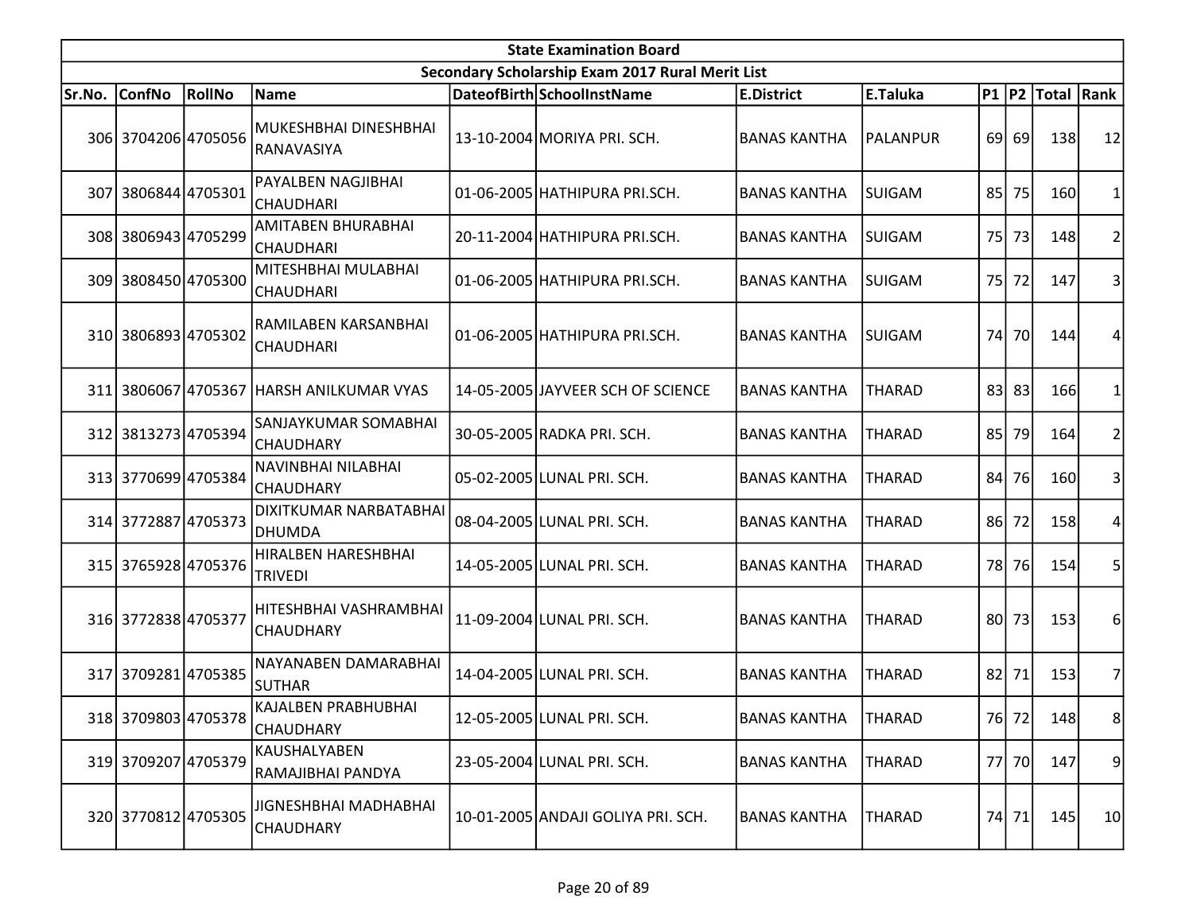| State Examination Board | | | | | | | | | | | |
|---|---|---|---|---|---|---|---|---|---|---|---|
| Secondary Scholarship Exam 2017 Rural Merit List | | | | | | | | | | | |
| Sr.No. | ConfNo | RollNo | Name | DateofBirth | SchoolInstName | E.District | E.Taluka | P1 | P2 | Total | Rank |
| 306 | 3704206 | 4705056 | MUKESHBHAI DINESHBHAI RANAVASIYA | 13-10-2004 | MORIYA PRI. SCH. | BANAS KANTHA | PALANPUR | 69 | 69 | 138 | 12 |
| 307 | 3806844 | 4705301 | PAYALBEN NAGJIBHAI CHAUDHARI | 01-06-2005 | HATHIPURA PRI.SCH. | BANAS KANTHA | SUIGAM | 85 | 75 | 160 | 1 |
| 308 | 3806943 | 4705299 | AMITABEN BHURABHAI CHAUDHARI | 20-11-2004 | HATHIPURA PRI.SCH. | BANAS KANTHA | SUIGAM | 75 | 73 | 148 | 2 |
| 309 | 3808450 | 4705300 | MITESHBHAI MULABHAI CHAUDHARI | 01-06-2005 | HATHIPURA PRI.SCH. | BANAS KANTHA | SUIGAM | 75 | 72 | 147 | 3 |
| 310 | 3806893 | 4705302 | RAMILABEN KARSANBHAI CHAUDHARI | 01-06-2005 | HATHIPURA PRI.SCH. | BANAS KANTHA | SUIGAM | 74 | 70 | 144 | 4 |
| 311 | 3806067 | 4705367 | HARSH ANILKUMAR VYAS | 14-05-2005 | JAYVEER SCH OF SCIENCE | BANAS KANTHA | THARAD | 83 | 83 | 166 | 1 |
| 312 | 3813273 | 4705394 | SANJAYKUMAR SOMABHAI CHAUDHARY | 30-05-2005 | RADKA PRI. SCH. | BANAS KANTHA | THARAD | 85 | 79 | 164 | 2 |
| 313 | 3770699 | 4705384 | NAVINBHAI NILABHAI CHAUDHARY | 05-02-2005 | LUNAL PRI. SCH. | BANAS KANTHA | THARAD | 84 | 76 | 160 | 3 |
| 314 | 3772887 | 4705373 | DIXITKUMAR NARBATABHAI DHUMDA | 08-04-2005 | LUNAL PRI. SCH. | BANAS KANTHA | THARAD | 86 | 72 | 158 | 4 |
| 315 | 3765928 | 4705376 | HIRALBEN HARESHBHAI TRIVEDI | 14-05-2005 | LUNAL PRI. SCH. | BANAS KANTHA | THARAD | 78 | 76 | 154 | 5 |
| 316 | 3772838 | 4705377 | HITESHBHAI VASHRAMBHAI CHAUDHARY | 11-09-2004 | LUNAL PRI. SCH. | BANAS KANTHA | THARAD | 80 | 73 | 153 | 6 |
| 317 | 3709281 | 4705385 | NAYANABEN DAMARABHAI SUTHAR | 14-04-2005 | LUNAL PRI. SCH. | BANAS KANTHA | THARAD | 82 | 71 | 153 | 7 |
| 318 | 3709803 | 4705378 | KAJALBEN PRABHUBHAI CHAUDHARY | 12-05-2005 | LUNAL PRI. SCH. | BANAS KANTHA | THARAD | 76 | 72 | 148 | 8 |
| 319 | 3709207 | 4705379 | KAUSHALYABEN RAMAJIBHAI PANDYA | 23-05-2004 | LUNAL PRI. SCH. | BANAS KANTHA | THARAD | 77 | 70 | 147 | 9 |
| 320 | 3770812 | 4705305 | JIGNESHBHAI MADHABHAI CHAUDHARY | 10-01-2005 | ANDAJI GOLIYA PRI. SCH. | BANAS KANTHA | THARAD | 74 | 71 | 145 | 10 |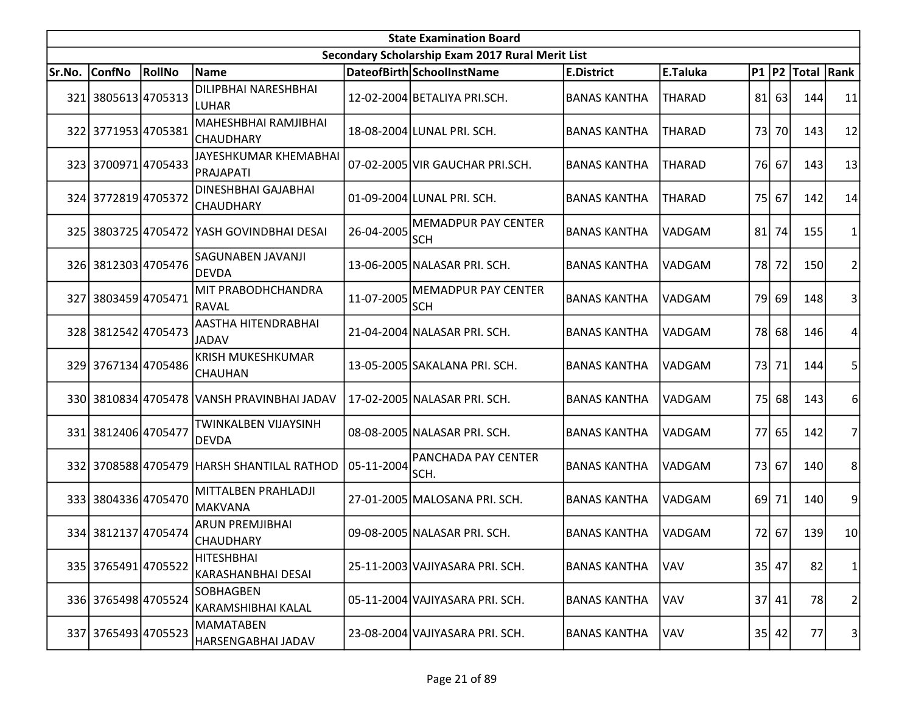| State Examination Board | | | | | | | | | | | | |
|---|---|---|---|---|---|---|---|---|---|---|---|---|
| Secondary Scholarship Exam 2017 Rural Merit List | | | | | | | | | | | | |
| Sr.No. | ConfNo | RollNo | Name | DateofBirth | SchoolInstName | E.District | E.Taluka | P1 | P2 | Total | Rank |
| 321 | 3805613 | 4705313 | DILIPBHAI NARESHBHAI LUHAR | 12-02-2004 | BETALIYA PRI.SCH. | BANAS KANTHA | THARAD | 81 | 63 | 144 | 11 |
| 322 | 3771953 | 4705381 | MAHESHBHAI RAMJIBHAI CHAUDHARY | 18-08-2004 | LUNAL PRI. SCH. | BANAS KANTHA | THARAD | 73 | 70 | 143 | 12 |
| 323 | 3700971 | 4705433 | JAYESHKUMAR KHEMABHAI PRAJAPATI | 07-02-2005 | VIR GAUCHAR PRI.SCH. | BANAS KANTHA | THARAD | 76 | 67 | 143 | 13 |
| 324 | 3772819 | 4705372 | DINESHBHAI GAJABHAI CHAUDHARY | 01-09-2004 | LUNAL PRI. SCH. | BANAS KANTHA | THARAD | 75 | 67 | 142 | 14 |
| 325 | 3803725 | 4705472 | YASH GOVINDBHAI DESAI | 26-04-2005 | MEMADPUR PAY CENTER SCH | BANAS KANTHA | VADGAM | 81 | 74 | 155 | 1 |
| 326 | 3812303 | 4705476 | SAGUNABEN JAVANJI DEVDA | 13-06-2005 | NALASAR PRI. SCH. | BANAS KANTHA | VADGAM | 78 | 72 | 150 | 2 |
| 327 | 3803459 | 4705471 | MIT PRABODHCHANDRA RAVAL | 11-07-2005 | MEMADPUR PAY CENTER SCH | BANAS KANTHA | VADGAM | 79 | 69 | 148 | 3 |
| 328 | 3812542 | 4705473 | AASTHA HITENDRABHAI JADAV | 21-04-2004 | NALASAR PRI. SCH. | BANAS KANTHA | VADGAM | 78 | 68 | 146 | 4 |
| 329 | 3767134 | 4705486 | KRISH MUKESHKUMAR CHAUHAN | 13-05-2005 | SAKALANA PRI. SCH. | BANAS KANTHA | VADGAM | 73 | 71 | 144 | 5 |
| 330 | 3810834 | 4705478 | VANSH PRAVINBHAI JADAV | 17-02-2005 | NALASAR PRI. SCH. | BANAS KANTHA | VADGAM | 75 | 68 | 143 | 6 |
| 331 | 3812406 | 4705477 | TWINKALBEN VIJAYSINH DEVDA | 08-08-2005 | NALASAR PRI. SCH. | BANAS KANTHA | VADGAM | 77 | 65 | 142 | 7 |
| 332 | 3708588 | 4705479 | HARSH SHANTILAL RATHOD | 05-11-2004 | PANCHADA PAY CENTER SCH. | BANAS KANTHA | VADGAM | 73 | 67 | 140 | 8 |
| 333 | 3804336 | 4705470 | MITTALBEN PRAHLADJI MAKVANA | 27-01-2005 | MALOSANA PRI. SCH. | BANAS KANTHA | VADGAM | 69 | 71 | 140 | 9 |
| 334 | 3812137 | 4705474 | ARUN PREMJIBHAI CHAUDHARY | 09-08-2005 | NALASAR PRI. SCH. | BANAS KANTHA | VADGAM | 72 | 67 | 139 | 10 |
| 335 | 3765491 | 4705522 | HITESHBHAI KARASHANBHAI DESAI | 25-11-2003 | VAJIYASARA PRI. SCH. | BANAS KANTHA | VAV | 35 | 47 | 82 | 1 |
| 336 | 3765498 | 4705524 | SOBHAGBEN KARAMSHIBHAI KALAL | 05-11-2004 | VAJIYASARA PRI. SCH. | BANAS KANTHA | VAV | 37 | 41 | 78 | 2 |
| 337 | 3765493 | 4705523 | MAMATABEN HARSENGABHAI JADAV | 23-08-2004 | VAJIYASARA PRI. SCH. | BANAS KANTHA | VAV | 35 | 42 | 77 | 3 |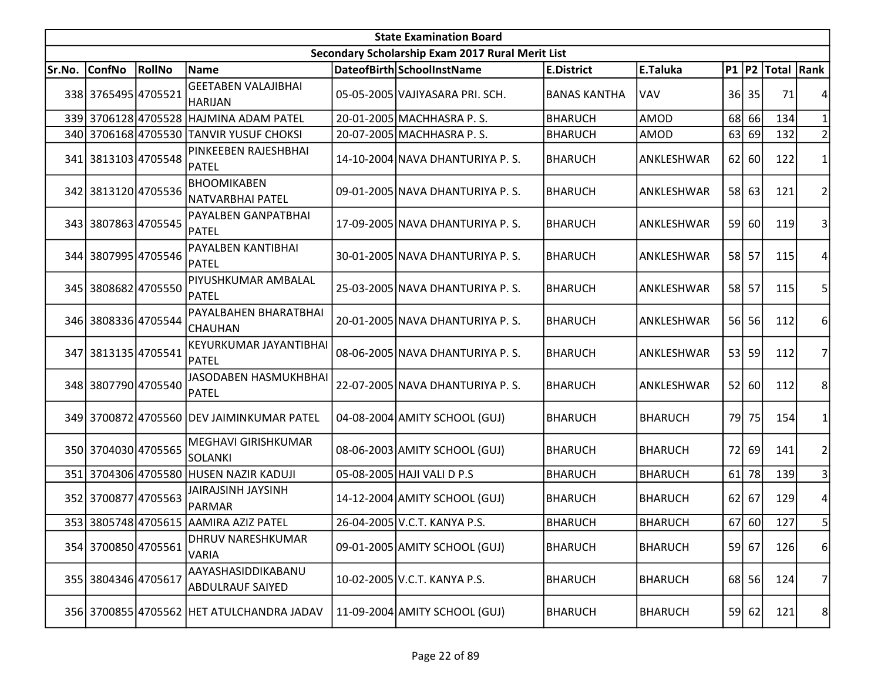| State Examination Board | | | | | | | | | | | |
|---|---|---|---|---|---|---|---|---|---|---|---|
| Secondary Scholarship Exam 2017 Rural Merit List | | | | | | | | | | | |
| Sr.No. | ConfNo | RollNo | Name | DateofBirth | SchoolInstName | E.District | E.Taluka | P1 | P2 | Total | Rank |
| 338 | 3765495 | 4705521 | GEETABEN VALAJIBHAI HARIJAN | 05-05-2005 | VAJIYASARA PRI. SCH. | BANAS KANTHA | VAV | 36 | 35 | 71 | 4 |
| 339 | 3706128 | 4705528 | HAJMINA ADAM PATEL | 20-01-2005 | MACHHASRA P. S. | BHARUCH | AMOD | 68 | 66 | 134 | 1 |
| 340 | 3706168 | 4705530 | TANVIR YUSUF CHOKSI | 20-07-2005 | MACHHASRA P. S. | BHARUCH | AMOD | 63 | 69 | 132 | 2 |
| 341 | 3813103 | 4705548 | PINKEEBEN RAJESHBHAI PATEL | 14-10-2004 | NAVA DHANTURIYA P. S. | BHARUCH | ANKLESHWAR | 62 | 60 | 122 | 1 |
| 342 | 3813120 | 4705536 | BHOOMIKABEN NATVARBHAI PATEL | 09-01-2005 | NAVA DHANTURIYA P. S. | BHARUCH | ANKLESHWAR | 58 | 63 | 121 | 2 |
| 343 | 3807863 | 4705545 | PAYALBEN GANPATBHAI PATEL | 17-09-2005 | NAVA DHANTURIYA P. S. | BHARUCH | ANKLESHWAR | 59 | 60 | 119 | 3 |
| 344 | 3807995 | 4705546 | PAYALBEN KANTIBHAI PATEL | 30-01-2005 | NAVA DHANTURIYA P. S. | BHARUCH | ANKLESHWAR | 58 | 57 | 115 | 4 |
| 345 | 3808682 | 4705550 | PIYUSHKUMAR AMBALAL PATEL | 25-03-2005 | NAVA DHANTURIYA P. S. | BHARUCH | ANKLESHWAR | 58 | 57 | 115 | 5 |
| 346 | 3808336 | 4705544 | PAYALBAHEN BHARATBHAI CHAUHAN | 20-01-2005 | NAVA DHANTURIYA P. S. | BHARUCH | ANKLESHWAR | 56 | 56 | 112 | 6 |
| 347 | 3813135 | 4705541 | KEYURKUMAR JAYANTIBHAI PATEL | 08-06-2005 | NAVA DHANTURIYA P. S. | BHARUCH | ANKLESHWAR | 53 | 59 | 112 | 7 |
| 348 | 3807790 | 4705540 | JASODABEN HASMUKHBHAI PATEL | 22-07-2005 | NAVA DHANTURIYA P. S. | BHARUCH | ANKLESHWAR | 52 | 60 | 112 | 8 |
| 349 | 3700872 | 4705560 | DEV JAIMINKUMAR PATEL | 04-08-2004 | AMITY SCHOOL (GUJ) | BHARUCH | BHARUCH | 79 | 75 | 154 | 1 |
| 350 | 3704030 | 4705565 | MEGHAVI GIRISHKUMAR SOLANKI | 08-06-2003 | AMITY SCHOOL (GUJ) | BHARUCH | BHARUCH | 72 | 69 | 141 | 2 |
| 351 | 3704306 | 4705580 | HUSEN NAZIR KADUJI | 05-08-2005 | HAJI VALI D P.S | BHARUCH | BHARUCH | 61 | 78 | 139 | 3 |
| 352 | 3700877 | 4705563 | JAIRAJSINH JAYSINH PARMAR | 14-12-2004 | AMITY SCHOOL (GUJ) | BHARUCH | BHARUCH | 62 | 67 | 129 | 4 |
| 353 | 3805748 | 4705615 | AAMIRA AZIZ PATEL | 26-04-2005 | V.C.T. KANYA P.S. | BHARUCH | BHARUCH | 67 | 60 | 127 | 5 |
| 354 | 3700850 | 4705561 | DHRUV NARESHKUMAR VARIA | 09-01-2005 | AMITY SCHOOL (GUJ) | BHARUCH | BHARUCH | 59 | 67 | 126 | 6 |
| 355 | 3804346 | 4705617 | AAYASHASIDDIKABANU ABDULRAUF SAIYED | 10-02-2005 | V.C.T. KANYA P.S. | BHARUCH | BHARUCH | 68 | 56 | 124 | 7 |
| 356 | 3700855 | 4705562 | HET ATULCHANDRA JADAV | 11-09-2004 | AMITY SCHOOL (GUJ) | BHARUCH | BHARUCH | 59 | 62 | 121 | 8 |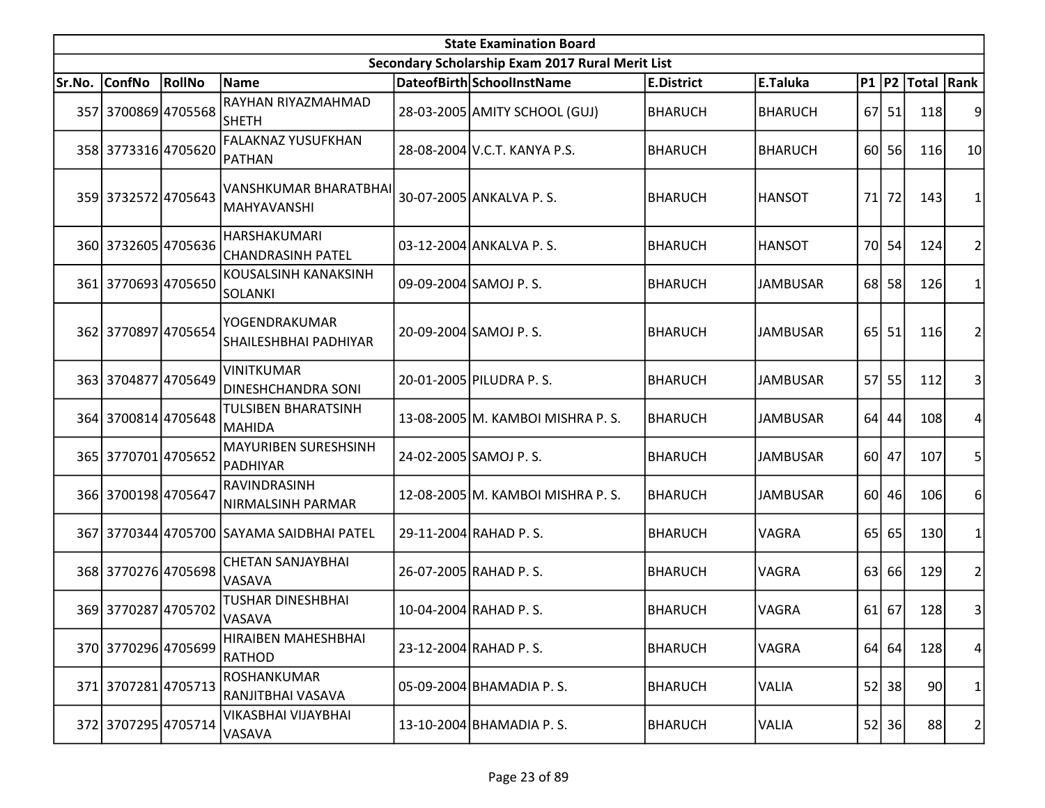| State Examination Board | | | | | | | | | | | | |
|---|---|---|---|---|---|---|---|---|---|---|---|---|
| Secondary Scholarship Exam 2017 Rural Merit List | | | | | | | | | | | | |
| Sr.No. | ConfNo | RollNo | Name | DateofBirth | SchoolInstName | E.District | E.Taluka | P1 | P2 | Total | Rank |
| 357 | 3700869 | 4705568 | RAYHAN RIYAZMAHMAD SHETH | 28-03-2005 | AMITY SCHOOL (GUJ) | BHARUCH | BHARUCH | 67 | 51 | 118 | 9 |
| 358 | 3773316 | 4705620 | FALAKNAZ YUSUFKHAN PATHAN | 28-08-2004 | V.C.T. KANYA P.S. | BHARUCH | BHARUCH | 60 | 56 | 116 | 10 |
| 359 | 3732572 | 4705643 | VANSHKUMAR BHARATBHAI MAHYAVANSHI | 30-07-2005 | ANKALVA P. S. | BHARUCH | HANSOT | 71 | 72 | 143 | 1 |
| 360 | 3732605 | 4705636 | HARSHAKUMARI CHANDRASINH PATEL | 03-12-2004 | ANKALVA P. S. | BHARUCH | HANSOT | 70 | 54 | 124 | 2 |
| 361 | 3770693 | 4705650 | KOUSALSINH KANAKSINH SOLANKI | 09-09-2004 | SAMOJ P. S. | BHARUCH | JAMBUSAR | 68 | 58 | 126 | 1 |
| 362 | 3770897 | 4705654 | YOGENDRAKUMAR SHAILESHBHAI PADHIYAR | 20-09-2004 | SAMOJ P. S. | BHARUCH | JAMBUSAR | 65 | 51 | 116 | 2 |
| 363 | 3704877 | 4705649 | VINITKUMAR DINESHCHANDRA SONI | 20-01-2005 | PILUDRA P. S. | BHARUCH | JAMBUSAR | 57 | 55 | 112 | 3 |
| 364 | 3700814 | 4705648 | TULSIBEN BHARATSINH MAHIDA | 13-08-2005 | M. KAMBOI MISHRA P. S. | BHARUCH | JAMBUSAR | 64 | 44 | 108 | 4 |
| 365 | 3770701 | 4705652 | MAYURIBEN SURESHSINH PADHIYAR | 24-02-2005 | SAMOJ P. S. | BHARUCH | JAMBUSAR | 60 | 47 | 107 | 5 |
| 366 | 3700198 | 4705647 | RAVINDRASINH NIRMALSINH PARMAR | 12-08-2005 | M. KAMBOI MISHRA P. S. | BHARUCH | JAMBUSAR | 60 | 46 | 106 | 6 |
| 367 | 3770344 | 4705700 | SAYAMA SAIDBHAI PATEL | 29-11-2004 | RAHAD P. S. | BHARUCH | VAGRA | 65 | 65 | 130 | 1 |
| 368 | 3770276 | 4705698 | CHETAN SANJAYBHAI VASAVA | 26-07-2005 | RAHAD P. S. | BHARUCH | VAGRA | 63 | 66 | 129 | 2 |
| 369 | 3770287 | 4705702 | TUSHAR DINESHBHAI VASAVA | 10-04-2004 | RAHAD P. S. | BHARUCH | VAGRA | 61 | 67 | 128 | 3 |
| 370 | 3770296 | 4705699 | HIRAIBEN MAHESHBHAI RATHOD | 23-12-2004 | RAHAD P. S. | BHARUCH | VAGRA | 64 | 64 | 128 | 4 |
| 371 | 3707281 | 4705713 | ROSHANKUMAR RANJITBHAI VASAVA | 05-09-2004 | BHAMADIA P. S. | BHARUCH | VALIA | 52 | 38 | 90 | 1 |
| 372 | 3707295 | 4705714 | VIKASBHAI VIJAYBHAI VASAVA | 13-10-2004 | BHAMADIA P. S. | BHARUCH | VALIA | 52 | 36 | 88 | 2 |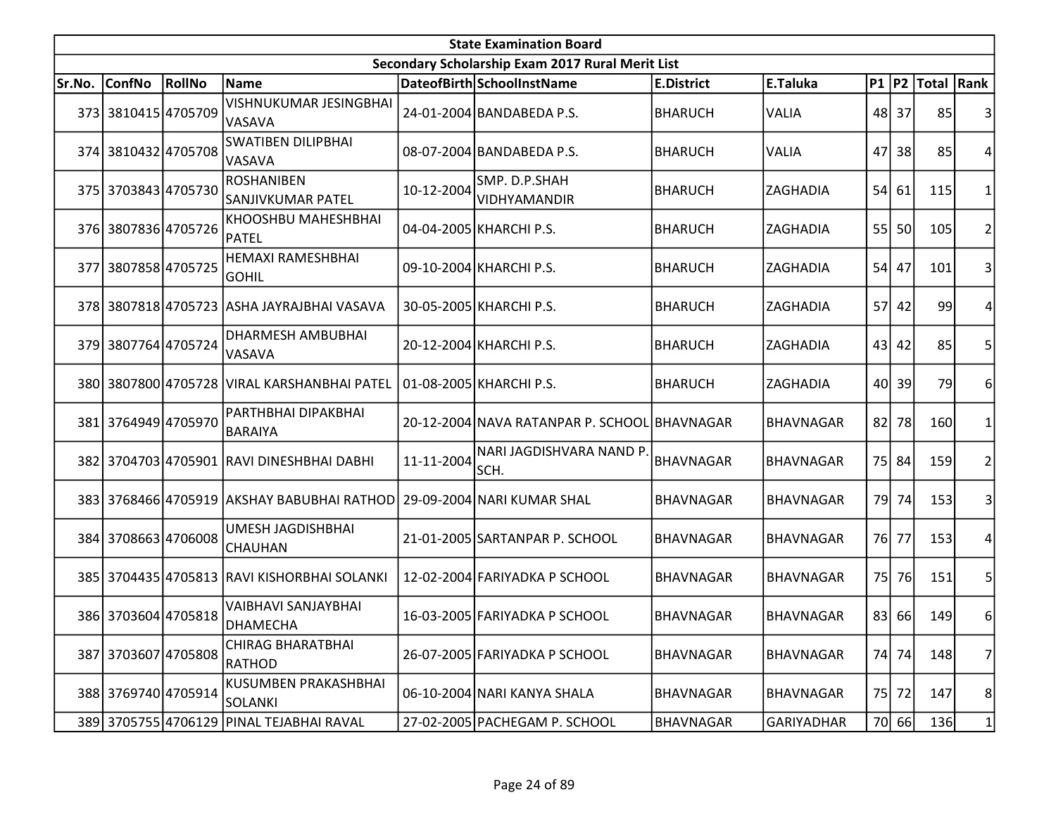| State Examination Board | | | | | | | | | | | |
|---|---|---|---|---|---|---|---|---|---|---|---|
| Secondary Scholarship Exam 2017 Rural Merit List | | | | | | | | | | | |
| Sr.No. | ConfNo | RollNo | Name | DateofBirth | SchoolInstName | E.District | E.Taluka | P1 | P2 | Total | Rank |
| 373 | 3810415 | 4705709 | VISHNUKUMAR JESINGBHAI VASAVA | 24-01-2004 | BANDABEDA P.S. | BHARUCH | VALIA | 48 | 37 | 85 | 3 |
| 374 | 3810432 | 4705708 | SWATIBEN DILIPBHAI VASAVA | 08-07-2004 | BANDABEDA P.S. | BHARUCH | VALIA | 47 | 38 | 85 | 4 |
| 375 | 3703843 | 4705730 | ROSHANIBEN SANJIVKUMAR PATEL | 10-12-2004 | SMP. D.P.SHAH VIDHYAMANDIR | BHARUCH | ZAGHADIA | 54 | 61 | 115 | 1 |
| 376 | 3807836 | 4705726 | KHOOSHBU MAHESHBHAI PATEL | 04-04-2005 | KHARCHI P.S. | BHARUCH | ZAGHADIA | 55 | 50 | 105 | 2 |
| 377 | 3807858 | 4705725 | HEMAXI RAMESHBHAI GOHIL | 09-10-2004 | KHARCHI P.S. | BHARUCH | ZAGHADIA | 54 | 47 | 101 | 3 |
| 378 | 3807818 | 4705723 | ASHA JAYRAJBHAI VASAVA | 30-05-2005 | KHARCHI P.S. | BHARUCH | ZAGHADIA | 57 | 42 | 99 | 4 |
| 379 | 3807764 | 4705724 | DHARMESH AMBUBHAI VASAVA | 20-12-2004 | KHARCHI P.S. | BHARUCH | ZAGHADIA | 43 | 42 | 85 | 5 |
| 380 | 3807800 | 4705728 | VIRAL KARSHANBHAI PATEL | 01-08-2005 | KHARCHI P.S. | BHARUCH | ZAGHADIA | 40 | 39 | 79 | 6 |
| 381 | 3764949 | 4705970 | PARTHBHAI DIPAKBHAI BARAIYA | 20-12-2004 | NAVA RATANPAR P. SCHOOL | BHAVNAGAR | BHAVNAGAR | 82 | 78 | 160 | 1 |
| 382 | 3704703 | 4705901 | RAVI DINESHBHAI DABHI | 11-11-2004 | NARI JAGDISHVARA NAND P. SCH. | BHAVNAGAR | BHAVNAGAR | 75 | 84 | 159 | 2 |
| 383 | 3768466 | 4705919 | AKSHAY BABUBHAI RATHOD | 29-09-2004 | NARI KUMAR SHAL | BHAVNAGAR | BHAVNAGAR | 79 | 74 | 153 | 3 |
| 384 | 3708663 | 4706008 | UMESH JAGDISHBHAI CHAUHAN | 21-01-2005 | SARTANPAR P. SCHOOL | BHAVNAGAR | BHAVNAGAR | 76 | 77 | 153 | 4 |
| 385 | 3704435 | 4705813 | RAVI KISHORBHAI SOLANKI | 12-02-2004 | FARIYADKA P SCHOOL | BHAVNAGAR | BHAVNAGAR | 75 | 76 | 151 | 5 |
| 386 | 3703604 | 4705818 | VAIBHAVI SANJAYBHAI DHAMECHA | 16-03-2005 | FARIYADKA P SCHOOL | BHAVNAGAR | BHAVNAGAR | 83 | 66 | 149 | 6 |
| 387 | 3703607 | 4705808 | CHIRAG BHARATBHAI RATHOD | 26-07-2005 | FARIYADKA P SCHOOL | BHAVNAGAR | BHAVNAGAR | 74 | 74 | 148 | 7 |
| 388 | 3769740 | 4705914 | KUSUMBEN PRAKASHBHAI SOLANKI | 06-10-2004 | NARI KANYA SHALA | BHAVNAGAR | BHAVNAGAR | 75 | 72 | 147 | 8 |
| 389 | 3705755 | 4706129 | PINAL TEJABHAI RAVAL | 27-02-2005 | PACHEGAM P. SCHOOL | BHAVNAGAR | GARIYADHAR | 70 | 66 | 136 | 1 |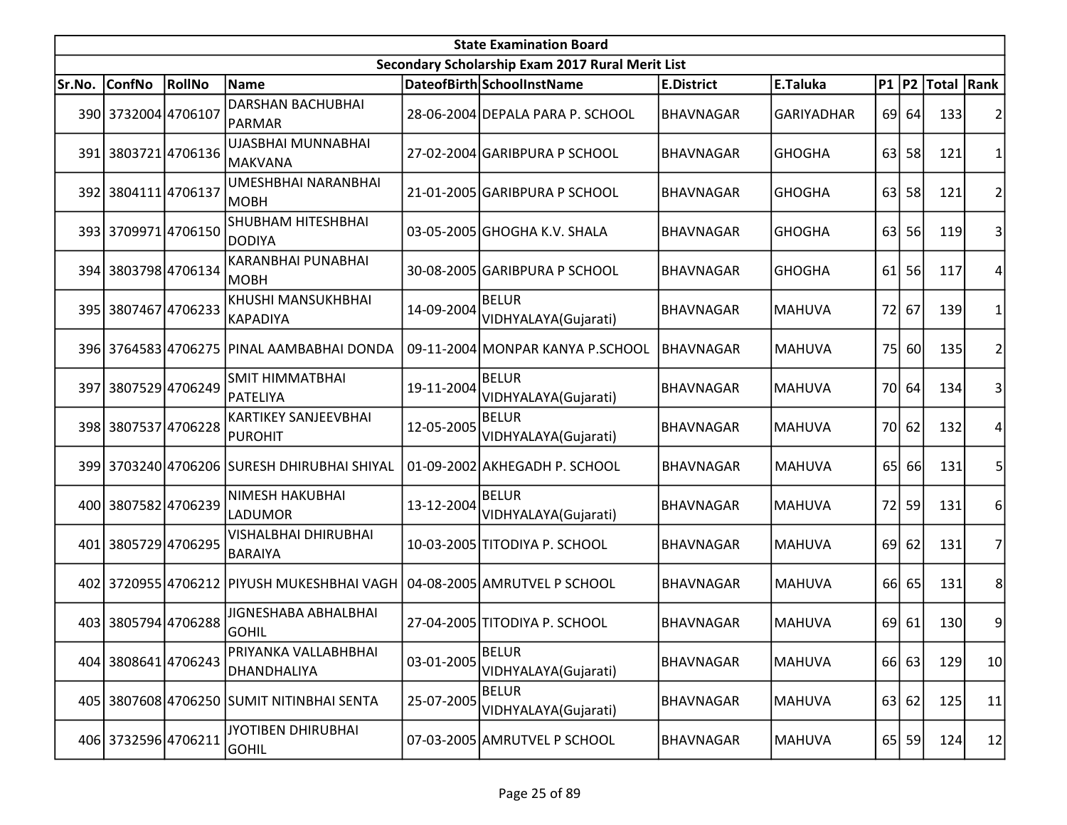| State Examination Board | | | | | | | | | | | | |
|---|---|---|---|---|---|---|---|---|---|---|---|---|
| Secondary Scholarship Exam 2017 Rural Merit List | | | | | | | | | | | | |
| Sr.No. | ConfNo | RollNo | Name | DateofBirth | SchoolInstName | E.District | E.Taluka | P1 | P2 | Total | Rank |
| 390 | 3732004 | 4706107 | DARSHAN BACHUBHAI PARMAR | 28-06-2004 | DEPALA PARA P. SCHOOL | BHAVNAGAR | GARIYADHAR | 69 | 64 | 133 | 2 |
| 391 | 3803721 | 4706136 | UJASBHAI MUNNABHAI MAKVANA | 27-02-2004 | GARIBPURA P SCHOOL | BHAVNAGAR | GHOGHA | 63 | 58 | 121 | 1 |
| 392 | 3804111 | 4706137 | UMESHBHAI NARANBHAI MOBH | 21-01-2005 | GARIBPURA P SCHOOL | BHAVNAGAR | GHOGHA | 63 | 58 | 121 | 2 |
| 393 | 3709971 | 4706150 | SHUBHAM HITESHBHAI DODIYA | 03-05-2005 | GHOGHA K.V. SHALA | BHAVNAGAR | GHOGHA | 63 | 56 | 119 | 3 |
| 394 | 3803798 | 4706134 | KARANBHAI PUNABHAI MOBH | 30-08-2005 | GARIBPURA P SCHOOL | BHAVNAGAR | GHOGHA | 61 | 56 | 117 | 4 |
| 395 | 3807467 | 4706233 | KHUSHI MANSUKHBHAI KAPADIYA | 14-09-2004 | BELUR VIDHYALAYA(Gujarati) | BHAVNAGAR | MAHUVA | 72 | 67 | 139 | 1 |
| 396 | 3764583 | 4706275 | PINAL AAMBABHAI DONDA | 09-11-2004 | MONPAR KANYA P.SCHOOL | BHAVNAGAR | MAHUVA | 75 | 60 | 135 | 2 |
| 397 | 3807529 | 4706249 | SMIT HIMMATBHAI PATELIYA | 19-11-2004 | BELUR VIDHYALAYA(Gujarati) | BHAVNAGAR | MAHUVA | 70 | 64 | 134 | 3 |
| 398 | 3807537 | 4706228 | KARTIKEY SANJEEVBHAI PUROHIT | 12-05-2005 | BELUR VIDHYALAYA(Gujarati) | BHAVNAGAR | MAHUVA | 70 | 62 | 132 | 4 |
| 399 | 3703240 | 4706206 | SURESH DHIRUBHAI SHIYAL | 01-09-2002 | AKHEGADH P. SCHOOL | BHAVNAGAR | MAHUVA | 65 | 66 | 131 | 5 |
| 400 | 3807582 | 4706239 | NIMESH HAKUBHAI LADUMOR | 13-12-2004 | BELUR VIDHYALAYA(Gujarati) | BHAVNAGAR | MAHUVA | 72 | 59 | 131 | 6 |
| 401 | 3805729 | 4706295 | VISHALBHAI DHIRUBHAI BARAIYA | 10-03-2005 | TITODIYA P. SCHOOL | BHAVNAGAR | MAHUVA | 69 | 62 | 131 | 7 |
| 402 | 3720955 | 4706212 | PIYUSH MUKESHBHAI VAGH | 04-08-2005 | AMRUTVEL P SCHOOL | BHAVNAGAR | MAHUVA | 66 | 65 | 131 | 8 |
| 403 | 3805794 | 4706288 | JIGNESHABA ABHALBHAI GOHIL | 27-04-2005 | TITODIYA P. SCHOOL | BHAVNAGAR | MAHUVA | 69 | 61 | 130 | 9 |
| 404 | 3808641 | 4706243 | PRIYANKA VALLABHBHAI DHANDHALIYA | 03-01-2005 | BELUR VIDHYALAYA(Gujarati) | BHAVNAGAR | MAHUVA | 66 | 63 | 129 | 10 |
| 405 | 3807608 | 4706250 | SUMIT NITINBHAI SENTA | 25-07-2005 | BELUR VIDHYALAYA(Gujarati) | BHAVNAGAR | MAHUVA | 63 | 62 | 125 | 11 |
| 406 | 3732596 | 4706211 | JYOTIBEN DHIRUBHAI GOHIL | 07-03-2005 | AMRUTVEL P SCHOOL | BHAVNAGAR | MAHUVA | 65 | 59 | 124 | 12 |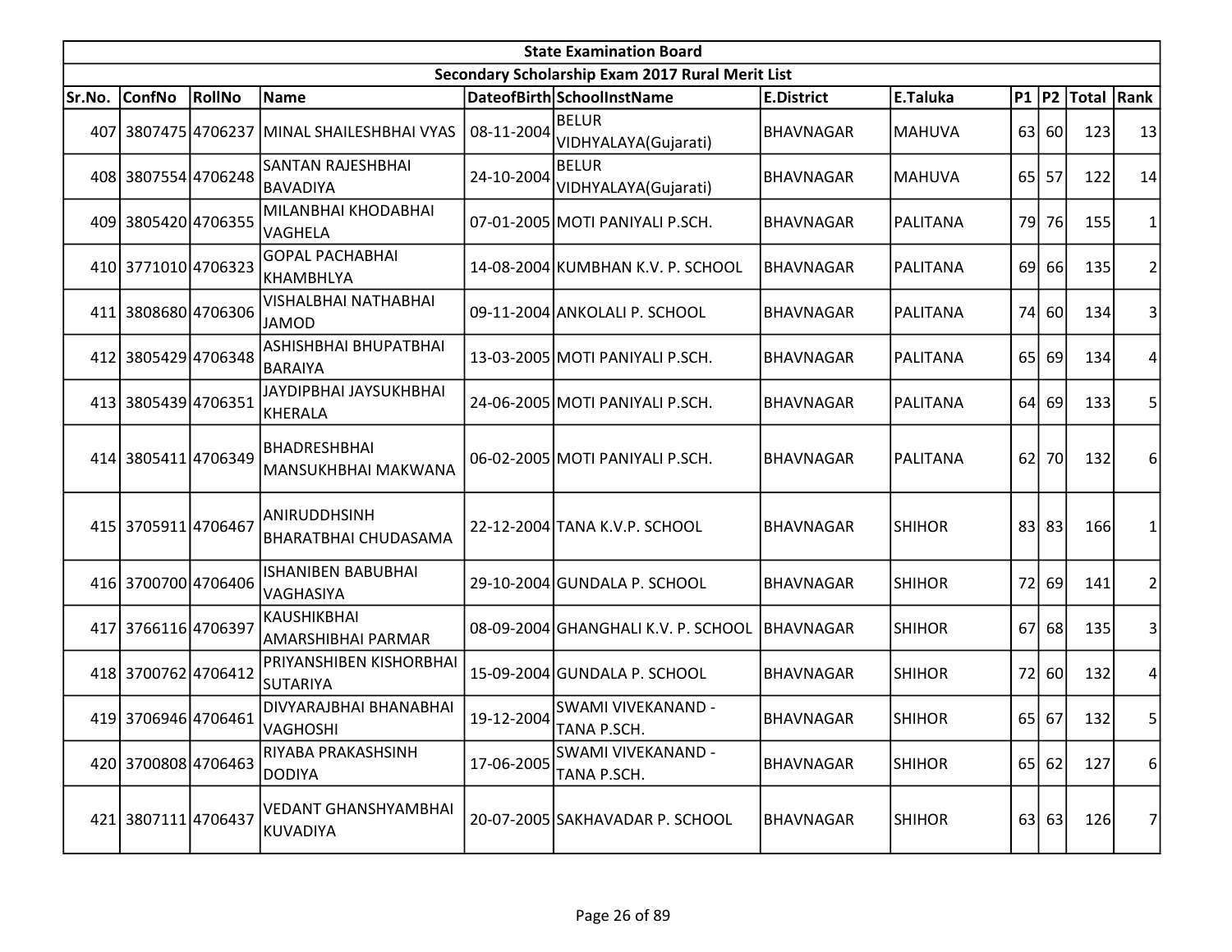| State Examination Board | | | | | | | | | | | | |
|---|---|---|---|---|---|---|---|---|---|---|---|---|
| Secondary Scholarship Exam 2017 Rural Merit List | | | | | | | | | | | | |
| Sr.No. | ConfNo | RollNo | Name | DateofBirth | SchoolInstName | E.District | E.Taluka | P1 | P2 | Total | Rank |
| 407 | 3807475 | 4706237 | MINAL SHAILESHBHAI VYAS | 08-11-2004 | BELUR VIDHYALAYA(Gujarati) | BHAVNAGAR | MAHUVA | 63 | 60 | 123 | 13 |
| 408 | 3807554 | 4706248 | SANTAN RAJESHBHAI BAVADIYA | 24-10-2004 | BELUR VIDHYALAYA(Gujarati) | BHAVNAGAR | MAHUVA | 65 | 57 | 122 | 14 |
| 409 | 3805420 | 4706355 | MILANBHAI KHODABHAI VAGHELA | 07-01-2005 | MOTI PANIYALI P.SCH. | BHAVNAGAR | PALITANA | 79 | 76 | 155 | 1 |
| 410 | 3771010 | 4706323 | GOPAL PACHABHAI KHAMBHLYA | 14-08-2004 | KUMBHAN K.V. P. SCHOOL | BHAVNAGAR | PALITANA | 69 | 66 | 135 | 2 |
| 411 | 3808680 | 4706306 | VISHALBHAI NATHABHAI JAMOD | 09-11-2004 | ANKOLALI P. SCHOOL | BHAVNAGAR | PALITANA | 74 | 60 | 134 | 3 |
| 412 | 3805429 | 4706348 | ASHISHBHAI BHUPATBHAI BARAIYA | 13-03-2005 | MOTI PANIYALI P.SCH. | BHAVNAGAR | PALITANA | 65 | 69 | 134 | 4 |
| 413 | 3805439 | 4706351 | JAYDIPBHAI JAYSUKHBHAI KHERALA | 24-06-2005 | MOTI PANIYALI P.SCH. | BHAVNAGAR | PALITANA | 64 | 69 | 133 | 5 |
| 414 | 3805411 | 4706349 | BHADRESHBHAI MANSUKHBHAI MAKWANA | 06-02-2005 | MOTI PANIYALI P.SCH. | BHAVNAGAR | PALITANA | 62 | 70 | 132 | 6 |
| 415 | 3705911 | 4706467 | ANIRUDDHSINH BHARATBHAI CHUDASAMA | 22-12-2004 | TANA K.V.P. SCHOOL | BHAVNAGAR | SHIHOR | 83 | 83 | 166 | 1 |
| 416 | 3700700 | 4706406 | ISHANIBEN BABUBHAI VAGHASIYA | 29-10-2004 | GUNDALA P. SCHOOL | BHAVNAGAR | SHIHOR | 72 | 69 | 141 | 2 |
| 417 | 3766116 | 4706397 | KAUSHIKBHAI AMARSHIBHAI PARMAR | 08-09-2004 | GHANGHALI K.V. P. SCHOOL | BHAVNAGAR | SHIHOR | 67 | 68 | 135 | 3 |
| 418 | 3700762 | 4706412 | PRIYANSHIBEN KISHORBHAI SUTARIYA | 15-09-2004 | GUNDALA P. SCHOOL | BHAVNAGAR | SHIHOR | 72 | 60 | 132 | 4 |
| 419 | 3706946 | 4706461 | DIVYARAJBHAI BHANABHAI VAGHOSHI | 19-12-2004 | SWAMI VIVEKANAND - TANA P.SCH. | BHAVNAGAR | SHIHOR | 65 | 67 | 132 | 5 |
| 420 | 3700808 | 4706463 | RIYABA PRAKASHSINH DODIYA | 17-06-2005 | SWAMI VIVEKANAND - TANA P.SCH. | BHAVNAGAR | SHIHOR | 65 | 62 | 127 | 6 |
| 421 | 3807111 | 4706437 | VEDANT GHANSHYAMBHAI KUVADIYA | 20-07-2005 | SAKHAVADAR P. SCHOOL | BHAVNAGAR | SHIHOR | 63 | 63 | 126 | 7 |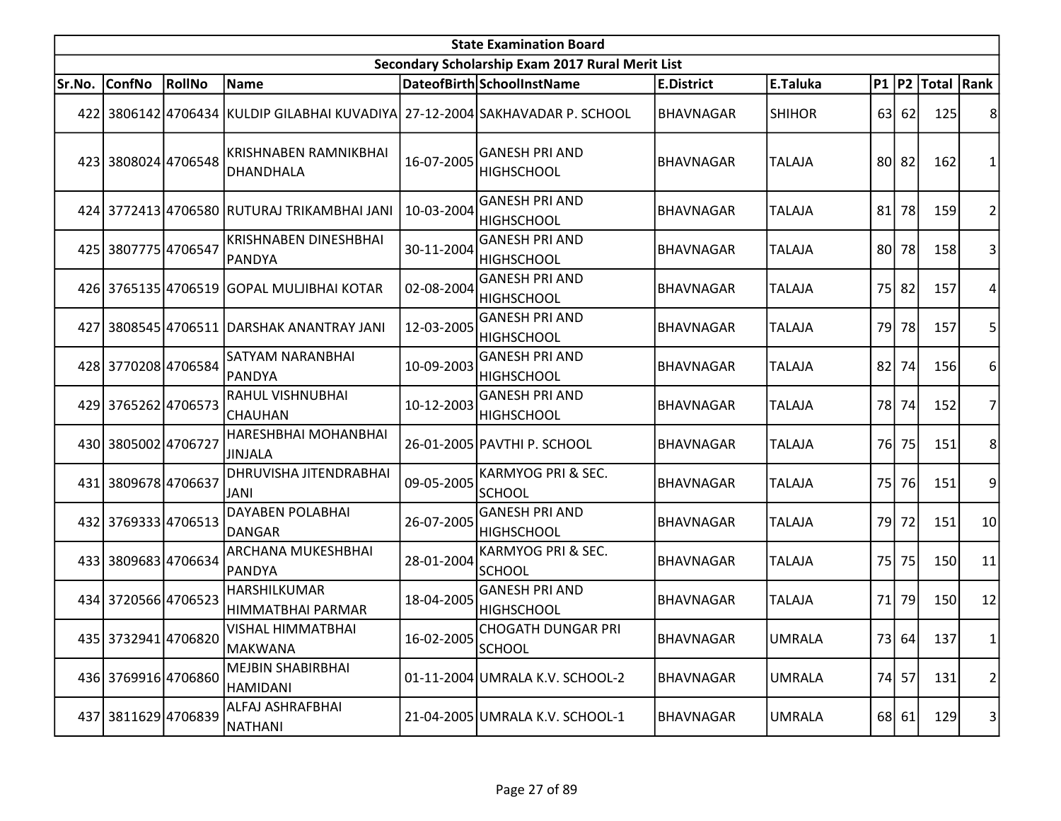| State Examination Board | | | | | | | | | | | |
|---|---|---|---|---|---|---|---|---|---|---|---|
| Secondary Scholarship Exam 2017 Rural Merit List | | | | | | | | | | | |
| Sr.No. | ConfNo | RollNo | Name | DateofBirth | SchoolInstName | E.District | E.Taluka | P1 | P2 | Total | Rank |
| 422 | 3806142 | 4706434 | KULDIP GILABHAI KUVADIYA | 27-12-2004 | SAKHAVADAR P. SCHOOL | BHAVNAGAR | SHIHOR | 63 | 62 | 125 | 8 |
| 423 | 3808024 | 4706548 | KRISHNABEN RAMNIKBHAI DHANDHALA | 16-07-2005 | GANESH PRI AND HIGHSCHOOL | BHAVNAGAR | TALAJA | 80 | 82 | 162 | 1 |
| 424 | 3772413 | 4706580 | RUTURAJ TRIKAMBHAI JANI | 10-03-2004 | GANESH PRI AND HIGHSCHOOL | BHAVNAGAR | TALAJA | 81 | 78 | 159 | 2 |
| 425 | 3807775 | 4706547 | KRISHNABEN DINESHBHAI PANDYA | 30-11-2004 | GANESH PRI AND HIGHSCHOOL | BHAVNAGAR | TALAJA | 80 | 78 | 158 | 3 |
| 426 | 3765135 | 4706519 | GOPAL MULJIBHAI KOTAR | 02-08-2004 | GANESH PRI AND HIGHSCHOOL | BHAVNAGAR | TALAJA | 75 | 82 | 157 | 4 |
| 427 | 3808545 | 4706511 | DARSHAK ANANTRAY JANI | 12-03-2005 | GANESH PRI AND HIGHSCHOOL | BHAVNAGAR | TALAJA | 79 | 78 | 157 | 5 |
| 428 | 3770208 | 4706584 | SATYAM NARANBHAI PANDYA | 10-09-2003 | GANESH PRI AND HIGHSCHOOL | BHAVNAGAR | TALAJA | 82 | 74 | 156 | 6 |
| 429 | 3765262 | 4706573 | RAHUL VISHNUBHAI CHAUHAN | 10-12-2003 | GANESH PRI AND HIGHSCHOOL | BHAVNAGAR | TALAJA | 78 | 74 | 152 | 7 |
| 430 | 3805002 | 4706727 | HARESHBHAI MOHANBHAI JINJALA | 26-01-2005 | PAVTHI P. SCHOOL | BHAVNAGAR | TALAJA | 76 | 75 | 151 | 8 |
| 431 | 3809678 | 4706637 | DHRUVISHA JITENDRABHAI JANI | 09-05-2005 | KARMYOG PRI & SEC. SCHOOL | BHAVNAGAR | TALAJA | 75 | 76 | 151 | 9 |
| 432 | 3769333 | 4706513 | DAYABEN POLABHAI DANGAR | 26-07-2005 | GANESH PRI AND HIGHSCHOOL | BHAVNAGAR | TALAJA | 79 | 72 | 151 | 10 |
| 433 | 3809683 | 4706634 | ARCHANA MUKESHBHAI PANDYA | 28-01-2004 | KARMYOG PRI & SEC. SCHOOL | BHAVNAGAR | TALAJA | 75 | 75 | 150 | 11 |
| 434 | 3720566 | 4706523 | HARSHILKUMAR HIMMATBHAI PARMAR | 18-04-2005 | GANESH PRI AND HIGHSCHOOL | BHAVNAGAR | TALAJA | 71 | 79 | 150 | 12 |
| 435 | 3732941 | 4706820 | VISHAL HIMMATBHAI MAKWANA | 16-02-2005 | CHOGATH DUNGAR PRI SCHOOL | BHAVNAGAR | UMRALA | 73 | 64 | 137 | 1 |
| 436 | 3769916 | 4706860 | MEJBIN SHABIRBHAI HAMIDANI | 01-11-2004 | UMRALA K.V. SCHOOL-2 | BHAVNAGAR | UMRALA | 74 | 57 | 131 | 2 |
| 437 | 3811629 | 4706839 | ALFAJ ASHRAFBHAI NATHANI | 21-04-2005 | UMRALA K.V. SCHOOL-1 | BHAVNAGAR | UMRALA | 68 | 61 | 129 | 3 |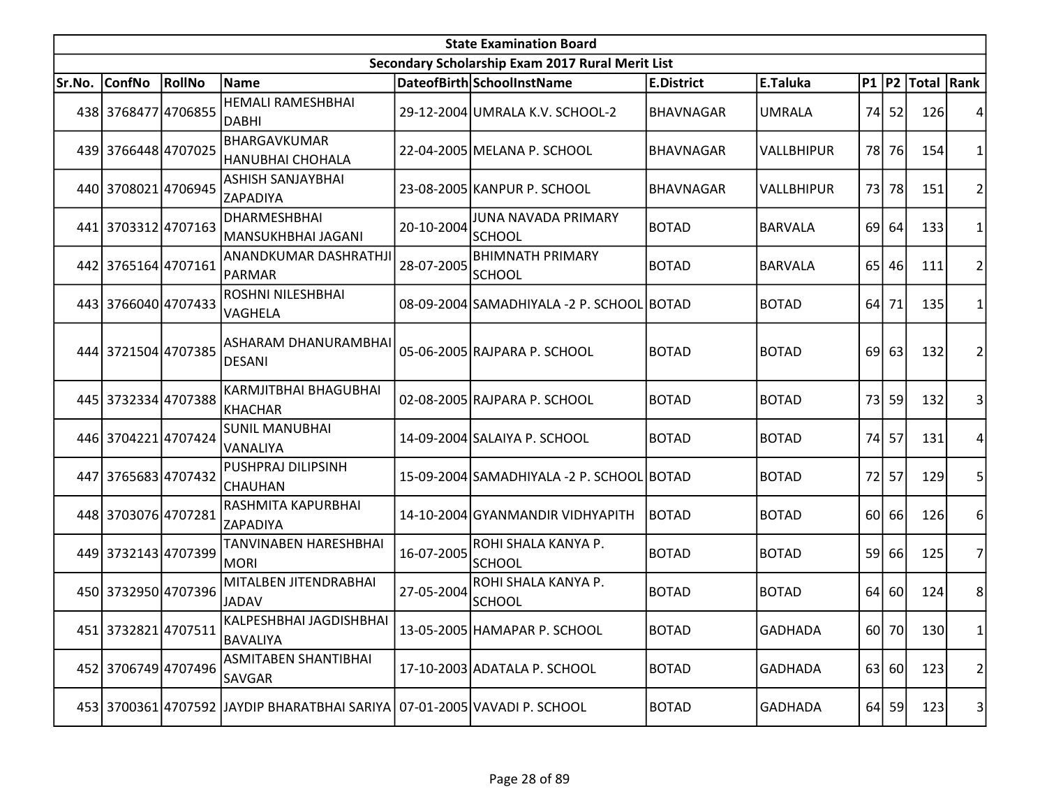| State Examination Board | | | | | | | | | | | |
|---|---|---|---|---|---|---|---|---|---|---|---|
| Secondary Scholarship Exam 2017 Rural Merit List | | | | | | | | | | | |
| Sr.No. | ConfNo | RollNo | Name | DateofBirth | SchoolInstName | E.District | E.Taluka | P1 | P2 | Total | Rank |
| 438 | 3768477 | 4706855 | HEMALI RAMESHBHAI DABHI | 29-12-2004 | UMRALA K.V. SCHOOL-2 | BHAVNAGAR | UMRALA | 74 | 52 | 126 | 4 |
| 439 | 3766448 | 4707025 | BHARGAVKUMAR HANUBHAI CHOHALA | 22-04-2005 | MELANA P. SCHOOL | BHAVNAGAR | VALLBHIPUR | 78 | 76 | 154 | 1 |
| 440 | 3708021 | 4706945 | ASHISH SANJAYBHAI ZAPADIYA | 23-08-2005 | KANPUR P. SCHOOL | BHAVNAGAR | VALLBHIPUR | 73 | 78 | 151 | 2 |
| 441 | 3703312 | 4707163 | DHARMESHBHAI MANSUKHBHAI JAGANI | 20-10-2004 | JUNA NAVADA PRIMARY SCHOOL | BOTAD | BARVALA | 69 | 64 | 133 | 1 |
| 442 | 3765164 | 4707161 | ANANDKUMAR DASHRATHJI PARMAR | 28-07-2005 | BHIMNATH PRIMARY SCHOOL | BOTAD | BARVALA | 65 | 46 | 111 | 2 |
| 443 | 3766040 | 4707433 | ROSHNI NILESHBHAI VAGHELA | 08-09-2004 | SAMADHIYALA -2 P. SCHOOL | BOTAD | BOTAD | 64 | 71 | 135 | 1 |
| 444 | 3721504 | 4707385 | ASHARAM DHANURAMBHAI DESANI | 05-06-2005 | RAJPARA P. SCHOOL | BOTAD | BOTAD | 69 | 63 | 132 | 2 |
| 445 | 3732334 | 4707388 | KARMJITBHAI BHAGUBHAI KHACHAR | 02-08-2005 | RAJPARA P. SCHOOL | BOTAD | BOTAD | 73 | 59 | 132 | 3 |
| 446 | 3704221 | 4707424 | SUNIL MANUBHAI VANALIYA | 14-09-2004 | SALAIYA P. SCHOOL | BOTAD | BOTAD | 74 | 57 | 131 | 4 |
| 447 | 3765683 | 4707432 | PUSHPRAJ DILIPSINH CHAUHAN | 15-09-2004 | SAMADHIYALA -2 P. SCHOOL | BOTAD | BOTAD | 72 | 57 | 129 | 5 |
| 448 | 3703076 | 4707281 | RASHMITA KAPURBHAI ZAPADIYA | 14-10-2004 | GYANMANDIR VIDHYAPITH | BOTAD | BOTAD | 60 | 66 | 126 | 6 |
| 449 | 3732143 | 4707399 | TANVINABEN HARESHBHAI MORI | 16-07-2005 | ROHI SHALA KANYA P. SCHOOL | BOTAD | BOTAD | 59 | 66 | 125 | 7 |
| 450 | 3732950 | 4707396 | MITALBEN JITENDRABHAI JADAV | 27-05-2004 | ROHI SHALA KANYA P. SCHOOL | BOTAD | BOTAD | 64 | 60 | 124 | 8 |
| 451 | 3732821 | 4707511 | KALPESHBHAI JAGDISHBHAI BAVALIYA | 13-05-2005 | HAMAPAR P. SCHOOL | BOTAD | GADHADA | 60 | 70 | 130 | 1 |
| 452 | 3706749 | 4707496 | ASMITABEN SHANTIBHAI SAVGAR | 17-10-2003 | ADATALA P. SCHOOL | BOTAD | GADHADA | 63 | 60 | 123 | 2 |
| 453 | 3700361 | 4707592 | JAYDIP BHARATBHAI SARIYA | 07-01-2005 | VAVADI P. SCHOOL | BOTAD | GADHADA | 64 | 59 | 123 | 3 |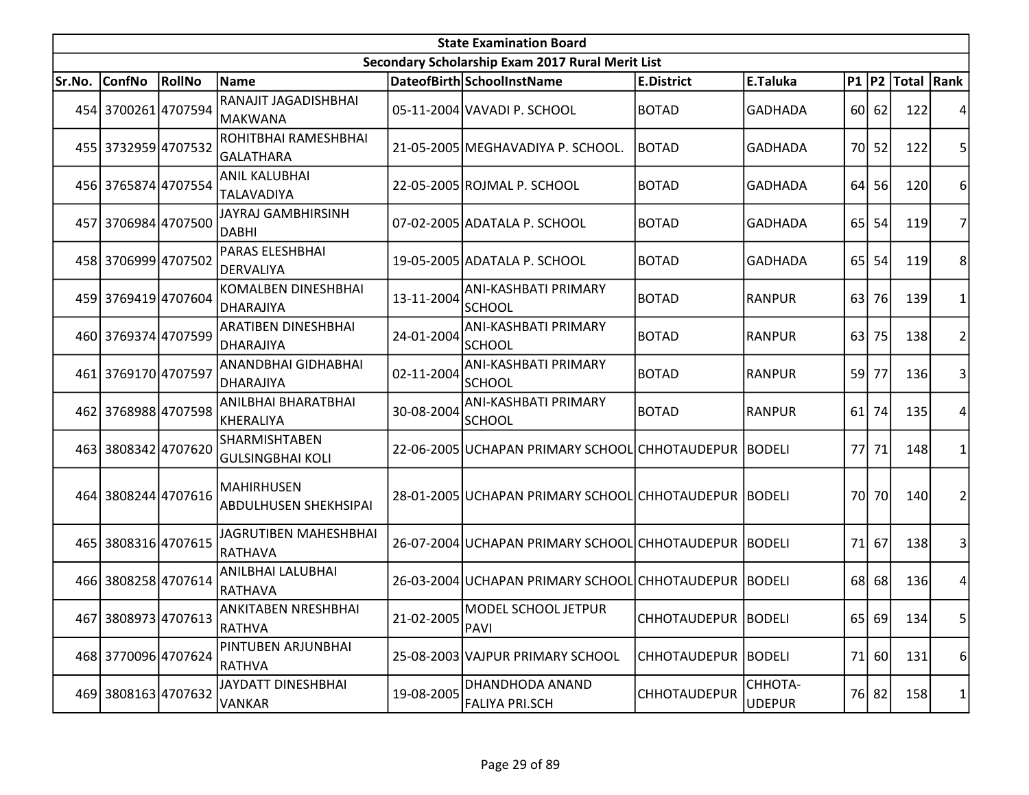| State Examination Board | | | | | | | | | | | |
|---|---|---|---|---|---|---|---|---|---|---|---|
| Secondary Scholarship Exam 2017 Rural Merit List | | | | | | | | | | | |
| Sr.No. | ConfNo | RollNo | Name | DateofBirth | SchoolInstName | E.District | E.Taluka | P1 | P2 | Total | Rank |
| 454 | 3700261 | 4707594 | RANAJIT JAGADISHBHAI MAKWANA | 05-11-2004 | VAVADI P. SCHOOL | BOTAD | GADHADA | 60 | 62 | 122 | 4 |
| 455 | 3732959 | 4707532 | ROHITBHAI RAMESHBHAI GALATHARA | 21-05-2005 | MEGHAVADIYA P. SCHOOL. | BOTAD | GADHADA | 70 | 52 | 122 | 5 |
| 456 | 3765874 | 4707554 | ANIL KALUBHAI TALAVADIYA | 22-05-2005 | ROJMAL P. SCHOOL | BOTAD | GADHADA | 64 | 56 | 120 | 6 |
| 457 | 3706984 | 4707500 | JAYRAJ GAMBHIRSINH DABHI | 07-02-2005 | ADATALA P. SCHOOL | BOTAD | GADHADA | 65 | 54 | 119 | 7 |
| 458 | 3706999 | 4707502 | PARAS ELESHBHAI DERVALIYA | 19-05-2005 | ADATALA P. SCHOOL | BOTAD | GADHADA | 65 | 54 | 119 | 8 |
| 459 | 3769419 | 4707604 | KOMALBEN DINESHBHAI DHARAJIYA | 13-11-2004 | ANI-KASHBATI PRIMARY SCHOOL | BOTAD | RANPUR | 63 | 76 | 139 | 1 |
| 460 | 3769374 | 4707599 | ARATIBEN DINESHBHAI DHARAJIYA | 24-01-2004 | ANI-KASHBATI PRIMARY SCHOOL | BOTAD | RANPUR | 63 | 75 | 138 | 2 |
| 461 | 3769170 | 4707597 | ANANDBHAI GIDHABHAI DHARAJIYA | 02-11-2004 | ANI-KASHBATI PRIMARY SCHOOL | BOTAD | RANPUR | 59 | 77 | 136 | 3 |
| 462 | 3768988 | 4707598 | ANILBHAI BHARATBHAI KHERALIYA | 30-08-2004 | ANI-KASHBATI PRIMARY SCHOOL | BOTAD | RANPUR | 61 | 74 | 135 | 4 |
| 463 | 3808342 | 4707620 | SHARMISHTABEN GULSINGBHAI KOLI | 22-06-2005 | UCHAPAN PRIMARY SCHOOL | CHHOTAUDEPUR | BODELI | 77 | 71 | 148 | 1 |
| 464 | 3808244 | 4707616 | MAHIRHUSEN ABDULHUSEN SHEKHSIPAI | 28-01-2005 | UCHAPAN PRIMARY SCHOOL | CHHOTAUDEPUR | BODELI | 70 | 70 | 140 | 2 |
| 465 | 3808316 | 4707615 | JAGRUTIBEN MAHESHBHAI RATHAVA | 26-07-2004 | UCHAPAN PRIMARY SCHOOL | CHHOTAUDEPUR | BODELI | 71 | 67 | 138 | 3 |
| 466 | 3808258 | 4707614 | ANILBHAI LALUBHAI RATHAVA | 26-03-2004 | UCHAPAN PRIMARY SCHOOL | CHHOTAUDEPUR | BODELI | 68 | 68 | 136 | 4 |
| 467 | 3808973 | 4707613 | ANKITABEN NRESHBHAI RATHVA | 21-02-2005 | MODEL SCHOOL JETPUR PAVI | CHHOTAUDEPUR | BODELI | 65 | 69 | 134 | 5 |
| 468 | 3770096 | 4707624 | PINTUBEN ARJUNBHAI RATHVA | 25-08-2003 | VAJPUR PRIMARY SCHOOL | CHHOTAUDEPUR | BODELI | 71 | 60 | 131 | 6 |
| 469 | 3808163 | 4707632 | JAYDATT DINESHBHAI VANKAR | 19-08-2005 | DHANDHODA ANAND FALIYA PRI.SCH | CHHOTAUDEPUR | CHHOTA-UDEPUR | 76 | 82 | 158 | 1 |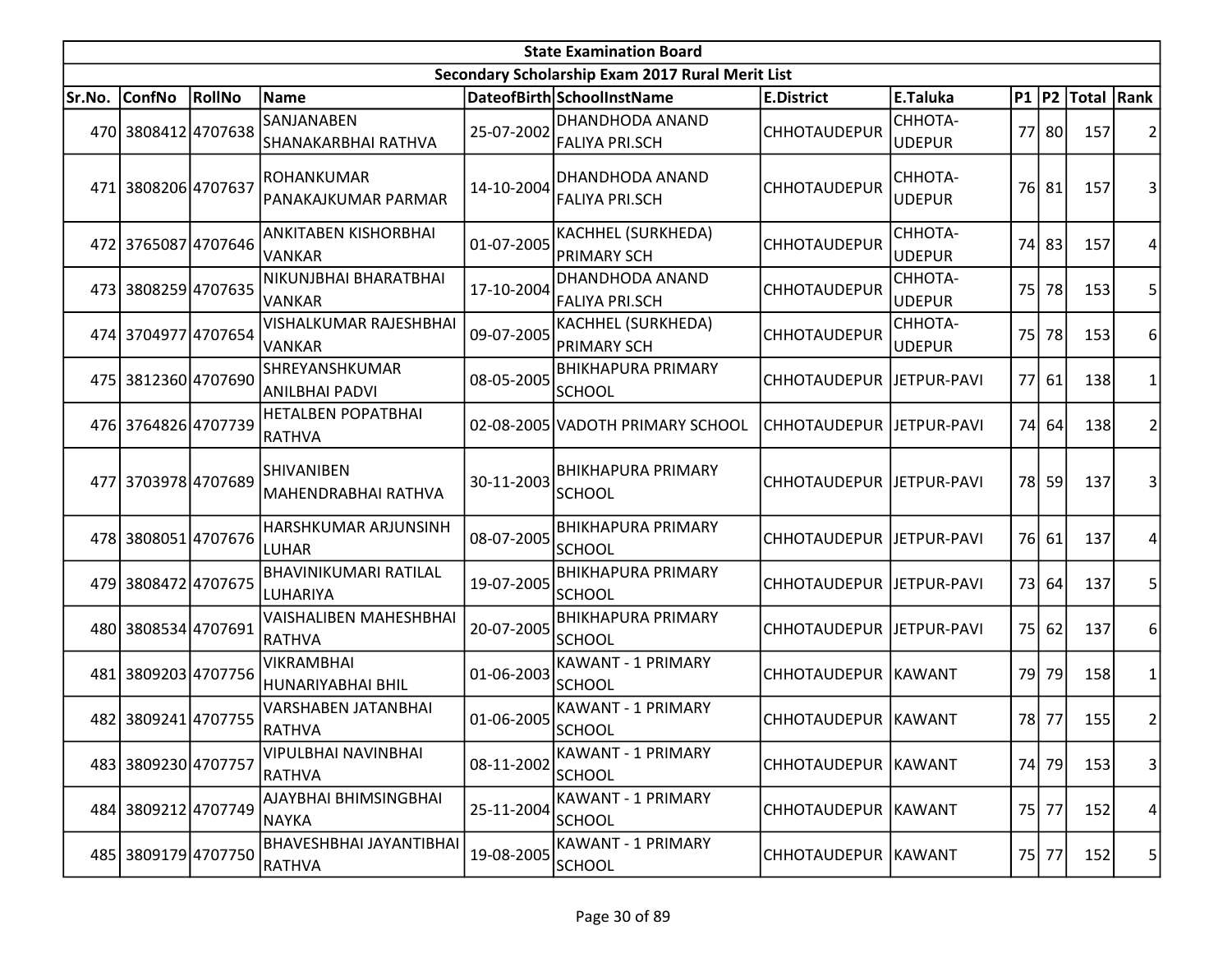| State Examination Board | | | | | | | | | | | |
|---|---|---|---|---|---|---|---|---|---|---|---|
| Secondary Scholarship Exam 2017 Rural Merit List | | | | | | | | | | | |
| Sr.No. | ConfNo | RollNo | Name | DateofBirth | SchoolInstName | E.District | E.Taluka | P1 | P2 | Total | Rank |
| 470 | 3808412 | 4707638 | SANJANABEN SHANAKARBHAI RATHVA | 25-07-2002 | DHANDHODA ANAND FALIYA PRI.SCH | CHHOTAUDEPUR | CHHOTA-UDEPUR | 77 | 80 | 157 | 2 |
| 471 | 3808206 | 4707637 | ROHANKUMAR PANAKAJKUMAR PARMAR | 14-10-2004 | DHANDHODA ANAND FALIYA PRI.SCH | CHHOTAUDEPUR | CHHOTA-UDEPUR | 76 | 81 | 157 | 3 |
| 472 | 3765087 | 4707646 | ANKITABEN KISHORBHAI VANKAR | 01-07-2005 | KACHHEL (SURKHEDA) PRIMARY SCH | CHHOTAUDEPUR | CHHOTA-UDEPUR | 74 | 83 | 157 | 4 |
| 473 | 3808259 | 4707635 | NIKUNJBHAI BHARATBHAI VANKAR | 17-10-2004 | DHANDHODA ANAND FALIYA PRI.SCH | CHHOTAUDEPUR | CHHOTA-UDEPUR | 75 | 78 | 153 | 5 |
| 474 | 3704977 | 4707654 | VISHALKUMAR RAJESHBHAI VANKAR | 09-07-2005 | KACHHEL (SURKHEDA) PRIMARY SCH | CHHOTAUDEPUR | CHHOTA-UDEPUR | 75 | 78 | 153 | 6 |
| 475 | 3812360 | 4707690 | SHREYANSHKUMAR ANILBHAI PADVI | 08-05-2005 | BHIKHAPURA PRIMARY SCHOOL | CHHOTAUDEPUR | JETPUR-PAVI | 77 | 61 | 138 | 1 |
| 476 | 3764826 | 4707739 | HETALBEN POPATBHAI RATHVA | 02-08-2005 | VADOTH PRIMARY SCHOOL | CHHOTAUDEPUR | JETPUR-PAVI | 74 | 64 | 138 | 2 |
| 477 | 3703978 | 4707689 | SHIVANIBEN MAHENDRABHAI RATHVA | 30-11-2003 | BHIKHAPURA PRIMARY SCHOOL | CHHOTAUDEPUR | JETPUR-PAVI | 78 | 59 | 137 | 3 |
| 478 | 3808051 | 4707676 | HARSHKUMAR ARJUNSINH LUHAR | 08-07-2005 | BHIKHAPURA PRIMARY SCHOOL | CHHOTAUDEPUR | JETPUR-PAVI | 76 | 61 | 137 | 4 |
| 479 | 3808472 | 4707675 | BHAVINIKUMARI RATILAL LUHARIYA | 19-07-2005 | BHIKHAPURA PRIMARY SCHOOL | CHHOTAUDEPUR | JETPUR-PAVI | 73 | 64 | 137 | 5 |
| 480 | 3808534 | 4707691 | VAISHALIBEN MAHESHBHAI RATHVA | 20-07-2005 | BHIKHAPURA PRIMARY SCHOOL | CHHOTAUDEPUR | JETPUR-PAVI | 75 | 62 | 137 | 6 |
| 481 | 3809203 | 4707756 | VIKRAMBHAI HUNARIYABHAI BHIL | 01-06-2003 | KAWANT - 1 PRIMARY SCHOOL | CHHOTAUDEPUR | KAWANT | 79 | 79 | 158 | 1 |
| 482 | 3809241 | 4707755 | VARSHABEN JATANBHAI RATHVA | 01-06-2005 | KAWANT - 1 PRIMARY SCHOOL | CHHOTAUDEPUR | KAWANT | 78 | 77 | 155 | 2 |
| 483 | 3809230 | 4707757 | VIPULBHAI NAVINBHAI RATHVA | 08-11-2002 | KAWANT - 1 PRIMARY SCHOOL | CHHOTAUDEPUR | KAWANT | 74 | 79 | 153 | 3 |
| 484 | 3809212 | 4707749 | AJAYBHAI BHIMSINGBHAI NAYKA | 25-11-2004 | KAWANT - 1 PRIMARY SCHOOL | CHHOTAUDEPUR | KAWANT | 75 | 77 | 152 | 4 |
| 485 | 3809179 | 4707750 | BHAVESHBHAI JAYANTIBHAI RATHVA | 19-08-2005 | KAWANT - 1 PRIMARY SCHOOL | CHHOTAUDEPUR | KAWANT | 75 | 77 | 152 | 5 |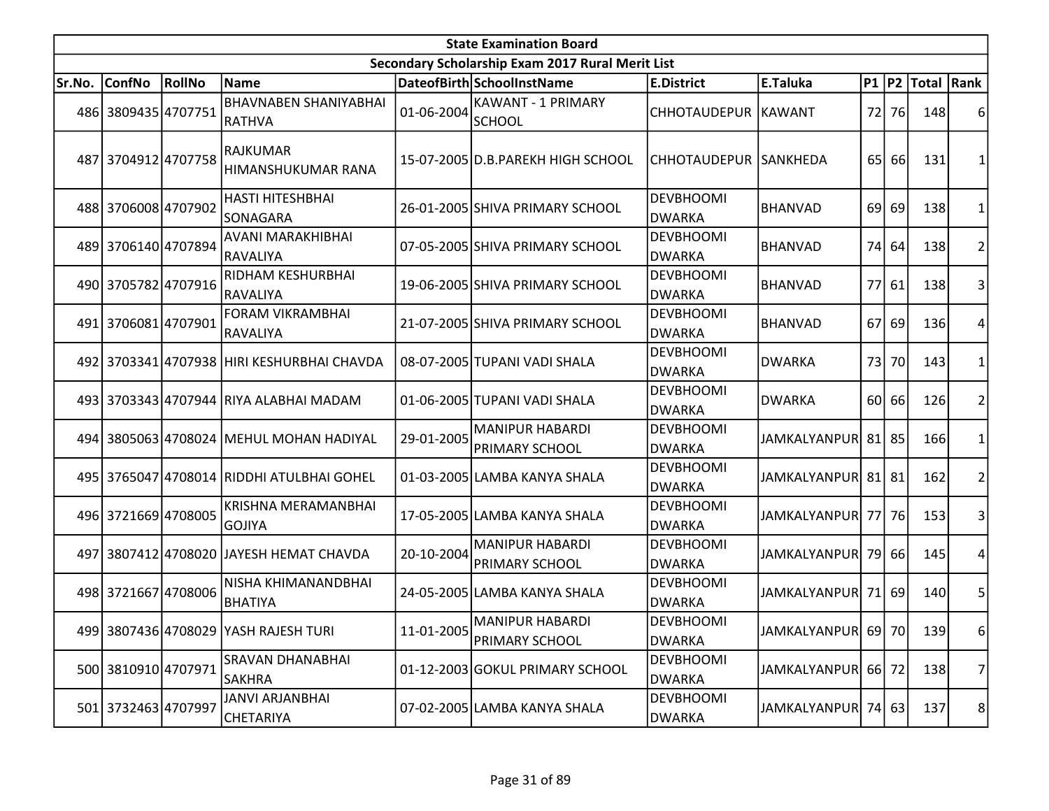| State Examination Board | | | | | | | | | | | | |
|---|---|---|---|---|---|---|---|---|---|---|---|---|
| Secondary Scholarship Exam 2017 Rural Merit List | | | | | | | | | | | | |
| Sr.No. | ConfNo | RollNo | Name | DateofBirth | SchoolInstName | E.District | E.Taluka | P1 | P2 | Total | Rank |
| 486 | 3809435 | 4707751 | BHAVNABEN SHANIYABHAI RATHVA | 01-06-2004 | KAWANT - 1 PRIMARY SCHOOL | CHHOTAUDEPUR | KAWANT | 72 | 76 | 148 | 6 |
| 487 | 3704912 | 4707758 | RAJKUMAR HIMANSHUKUMAR RANA | 15-07-2005 | D.B.PAREKH HIGH SCHOOL | CHHOTAUDEPUR | SANKHEDA | 65 | 66 | 131 | 1 |
| 488 | 3706008 | 4707902 | HASTI HITESHBHAI SONAGARA | 26-01-2005 | SHIVA PRIMARY SCHOOL | DEVBHOOMI DWARKA | BHANVAD | 69 | 69 | 138 | 1 |
| 489 | 3706140 | 4707894 | AVANI MARAKHIBHAI RAVALIYA | 07-05-2005 | SHIVA PRIMARY SCHOOL | DEVBHOOMI DWARKA | BHANVAD | 74 | 64 | 138 | 2 |
| 490 | 3705782 | 4707916 | RIDHAM KESHURBHAI RAVALIYA | 19-06-2005 | SHIVA PRIMARY SCHOOL | DEVBHOOMI DWARKA | BHANVAD | 77 | 61 | 138 | 3 |
| 491 | 3706081 | 4707901 | FORAM VIKRAMBHAI RAVALIYA | 21-07-2005 | SHIVA PRIMARY SCHOOL | DEVBHOOMI DWARKA | BHANVAD | 67 | 69 | 136 | 4 |
| 492 | 3703341 | 4707938 | HIRI KESHURBHAI CHAVDA | 08-07-2005 | TUPANI VADI SHALA | DEVBHOOMI DWARKA | DWARKA | 73 | 70 | 143 | 1 |
| 493 | 3703343 | 4707944 | RIYA ALABHAI MADAM | 01-06-2005 | TUPANI VADI SHALA | DEVBHOOMI DWARKA | DWARKA | 60 | 66 | 126 | 2 |
| 494 | 3805063 | 4708024 | MEHUL MOHAN HADIYAL | 29-01-2005 | MANIPUR HABARDI PRIMARY SCHOOL | DEVBHOOMI DWARKA | JAMKALYANPUR | 81 | 85 | 166 | 1 |
| 495 | 3765047 | 4708014 | RIDDHI ATULBHAI GOHEL | 01-03-2005 | LAMBA KANYA SHALA | DEVBHOOMI DWARKA | JAMKALYANPUR | 81 | 81 | 162 | 2 |
| 496 | 3721669 | 4708005 | KRISHNA MERAMANBHAI GOJIYA | 17-05-2005 | LAMBA KANYA SHALA | DEVBHOOMI DWARKA | JAMKALYANPUR | 77 | 76 | 153 | 3 |
| 497 | 3807412 | 4708020 | JAYESH HEMAT CHAVDA | 20-10-2004 | MANIPUR HABARDI PRIMARY SCHOOL | DEVBHOOMI DWARKA | JAMKALYANPUR | 79 | 66 | 145 | 4 |
| 498 | 3721667 | 4708006 | NISHA KHIMANANDBHAI BHATIYA | 24-05-2005 | LAMBA KANYA SHALA | DEVBHOOMI DWARKA | JAMKALYANPUR | 71 | 69 | 140 | 5 |
| 499 | 3807436 | 4708029 | YASH RAJESH TURI | 11-01-2005 | MANIPUR HABARDI PRIMARY SCHOOL | DEVBHOOMI DWARKA | JAMKALYANPUR | 69 | 70 | 139 | 6 |
| 500 | 3810910 | 4707971 | SRAVAN DHANABHAI SAKHRA | 01-12-2003 | GOKUL PRIMARY SCHOOL | DEVBHOOMI DWARKA | JAMKALYANPUR | 66 | 72 | 138 | 7 |
| 501 | 3732463 | 4707997 | JANVI ARJANBHAI CHETARIYA | 07-02-2005 | LAMBA KANYA SHALA | DEVBHOOMI DWARKA | JAMKALYANPUR | 74 | 63 | 137 | 8 |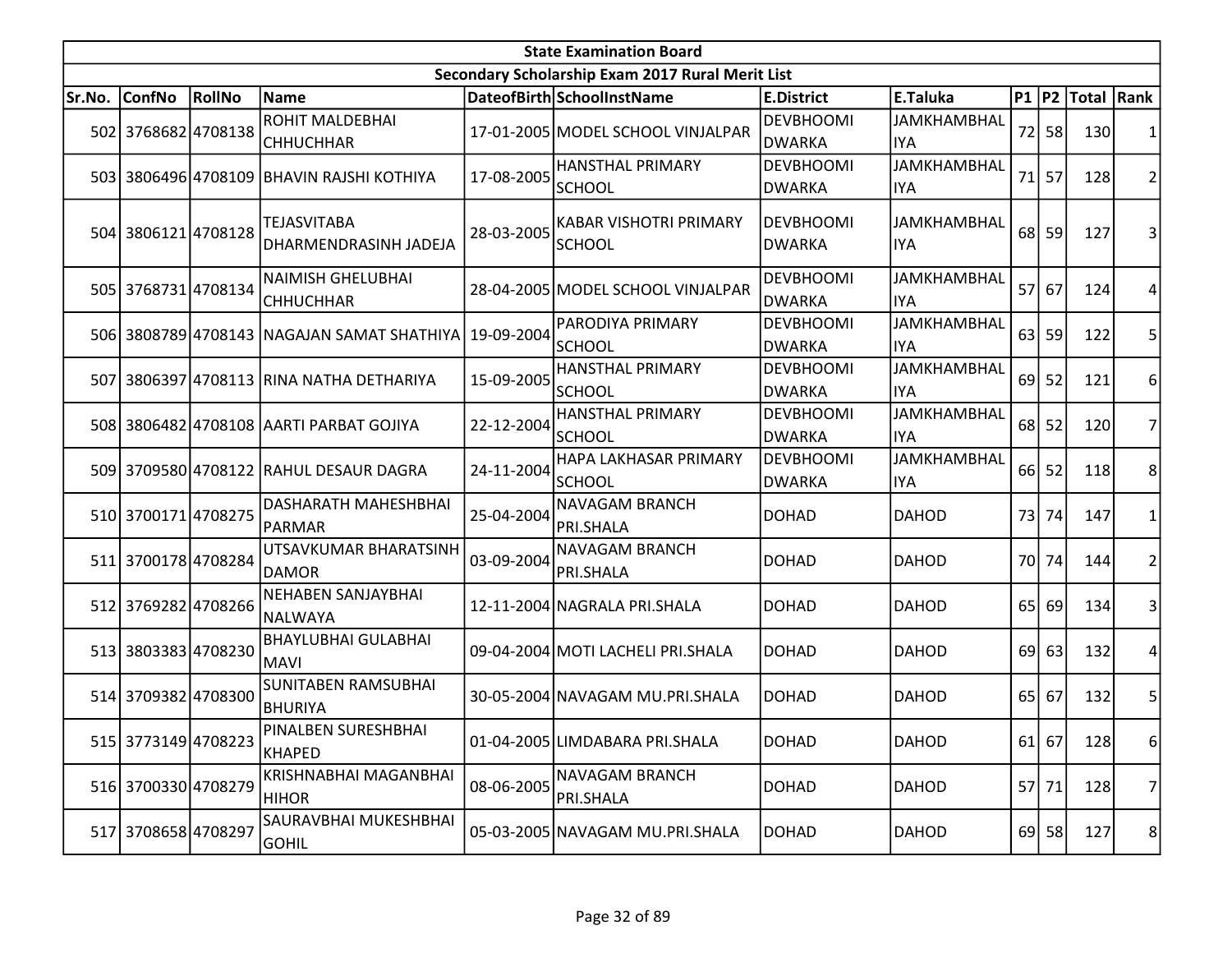| State Examination Board | | | | | | | | | | | | |
|---|---|---|---|---|---|---|---|---|---|---|---|---|
| Secondary Scholarship Exam 2017 Rural Merit List | | | | | | | | | | | | |
| Sr.No. | ConfNo | RollNo | Name | DateofBirth | SchoolInstName | E.District | E.Taluka | P1 | P2 | Total | Rank |
| 502 | 3768682 | 4708138 | ROHIT MALDEBHAI CHHUCHHAR | 17-01-2005 | MODEL SCHOOL VINJALPAR | DEVBHOOMI DWARKA | JAMKHAMBHALIYA | 72 | 58 | 130 | 1 |
| 503 | 3806496 | 4708109 | BHAVIN RAJSHI KOTHIYA | 17-08-2005 | HANSTHAL PRIMARY SCHOOL | DEVBHOOMI DWARKA | JAMKHAMBHALIYA | 71 | 57 | 128 | 2 |
| 504 | 3806121 | 4708128 | TEJASVITABA DHARMENDRASINH JADEJA | 28-03-2005 | KABAR VISHOTRI PRIMARY SCHOOL | DEVBHOOMI DWARKA | JAMKHAMBHALIYA | 68 | 59 | 127 | 3 |
| 505 | 3768731 | 4708134 | NAIMISH GHELUBHAI CHHUCHHAR | 28-04-2005 | MODEL SCHOOL VINJALPAR | DEVBHOOMI DWARKA | JAMKHAMBHALIYA | 57 | 67 | 124 | 4 |
| 506 | 3808789 | 4708143 | NAGAJAN SAMAT SHATHIYA | 19-09-2004 | PARODIYA PRIMARY SCHOOL | DEVBHOOMI DWARKA | JAMKHAMBHALIYA | 63 | 59 | 122 | 5 |
| 507 | 3806397 | 4708113 | RINA NATHA DETHARIYA | 15-09-2005 | HANSTHAL PRIMARY SCHOOL | DEVBHOOMI DWARKA | JAMKHAMBHALIYA | 69 | 52 | 121 | 6 |
| 508 | 3806482 | 4708108 | AARTI PARBAT GOJIYA | 22-12-2004 | HANSTHAL PRIMARY SCHOOL | DEVBHOOMI DWARKA | JAMKHAMBHALIYA | 68 | 52 | 120 | 7 |
| 509 | 3709580 | 4708122 | RAHUL DESAUR DAGRA | 24-11-2004 | HAPA LAKHASAR PRIMARY SCHOOL | DEVBHOOMI DWARKA | JAMKHAMBHALIYA | 66 | 52 | 118 | 8 |
| 510 | 3700171 | 4708275 | DASHARATH MAHESHBHAI PARMAR | 25-04-2004 | NAVAGAM BRANCH PRI.SHALA | DOHAD | DAHOD | 73 | 74 | 147 | 1 |
| 511 | 3700178 | 4708284 | UTSAVKUMAR BHARATSINH DAMOR | 03-09-2004 | NAVAGAM BRANCH PRI.SHALA | DOHAD | DAHOD | 70 | 74 | 144 | 2 |
| 512 | 3769282 | 4708266 | NEHABEN SANJAYBHAI NALWAYA | 12-11-2004 | NAGRALA PRI.SHALA | DOHAD | DAHOD | 65 | 69 | 134 | 3 |
| 513 | 3803383 | 4708230 | BHAYLUBHAI GULABHAI MAVI | 09-04-2004 | MOTI LACHELI PRI.SHALA | DOHAD | DAHOD | 69 | 63 | 132 | 4 |
| 514 | 3709382 | 4708300 | SUNITABEN RAMSUBHAI BHURIYA | 30-05-2004 | NAVAGAM MU.PRI.SHALA | DOHAD | DAHOD | 65 | 67 | 132 | 5 |
| 515 | 3773149 | 4708223 | PINALBEN SURESHBHAI KHAPED | 01-04-2005 | LIMDABARA PRI.SHALA | DOHAD | DAHOD | 61 | 67 | 128 | 6 |
| 516 | 3700330 | 4708279 | KRISHNABHAI MAGANBHAI HIHOR | 08-06-2005 | NAVAGAM BRANCH PRI.SHALA | DOHAD | DAHOD | 57 | 71 | 128 | 7 |
| 517 | 3708658 | 4708297 | SAURAVBHAI MUKESHBHAI GOHIL | 05-03-2005 | NAVAGAM MU.PRI.SHALA | DOHAD | DAHOD | 69 | 58 | 127 | 8 |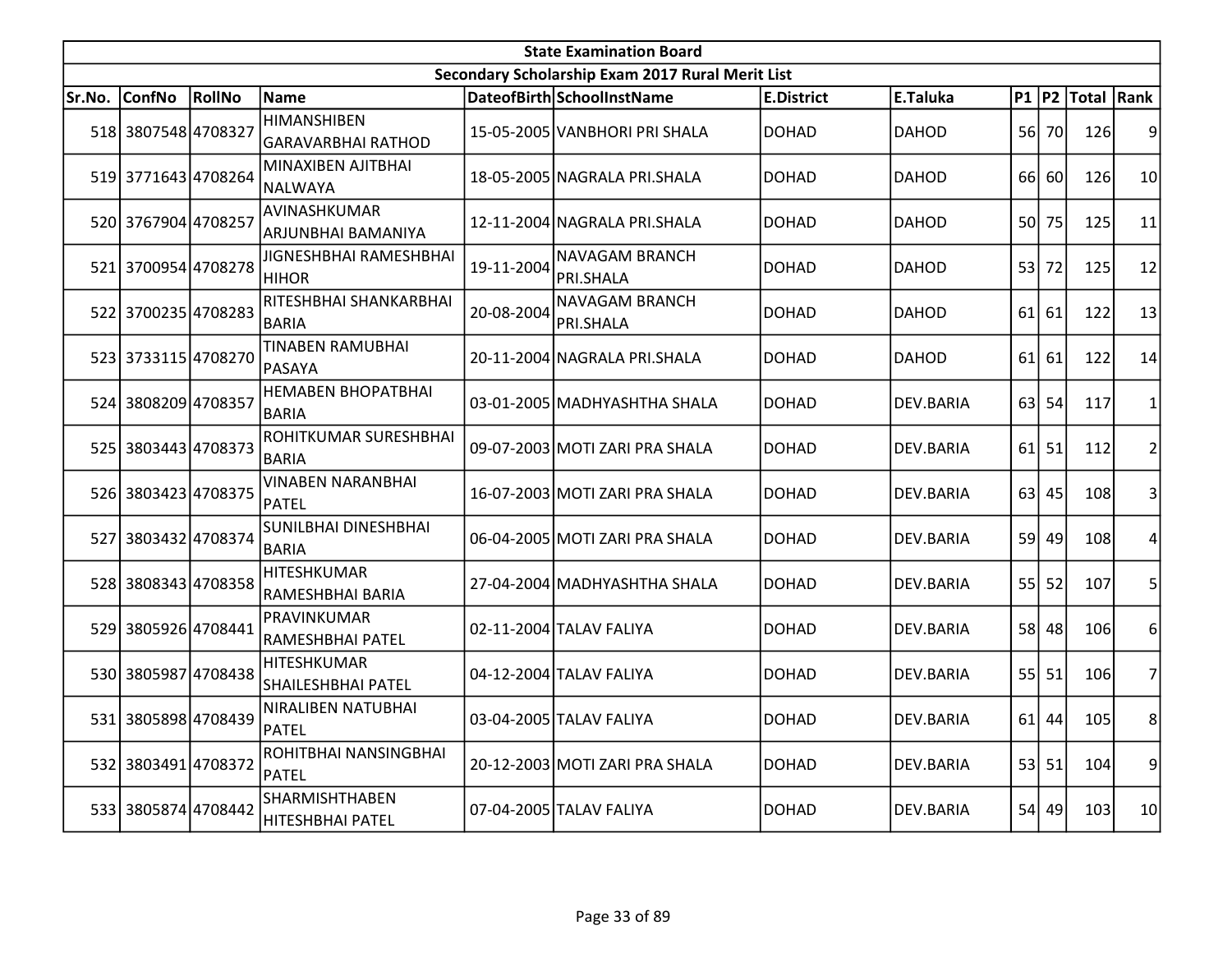| State Examination Board | | | | | | | | | | | | |
|---|---|---|---|---|---|---|---|---|---|---|---|---|
| Secondary Scholarship Exam 2017 Rural Merit List | | | | | | | | | | | | |
| Sr.No. | ConfNo | RollNo | Name | DateofBirth | SchoolInstName | E.District | E.Taluka | P1 | P2 | Total | Rank |
| 518 | 3807548 | 4708327 | HIMANSHIBEN GARAVARBHAI RATHOD | 15-05-2005 | VANBHORI PRI SHALA | DOHAD | DAHOD | 56 | 70 | 126 | 9 |
| 519 | 3771643 | 4708264 | MINAXIBEN AJITBHAI NALWAYA | 18-05-2005 | NAGRALA PRI.SHALA | DOHAD | DAHOD | 66 | 60 | 126 | 10 |
| 520 | 3767904 | 4708257 | AVINASHKUMAR ARJUNBHAI BAMANIYA | 12-11-2004 | NAGRALA PRI.SHALA | DOHAD | DAHOD | 50 | 75 | 125 | 11 |
| 521 | 3700954 | 4708278 | JIGNESHBHAI RAMESHBHAI HIHOR | 19-11-2004 | NAVAGAM BRANCH PRI.SHALA | DOHAD | DAHOD | 53 | 72 | 125 | 12 |
| 522 | 3700235 | 4708283 | RITESHBHAI SHANKARBHAI BARIA | 20-08-2004 | NAVAGAM BRANCH PRI.SHALA | DOHAD | DAHOD | 61 | 61 | 122 | 13 |
| 523 | 3733115 | 4708270 | TINABEN RAMUBHAI PASAYA | 20-11-2004 | NAGRALA PRI.SHALA | DOHAD | DAHOD | 61 | 61 | 122 | 14 |
| 524 | 3808209 | 4708357 | HEMABEN BHOPATBHAI BARIA | 03-01-2005 | MADHYASHTHA SHALA | DOHAD | DEV.BARIA | 63 | 54 | 117 | 1 |
| 525 | 3803443 | 4708373 | ROHITKUMAR SURESHBHAI BARIA | 09-07-2003 | MOTI ZARI PRA SHALA | DOHAD | DEV.BARIA | 61 | 51 | 112 | 2 |
| 526 | 3803423 | 4708375 | VINABEN NARANBHAI PATEL | 16-07-2003 | MOTI ZARI PRA SHALA | DOHAD | DEV.BARIA | 63 | 45 | 108 | 3 |
| 527 | 3803432 | 4708374 | SUNILBHAI DINESHBHAI BARIA | 06-04-2005 | MOTI ZARI PRA SHALA | DOHAD | DEV.BARIA | 59 | 49 | 108 | 4 |
| 528 | 3808343 | 4708358 | HITESHKUMAR RAMESHBHAI BARIA | 27-04-2004 | MADHYASHTHA SHALA | DOHAD | DEV.BARIA | 55 | 52 | 107 | 5 |
| 529 | 3805926 | 4708441 | PRAVINKUMAR RAMESHBHAI PATEL | 02-11-2004 | TALAV FALIYA | DOHAD | DEV.BARIA | 58 | 48 | 106 | 6 |
| 530 | 3805987 | 4708438 | HITESHKUMAR SHAILESHBHAI PATEL | 04-12-2004 | TALAV FALIYA | DOHAD | DEV.BARIA | 55 | 51 | 106 | 7 |
| 531 | 3805898 | 4708439 | NIRALIBEN NATUBHAI PATEL | 03-04-2005 | TALAV FALIYA | DOHAD | DEV.BARIA | 61 | 44 | 105 | 8 |
| 532 | 3803491 | 4708372 | ROHITBHAI NANSINGBHAI PATEL | 20-12-2003 | MOTI ZARI PRA SHALA | DOHAD | DEV.BARIA | 53 | 51 | 104 | 9 |
| 533 | 3805874 | 4708442 | SHARMISHTHABEN HITESHBHAI PATEL | 07-04-2005 | TALAV FALIYA | DOHAD | DEV.BARIA | 54 | 49 | 103 | 10 |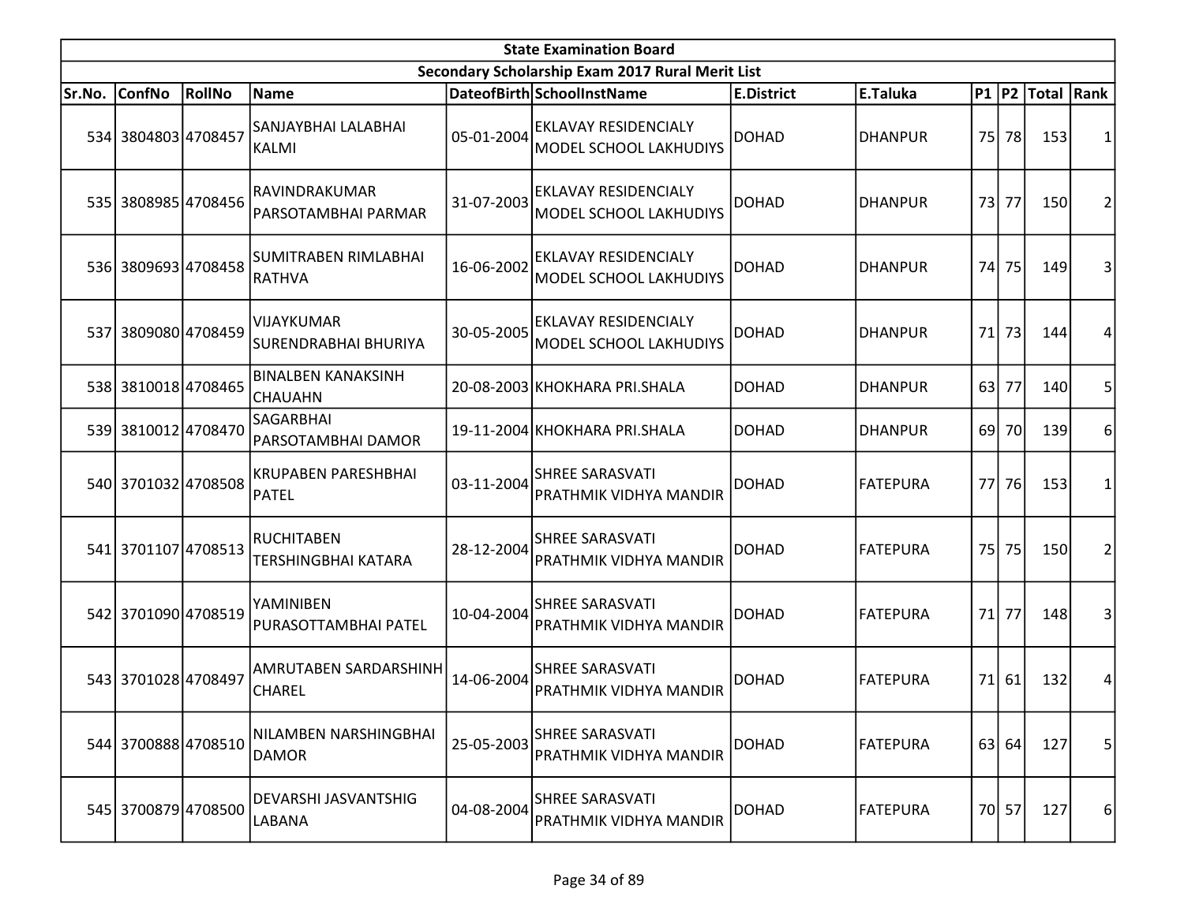| State Examination Board | | | | | | | | | | | |
|---|---|---|---|---|---|---|---|---|---|---|---|
| Secondary Scholarship Exam 2017 Rural Merit List | | | | | | | | | | | |
| Sr.No. | ConfNo | RollNo | Name | DateofBirth | SchoolInstName | E.District | E.Taluka | P1 | P2 | Total | Rank |
| 534 | 3804803 | 4708457 | SANJAYBHAI LALABHAI KALMI | 05-01-2004 | EKLAVAY RESIDENCIALY MODEL SCHOOL LAKHUDIYS | DOHAD | DHANPUR | 75 | 78 | 153 | 1 |
| 535 | 3808985 | 4708456 | RAVINDRAKUMAR PARSOTAMBHAI PARMAR | 31-07-2003 | EKLAVAY RESIDENCIALY MODEL SCHOOL LAKHUDIYS | DOHAD | DHANPUR | 73 | 77 | 150 | 2 |
| 536 | 3809693 | 4708458 | SUMITRABEN RIMLABHAI RATHVA | 16-06-2002 | EKLAVAY RESIDENCIALY MODEL SCHOOL LAKHUDIYS | DOHAD | DHANPUR | 74 | 75 | 149 | 3 |
| 537 | 3809080 | 4708459 | VIJAYKUMAR SURENDRABHAI BHURIYA | 30-05-2005 | EKLAVAY RESIDENCIALY MODEL SCHOOL LAKHUDIYS | DOHAD | DHANPUR | 71 | 73 | 144 | 4 |
| 538 | 3810018 | 4708465 | BINALBEN KANAKSINH CHAUAHN | 20-08-2003 | KHOKHARA PRI.SHALA | DOHAD | DHANPUR | 63 | 77 | 140 | 5 |
| 539 | 3810012 | 4708470 | SAGARBHAI PARSOTAMBHAI DAMOR | 19-11-2004 | KHOKHARA PRI.SHALA | DOHAD | DHANPUR | 69 | 70 | 139 | 6 |
| 540 | 3701032 | 4708508 | KRUPABEN PARESHBHAI PATEL | 03-11-2004 | SHREE SARASVATI PRATHMIK VIDHYA MANDIR | DOHAD | FATEPURA | 77 | 76 | 153 | 1 |
| 541 | 3701107 | 4708513 | RUCHITABEN TERSHINGBHAI KATARA | 28-12-2004 | SHREE SARASVATI PRATHMIK VIDHYA MANDIR | DOHAD | FATEPURA | 75 | 75 | 150 | 2 |
| 542 | 3701090 | 4708519 | YAMINIBEN PURASOTTAMBHAI PATEL | 10-04-2004 | SHREE SARASVATI PRATHMIK VIDHYA MANDIR | DOHAD | FATEPURA | 71 | 77 | 148 | 3 |
| 543 | 3701028 | 4708497 | AMRUTABEN SARDARSHINH CHAREL | 14-06-2004 | SHREE SARASVATI PRATHMIK VIDHYA MANDIR | DOHAD | FATEPURA | 71 | 61 | 132 | 4 |
| 544 | 3700888 | 4708510 | NILAMBEN NARSHINGBHAI DAMOR | 25-05-2003 | SHREE SARASVATI PRATHMIK VIDHYA MANDIR | DOHAD | FATEPURA | 63 | 64 | 127 | 5 |
| 545 | 3700879 | 4708500 | DEVARSHI JASVANTSHIG LABANA | 04-08-2004 | SHREE SARASVATI PRATHMIK VIDHYA MANDIR | DOHAD | FATEPURA | 70 | 57 | 127 | 6 |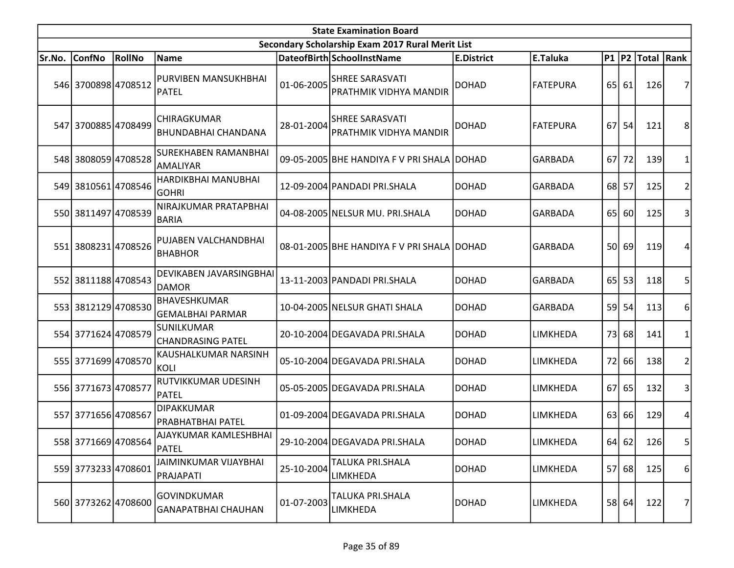| State Examination Board | | | | | | | | | | | |
|---|---|---|---|---|---|---|---|---|---|---|---|
| Secondary Scholarship Exam 2017 Rural Merit List | | | | | | | | | | | |
| Sr.No. | ConfNo | RollNo | Name | DateofBirth | SchoolInstName | E.District | E.Taluka | P1 | P2 | Total | Rank |
| 546 | 3700898 | 4708512 | PURVIBEN MANSUKHBHAI PATEL | 01-06-2005 | SHREE SARASVATI PRATHMIK VIDHYA MANDIR | DOHAD | FATEPURA | 65 | 61 | 126 | 7 |
| 547 | 3700885 | 4708499 | CHIRAGKUMAR BHUNDABHAI CHANDANA | 28-01-2004 | SHREE SARASVATI PRATHMIK VIDHYA MANDIR | DOHAD | FATEPURA | 67 | 54 | 121 | 8 |
| 548 | 3808059 | 4708528 | SUREKHABEN RAMANBHAI AMALIYAR | 09-05-2005 | BHE HANDIYA F V PRI SHALA | DOHAD | GARBADA | 67 | 72 | 139 | 1 |
| 549 | 3810561 | 4708546 | HARDIKBHAI MANUBHAI GOHRI | 12-09-2004 | PANDADI PRI.SHALA | DOHAD | GARBADA | 68 | 57 | 125 | 2 |
| 550 | 3811497 | 4708539 | NIRAJKUMAR PRATAPBHAI BARIA | 04-08-2005 | NELSUR MU. PRI.SHALA | DOHAD | GARBADA | 65 | 60 | 125 | 3 |
| 551 | 3808231 | 4708526 | PUJABEN VALCHANDBHAI BHABHOR | 08-01-2005 | BHE HANDIYA F V PRI SHALA | DOHAD | GARBADA | 50 | 69 | 119 | 4 |
| 552 | 3811188 | 4708543 | DEVIKABEN JAVARSINGBHAI DAMOR | 13-11-2003 | PANDADI PRI.SHALA | DOHAD | GARBADA | 65 | 53 | 118 | 5 |
| 553 | 3812129 | 4708530 | BHAVESHKUMAR GEMALBHAI PARMAR | 10-04-2005 | NELSUR GHATI SHALA | DOHAD | GARBADA | 59 | 54 | 113 | 6 |
| 554 | 3771624 | 4708579 | SUNILKUMAR CHANDRASING PATEL | 20-10-2004 | DEGAVADA PRI.SHALA | DOHAD | LIMKHEDA | 73 | 68 | 141 | 1 |
| 555 | 3771699 | 4708570 | KAUSHALKUMAR NARSINH KOLI | 05-10-2004 | DEGAVADA PRI.SHALA | DOHAD | LIMKHEDA | 72 | 66 | 138 | 2 |
| 556 | 3771673 | 4708577 | RUTVIKKUMAR UDESINH PATEL | 05-05-2005 | DEGAVADA PRI.SHALA | DOHAD | LIMKHEDA | 67 | 65 | 132 | 3 |
| 557 | 3771656 | 4708567 | DIPAKKUMAR PRABHATBHAI PATEL | 01-09-2004 | DEGAVADA PRI.SHALA | DOHAD | LIMKHEDA | 63 | 66 | 129 | 4 |
| 558 | 3771669 | 4708564 | AJAYKUMAR KAMLESHBHAI PATEL | 29-10-2004 | DEGAVADA PRI.SHALA | DOHAD | LIMKHEDA | 64 | 62 | 126 | 5 |
| 559 | 3773233 | 4708601 | JAIMINKUMAR VIJAYBHAI PRAJAPATI | 25-10-2004 | TALUKA PRI.SHALA LIMKHEDA | DOHAD | LIMKHEDA | 57 | 68 | 125 | 6 |
| 560 | 3773262 | 4708600 | GOVINDKUMAR GANAPATBHAI CHAUHAN | 01-07-2003 | TALUKA PRI.SHALA LIMKHEDA | DOHAD | LIMKHEDA | 58 | 64 | 122 | 7 |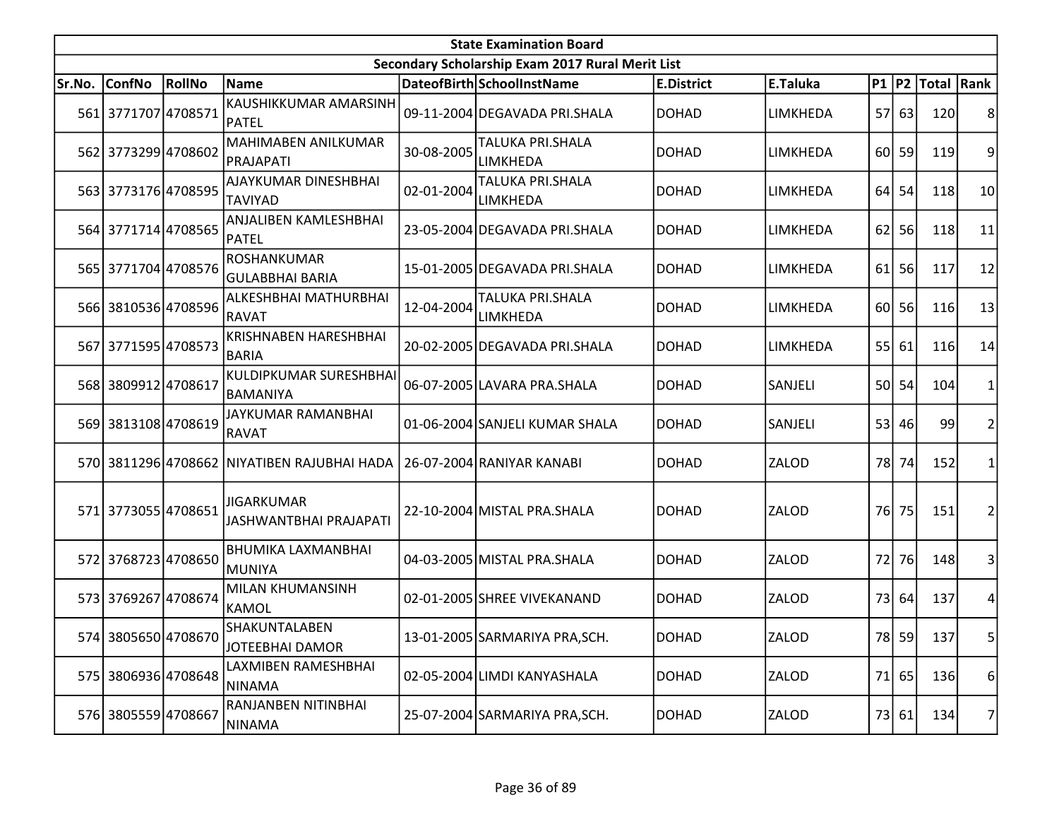| State Examination Board | | | | | | | | | | | |
|---|---|---|---|---|---|---|---|---|---|---|---|
| Secondary Scholarship Exam 2017 Rural Merit List | | | | | | | | | | | |
| Sr.No. | ConfNo | RollNo | Name | DateofBirth | SchoolInstName | E.District | E.Taluka | P1 | P2 | Total | Rank |
| 561 | 3771707 | 4708571 | KAUSHIKKUMAR AMARSINH PATEL | 09-11-2004 | DEGAVADA PRI.SHALA | DOHAD | LIMKHEDA | 57 | 63 | 120 | 8 |
| 562 | 3773299 | 4708602 | MAHIMABEN ANILKUMAR PRAJAPATI | 30-08-2005 | TALUKA PRI.SHALA LIMKHEDA | DOHAD | LIMKHEDA | 60 | 59 | 119 | 9 |
| 563 | 3773176 | 4708595 | AJAYKUMAR DINESHBHAI TAVIYAD | 02-01-2004 | TALUKA PRI.SHALA LIMKHEDA | DOHAD | LIMKHEDA | 64 | 54 | 118 | 10 |
| 564 | 3771714 | 4708565 | ANJALIBEN KAMLESHBHAI PATEL | 23-05-2004 | DEGAVADA PRI.SHALA | DOHAD | LIMKHEDA | 62 | 56 | 118 | 11 |
| 565 | 3771704 | 4708576 | ROSHANKUMAR GULABBHAI BARIA | 15-01-2005 | DEGAVADA PRI.SHALA | DOHAD | LIMKHEDA | 61 | 56 | 117 | 12 |
| 566 | 3810536 | 4708596 | ALKESHBHAI MATHURBHAI RAVAT | 12-04-2004 | TALUKA PRI.SHALA LIMKHEDA | DOHAD | LIMKHEDA | 60 | 56 | 116 | 13 |
| 567 | 3771595 | 4708573 | KRISHNABEN HARESHBHAI BARIA | 20-02-2005 | DEGAVADA PRI.SHALA | DOHAD | LIMKHEDA | 55 | 61 | 116 | 14 |
| 568 | 3809912 | 4708617 | KULDIPKUMAR SURESHBHAI BAMANIYA | 06-07-2005 | LAVARA PRA.SHALA | DOHAD | SANJELI | 50 | 54 | 104 | 1 |
| 569 | 3813108 | 4708619 | JAYKUMAR RAMANBHAI RAVAT | 01-06-2004 | SANJELI KUMAR SHALA | DOHAD | SANJELI | 53 | 46 | 99 | 2 |
| 570 | 3811296 | 4708662 | NIYATIBEN RAJUBHAI HADA | 26-07-2004 | RANIYAR KANABI | DOHAD | ZALOD | 78 | 74 | 152 | 1 |
| 571 | 3773055 | 4708651 | JIGARKUMAR JASHWANTBHAI PRAJAPATI | 22-10-2004 | MISTAL PRA.SHALA | DOHAD | ZALOD | 76 | 75 | 151 | 2 |
| 572 | 3768723 | 4708650 | BHUMIKA LAXMANBHAI MUNIYA | 04-03-2005 | MISTAL PRA.SHALA | DOHAD | ZALOD | 72 | 76 | 148 | 3 |
| 573 | 3769267 | 4708674 | MILAN KHUMANSINH KAMOL | 02-01-2005 | SHREE VIVEKANAND | DOHAD | ZALOD | 73 | 64 | 137 | 4 |
| 574 | 3805650 | 4708670 | SHAKUNTALABEN JOTEEBHAI DAMOR | 13-01-2005 | SARMARIYA PRA,SCH. | DOHAD | ZALOD | 78 | 59 | 137 | 5 |
| 575 | 3806936 | 4708648 | LAXMIBEN RAMESHBHAI NINAMA | 02-05-2004 | LIMDI KANYASHALA | DOHAD | ZALOD | 71 | 65 | 136 | 6 |
| 576 | 3805559 | 4708667 | RANJANBEN NITINBHAI NINAMA | 25-07-2004 | SARMARIYA PRA,SCH. | DOHAD | ZALOD | 73 | 61 | 134 | 7 |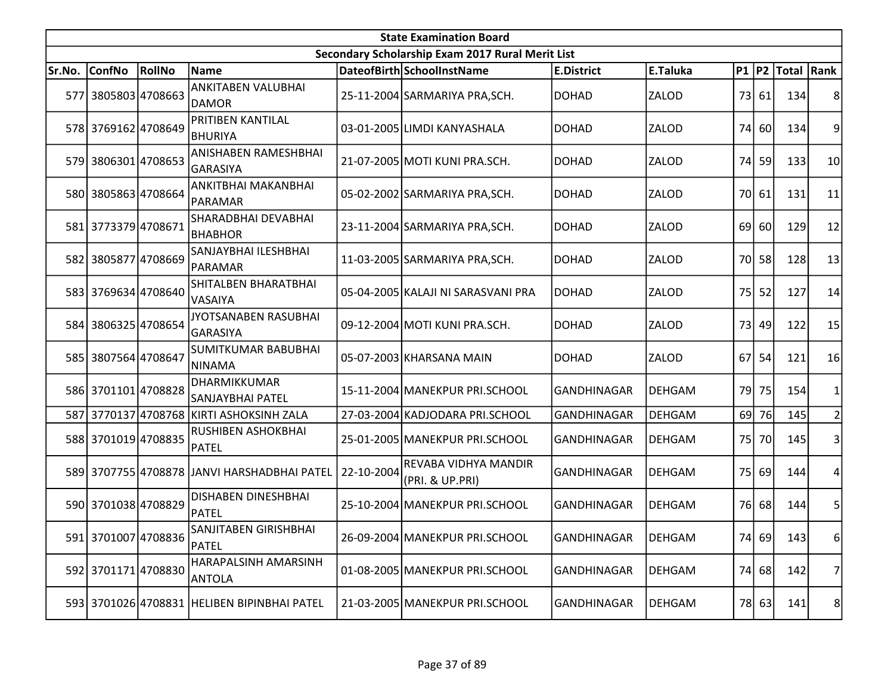| State Examination Board | | | | | | | | | | | |
|---|---|---|---|---|---|---|---|---|---|---|---|
| Secondary Scholarship Exam 2017 Rural Merit List | | | | | | | | | | | |
| Sr.No. | ConfNo | RollNo | Name | DateofBirth | SchoolInstName | E.District | E.Taluka | P1 | P2 | Total | Rank |
| 577 | 3805803 | 4708663 | ANKITABEN VALUBHAI DAMOR | 25-11-2004 | SARMARIYA PRA,SCH. | DOHAD | ZALOD | 73 | 61 | 134 | 8 |
| 578 | 3769162 | 4708649 | PRITIBEN KANTILAL BHURIYA | 03-01-2005 | LIMDI KANYASHALA | DOHAD | ZALOD | 74 | 60 | 134 | 9 |
| 579 | 3806301 | 4708653 | ANISHABEN RAMESHBHAI GARASIYA | 21-07-2005 | MOTI KUNI PRA.SCH. | DOHAD | ZALOD | 74 | 59 | 133 | 10 |
| 580 | 3805863 | 4708664 | ANKITBHAI MAKANBHAI PARAMAR | 05-02-2002 | SARMARIYA PRA,SCH. | DOHAD | ZALOD | 70 | 61 | 131 | 11 |
| 581 | 3773379 | 4708671 | SHARADBHAI DEVABHAI BHABHOR | 23-11-2004 | SARMARIYA PRA,SCH. | DOHAD | ZALOD | 69 | 60 | 129 | 12 |
| 582 | 3805877 | 4708669 | SANJAYBHAI ILESHBHAI PARAMAR | 11-03-2005 | SARMARIYA PRA,SCH. | DOHAD | ZALOD | 70 | 58 | 128 | 13 |
| 583 | 3769634 | 4708640 | SHITALBEN BHARATBHAI VASAIYA | 05-04-2005 | KALAJI NI SARASVANI PRA | DOHAD | ZALOD | 75 | 52 | 127 | 14 |
| 584 | 3806325 | 4708654 | JYOTSANABEN RASUBHAI GARASIYA | 09-12-2004 | MOTI KUNI PRA.SCH. | DOHAD | ZALOD | 73 | 49 | 122 | 15 |
| 585 | 3807564 | 4708647 | SUMITKUMAR BABUBHAI NINAMA | 05-07-2003 | KHARSANA MAIN | DOHAD | ZALOD | 67 | 54 | 121 | 16 |
| 586 | 3701101 | 4708828 | DHARMIKKUMAR SANJAYBHAI PATEL | 15-11-2004 | MANEKPUR PRI.SCHOOL | GANDHINAGAR | DEHGAM | 79 | 75 | 154 | 1 |
| 587 | 3770137 | 4708768 | KIRTI ASHOKSINH ZALA | 27-03-2004 | KADJODARA PRI.SCHOOL | GANDHINAGAR | DEHGAM | 69 | 76 | 145 | 2 |
| 588 | 3701019 | 4708835 | RUSHIBEN ASHOKBHAI PATEL | 25-01-2005 | MANEKPUR PRI.SCHOOL | GANDHINAGAR | DEHGAM | 75 | 70 | 145 | 3 |
| 589 | 3707755 | 4708878 | JANVI HARSHADBHAI PATEL | 22-10-2004 | REVABA VIDHYA MANDIR (PRI. & UP.PRI) | GANDHINAGAR | DEHGAM | 75 | 69 | 144 | 4 |
| 590 | 3701038 | 4708829 | DISHABEN DINESHBHAI PATEL | 25-10-2004 | MANEKPUR PRI.SCHOOL | GANDHINAGAR | DEHGAM | 76 | 68 | 144 | 5 |
| 591 | 3701007 | 4708836 | SANJITABEN GIRISHBHAI PATEL | 26-09-2004 | MANEKPUR PRI.SCHOOL | GANDHINAGAR | DEHGAM | 74 | 69 | 143 | 6 |
| 592 | 3701171 | 4708830 | HARAPALSINH AMARSINH ANTOLA | 01-08-2005 | MANEKPUR PRI.SCHOOL | GANDHINAGAR | DEHGAM | 74 | 68 | 142 | 7 |
| 593 | 3701026 | 4708831 | HELIBEN BIPINBHAI PATEL | 21-03-2005 | MANEKPUR PRI.SCHOOL | GANDHINAGAR | DEHGAM | 78 | 63 | 141 | 8 |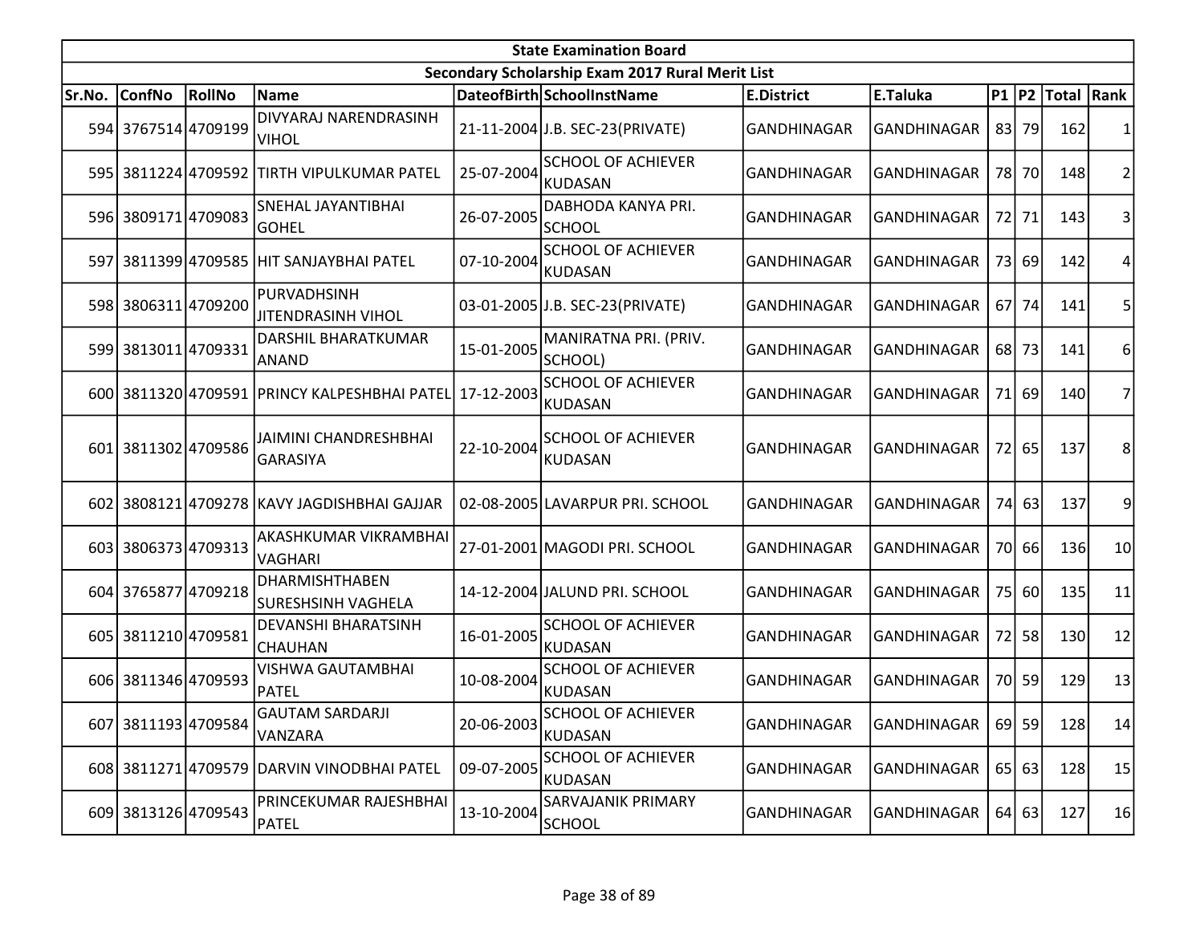| State Examination Board | | | | | | | | | | | |
|---|---|---|---|---|---|---|---|---|---|---|---|
| Secondary Scholarship Exam 2017 Rural Merit List | | | | | | | | | | | |
| Sr.No. | ConfNo | RollNo | Name | DateofBirth | SchoolInstName | E.District | E.Taluka | P1 | P2 | Total | Rank |
| 594 | 3767514 | 4709199 | DIVYARAJ NARENDRASINH VIHOL | 21-11-2004 | J.B. SEC-23(PRIVATE) | GANDHINAGAR | GANDHINAGAR | 83 | 79 | 162 | 1 |
| 595 | 3811224 | 4709592 | TIRTH VIPULKUMAR PATEL | 25-07-2004 | SCHOOL OF ACHIEVER KUDASAN | GANDHINAGAR | GANDHINAGAR | 78 | 70 | 148 | 2 |
| 596 | 3809171 | 4709083 | SNEHAL JAYANTIBHAI GOHEL | 26-07-2005 | DABHODA KANYA PRI. SCHOOL | GANDHINAGAR | GANDHINAGAR | 72 | 71 | 143 | 3 |
| 597 | 3811399 | 4709585 | HIT SANJAYBHAI PATEL | 07-10-2004 | SCHOOL OF ACHIEVER KUDASAN | GANDHINAGAR | GANDHINAGAR | 73 | 69 | 142 | 4 |
| 598 | 3806311 | 4709200 | PURVADHSINH JITENDRASINH VIHOL | 03-01-2005 | J.B. SEC-23(PRIVATE) | GANDHINAGAR | GANDHINAGAR | 67 | 74 | 141 | 5 |
| 599 | 3813011 | 4709331 | DARSHIL BHARATKUMAR ANAND | 15-01-2005 | MANIRATNA PRI. (PRIV. SCHOOL) | GANDHINAGAR | GANDHINAGAR | 68 | 73 | 141 | 6 |
| 600 | 3811320 | 4709591 | PRINCY KALPESHBHAI PATEL | 17-12-2003 | SCHOOL OF ACHIEVER KUDASAN | GANDHINAGAR | GANDHINAGAR | 71 | 69 | 140 | 7 |
| 601 | 3811302 | 4709586 | JAIMINI CHANDRESHBHAI GARASIYA | 22-10-2004 | SCHOOL OF ACHIEVER KUDASAN | GANDHINAGAR | GANDHINAGAR | 72 | 65 | 137 | 8 |
| 602 | 3808121 | 4709278 | KAVY JAGDISHBHAI GAJJAR | 02-08-2005 | LAVARPUR PRI. SCHOOL | GANDHINAGAR | GANDHINAGAR | 74 | 63 | 137 | 9 |
| 603 | 3806373 | 4709313 | AKASHKUMAR VIKRAMBHAI VAGHARI | 27-01-2001 | MAGODI PRI. SCHOOL | GANDHINAGAR | GANDHINAGAR | 70 | 66 | 136 | 10 |
| 604 | 3765877 | 4709218 | DHARMISHTHABEN SURESHSINH VAGHELA | 14-12-2004 | JALUND PRI. SCHOOL | GANDHINAGAR | GANDHINAGAR | 75 | 60 | 135 | 11 |
| 605 | 3811210 | 4709581 | DEVANSHI BHARATSINH CHAUHAN | 16-01-2005 | SCHOOL OF ACHIEVER KUDASAN | GANDHINAGAR | GANDHINAGAR | 72 | 58 | 130 | 12 |
| 606 | 3811346 | 4709593 | VISHWA GAUTAMBHAI PATEL | 10-08-2004 | SCHOOL OF ACHIEVER KUDASAN | GANDHINAGAR | GANDHINAGAR | 70 | 59 | 129 | 13 |
| 607 | 3811193 | 4709584 | GAUTAM SARDARJI VANZARA | 20-06-2003 | SCHOOL OF ACHIEVER KUDASAN | GANDHINAGAR | GANDHINAGAR | 69 | 59 | 128 | 14 |
| 608 | 3811271 | 4709579 | DARVIN VINODBHAI PATEL | 09-07-2005 | SCHOOL OF ACHIEVER KUDASAN | GANDHINAGAR | GANDHINAGAR | 65 | 63 | 128 | 15 |
| 609 | 3813126 | 4709543 | PRINCEKUMAR RAJESHBHAI PATEL | 13-10-2004 | SARVAJANIK PRIMARY SCHOOL | GANDHINAGAR | GANDHINAGAR | 64 | 63 | 127 | 16 |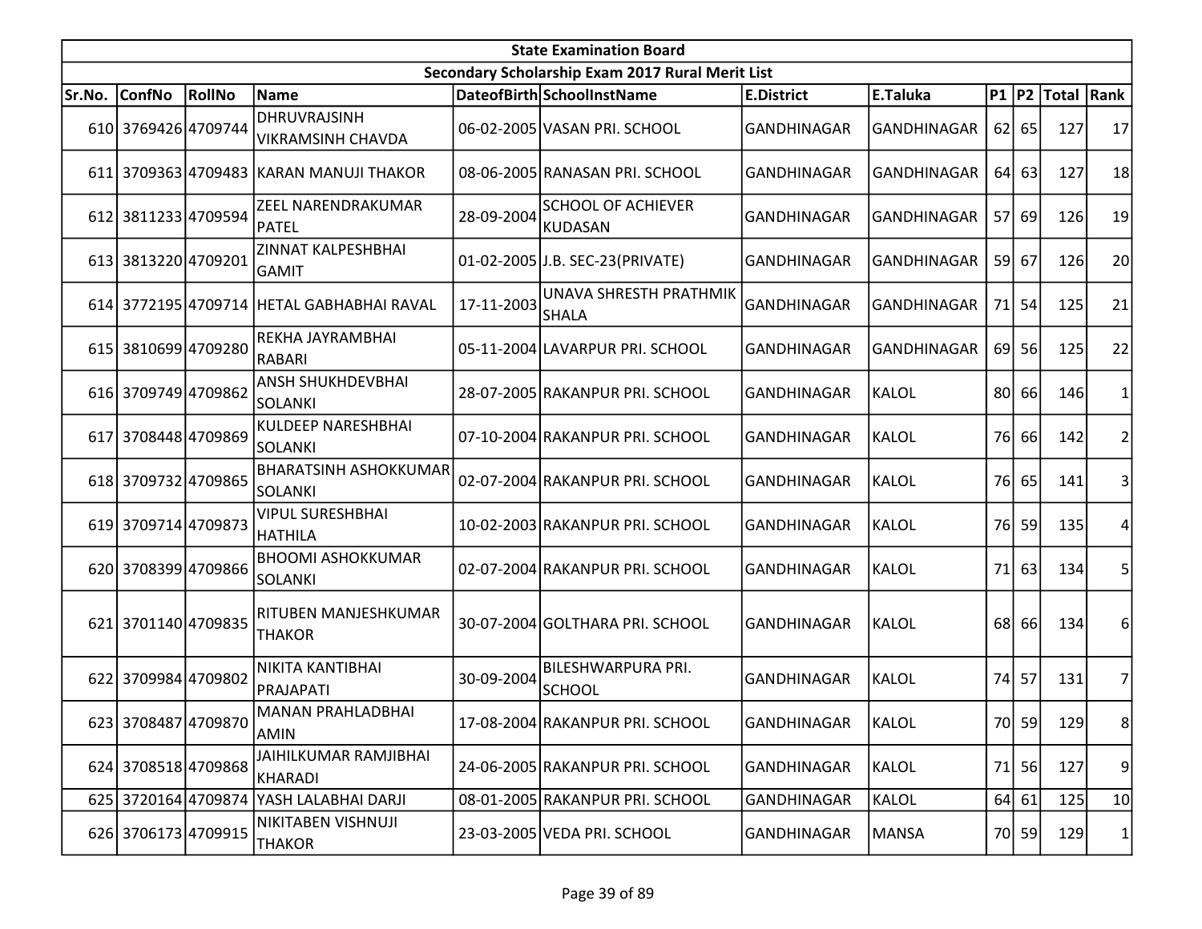| State Examination Board | | | | | | | | | | | |
|---|---|---|---|---|---|---|---|---|---|---|---|
| Secondary Scholarship Exam 2017 Rural Merit List | | | | | | | | | | | |
| Sr.No. | ConfNo | RollNo | Name | DateofBirth | SchoolInstName | E.District | E.Taluka | P1 | P2 | Total | Rank |
| 610 | 3769426 | 4709744 | DHRUVRAJSINH VIKRAMSINH CHAVDA | 06-02-2005 | VASAN PRI. SCHOOL | GANDHINAGAR | GANDHINAGAR | 62 | 65 | 127 | 17 |
| 611 | 3709363 | 4709483 | KARAN MANUJI THAKOR | 08-06-2005 | RANASAN PRI. SCHOOL | GANDHINAGAR | GANDHINAGAR | 64 | 63 | 127 | 18 |
| 612 | 3811233 | 4709594 | ZEEL NARENDRAKUMAR PATEL | 28-09-2004 | SCHOOL OF ACHIEVER KUDASAN | GANDHINAGAR | GANDHINAGAR | 57 | 69 | 126 | 19 |
| 613 | 3813220 | 4709201 | ZINNAT KALPESHBHAI GAMIT | 01-02-2005 | J.B. SEC-23(PRIVATE) | GANDHINAGAR | GANDHINAGAR | 59 | 67 | 126 | 20 |
| 614 | 3772195 | 4709714 | HETAL GABHABHAI RAVAL | 17-11-2003 | UNAVA SHRESTH PRATHMIK SHALA | GANDHINAGAR | GANDHINAGAR | 71 | 54 | 125 | 21 |
| 615 | 3810699 | 4709280 | REKHA JAYRAMBHAI RABARI | 05-11-2004 | LAVARPUR PRI. SCHOOL | GANDHINAGAR | GANDHINAGAR | 69 | 56 | 125 | 22 |
| 616 | 3709749 | 4709862 | ANSH SHUKHDEVBHAI SOLANKI | 28-07-2005 | RAKANPUR PRI. SCHOOL | GANDHINAGAR | KALOL | 80 | 66 | 146 | 1 |
| 617 | 3708448 | 4709869 | KULDEEP NARESHBHAI SOLANKI | 07-10-2004 | RAKANPUR PRI. SCHOOL | GANDHINAGAR | KALOL | 76 | 66 | 142 | 2 |
| 618 | 3709732 | 4709865 | BHARATSINH ASHOKKUMAR SOLANKI | 02-07-2004 | RAKANPUR PRI. SCHOOL | GANDHINAGAR | KALOL | 76 | 65 | 141 | 3 |
| 619 | 3709714 | 4709873 | VIPUL SURESHBHAI HATHILA | 10-02-2003 | RAKANPUR PRI. SCHOOL | GANDHINAGAR | KALOL | 76 | 59 | 135 | 4 |
| 620 | 3708399 | 4709866 | BHOOMI ASHOKKUMAR SOLANKI | 02-07-2004 | RAKANPUR PRI. SCHOOL | GANDHINAGAR | KALOL | 71 | 63 | 134 | 5 |
| 621 | 3701140 | 4709835 | RITUBEN MANJESHKUMAR THAKOR | 30-07-2004 | GOLTHARA PRI. SCHOOL | GANDHINAGAR | KALOL | 68 | 66 | 134 | 6 |
| 622 | 3709984 | 4709802 | NIKITA KANTIBHAI PRAJAPATI | 30-09-2004 | BILESHWARPURA PRI. SCHOOL | GANDHINAGAR | KALOL | 74 | 57 | 131 | 7 |
| 623 | 3708487 | 4709870 | MANAN PRAHLADBHAI AMIN | 17-08-2004 | RAKANPUR PRI. SCHOOL | GANDHINAGAR | KALOL | 70 | 59 | 129 | 8 |
| 624 | 3708518 | 4709868 | JAIHILKUMAR RAMJIBHAI KHARADI | 24-06-2005 | RAKANPUR PRI. SCHOOL | GANDHINAGAR | KALOL | 71 | 56 | 127 | 9 |
| 625 | 3720164 | 4709874 | YASH LALABHAI DARJI | 08-01-2005 | RAKANPUR PRI. SCHOOL | GANDHINAGAR | KALOL | 64 | 61 | 125 | 10 |
| 626 | 3706173 | 4709915 | NIKITABEN VISHNUJI THAKOR | 23-03-2005 | VEDA PRI. SCHOOL | GANDHINAGAR | MANSA | 70 | 59 | 129 | 1 |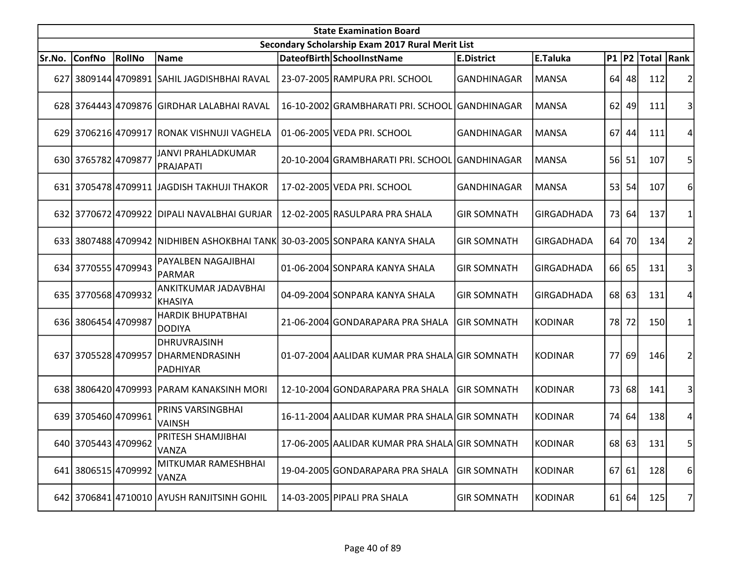| State Examination Board | | | | | | | | | | | |
|---|---|---|---|---|---|---|---|---|---|---|---|
| Secondary Scholarship Exam 2017 Rural Merit List | | | | | | | | | | | |
| Sr.No. | ConfNo | RollNo | Name | DateofBirth | SchoolInstName | E.District | E.Taluka | P1 | P2 | Total | Rank |
| 627 | 3809144 | 4709891 | SAHIL JAGDISHBHAI RAVAL | 23-07-2005 | RAMPURA PRI. SCHOOL | GANDHINAGAR | MANSA | 64 | 48 | 112 | 2 |
| 628 | 3764443 | 4709876 | GIRDHAR LALABHAI RAVAL | 16-10-2002 | GRAMBHARATI PRI. SCHOOL | GANDHINAGAR | MANSA | 62 | 49 | 111 | 3 |
| 629 | 3706216 | 4709917 | RONAK VISHNUJI VAGHELA | 01-06-2005 | VEDA PRI. SCHOOL | GANDHINAGAR | MANSA | 67 | 44 | 111 | 4 |
| 630 | 3765782 | 4709877 | JANVI PRAHLADKUMAR PRAJAPATI | 20-10-2004 | GRAMBHARATI PRI. SCHOOL | GANDHINAGAR | MANSA | 56 | 51 | 107 | 5 |
| 631 | 3705478 | 4709911 | JAGDISH TAKHUJI THAKOR | 17-02-2005 | VEDA PRI. SCHOOL | GANDHINAGAR | MANSA | 53 | 54 | 107 | 6 |
| 632 | 3770672 | 4709922 | DIPALI NAVALBHAI GURJAR | 12-02-2005 | RASULPARA PRA SHALA | GIR SOMNATH | GIRGADHADA | 73 | 64 | 137 | 1 |
| 633 | 3807488 | 4709942 | NIDHIBEN ASHOKBHAI TANK | 30-03-2005 | SONPARA KANYA SHALA | GIR SOMNATH | GIRGADHADA | 64 | 70 | 134 | 2 |
| 634 | 3770555 | 4709943 | PAYALBEN NAGAJIBHAI PARMAR | 01-06-2004 | SONPARA KANYA SHALA | GIR SOMNATH | GIRGADHADA | 66 | 65 | 131 | 3 |
| 635 | 3770568 | 4709932 | ANKITKUMAR JADAVBHAI KHASIYA | 04-09-2004 | SONPARA KANYA SHALA | GIR SOMNATH | GIRGADHADA | 68 | 63 | 131 | 4 |
| 636 | 3806454 | 4709987 | HARDIK BHUPATBHAI DODIYA | 21-06-2004 | GONDARAPARA PRA SHALA | GIR SOMNATH | KODINAR | 78 | 72 | 150 | 1 |
| 637 | 3705528 | 4709957 | DHRUVRAJSINH DHARMENDRASINH PADHIYAR | 01-07-2004 | AALIDAR KUMAR PRA SHALA | GIR SOMNATH | KODINAR | 77 | 69 | 146 | 2 |
| 638 | 3806420 | 4709993 | PARAM KANAKSINH MORI | 12-10-2004 | GONDARAPARA PRA SHALA | GIR SOMNATH | KODINAR | 73 | 68 | 141 | 3 |
| 639 | 3705460 | 4709961 | PRINS VARSINGBHAI VAINSH | 16-11-2004 | AALIDAR KUMAR PRA SHALA | GIR SOMNATH | KODINAR | 74 | 64 | 138 | 4 |
| 640 | 3705443 | 4709962 | PRITESH SHAMJIBHAI VANZA | 17-06-2005 | AALIDAR KUMAR PRA SHALA | GIR SOMNATH | KODINAR | 68 | 63 | 131 | 5 |
| 641 | 3806515 | 4709992 | MITKUMAR RAMESHBHAI VANZA | 19-04-2005 | GONDARAPARA PRA SHALA | GIR SOMNATH | KODINAR | 67 | 61 | 128 | 6 |
| 642 | 3706841 | 4710010 | AYUSH RANJITSINH GOHIL | 14-03-2005 | PIPALI PRA SHALA | GIR SOMNATH | KODINAR | 61 | 64 | 125 | 7 |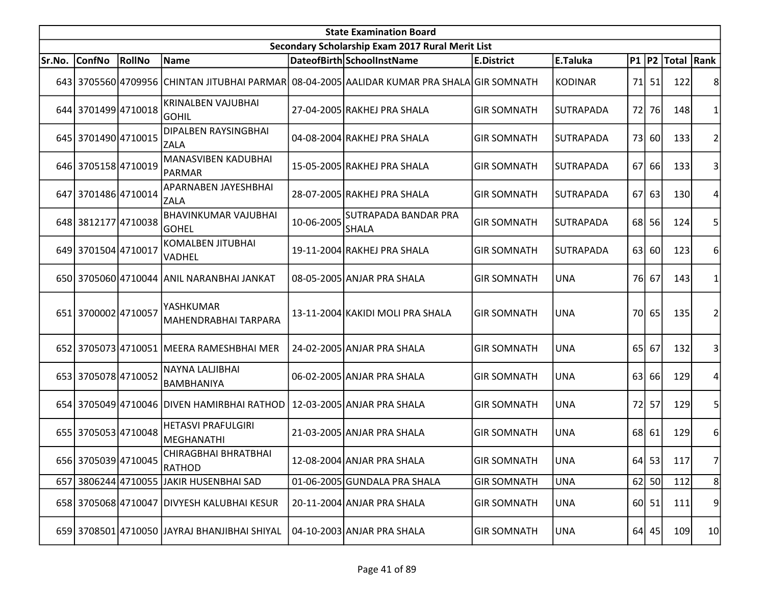| State Examination Board | | | | | | | | | | | |
|---|---|---|---|---|---|---|---|---|---|---|---|
| Secondary Scholarship Exam 2017 Rural Merit List | | | | | | | | | | | |
| Sr.No. | ConfNo | RollNo | Name | DateofBirth | SchoolInstName | E.District | E.Taluka | P1 | P2 | Total | Rank |
| 643 | 3705560 | 4709956 | CHINTAN JITUBHAI PARMAR | 08-04-2005 | AALIDAR KUMAR PRA SHALA | GIR SOMNATH | KODINAR | 71 | 51 | 122 | 8 |
| 644 | 3701499 | 4710018 | KRINALBEN VAJUBHAI GOHIL | 27-04-2005 | RAKHEJ PRA SHALA | GIR SOMNATH | SUTRAPADA | 72 | 76 | 148 | 1 |
| 645 | 3701490 | 4710015 | DIPALBEN RAYSINGBHAI ZALA | 04-08-2004 | RAKHEJ PRA SHALA | GIR SOMNATH | SUTRAPADA | 73 | 60 | 133 | 2 |
| 646 | 3705158 | 4710019 | MANASVIBEN KADUBHAI PARMAR | 15-05-2005 | RAKHEJ PRA SHALA | GIR SOMNATH | SUTRAPADA | 67 | 66 | 133 | 3 |
| 647 | 3701486 | 4710014 | APARNABEN JAYESHBHAI ZALA | 28-07-2005 | RAKHEJ PRA SHALA | GIR SOMNATH | SUTRAPADA | 67 | 63 | 130 | 4 |
| 648 | 3812177 | 4710038 | BHAVINKUMAR VAJUBHAI GOHEL | 10-06-2005 | SUTRAPADA BANDAR PRA SHALA | GIR SOMNATH | SUTRAPADA | 68 | 56 | 124 | 5 |
| 649 | 3701504 | 4710017 | KOMALBEN JITUBHAI VADHEL | 19-11-2004 | RAKHEJ PRA SHALA | GIR SOMNATH | SUTRAPADA | 63 | 60 | 123 | 6 |
| 650 | 3705060 | 4710044 | ANIL NARANBHAI JANKAT | 08-05-2005 | ANJAR PRA SHALA | GIR SOMNATH | UNA | 76 | 67 | 143 | 1 |
| 651 | 3700002 | 4710057 | YASHKUMAR MAHENDRABHAI TARPARA | 13-11-2004 | KAKIDI MOLI PRA SHALA | GIR SOMNATH | UNA | 70 | 65 | 135 | 2 |
| 652 | 3705073 | 4710051 | MEERA RAMESHBHAI MER | 24-02-2005 | ANJAR PRA SHALA | GIR SOMNATH | UNA | 65 | 67 | 132 | 3 |
| 653 | 3705078 | 4710052 | NAYNA LALJIBHAI BAMBHANIYA | 06-02-2005 | ANJAR PRA SHALA | GIR SOMNATH | UNA | 63 | 66 | 129 | 4 |
| 654 | 3705049 | 4710046 | DIVEN HAMIRBHAI RATHOD | 12-03-2005 | ANJAR PRA SHALA | GIR SOMNATH | UNA | 72 | 57 | 129 | 5 |
| 655 | 3705053 | 4710048 | HETASVI PRAFULGIRI MEGHANATHI | 21-03-2005 | ANJAR PRA SHALA | GIR SOMNATH | UNA | 68 | 61 | 129 | 6 |
| 656 | 3705039 | 4710045 | CHIRAGBHAI BHRATBHAI RATHOD | 12-08-2004 | ANJAR PRA SHALA | GIR SOMNATH | UNA | 64 | 53 | 117 | 7 |
| 657 | 3806244 | 4710055 | JAKIR HUSENBHAI SAD | 01-06-2005 | GUNDALA PRA SHALA | GIR SOMNATH | UNA | 62 | 50 | 112 | 8 |
| 658 | 3705068 | 4710047 | DIVYESH KALUBHAI KESUR | 20-11-2004 | ANJAR PRA SHALA | GIR SOMNATH | UNA | 60 | 51 | 111 | 9 |
| 659 | 3708501 | 4710050 | JAYRAJ BHANJIBHAI SHIYAL | 04-10-2003 | ANJAR PRA SHALA | GIR SOMNATH | UNA | 64 | 45 | 109 | 10 |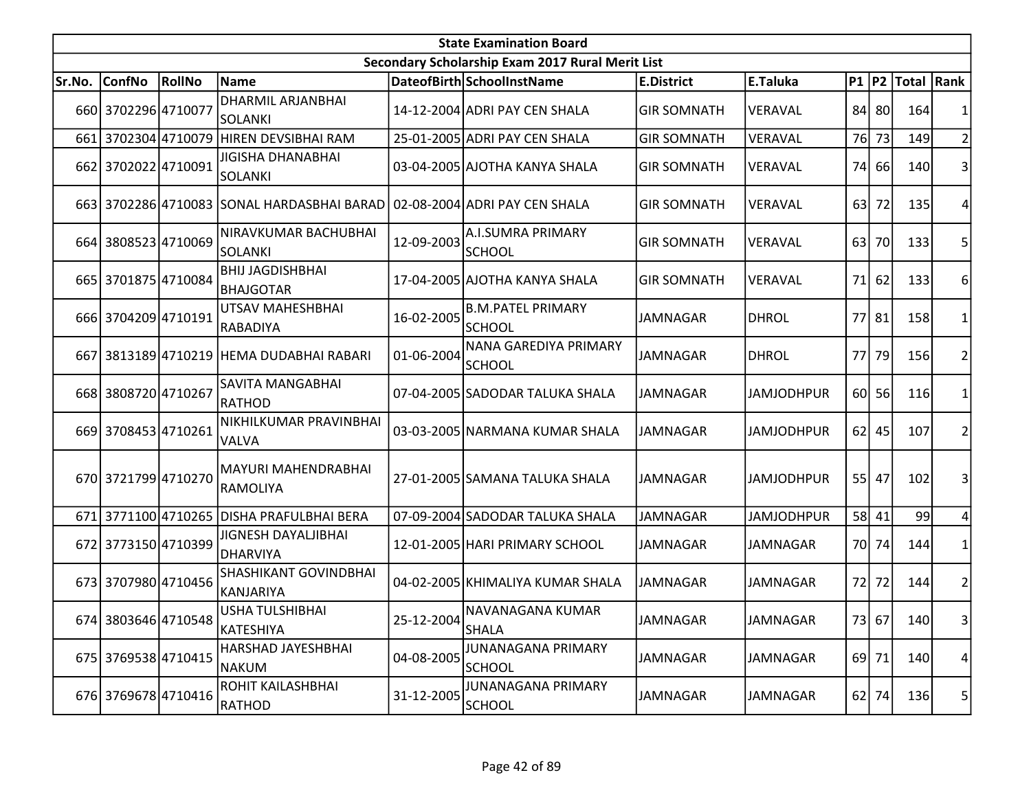| State Examination Board | | | | | | | | | | | |
|---|---|---|---|---|---|---|---|---|---|---|---|
| Secondary Scholarship Exam 2017 Rural Merit List | | | | | | | | | | | |
| Sr.No. | ConfNo | RollNo | Name | DateofBirth | SchoolInstName | E.District | E.Taluka | P1 | P2 | Total | Rank |
| 660 | 3702296 | 4710077 | DHARMIL ARJANBHAI SOLANKI | 14-12-2004 | ADRI PAY CEN SHALA | GIR SOMNATH | VERAVAL | 84 | 80 | 164 | 1 |
| 661 | 3702304 | 4710079 | HIREN DEVSIBHAI RAM | 25-01-2005 | ADRI PAY CEN SHALA | GIR SOMNATH | VERAVAL | 76 | 73 | 149 | 2 |
| 662 | 3702022 | 4710091 | JIGISHA DHANABHAI SOLANKI | 03-04-2005 | AJOTHA KANYA SHALA | GIR SOMNATH | VERAVAL | 74 | 66 | 140 | 3 |
| 663 | 3702286 | 4710083 | SONAL HARDASBHAI BARAD | 02-08-2004 | ADRI PAY CEN SHALA | GIR SOMNATH | VERAVAL | 63 | 72 | 135 | 4 |
| 664 | 3808523 | 4710069 | NIRAVKUMAR BACHUBHAI SOLANKI | 12-09-2003 | A.I.SUMRA PRIMARY SCHOOL | GIR SOMNATH | VERAVAL | 63 | 70 | 133 | 5 |
| 665 | 3701875 | 4710084 | BHIJ JAGDISHBHAI BHAJGOTAR | 17-04-2005 | AJOTHA KANYA SHALA | GIR SOMNATH | VERAVAL | 71 | 62 | 133 | 6 |
| 666 | 3704209 | 4710191 | UTSAV MAHESHBHAI RABADIYA | 16-02-2005 | B.M.PATEL PRIMARY SCHOOL | JAMNAGAR | DHROL | 77 | 81 | 158 | 1 |
| 667 | 3813189 | 4710219 | HEMA DUDABHAI RABARI | 01-06-2004 | NANA GAREDIYA PRIMARY SCHOOL | JAMNAGAR | DHROL | 77 | 79 | 156 | 2 |
| 668 | 3808720 | 4710267 | SAVITA MANGABHAI RATHOD | 07-04-2005 | SADODAR TALUKA SHALA | JAMNAGAR | JAMJODHPUR | 60 | 56 | 116 | 1 |
| 669 | 3708453 | 4710261 | NIKHILKUMAR PRAVINBHAI VALVA | 03-03-2005 | NARMANA KUMAR SHALA | JAMNAGAR | JAMJODHPUR | 62 | 45 | 107 | 2 |
| 670 | 3721799 | 4710270 | MAYURI MAHENDRABHAI RAMOLIYA | 27-01-2005 | SAMANA TALUKA SHALA | JAMNAGAR | JAMJODHPUR | 55 | 47 | 102 | 3 |
| 671 | 3771100 | 4710265 | DISHA PRAFULBHAI BERA | 07-09-2004 | SADODAR TALUKA SHALA | JAMNAGAR | JAMJODHPUR | 58 | 41 | 99 | 4 |
| 672 | 3773150 | 4710399 | JIGNESH DAYALJIBHAI DHARVIYA | 12-01-2005 | HARI PRIMARY SCHOOL | JAMNAGAR | JAMNAGAR | 70 | 74 | 144 | 1 |
| 673 | 3707980 | 4710456 | SHASHIKANT GOVINDBHAI KANJARIYA | 04-02-2005 | KHIMALIYA KUMAR SHALA | JAMNAGAR | JAMNAGAR | 72 | 72 | 144 | 2 |
| 674 | 3803646 | 4710548 | USHA TULSHIBHAI KATESHIYA | 25-12-2004 | NAVANAGANA KUMAR SHALA | JAMNAGAR | JAMNAGAR | 73 | 67 | 140 | 3 |
| 675 | 3769538 | 4710415 | HARSHAD JAYESHBHAI NAKUM | 04-08-2005 | JUNANAGANA PRIMARY SCHOOL | JAMNAGAR | JAMNAGAR | 69 | 71 | 140 | 4 |
| 676 | 3769678 | 4710416 | ROHIT KAILASHBHAI RATHOD | 31-12-2005 | JUNANAGANA PRIMARY SCHOOL | JAMNAGAR | JAMNAGAR | 62 | 74 | 136 | 5 |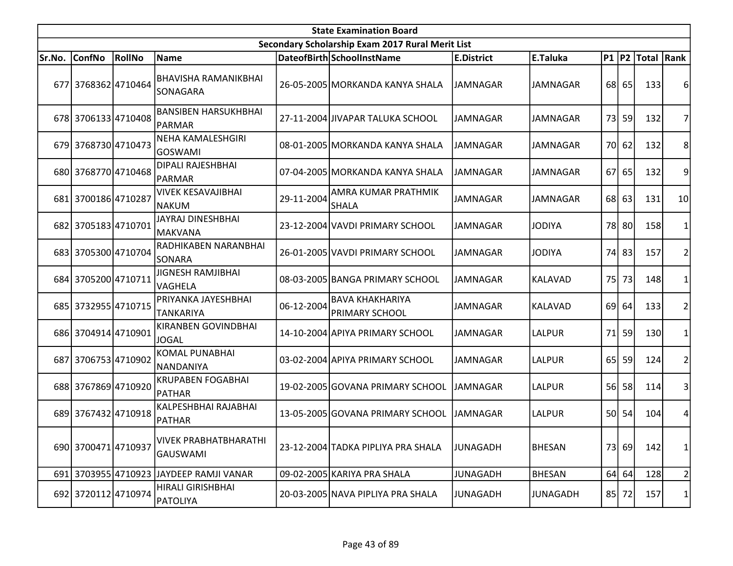| State Examination Board | | | | | | | | | | | |
|---|---|---|---|---|---|---|---|---|---|---|---|
| Secondary Scholarship Exam 2017 Rural Merit List | | | | | | | | | | | |
| Sr.No. | ConfNo | RollNo | Name | DateofBirth | SchoolInstName | E.District | E.Taluka | P1 | P2 | Total | Rank |
| 677 | 3768362 | 4710464 | BHAVISHA RAMANIKBHAI SONAGARA | 26-05-2005 | MORKANDA KANYA SHALA | JAMNAGAR | JAMNAGAR | 68 | 65 | 133 | 6 |
| 678 | 3706133 | 4710408 | BANSIBEN HARSUKHBHAI PARMAR | 27-11-2004 | JIVAPAR TALUKA SCHOOL | JAMNAGAR | JAMNAGAR | 73 | 59 | 132 | 7 |
| 679 | 3768730 | 4710473 | NEHA KAMALESHGIRI GOSWAMI | 08-01-2005 | MORKANDA KANYA SHALA | JAMNAGAR | JAMNAGAR | 70 | 62 | 132 | 8 |
| 680 | 3768770 | 4710468 | DIPALI RAJESHBHAI PARMAR | 07-04-2005 | MORKANDA KANYA SHALA | JAMNAGAR | JAMNAGAR | 67 | 65 | 132 | 9 |
| 681 | 3700186 | 4710287 | VIVEK KESAVAJIBHAI NAKUM | 29-11-2004 | AMRA KUMAR PRATHMIK SHALA | JAMNAGAR | JAMNAGAR | 68 | 63 | 131 | 10 |
| 682 | 3705183 | 4710701 | JAYRAJ DINESHBHAI MAKVANA | 23-12-2004 | VAVDI PRIMARY SCHOOL | JAMNAGAR | JODIYA | 78 | 80 | 158 | 1 |
| 683 | 3705300 | 4710704 | RADHIKABEN NARANBHAI SONARA | 26-01-2005 | VAVDI PRIMARY SCHOOL | JAMNAGAR | JODIYA | 74 | 83 | 157 | 2 |
| 684 | 3705200 | 4710711 | JIGNESH RAMJIBHAI VAGHELA | 08-03-2005 | BANGA PRIMARY SCHOOL | JAMNAGAR | KALAVAD | 75 | 73 | 148 | 1 |
| 685 | 3732955 | 4710715 | PRIYANKA JAYESHBHAI TANKARIYA | 06-12-2004 | BAVA KHAKHARIYA PRIMARY SCHOOL | JAMNAGAR | KALAVAD | 69 | 64 | 133 | 2 |
| 686 | 3704914 | 4710901 | KIRANBEN GOVINDBHAI JOGAL | 14-10-2004 | APIYA PRIMARY SCHOOL | JAMNAGAR | LALPUR | 71 | 59 | 130 | 1 |
| 687 | 3706753 | 4710902 | KOMAL PUNABHAI NANDANIYA | 03-02-2004 | APIYA PRIMARY SCHOOL | JAMNAGAR | LALPUR | 65 | 59 | 124 | 2 |
| 688 | 3767869 | 4710920 | KRUPABEN FOGABHAI PATHAR | 19-02-2005 | GOVANA PRIMARY SCHOOL | JAMNAGAR | LALPUR | 56 | 58 | 114 | 3 |
| 689 | 3767432 | 4710918 | KALPESHBHAI RAJABHAI PATHAR | 13-05-2005 | GOVANA PRIMARY SCHOOL | JAMNAGAR | LALPUR | 50 | 54 | 104 | 4 |
| 690 | 3700471 | 4710937 | VIVEK PRABHATBHARATHI GAUSWAMI | 23-12-2004 | TADKA PIPLIYA PRA SHALA | JUNAGADH | BHESAN | 73 | 69 | 142 | 1 |
| 691 | 3703955 | 4710923 | JAYDEEP RAMJI VANAR | 09-02-2005 | KARIYA PRA SHALA | JUNAGADH | BHESAN | 64 | 64 | 128 | 2 |
| 692 | 3720112 | 4710974 | HIRALI GIRISHBHAI PATOLIYA | 20-03-2005 | NAVA PIPLIYA PRA SHALA | JUNAGADH | JUNAGADH | 85 | 72 | 157 | 1 |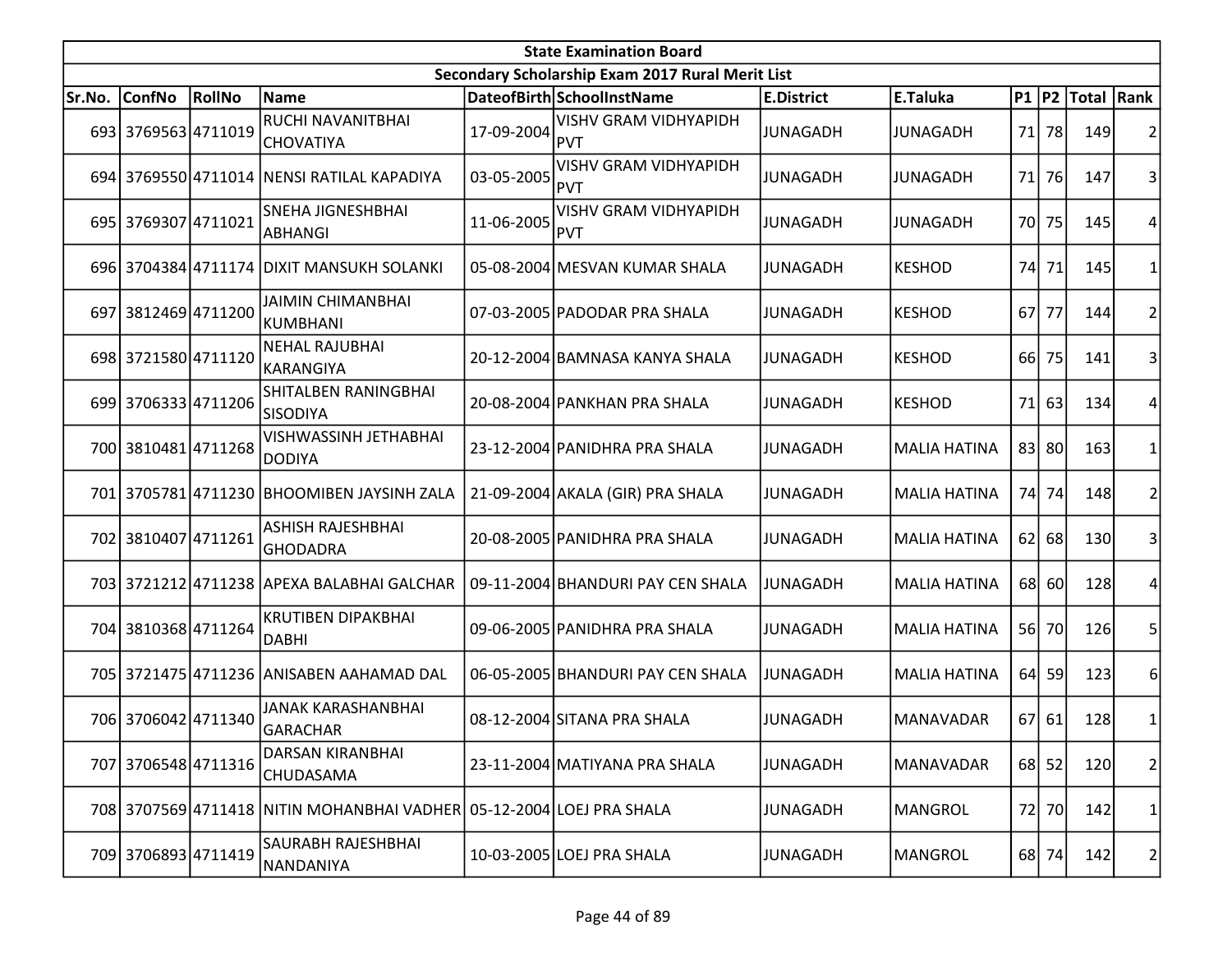| State Examination Board | | | | | | | | | | | |
|---|---|---|---|---|---|---|---|---|---|---|---|
| Secondary Scholarship Exam 2017 Rural Merit List | | | | | | | | | | | |
| Sr.No. | ConfNo | RollNo | Name | DateofBirth | SchoolInstName | E.District | E.Taluka | P1 | P2 | Total | Rank |
| 693 | 3769563 | 4711019 | RUCHI NAVANITBHAI CHOVATIYA | 17-09-2004 | VISHV GRAM VIDHYAPIDH PVT | JUNAGADH | JUNAGADH | 71 | 78 | 149 | 2 |
| 694 | 3769550 | 4711014 | NENSI RATILAL KAPADIYA | 03-05-2005 | VISHV GRAM VIDHYAPIDH PVT | JUNAGADH | JUNAGADH | 71 | 76 | 147 | 3 |
| 695 | 3769307 | 4711021 | SNEHA JIGNESHBHAI ABHANGI | 11-06-2005 | VISHV GRAM VIDHYAPIDH PVT | JUNAGADH | JUNAGADH | 70 | 75 | 145 | 4 |
| 696 | 3704384 | 4711174 | DIXIT MANSUKH SOLANKI | 05-08-2004 | MESVAN KUMAR SHALA | JUNAGADH | KESHOD | 74 | 71 | 145 | 1 |
| 697 | 3812469 | 4711200 | JAIMIN CHIMANBHAI KUMBHANI | 07-03-2005 | PADODAR PRA SHALA | JUNAGADH | KESHOD | 67 | 77 | 144 | 2 |
| 698 | 3721580 | 4711120 | NEHAL RAJUBHAI KARANGIYA | 20-12-2004 | BAMNASA KANYA SHALA | JUNAGADH | KESHOD | 66 | 75 | 141 | 3 |
| 699 | 3706333 | 4711206 | SHITALBEN RANINGBHAI SISODIYA | 20-08-2004 | PANKHAN PRA SHALA | JUNAGADH | KESHOD | 71 | 63 | 134 | 4 |
| 700 | 3810481 | 4711268 | VISHWASSINH JETHABHAI DODIYA | 23-12-2004 | PANIDHRA PRA SHALA | JUNAGADH | MALIA HATINA | 83 | 80 | 163 | 1 |
| 701 | 3705781 | 4711230 | BHOOMIBEN JAYSINH ZALA | 21-09-2004 | AKALA (GIR) PRA SHALA | JUNAGADH | MALIA HATINA | 74 | 74 | 148 | 2 |
| 702 | 3810407 | 4711261 | ASHISH RAJESHBHAI GHODADRA | 20-08-2005 | PANIDHRA PRA SHALA | JUNAGADH | MALIA HATINA | 62 | 68 | 130 | 3 |
| 703 | 3721212 | 4711238 | APEXA BALABHAI GALCHAR | 09-11-2004 | BHANDURI PAY CEN SHALA | JUNAGADH | MALIA HATINA | 68 | 60 | 128 | 4 |
| 704 | 3810368 | 4711264 | KRUTIBEN DIPAKBHAI DABHI | 09-06-2005 | PANIDHRA PRA SHALA | JUNAGADH | MALIA HATINA | 56 | 70 | 126 | 5 |
| 705 | 3721475 | 4711236 | ANISABEN AAHAMAD DAL | 06-05-2005 | BHANDURI PAY CEN SHALA | JUNAGADH | MALIA HATINA | 64 | 59 | 123 | 6 |
| 706 | 3706042 | 4711340 | JANAK KARASHANBHAI GARACHAR | 08-12-2004 | SITANA PRA SHALA | JUNAGADH | MANAVADAR | 67 | 61 | 128 | 1 |
| 707 | 3706548 | 4711316 | DARSAN KIRANBHAI CHUDASAMA | 23-11-2004 | MATIYANA PRA SHALA | JUNAGADH | MANAVADAR | 68 | 52 | 120 | 2 |
| 708 | 3707569 | 4711418 | NITIN MOHANBHAI VADHER | 05-12-2004 | LOEJ PRA SHALA | JUNAGADH | MANGROL | 72 | 70 | 142 | 1 |
| 709 | 3706893 | 4711419 | SAURABH RAJESHBHAI NANDANIYA | 10-03-2005 | LOEJ PRA SHALA | JUNAGADH | MANGROL | 68 | 74 | 142 | 2 |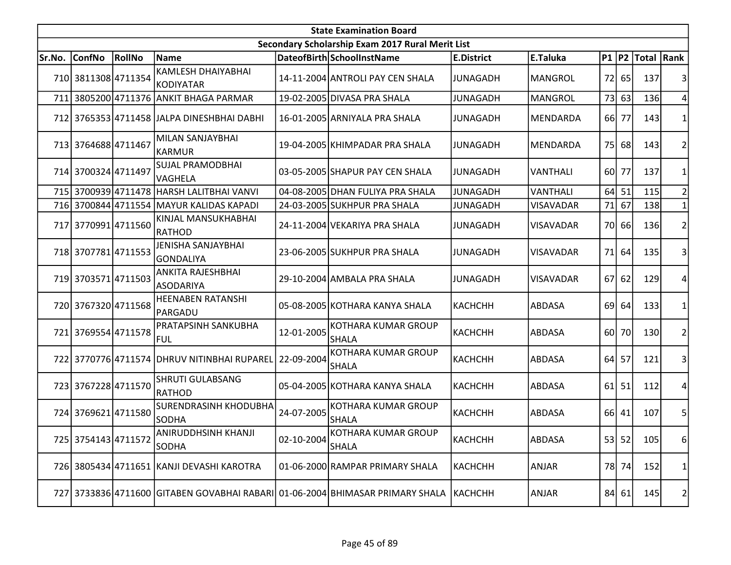| State Examination Board | | | | | | | | | | | |
|---|---|---|---|---|---|---|---|---|---|---|---|
| Secondary Scholarship Exam 2017 Rural Merit List | | | | | | | | | | | |
| Sr.No. | ConfNo | RollNo | Name | DateofBirth | SchoolInstName | E.District | E.Taluka | P1 | P2 | Total | Rank |
| 710 | 3811308 | 4711354 | KAMLESH DHAIYABHAI KODIYATAR | 14-11-2004 | ANTROLI PAY CEN SHALA | JUNAGADH | MANGROL | 72 | 65 | 137 | 3 |
| 711 | 3805200 | 4711376 | ANKIT BHAGA PARMAR | 19-02-2005 | DIVASA PRA SHALA | JUNAGADH | MANGROL | 73 | 63 | 136 | 4 |
| 712 | 3765353 | 4711458 | JALPA DINESHBHAI DABHI | 16-01-2005 | ARNIYALA PRA SHALA | JUNAGADH | MENDARDA | 66 | 77 | 143 | 1 |
| 713 | 3764688 | 4711467 | MILAN SANJAYBHAI KARMUR | 19-04-2005 | KHIMPADAR PRA SHALA | JUNAGADH | MENDARDA | 75 | 68 | 143 | 2 |
| 714 | 3700324 | 4711497 | SUJAL PRAMODBHAI VAGHELA | 03-05-2005 | SHAPUR PAY CEN SHALA | JUNAGADH | VANTHALI | 60 | 77 | 137 | 1 |
| 715 | 3700939 | 4711478 | HARSH LALITBHAI VANVI | 04-08-2005 | DHAN FULIYA PRA SHALA | JUNAGADH | VANTHALI | 64 | 51 | 115 | 2 |
| 716 | 3700844 | 4711554 | MAYUR KALIDAS KAPADI | 24-03-2005 | SUKHPUR PRA SHALA | JUNAGADH | VISAVADAR | 71 | 67 | 138 | 1 |
| 717 | 3770991 | 4711560 | KINJAL MANSUKHABHAI RATHOD | 24-11-2004 | VEKARIYA PRA SHALA | JUNAGADH | VISAVADAR | 70 | 66 | 136 | 2 |
| 718 | 3707781 | 4711553 | JENISHA SANJAYBHAI GONDALIYA | 23-06-2005 | SUKHPUR PRA SHALA | JUNAGADH | VISAVADAR | 71 | 64 | 135 | 3 |
| 719 | 3703571 | 4711503 | ANKITA RAJESHBHAI ASODARIYA | 29-10-2004 | AMBALA PRA SHALA | JUNAGADH | VISAVADAR | 67 | 62 | 129 | 4 |
| 720 | 3767320 | 4711568 | HEENABEN RATANSHI PARGADU | 05-08-2005 | KOTHARA KANYA SHALA | KACHCHH | ABDASA | 69 | 64 | 133 | 1 |
| 721 | 3769554 | 4711578 | PRATAPSINH SANKUBHA FUL | 12-01-2005 | KOTHARA KUMAR GROUP SHALA | KACHCHH | ABDASA | 60 | 70 | 130 | 2 |
| 722 | 3770776 | 4711574 | DHRUV NITINBHAI RUPAREL | 22-09-2004 | KOTHARA KUMAR GROUP SHALA | KACHCHH | ABDASA | 64 | 57 | 121 | 3 |
| 723 | 3767228 | 4711570 | SHRUTI GULABSANG RATHOD | 05-04-2005 | KOTHARA KANYA SHALA | KACHCHH | ABDASA | 61 | 51 | 112 | 4 |
| 724 | 3769621 | 4711580 | SURENDRASINH KHODUBHA SODHA | 24-07-2005 | KOTHARA KUMAR GROUP SHALA | KACHCHH | ABDASA | 66 | 41 | 107 | 5 |
| 725 | 3754143 | 4711572 | ANIRUDDHSINH KHANJI SODHA | 02-10-2004 | KOTHARA KUMAR GROUP SHALA | KACHCHH | ABDASA | 53 | 52 | 105 | 6 |
| 726 | 3805434 | 4711651 | KANJI DEVASHI KAROTRA | 01-06-2000 | RAMPAR PRIMARY SHALA | KACHCHH | ANJAR | 78 | 74 | 152 | 1 |
| 727 | 3733836 | 4711600 | GITABEN GOVABHAI RABARI | 01-06-2004 | BHIMASAR PRIMARY SHALA | KACHCHH | ANJAR | 84 | 61 | 145 | 2 |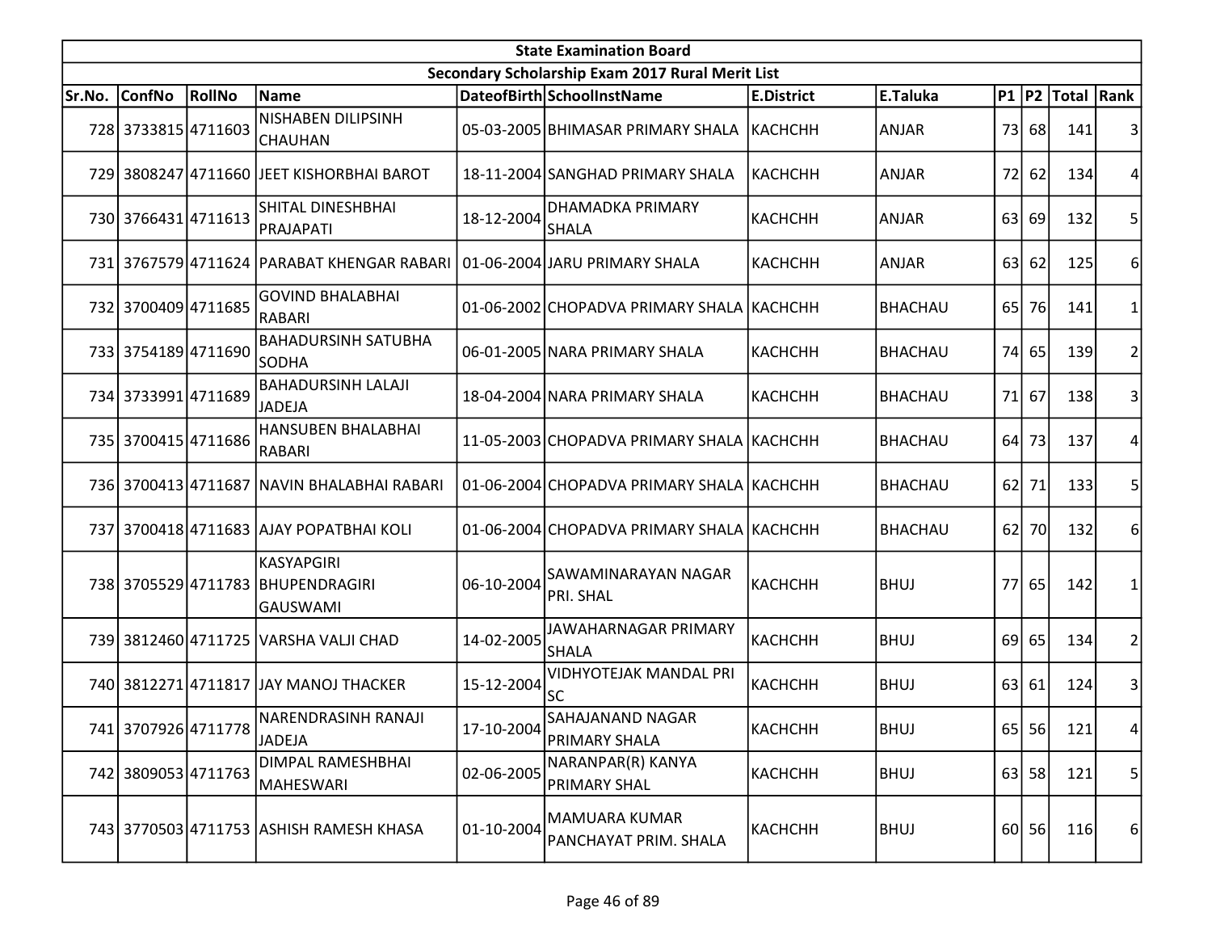| State Examination Board | | | | | | | | | | | |
|---|---|---|---|---|---|---|---|---|---|---|---|
| Secondary Scholarship Exam 2017 Rural Merit List | | | | | | | | | | | |
| Sr.No. | ConfNo | RollNo | Name | DateofBirth | SchoolInstName | E.District | E.Taluka | P1 | P2 | Total | Rank |
| 728 | 3733815 | 4711603 | NISHABEN DILIPSINH CHAUHAN | 05-03-2005 | BHIMASAR PRIMARY SHALA | KACHCHH | ANJAR | 73 | 68 | 141 | 3 |
| 729 | 3808247 | 4711660 | JEET KISHORBHAI BAROT | 18-11-2004 | SANGHAD PRIMARY SHALA | KACHCHH | ANJAR | 72 | 62 | 134 | 4 |
| 730 | 3766431 | 4711613 | SHITAL DINESHBHAI PRAJAPATI | 18-12-2004 | DHAMADKA PRIMARY SHALA | KACHCHH | ANJAR | 63 | 69 | 132 | 5 |
| 731 | 3767579 | 4711624 | PARABAT KHENGAR RABARI | 01-06-2004 | JARU PRIMARY SHALA | KACHCHH | ANJAR | 63 | 62 | 125 | 6 |
| 732 | 3700409 | 4711685 | GOVIND BHALABHAI RABARI | 01-06-2002 | CHOPADVA PRIMARY SHALA | KACHCHH | BHACHAU | 65 | 76 | 141 | 1 |
| 733 | 3754189 | 4711690 | BAHADURSINH SATUBHA SODHA | 06-01-2005 | NARA PRIMARY SHALA | KACHCHH | BHACHAU | 74 | 65 | 139 | 2 |
| 734 | 3733991 | 4711689 | BAHADURSINH LALAJI JADEJA | 18-04-2004 | NARA PRIMARY SHALA | KACHCHH | BHACHAU | 71 | 67 | 138 | 3 |
| 735 | 3700415 | 4711686 | HANSUBEN BHALABHAI RABARI | 11-05-2003 | CHOPADVA PRIMARY SHALA | KACHCHH | BHACHAU | 64 | 73 | 137 | 4 |
| 736 | 3700413 | 4711687 | NAVIN BHALABHAI RABARI | 01-06-2004 | CHOPADVA PRIMARY SHALA | KACHCHH | BHACHAU | 62 | 71 | 133 | 5 |
| 737 | 3700418 | 4711683 | AJAY POPATBHAI KOLI | 01-06-2004 | CHOPADVA PRIMARY SHALA | KACHCHH | BHACHAU | 62 | 70 | 132 | 6 |
| 738 | 3705529 | 4711783 | KASYAPGIRI BHUPENDRAGIRI GAUSWAMI | 06-10-2004 | SAWAMINARAYAN NAGAR PRI. SHAL | KACHCHH | BHUJ | 77 | 65 | 142 | 1 |
| 739 | 3812460 | 4711725 | VARSHA VALJI CHAD | 14-02-2005 | JAWAHARNAGAR PRIMARY SHALA | KACHCHH | BHUJ | 69 | 65 | 134 | 2 |
| 740 | 3812271 | 4711817 | JAY MANOJ THACKER | 15-12-2004 | VIDHYOTEJAK MANDAL PRI SC | KACHCHH | BHUJ | 63 | 61 | 124 | 3 |
| 741 | 3707926 | 4711778 | NARENDRASINH RANAJI JADEJA | 17-10-2004 | SAHAJANAND NAGAR PRIMARY SHALA | KACHCHH | BHUJ | 65 | 56 | 121 | 4 |
| 742 | 3809053 | 4711763 | DIMPAL RAMESHBHAI MAHESWARI | 02-06-2005 | NARANPAR(R) KANYA PRIMARY SHAL | KACHCHH | BHUJ | 63 | 58 | 121 | 5 |
| 743 | 3770503 | 4711753 | ASHISH RAMESH KHASA | 01-10-2004 | MAMUARA KUMAR PANCHAYAT PRIM. SHALA | KACHCHH | BHUJ | 60 | 56 | 116 | 6 |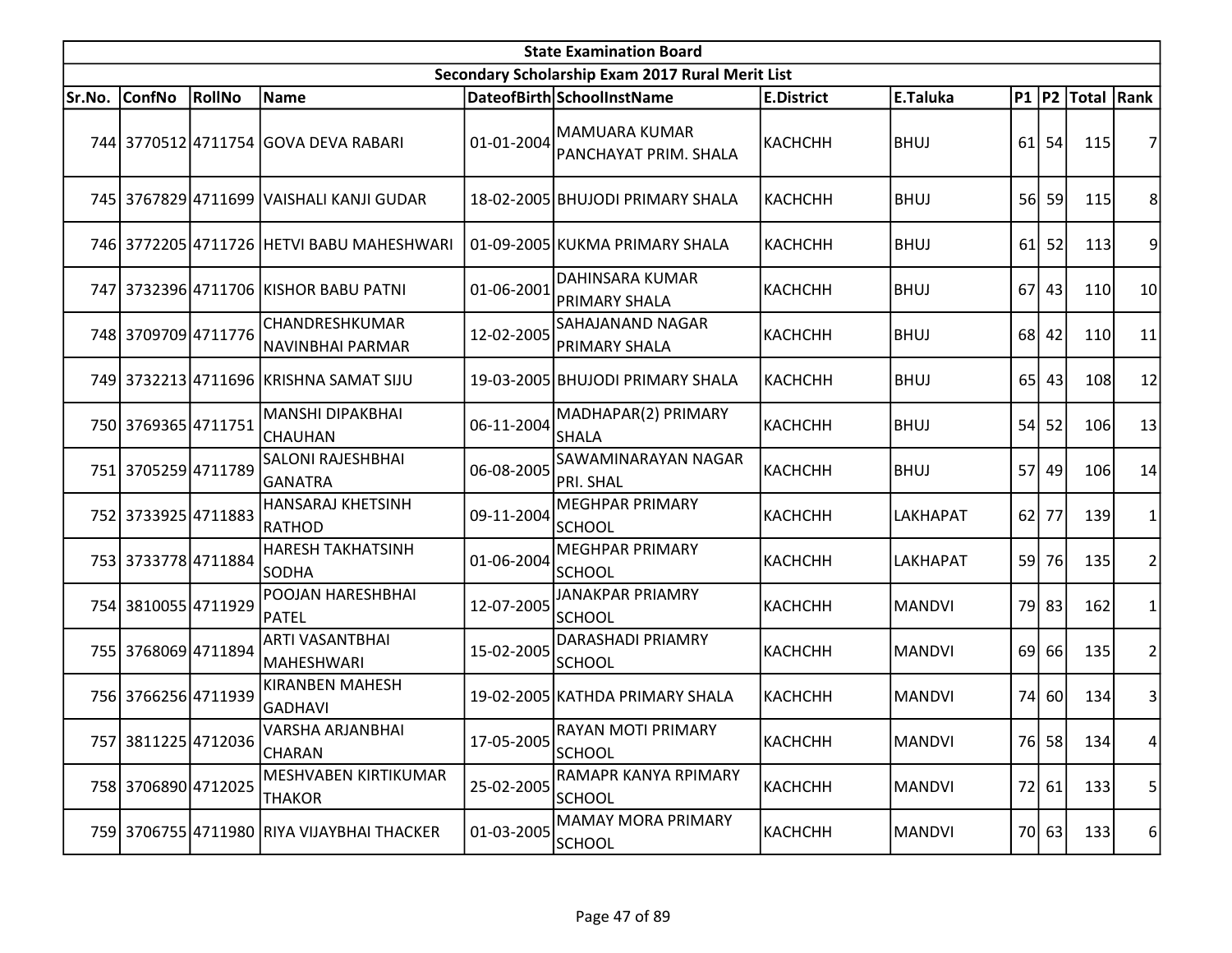| State Examination Board | | | | | | | | | | | |
|---|---|---|---|---|---|---|---|---|---|---|---|
| Secondary Scholarship Exam 2017 Rural Merit List | | | | | | | | | | | |
| Sr.No. | ConfNo | RollNo | Name | DateofBirth | SchoolInstName | E.District | E.Taluka | P1 | P2 | Total | Rank |
| 744 | 3770512 | 4711754 | GOVA DEVA RABARI | 01-01-2004 | MAMUARA KUMAR PANCHAYAT PRIM. SHALA | KACHCHH | BHUJ | 61 | 54 | 115 | 7 |
| 745 | 3767829 | 4711699 | VAISHALI KANJI GUDAR | 18-02-2005 | BHUJODI PRIMARY SHALA | KACHCHH | BHUJ | 56 | 59 | 115 | 8 |
| 746 | 3772205 | 4711726 | HETVI BABU MAHESHWARI | 01-09-2005 | KUKMA PRIMARY SHALA | KACHCHH | BHUJ | 61 | 52 | 113 | 9 |
| 747 | 3732396 | 4711706 | KISHOR BABU PATNI | 01-06-2001 | DAHINSARA KUMAR PRIMARY SHALA | KACHCHH | BHUJ | 67 | 43 | 110 | 10 |
| 748 | 3709709 | 4711776 | CHANDRESHKUMAR NAVINBHAI PARMAR | 12-02-2005 | SAHAJANAND NAGAR PRIMARY SHALA | KACHCHH | BHUJ | 68 | 42 | 110 | 11 |
| 749 | 3732213 | 4711696 | KRISHNA SAMAT SIJU | 19-03-2005 | BHUJODI PRIMARY SHALA | KACHCHH | BHUJ | 65 | 43 | 108 | 12 |
| 750 | 3769365 | 4711751 | MANSHI DIPAKBHAI CHAUHAN | 06-11-2004 | MADHAPAR(2) PRIMARY SHALA | KACHCHH | BHUJ | 54 | 52 | 106 | 13 |
| 751 | 3705259 | 4711789 | SALONI RAJESHBHAI GANATRA | 06-08-2005 | SAWAMINARAYAN NAGAR PRI. SHAL | KACHCHH | BHUJ | 57 | 49 | 106 | 14 |
| 752 | 3733925 | 4711883 | HANSARAJ KHETSINH RATHOD | 09-11-2004 | MEGHPAR PRIMARY SCHOOL | KACHCHH | LAKHAPAT | 62 | 77 | 139 | 1 |
| 753 | 3733778 | 4711884 | HARESH TAKHATSINH SODHA | 01-06-2004 | MEGHPAR PRIMARY SCHOOL | KACHCHH | LAKHAPAT | 59 | 76 | 135 | 2 |
| 754 | 3810055 | 4711929 | POOJAN HARESHBHAI PATEL | 12-07-2005 | JANAKPAR PRIAMRY SCHOOL | KACHCHH | MANDVI | 79 | 83 | 162 | 1 |
| 755 | 3768069 | 4711894 | ARTI VASANTBHAI MAHESHWARI | 15-02-2005 | DARASHADI PRIAMRY SCHOOL | KACHCHH | MANDVI | 69 | 66 | 135 | 2 |
| 756 | 3766256 | 4711939 | KIRANBEN MAHESH GADHAVI | 19-02-2005 | KATHDA PRIMARY SHALA | KACHCHH | MANDVI | 74 | 60 | 134 | 3 |
| 757 | 3811225 | 4712036 | VARSHA ARJANBHAI CHARAN | 17-05-2005 | RAYAN MOTI PRIMARY SCHOOL | KACHCHH | MANDVI | 76 | 58 | 134 | 4 |
| 758 | 3706890 | 4712025 | MESHVABEN KIRTIKUMAR THAKOR | 25-02-2005 | RAMAPR KANYA RPIMARY SCHOOL | KACHCHH | MANDVI | 72 | 61 | 133 | 5 |
| 759 | 3706755 | 4711980 | RIYA VIJAYBHAI THACKER | 01-03-2005 | MAMAY MORA PRIMARY SCHOOL | KACHCHH | MANDVI | 70 | 63 | 133 | 6 |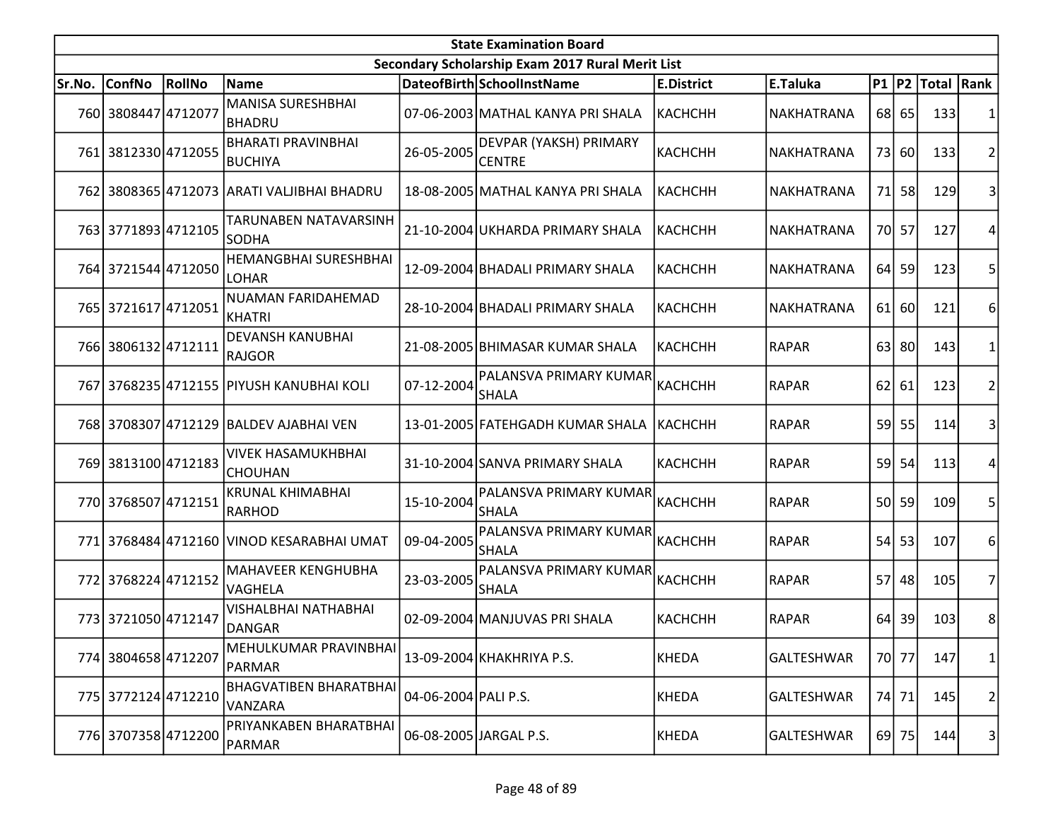| State Examination Board | | | | | | | | | | | |
|---|---|---|---|---|---|---|---|---|---|---|---|
| Secondary Scholarship Exam 2017 Rural Merit List | | | | | | | | | | | |
| Sr.No. | ConfNo | RollNo | Name | DateofBirth | SchoolInstName | E.District | E.Taluka | P1 | P2 | Total | Rank |
| 760 | 3808447 | 4712077 | MANISA SURESHBHAI BHADRU | 07-06-2003 | MATHAL KANYA PRI SHALA | KACHCHH | NAKHATRANA | 68 | 65 | 133 | 1 |
| 761 | 3812330 | 4712055 | BHARATI PRAVINBHAI BUCHIYA | 26-05-2005 | DEVPAR (YAKSH) PRIMARY CENTRE | KACHCHH | NAKHATRANA | 73 | 60 | 133 | 2 |
| 762 | 3808365 | 4712073 | ARATI VALJIBHAI BHADRU | 18-08-2005 | MATHAL KANYA PRI SHALA | KACHCHH | NAKHATRANA | 71 | 58 | 129 | 3 |
| 763 | 3771893 | 4712105 | TARUNABEN NATAVARSINH SODHA | 21-10-2004 | UKHARDA PRIMARY SHALA | KACHCHH | NAKHATRANA | 70 | 57 | 127 | 4 |
| 764 | 3721544 | 4712050 | HEMANGBHAI SURESHBHAI LOHAR | 12-09-2004 | BHADALI PRIMARY SHALA | KACHCHH | NAKHATRANA | 64 | 59 | 123 | 5 |
| 765 | 3721617 | 4712051 | NUAMAN FARIDAHEMAD KHATRI | 28-10-2004 | BHADALI PRIMARY SHALA | KACHCHH | NAKHATRANA | 61 | 60 | 121 | 6 |
| 766 | 3806132 | 4712111 | DEVANSH KANUBHAI RAJGOR | 21-08-2005 | BHIMASAR KUMAR SHALA | KACHCHH | RAPAR | 63 | 80 | 143 | 1 |
| 767 | 3768235 | 4712155 | PIYUSH KANUBHAI KOLI | 07-12-2004 | PALANSVA PRIMARY KUMAR SHALA | KACHCHH | RAPAR | 62 | 61 | 123 | 2 |
| 768 | 3708307 | 4712129 | BALDEV AJABHAI VEN | 13-01-2005 | FATEHGADH KUMAR SHALA | KACHCHH | RAPAR | 59 | 55 | 114 | 3 |
| 769 | 3813100 | 4712183 | VIVEK HASAMUKHBHAI CHOUHAN | 31-10-2004 | SANVA PRIMARY SHALA | KACHCHH | RAPAR | 59 | 54 | 113 | 4 |
| 770 | 3768507 | 4712151 | KRUNAL KHIMABHAI RARHOD | 15-10-2004 | PALANSVA PRIMARY KUMAR SHALA | KACHCHH | RAPAR | 50 | 59 | 109 | 5 |
| 771 | 3768484 | 4712160 | VINOD KESARABHAI UMAT | 09-04-2005 | PALANSVA PRIMARY KUMAR SHALA | KACHCHH | RAPAR | 54 | 53 | 107 | 6 |
| 772 | 3768224 | 4712152 | MAHAVEER KENGHUBHA VAGHELA | 23-03-2005 | PALANSVA PRIMARY KUMAR SHALA | KACHCHH | RAPAR | 57 | 48 | 105 | 7 |
| 773 | 3721050 | 4712147 | VISHALBHAI NATHABHAI DANGAR | 02-09-2004 | MANJUVAS PRI SHALA | KACHCHH | RAPAR | 64 | 39 | 103 | 8 |
| 774 | 3804658 | 4712207 | MEHULKUMAR PRAVINBHAI PARMAR | 13-09-2004 | KHAKHRIYA P.S. | KHEDA | GALTESHWAR | 70 | 77 | 147 | 1 |
| 775 | 3772124 | 4712210 | BHAGVATIBEN BHARATBHAI VANZARA | 04-06-2004 | PALI P.S. | KHEDA | GALTESHWAR | 74 | 71 | 145 | 2 |
| 776 | 3707358 | 4712200 | PRIYANKABEN BHARATBHAI PARMAR | 06-08-2005 | JARGAL P.S. | KHEDA | GALTESHWAR | 69 | 75 | 144 | 3 |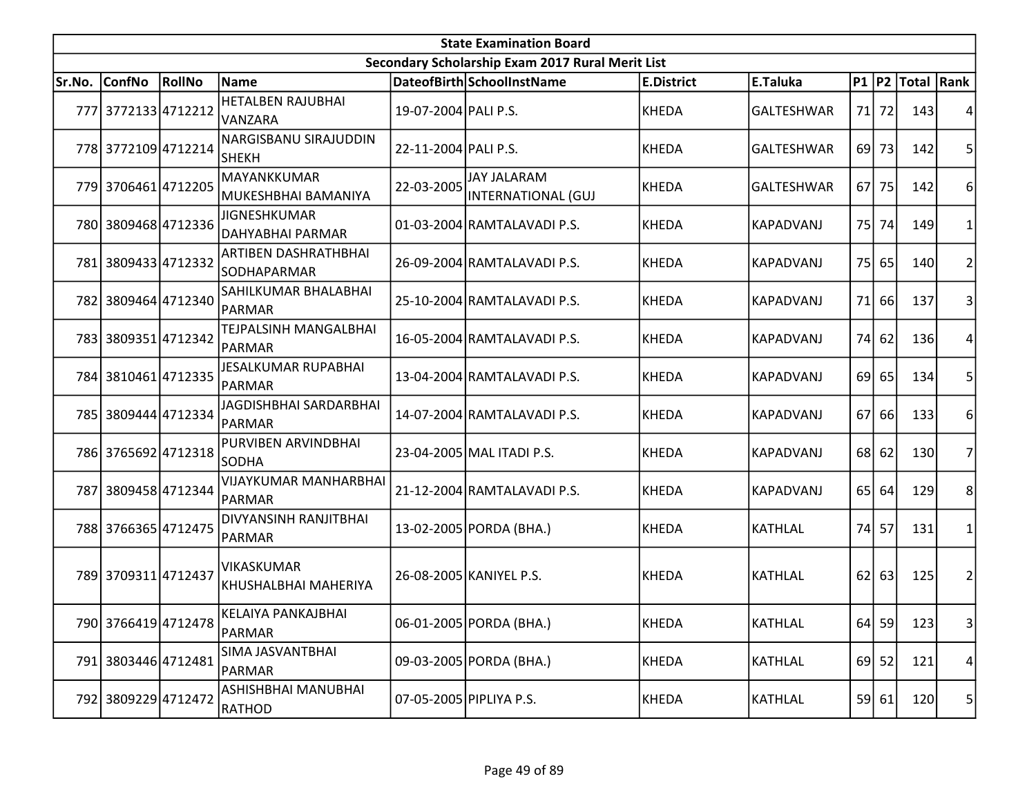| State Examination Board | | | | | | | | | | | |
|---|---|---|---|---|---|---|---|---|---|---|---|
| Secondary Scholarship Exam 2017 Rural Merit List | | | | | | | | | | | |
| Sr.No. | ConfNo | RollNo | Name | DateofBirth | SchoolInstName | E.District | E.Taluka | P1 | P2 | Total | Rank |
| 777 | 3772133 | 4712212 | HETALBEN RAJUBHAI VANZARA | 19-07-2004 | PALI P.S. | KHEDA | GALTESHWAR | 71 | 72 | 143 | 4 |
| 778 | 3772109 | 4712214 | NARGISBANU SIRAJUDDIN SHEKH | 22-11-2004 | PALI P.S. | KHEDA | GALTESHWAR | 69 | 73 | 142 | 5 |
| 779 | 3706461 | 4712205 | MAYANKKUMAR MUKESHBHAI BAMANIYA | 22-03-2005 | JAY JALARAM INTERNATIONAL (GUJ | KHEDA | GALTESHWAR | 67 | 75 | 142 | 6 |
| 780 | 3809468 | 4712336 | JIGNESHKUMAR DAHYABHAI PARMAR | 01-03-2004 | RAMTALAVADI P.S. | KHEDA | KAPADVANJ | 75 | 74 | 149 | 1 |
| 781 | 3809433 | 4712332 | ARTIBEN DASHRATHBHAI SODHAPARMAR | 26-09-2004 | RAMTALAVADI P.S. | KHEDA | KAPADVANJ | 75 | 65 | 140 | 2 |
| 782 | 3809464 | 4712340 | SAHILKUMAR BHALABHAI PARMAR | 25-10-2004 | RAMTALAVADI P.S. | KHEDA | KAPADVANJ | 71 | 66 | 137 | 3 |
| 783 | 3809351 | 4712342 | TEJPALSINH MANGALBHAI PARMAR | 16-05-2004 | RAMTALAVADI P.S. | KHEDA | KAPADVANJ | 74 | 62 | 136 | 4 |
| 784 | 3810461 | 4712335 | JESALKUMAR RUPABHAI PARMAR | 13-04-2004 | RAMTALAVADI P.S. | KHEDA | KAPADVANJ | 69 | 65 | 134 | 5 |
| 785 | 3809444 | 4712334 | JAGDISHBHAI SARDARBHAI PARMAR | 14-07-2004 | RAMTALAVADI P.S. | KHEDA | KAPADVANJ | 67 | 66 | 133 | 6 |
| 786 | 3765692 | 4712318 | PURVIBEN ARVINDBHAI SODHA | 23-04-2005 | MAL ITADI P.S. | KHEDA | KAPADVANJ | 68 | 62 | 130 | 7 |
| 787 | 3809458 | 4712344 | VIJAYKUMAR MANHARBHAI PARMAR | 21-12-2004 | RAMTALAVADI P.S. | KHEDA | KAPADVANJ | 65 | 64 | 129 | 8 |
| 788 | 3766365 | 4712475 | DIVYANSINH RANJITBHAI PARMAR | 13-02-2005 | PORDA (BHA.) | KHEDA | KATHLAL | 74 | 57 | 131 | 1 |
| 789 | 3709311 | 4712437 | VIKASKUMAR KHUSHALBHAI MAHERIYA | 26-08-2005 | KANIYEL P.S. | KHEDA | KATHLAL | 62 | 63 | 125 | 2 |
| 790 | 3766419 | 4712478 | KELAIYA PANKAJBHAI PARMAR | 06-01-2005 | PORDA (BHA.) | KHEDA | KATHLAL | 64 | 59 | 123 | 3 |
| 791 | 3803446 | 4712481 | SIMA JASVANTBHAI PARMAR | 09-03-2005 | PORDA (BHA.) | KHEDA | KATHLAL | 69 | 52 | 121 | 4 |
| 792 | 3809229 | 4712472 | ASHISHBHAI MANUBHAI RATHOD | 07-05-2005 | PIPLIYA P.S. | KHEDA | KATHLAL | 59 | 61 | 120 | 5 |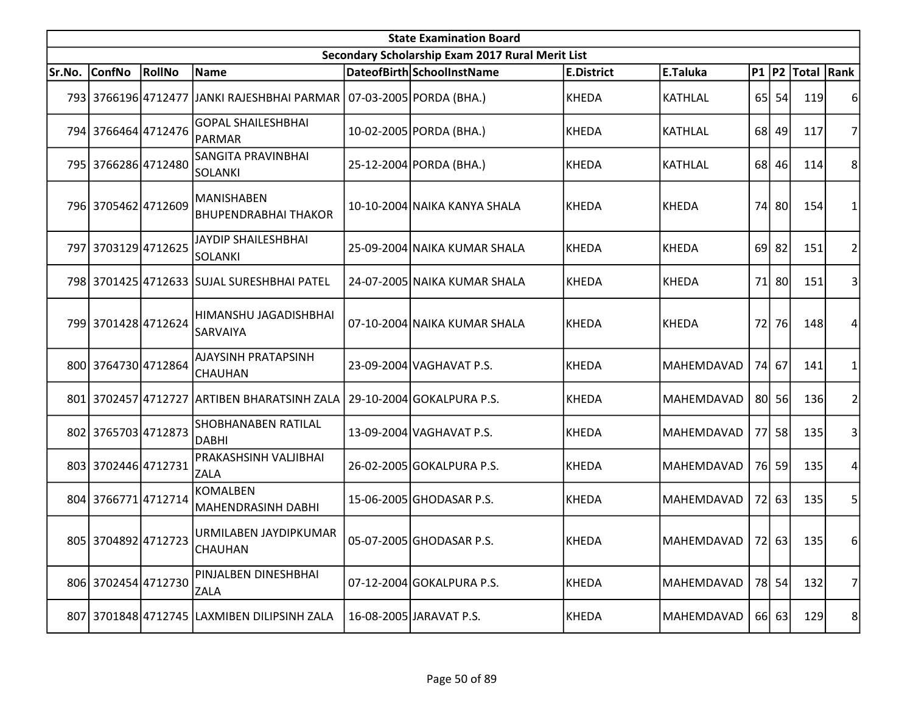| State Examination Board | | | | | | | | | | | |
|---|---|---|---|---|---|---|---|---|---|---|---|
| Secondary Scholarship Exam 2017 Rural Merit List | | | | | | | | | | | |
| Sr.No. | ConfNo | RollNo | Name | DateofBirth | SchoolInstName | E.District | E.Taluka | P1 | P2 | Total | Rank |
| 793 | 3766196 | 4712477 | JANKI RAJESHBHAI PARMAR | 07-03-2005 | PORDA (BHA.) | KHEDA | KATHLAL | 65 | 54 | 119 | 6 |
| 794 | 3766464 | 4712476 | GOPAL SHAILESHBHAI PARMAR | 10-02-2005 | PORDA (BHA.) | KHEDA | KATHLAL | 68 | 49 | 117 | 7 |
| 795 | 3766286 | 4712480 | SANGITA PRAVINBHAI SOLANKI | 25-12-2004 | PORDA (BHA.) | KHEDA | KATHLAL | 68 | 46 | 114 | 8 |
| 796 | 3705462 | 4712609 | MANISHABEN BHUPENDRABHAI THAKOR | 10-10-2004 | NAIKA KANYA SHALA | KHEDA | KHEDA | 74 | 80 | 154 | 1 |
| 797 | 3703129 | 4712625 | JAYDIP SHAILESHBHAI SOLANKI | 25-09-2004 | NAIKA KUMAR SHALA | KHEDA | KHEDA | 69 | 82 | 151 | 2 |
| 798 | 3701425 | 4712633 | SUJAL SURESHBHAI PATEL | 24-07-2005 | NAIKA KUMAR SHALA | KHEDA | KHEDA | 71 | 80 | 151 | 3 |
| 799 | 3701428 | 4712624 | HIMANSHU JAGADISHBHAI SARVAIYA | 07-10-2004 | NAIKA KUMAR SHALA | KHEDA | KHEDA | 72 | 76 | 148 | 4 |
| 800 | 3764730 | 4712864 | AJAYSINH PRATAPSINH CHAUHAN | 23-09-2004 | VAGHAVAT P.S. | KHEDA | MAHEMDAVAD | 74 | 67 | 141 | 1 |
| 801 | 3702457 | 4712727 | ARTIBEN BHARATSINH ZALA | 29-10-2004 | GOKALPURA P.S. | KHEDA | MAHEMDAVAD | 80 | 56 | 136 | 2 |
| 802 | 3765703 | 4712873 | SHOBHANABEN RATILAL DABHI | 13-09-2004 | VAGHAVAT P.S. | KHEDA | MAHEMDAVAD | 77 | 58 | 135 | 3 |
| 803 | 3702446 | 4712731 | PRAKASHSINH VALJIBHAI ZALA | 26-02-2005 | GOKALPURA P.S. | KHEDA | MAHEMDAVAD | 76 | 59 | 135 | 4 |
| 804 | 3766771 | 4712714 | KOMALBEN MAHENDRASINH DABHI | 15-06-2005 | GHODASAR P.S. | KHEDA | MAHEMDAVAD | 72 | 63 | 135 | 5 |
| 805 | 3704892 | 4712723 | URMILABEN JAYDIPKUMAR CHAUHAN | 05-07-2005 | GHODASAR P.S. | KHEDA | MAHEMDAVAD | 72 | 63 | 135 | 6 |
| 806 | 3702454 | 4712730 | PINJALBEN DINESHBHAI ZALA | 07-12-2004 | GOKALPURA P.S. | KHEDA | MAHEMDAVAD | 78 | 54 | 132 | 7 |
| 807 | 3701848 | 4712745 | LAXMIBEN DILIPSINH ZALA | 16-08-2005 | JARAVAT P.S. | KHEDA | MAHEMDAVAD | 66 | 63 | 129 | 8 |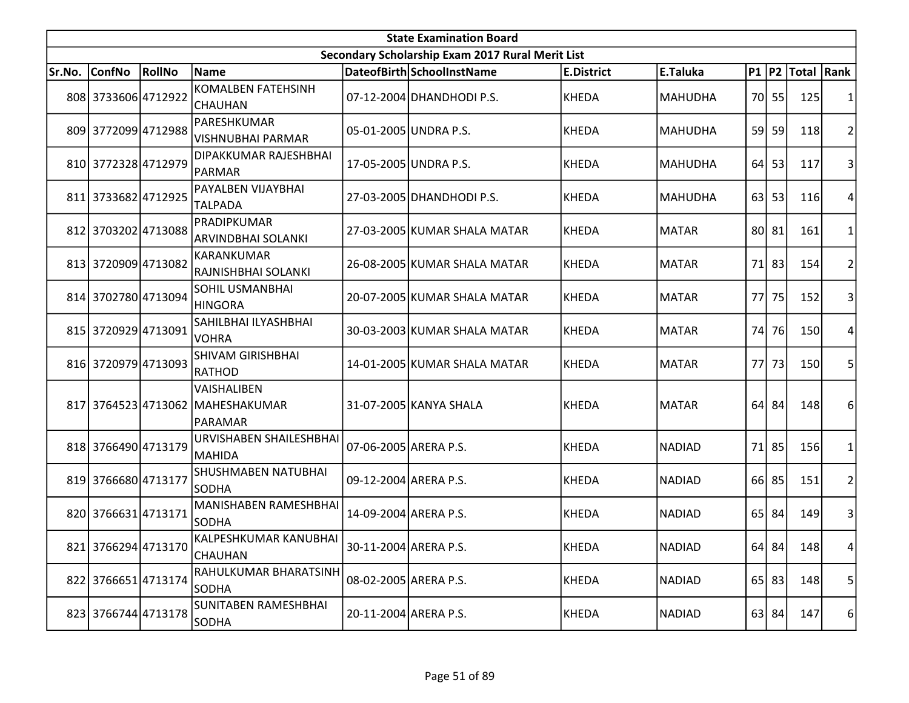| State Examination Board | | | | | | | | | | | |
|---|---|---|---|---|---|---|---|---|---|---|---|
| Secondary Scholarship Exam 2017 Rural Merit List | | | | | | | | | | | |
| Sr.No. | ConfNo | RollNo | Name | DateofBirth | SchoolInstName | E.District | E.Taluka | P1 | P2 | Total | Rank |
| 808 | 3733606 | 4712922 | KOMALBEN FATEHSINH CHAUHAN | 07-12-2004 | DHANDHODI P.S. | KHEDA | MAHUDHA | 70 | 55 | 125 | 1 |
| 809 | 3772099 | 4712988 | PARESHKUMAR VISHNUBHAI PARMAR | 05-01-2005 | UNDRA P.S. | KHEDA | MAHUDHA | 59 | 59 | 118 | 2 |
| 810 | 3772328 | 4712979 | DIPAKKUMAR RAJESHBHAI PARMAR | 17-05-2005 | UNDRA P.S. | KHEDA | MAHUDHA | 64 | 53 | 117 | 3 |
| 811 | 3733682 | 4712925 | PAYALBEN VIJAYBHAI TALPADA | 27-03-2005 | DHANDHODI P.S. | KHEDA | MAHUDHA | 63 | 53 | 116 | 4 |
| 812 | 3703202 | 4713088 | PRADIPKUMAR ARVINDBHAI SOLANKI | 27-03-2005 | KUMAR SHALA MATAR | KHEDA | MATAR | 80 | 81 | 161 | 1 |
| 813 | 3720909 | 4713082 | KARANKUMAR RAJNISHBHAI SOLANKI | 26-08-2005 | KUMAR SHALA MATAR | KHEDA | MATAR | 71 | 83 | 154 | 2 |
| 814 | 3702780 | 4713094 | SOHIL USMANBHAI HINGORA | 20-07-2005 | KUMAR SHALA MATAR | KHEDA | MATAR | 77 | 75 | 152 | 3 |
| 815 | 3720929 | 4713091 | SAHILBHAI ILYASHBHAI VOHRA | 30-03-2003 | KUMAR SHALA MATAR | KHEDA | MATAR | 74 | 76 | 150 | 4 |
| 816 | 3720979 | 4713093 | SHIVAM GIRISHBHAI RATHOD | 14-01-2005 | KUMAR SHALA MATAR | KHEDA | MATAR | 77 | 73 | 150 | 5 |
| 817 | 3764523 | 4713062 | VAISHALIBEN MAHESHAKUMAR PARAMAR | 31-07-2005 | KANYA SHALA | KHEDA | MATAR | 64 | 84 | 148 | 6 |
| 818 | 3766490 | 4713179 | URVISHABEN SHAILESHBHAI MAHIDA | 07-06-2005 | ARERA P.S. | KHEDA | NADIAD | 71 | 85 | 156 | 1 |
| 819 | 3766680 | 4713177 | SHUSHMABEN NATUBHAI SODHA | 09-12-2004 | ARERA P.S. | KHEDA | NADIAD | 66 | 85 | 151 | 2 |
| 820 | 3766631 | 4713171 | MANISHABEN RAMESHBHAI SODHA | 14-09-2004 | ARERA P.S. | KHEDA | NADIAD | 65 | 84 | 149 | 3 |
| 821 | 3766294 | 4713170 | KALPESHKUMAR KANUBHAI CHAUHAN | 30-11-2004 | ARERA P.S. | KHEDA | NADIAD | 64 | 84 | 148 | 4 |
| 822 | 3766651 | 4713174 | RAHULKUMAR BHARATSINH SODHA | 08-02-2005 | ARERA P.S. | KHEDA | NADIAD | 65 | 83 | 148 | 5 |
| 823 | 3766744 | 4713178 | SUNITABEN RAMESHBHAI SODHA | 20-11-2004 | ARERA P.S. | KHEDA | NADIAD | 63 | 84 | 147 | 6 |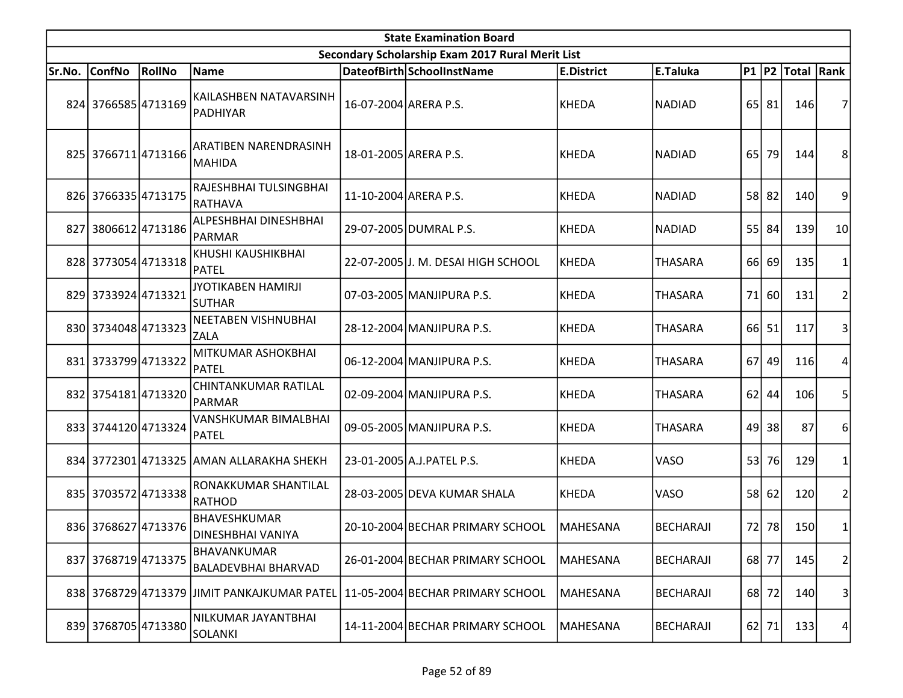| State Examination Board | | | | | | | | | | | |
|---|---|---|---|---|---|---|---|---|---|---|---|
| Secondary Scholarship Exam 2017 Rural Merit List | | | | | | | | | | | |
| Sr.No. | ConfNo | RollNo | Name | DateofBirth | SchoolInstName | E.District | E.Taluka | P1 | P2 | Total | Rank |
| 824 | 3766585 | 4713169 | KAILASHBEN NATAVARSINH PADHIYAR | 16-07-2004 | ARERA P.S. | KHEDA | NADIAD | 65 | 81 | 146 | 7 |
| 825 | 3766711 | 4713166 | ARATIBEN NARENDRASINH MAHIDA | 18-01-2005 | ARERA P.S. | KHEDA | NADIAD | 65 | 79 | 144 | 8 |
| 826 | 3766335 | 4713175 | RAJESHBHAI TULSINGBHAI RATHAVA | 11-10-2004 | ARERA P.S. | KHEDA | NADIAD | 58 | 82 | 140 | 9 |
| 827 | 3806612 | 4713186 | ALPESHBHAI DINESHBHAI PARMAR | 29-07-2005 | DUMRAL P.S. | KHEDA | NADIAD | 55 | 84 | 139 | 10 |
| 828 | 3773054 | 4713318 | KHUSHI KAUSHIKBHAI PATEL | 22-07-2005 | J. M. DESAI HIGH SCHOOL | KHEDA | THASARA | 66 | 69 | 135 | 1 |
| 829 | 3733924 | 4713321 | JYOTIKABEN HAMIRJI SUTHAR | 07-03-2005 | MANJIPURA P.S. | KHEDA | THASARA | 71 | 60 | 131 | 2 |
| 830 | 3734048 | 4713323 | NEETABEN VISHNUBHAI ZALA | 28-12-2004 | MANJIPURA P.S. | KHEDA | THASARA | 66 | 51 | 117 | 3 |
| 831 | 3733799 | 4713322 | MITKUMAR ASHOKBHAI PATEL | 06-12-2004 | MANJIPURA P.S. | KHEDA | THASARA | 67 | 49 | 116 | 4 |
| 832 | 3754181 | 4713320 | CHINTANKUMAR RATILAL PARMAR | 02-09-2004 | MANJIPURA P.S. | KHEDA | THASARA | 62 | 44 | 106 | 5 |
| 833 | 3744120 | 4713324 | VANSHKUMAR BIMALBHAI PATEL | 09-05-2005 | MANJIPURA P.S. | KHEDA | THASARA | 49 | 38 | 87 | 6 |
| 834 | 3772301 | 4713325 | AMAN ALLARAKHA SHEKH | 23-01-2005 | A.J.PATEL P.S. | KHEDA | VASO | 53 | 76 | 129 | 1 |
| 835 | 3703572 | 4713338 | RONAKKUMAR SHANTILAL RATHOD | 28-03-2005 | DEVA KUMAR SHALA | KHEDA | VASO | 58 | 62 | 120 | 2 |
| 836 | 3768627 | 4713376 | BHAVESHKUMAR DINESHBHAI VANIYA | 20-10-2004 | BECHAR PRIMARY SCHOOL | MAHESANA | BECHARAJI | 72 | 78 | 150 | 1 |
| 837 | 3768719 | 4713375 | BHAVANKUMAR BALADEVBHAI BHARVAD | 26-01-2004 | BECHAR PRIMARY SCHOOL | MAHESANA | BECHARAJI | 68 | 77 | 145 | 2 |
| 838 | 3768729 | 4713379 | JIMIT PANKAJKUMAR PATEL | 11-05-2004 | BECHAR PRIMARY SCHOOL | MAHESANA | BECHARAJI | 68 | 72 | 140 | 3 |
| 839 | 3768705 | 4713380 | NILKUMAR JAYANTBHAI SOLANKI | 14-11-2004 | BECHAR PRIMARY SCHOOL | MAHESANA | BECHARAJI | 62 | 71 | 133 | 4 |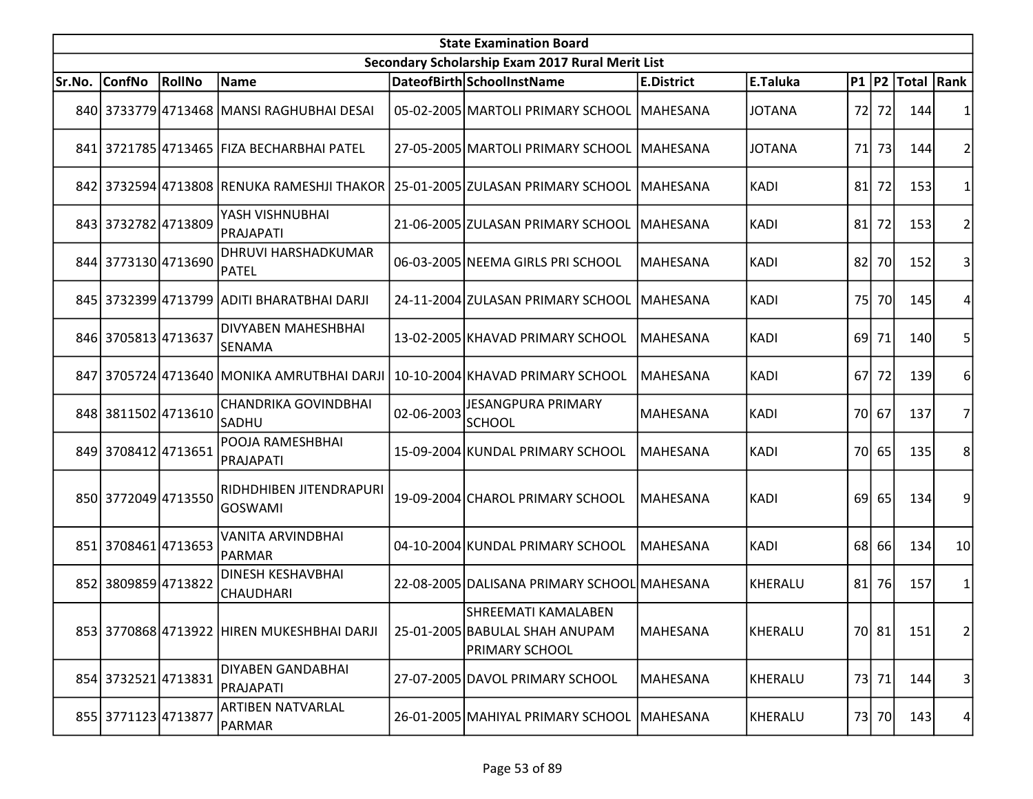| State Examination Board | | | | | | | | | | | |
|---|---|---|---|---|---|---|---|---|---|---|---|
| Secondary Scholarship Exam 2017 Rural Merit List | | | | | | | | | | | |
| Sr.No. | ConfNo | RollNo | Name | DateofBirth | SchoolInstName | E.District | E.Taluka | P1 | P2 | Total | Rank |
| 840 | 3733779 | 4713468 | MANSI RAGHUBHAI DESAI | 05-02-2005 | MARTOLI PRIMARY SCHOOL | MAHESANA | JOTANA | 72 | 72 | 144 | 1 |
| 841 | 3721785 | 4713465 | FIZA BECHARBHAI PATEL | 27-05-2005 | MARTOLI PRIMARY SCHOOL | MAHESANA | JOTANA | 71 | 73 | 144 | 2 |
| 842 | 3732594 | 4713808 | RENUKA RAMESHJI THAKOR | 25-01-2005 | ZULASAN PRIMARY SCHOOL | MAHESANA | KADI | 81 | 72 | 153 | 1 |
| 843 | 3732782 | 4713809 | YASH VISHNUBHAI PRAJAPATI | 21-06-2005 | ZULASAN PRIMARY SCHOOL | MAHESANA | KADI | 81 | 72 | 153 | 2 |
| 844 | 3773130 | 4713690 | DHRUVI HARSHADKUMAR PATEL | 06-03-2005 | NEEMA GIRLS PRI SCHOOL | MAHESANA | KADI | 82 | 70 | 152 | 3 |
| 845 | 3732399 | 4713799 | ADITI BHARATBHAI DARJI | 24-11-2004 | ZULASAN PRIMARY SCHOOL | MAHESANA | KADI | 75 | 70 | 145 | 4 |
| 846 | 3705813 | 4713637 | DIVYABEN MAHESHBHAI SENAMA | 13-02-2005 | KHAVAD PRIMARY SCHOOL | MAHESANA | KADI | 69 | 71 | 140 | 5 |
| 847 | 3705724 | 4713640 | MONIKA AMRUTBHAI DARJI | 10-10-2004 | KHAVAD PRIMARY SCHOOL | MAHESANA | KADI | 67 | 72 | 139 | 6 |
| 848 | 3811502 | 4713610 | CHANDRIKA GOVINDBHAI SADHU | 02-06-2003 | JESANGPURA PRIMARY SCHOOL | MAHESANA | KADI | 70 | 67 | 137 | 7 |
| 849 | 3708412 | 4713651 | POOJA RAMESHBHAI PRAJAPATI | 15-09-2004 | KUNDAL PRIMARY SCHOOL | MAHESANA | KADI | 70 | 65 | 135 | 8 |
| 850 | 3772049 | 4713550 | RIDHDHIBEN JITENDRAPURI GOSWAMI | 19-09-2004 | CHAROL PRIMARY SCHOOL | MAHESANA | KADI | 69 | 65 | 134 | 9 |
| 851 | 3708461 | 4713653 | VANITA ARVINDBHAI PARMAR | 04-10-2004 | KUNDAL PRIMARY SCHOOL | MAHESANA | KADI | 68 | 66 | 134 | 10 |
| 852 | 3809859 | 4713822 | DINESH KESHAVBHAI CHAUDHARI | 22-08-2005 | DALISANA PRIMARY SCHOOL | MAHESANA | KHERALU | 81 | 76 | 157 | 1 |
| 853 | 3770868 | 4713922 | HIREN MUKESHBHAI DARJI | 25-01-2005 | SHREEMATI KAMALABEN BABULAL SHAH ANUPAM PRIMARY SCHOOL | MAHESANA | KHERALU | 70 | 81 | 151 | 2 |
| 854 | 3732521 | 4713831 | DIYABEN GANDABHAI PRAJAPATI | 27-07-2005 | DAVOL PRIMARY SCHOOL | MAHESANA | KHERALU | 73 | 71 | 144 | 3 |
| 855 | 3771123 | 4713877 | ARTIBEN NATVARLAL PARMAR | 26-01-2005 | MAHIYAL PRIMARY SCHOOL | MAHESANA | KHERALU | 73 | 70 | 143 | 4 |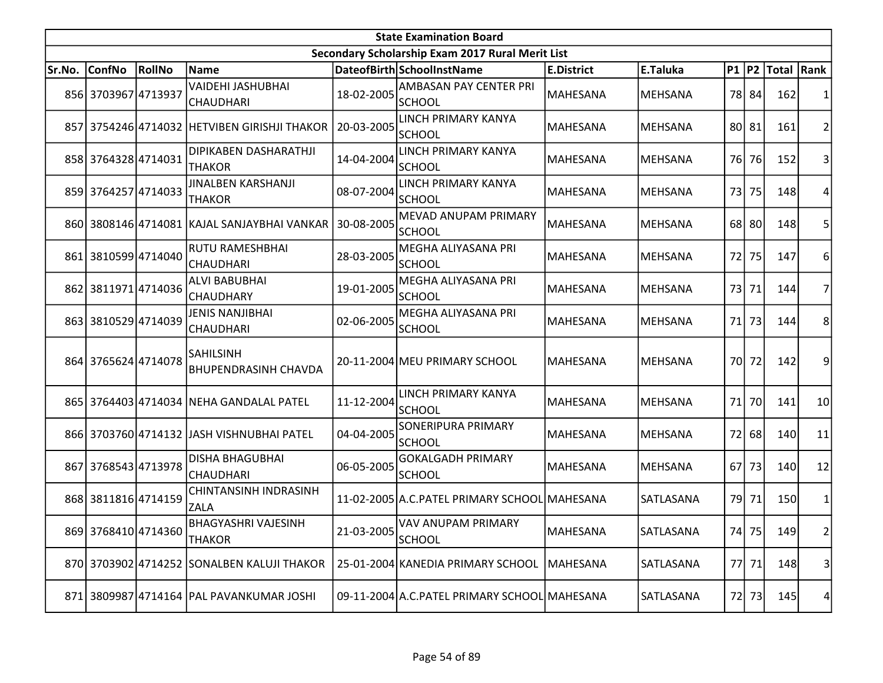| State Examination Board | | | | | | | | | | | |
|---|---|---|---|---|---|---|---|---|---|---|---|
| Secondary Scholarship Exam 2017 Rural Merit List | | | | | | | | | | | |
| Sr.No. | ConfNo | RollNo | Name | DateofBirth | SchoolInstName | E.District | E.Taluka | P1 | P2 | Total | Rank |
| 856 | 3703967 | 4713937 | VAIDEHI JASHUBHAI CHAUDHARI | 18-02-2005 | AMBASAN PAY CENTER PRI SCHOOL | MAHESANA | MEHSANA | 78 | 84 | 162 | 1 |
| 857 | 3754246 | 4714032 | HETVIBEN GIRISHJI THAKOR | 20-03-2005 | LINCH PRIMARY KANYA SCHOOL | MAHESANA | MEHSANA | 80 | 81 | 161 | 2 |
| 858 | 3764328 | 4714031 | DIPIKABEN DASHARATHJI THAKOR | 14-04-2004 | LINCH PRIMARY KANYA SCHOOL | MAHESANA | MEHSANA | 76 | 76 | 152 | 3 |
| 859 | 3764257 | 4714033 | JINALBEN KARSHANJI THAKOR | 08-07-2004 | LINCH PRIMARY KANYA SCHOOL | MAHESANA | MEHSANA | 73 | 75 | 148 | 4 |
| 860 | 3808146 | 4714081 | KAJAL SANJAYBHAI VANKAR | 30-08-2005 | MEVAD ANUPAM PRIMARY SCHOOL | MAHESANA | MEHSANA | 68 | 80 | 148 | 5 |
| 861 | 3810599 | 4714040 | RUTU RAMESHBHAI CHAUDHARI | 28-03-2005 | MEGHA ALIYASANA PRI SCHOOL | MAHESANA | MEHSANA | 72 | 75 | 147 | 6 |
| 862 | 3811971 | 4714036 | ALVI BABUBHAI CHAUDHARY | 19-01-2005 | MEGHA ALIYASANA PRI SCHOOL | MAHESANA | MEHSANA | 73 | 71 | 144 | 7 |
| 863 | 3810529 | 4714039 | JENIS NANJIBHAI CHAUDHARI | 02-06-2005 | MEGHA ALIYASANA PRI SCHOOL | MAHESANA | MEHSANA | 71 | 73 | 144 | 8 |
| 864 | 3765624 | 4714078 | SAHILSINH BHUPENDRASINH CHAVDA | 20-11-2004 | MEU PRIMARY SCHOOL | MAHESANA | MEHSANA | 70 | 72 | 142 | 9 |
| 865 | 3764403 | 4714034 | NEHA GANDALAL PATEL | 11-12-2004 | LINCH PRIMARY KANYA SCHOOL | MAHESANA | MEHSANA | 71 | 70 | 141 | 10 |
| 866 | 3703760 | 4714132 | JASH VISHNUBHAI PATEL | 04-04-2005 | SONERIPURA PRIMARY SCHOOL | MAHESANA | MEHSANA | 72 | 68 | 140 | 11 |
| 867 | 3768543 | 4713978 | DISHA BHAGUBHAI CHAUDHARI | 06-05-2005 | GOKALGADH PRIMARY SCHOOL | MAHESANA | MEHSANA | 67 | 73 | 140 | 12 |
| 868 | 3811816 | 4714159 | CHINTANSINH INDRASINH ZALA | 11-02-2005 | A.C.PATEL PRIMARY SCHOOL | MAHESANA | SATLASANA | 79 | 71 | 150 | 1 |
| 869 | 3768410 | 4714360 | BHAGYASHRI VAJESINH THAKOR | 21-03-2005 | VAV ANUPAM PRIMARY SCHOOL | MAHESANA | SATLASANA | 74 | 75 | 149 | 2 |
| 870 | 3703902 | 4714252 | SONALBEN KALUJI THAKOR | 25-01-2004 | KANEDIA PRIMARY SCHOOL | MAHESANA | SATLASANA | 77 | 71 | 148 | 3 |
| 871 | 3809987 | 4714164 | PAL PAVANKUMAR JOSHI | 09-11-2004 | A.C.PATEL PRIMARY SCHOOL | MAHESANA | SATLASANA | 72 | 73 | 145 | 4 |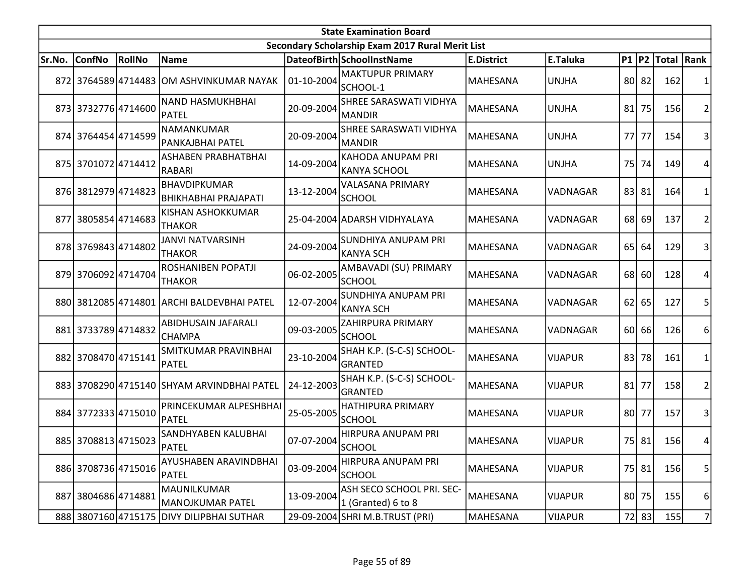| State Examination Board | | | | | | | | | | | |
|---|---|---|---|---|---|---|---|---|---|---|---|
| Secondary Scholarship Exam 2017 Rural Merit List | | | | | | | | | | | |
| Sr.No. | ConfNo | RollNo | Name | DateofBirth | SchoolInstName | E.District | E.Taluka | P1 | P2 | Total | Rank |
| 872 | 3764589 | 4714483 | OM ASHVINKUMAR NAYAK | 01-10-2004 | MAKTUPUR PRIMARY SCHOOL-1 | MAHESANA | UNJHA | 80 | 82 | 162 | 1 |
| 873 | 3732776 | 4714600 | NAND HASMUKHBHAI PATEL | 20-09-2004 | SHREE SARASWATI VIDHYA MANDIR | MAHESANA | UNJHA | 81 | 75 | 156 | 2 |
| 874 | 3764454 | 4714599 | NAMANKUMAR PANKAJBHAI PATEL | 20-09-2004 | SHREE SARASWATI VIDHYA MANDIR | MAHESANA | UNJHA | 77 | 77 | 154 | 3 |
| 875 | 3701072 | 4714412 | ASHABEN PRABHATBHAI RABARI | 14-09-2004 | KAHODA ANUPAM PRI KANYA SCHOOL | MAHESANA | UNJHA | 75 | 74 | 149 | 4 |
| 876 | 3812979 | 4714823 | BHAVDIPKUMAR BHIKHABHAI PRAJAPATI | 13-12-2004 | VALASANA PRIMARY SCHOOL | MAHESANA | VADNAGAR | 83 | 81 | 164 | 1 |
| 877 | 3805854 | 4714683 | KISHAN ASHOKKUMAR THAKOR | 25-04-2004 | ADARSH VIDHYALAYA | MAHESANA | VADNAGAR | 68 | 69 | 137 | 2 |
| 878 | 3769843 | 4714802 | JANVI NATVARSINH THAKOR | 24-09-2004 | SUNDHIYA ANUPAM PRI KANYA SCH | MAHESANA | VADNAGAR | 65 | 64 | 129 | 3 |
| 879 | 3706092 | 4714704 | ROSHANIBEN POPATJI THAKOR | 06-02-2005 | AMBAVADI (SU) PRIMARY SCHOOL | MAHESANA | VADNAGAR | 68 | 60 | 128 | 4 |
| 880 | 3812085 | 4714801 | ARCHI BALDEVBHAI PATEL | 12-07-2004 | SUNDHIYA ANUPAM PRI KANYA SCH | MAHESANA | VADNAGAR | 62 | 65 | 127 | 5 |
| 881 | 3733789 | 4714832 | ABIDHUSAIN JAFARALI CHAMPA | 09-03-2005 | ZAHIRPURA PRIMARY SCHOOL | MAHESANA | VADNAGAR | 60 | 66 | 126 | 6 |
| 882 | 3708470 | 4715141 | SMITKUMAR PRAVINBHAI PATEL | 23-10-2004 | SHAH K.P. (S-C-S) SCHOOL-GRANTED | MAHESANA | VIJAPUR | 83 | 78 | 161 | 1 |
| 883 | 3708290 | 4715140 | SHYAM ARVINDBHAI PATEL | 24-12-2003 | SHAH K.P. (S-C-S) SCHOOL-GRANTED | MAHESANA | VIJAPUR | 81 | 77 | 158 | 2 |
| 884 | 3772333 | 4715010 | PRINCEKUMAR ALPESHBHAI PATEL | 25-05-2005 | HATHIPURA PRIMARY SCHOOL | MAHESANA | VIJAPUR | 80 | 77 | 157 | 3 |
| 885 | 3708813 | 4715023 | SANDHYABEN KALUBHAI PATEL | 07-07-2004 | HIRPURA ANUPAM PRI SCHOOL | MAHESANA | VIJAPUR | 75 | 81 | 156 | 4 |
| 886 | 3708736 | 4715016 | AYUSHABEN ARAVINDBHAI PATEL | 03-09-2004 | HIRPURA ANUPAM PRI SCHOOL | MAHESANA | VIJAPUR | 75 | 81 | 156 | 5 |
| 887 | 3804686 | 4714881 | MAUNILKUMAR MANOJKUMAR PATEL | 13-09-2004 | ASH SECO SCHOOL PRI. SEC-1 (Granted) 6 to 8 | MAHESANA | VIJAPUR | 80 | 75 | 155 | 6 |
| 888 | 3807160 | 4715175 | DIVY DILIPBHAI SUTHAR | 29-09-2004 | SHRI M.B.TRUST (PRI) | MAHESANA | VIJAPUR | 72 | 83 | 155 | 7 |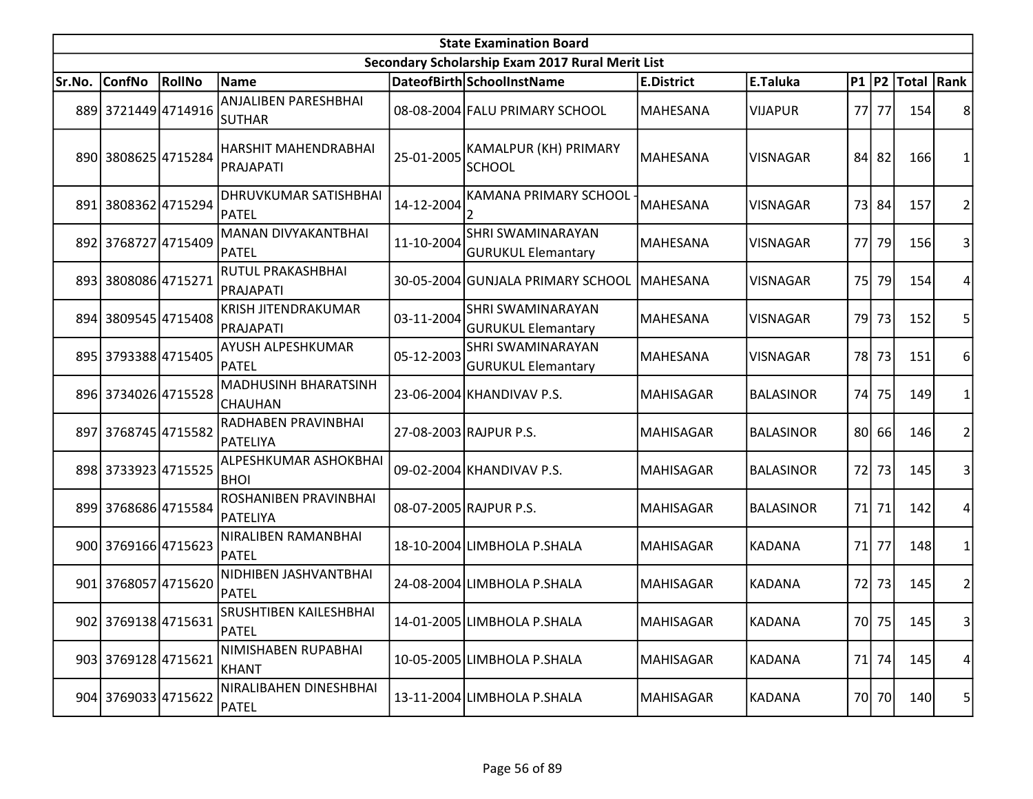| State Examination Board | | | | | | | | | | | |
|---|---|---|---|---|---|---|---|---|---|---|---|
| Secondary Scholarship Exam 2017 Rural Merit List | | | | | | | | | | | |
| Sr.No. | ConfNo | RollNo | Name | DateofBirth | SchoolInstName | E.District | E.Taluka | P1 | P2 | Total | Rank |
| 889 | 3721449 | 4714916 | ANJALIBEN PARESHBHAI SUTHAR | 08-08-2004 | FALU PRIMARY SCHOOL | MAHESANA | VIJAPUR | 77 | 77 | 154 | 8 |
| 890 | 3808625 | 4715284 | HARSHIT MAHENDRABHAI PRAJAPATI | 25-01-2005 | KAMALPUR (KH) PRIMARY SCHOOL | MAHESANA | VISNAGAR | 84 | 82 | 166 | 1 |
| 891 | 3808362 | 4715294 | DHRUVKUMAR SATISHBHAI PATEL | 14-12-2004 | KAMANA PRIMARY SCHOOL - 2 | MAHESANA | VISNAGAR | 73 | 84 | 157 | 2 |
| 892 | 3768727 | 4715409 | MANAN DIVYAKANTBHAI PATEL | 11-10-2004 | SHRI SWAMINARAYAN GURUKUL Elemantary | MAHESANA | VISNAGAR | 77 | 79 | 156 | 3 |
| 893 | 3808086 | 4715271 | RUTUL PRAKASHBHAI PRAJAPATI | 30-05-2004 | GUNJALA PRIMARY SCHOOL | MAHESANA | VISNAGAR | 75 | 79 | 154 | 4 |
| 894 | 3809545 | 4715408 | KRISH JITENDRAKUMAR PRAJAPATI | 03-11-2004 | SHRI SWAMINARAYAN GURUKUL Elemantary | MAHESANA | VISNAGAR | 79 | 73 | 152 | 5 |
| 895 | 3793388 | 4715405 | AYUSH ALPESHKUMAR PATEL | 05-12-2003 | SHRI SWAMINARAYAN GURUKUL Elemantary | MAHESANA | VISNAGAR | 78 | 73 | 151 | 6 |
| 896 | 3734026 | 4715528 | MADHUSINH BHARATSINH CHAUHAN | 23-06-2004 | KHANDIVAV P.S. | MAHISAGAR | BALASINOR | 74 | 75 | 149 | 1 |
| 897 | 3768745 | 4715582 | RADHABEN PRAVINBHAI PATELIYA | 27-08-2003 | RAJPUR P.S. | MAHISAGAR | BALASINOR | 80 | 66 | 146 | 2 |
| 898 | 3733923 | 4715525 | ALPESHKUMAR ASHOKBHAI BHOI | 09-02-2004 | KHANDIVAV P.S. | MAHISAGAR | BALASINOR | 72 | 73 | 145 | 3 |
| 899 | 3768686 | 4715584 | ROSHANIBEN PRAVINBHAI PATELIYA | 08-07-2005 | RAJPUR P.S. | MAHISAGAR | BALASINOR | 71 | 71 | 142 | 4 |
| 900 | 3769166 | 4715623 | NIRALIBEN RAMANBHAI PATEL | 18-10-2004 | LIMBHOLA P.SHALA | MAHISAGAR | KADANA | 71 | 77 | 148 | 1 |
| 901 | 3768057 | 4715620 | NIDHIBEN JASHVANTBHAI PATEL | 24-08-2004 | LIMBHOLA P.SHALA | MAHISAGAR | KADANA | 72 | 73 | 145 | 2 |
| 902 | 3769138 | 4715631 | SRUSHTIBEN KAILESHBHAI PATEL | 14-01-2005 | LIMBHOLA P.SHALA | MAHISAGAR | KADANA | 70 | 75 | 145 | 3 |
| 903 | 3769128 | 4715621 | NIMISHABEN RUPABHAI KHANT | 10-05-2005 | LIMBHOLA P.SHALA | MAHISAGAR | KADANA | 71 | 74 | 145 | 4 |
| 904 | 3769033 | 4715622 | NIRALIBAHEN DINESHBHAI PATEL | 13-11-2004 | LIMBHOLA P.SHALA | MAHISAGAR | KADANA | 70 | 70 | 140 | 5 |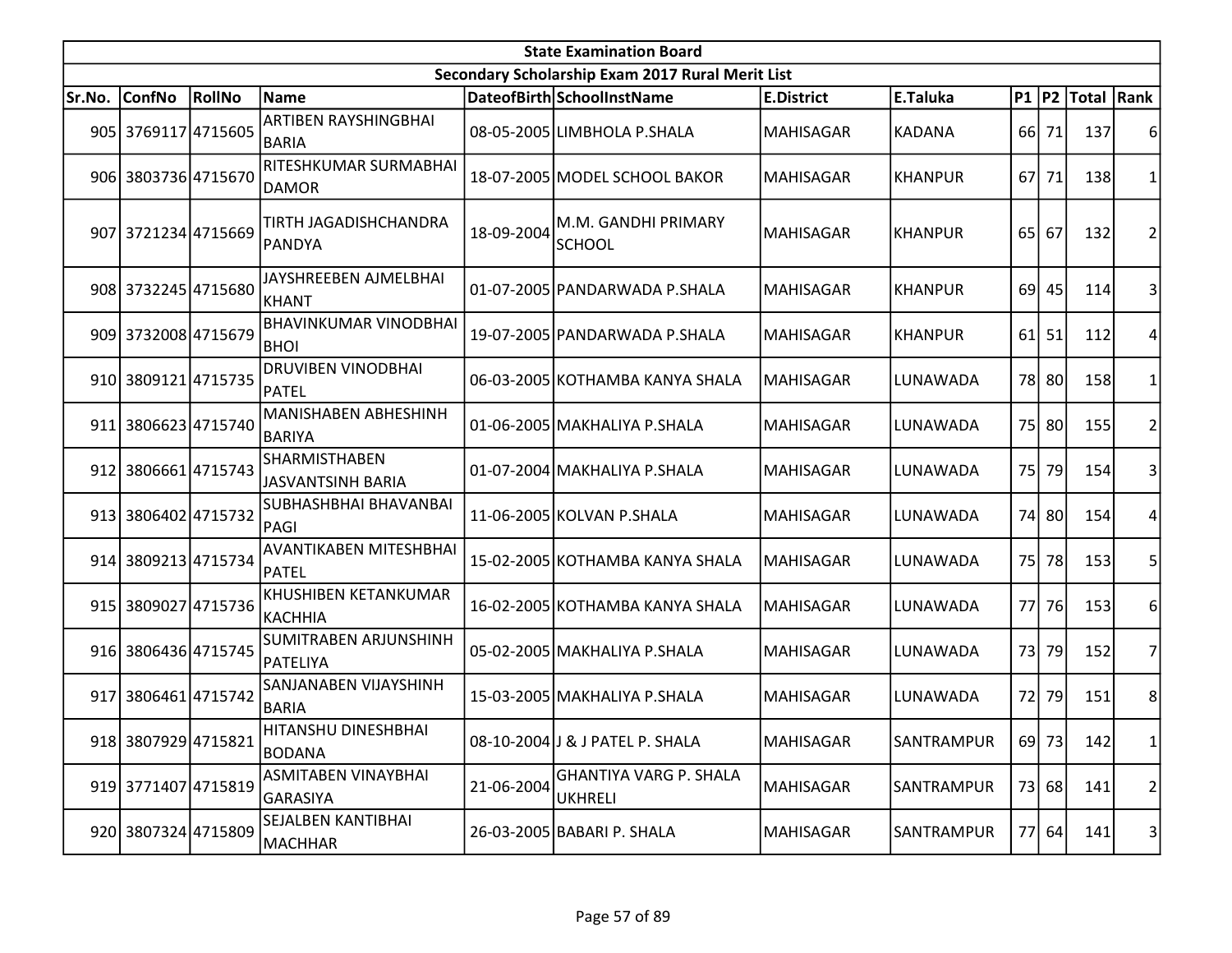| State Examination Board | | | | | | | | | | | | |
|---|---|---|---|---|---|---|---|---|---|---|---|---|
| Secondary Scholarship Exam 2017 Rural Merit List | | | | | | | | | | | | |
| Sr.No. | ConfNo | RollNo | Name | DateofBirth | SchoolInstName | E.District | E.Taluka | P1 | P2 | Total | Rank |
| 905 | 3769117 | 4715605 | ARTIBEN RAYSHINGBHAI BARIA | 08-05-2005 | LIMBHOLA P.SHALA | MAHISAGAR | KADANA | 66 | 71 | 137 | 6 |
| 906 | 3803736 | 4715670 | RITESHKUMAR SURMABHAI DAMOR | 18-07-2005 | MODEL SCHOOL BAKOR | MAHISAGAR | KHANPUR | 67 | 71 | 138 | 1 |
| 907 | 3721234 | 4715669 | TIRTH JAGADISHCHANDRA PANDYA | 18-09-2004 | M.M. GANDHI PRIMARY SCHOOL | MAHISAGAR | KHANPUR | 65 | 67 | 132 | 2 |
| 908 | 3732245 | 4715680 | JAYSHREEBEN AJMELBHAI KHANT | 01-07-2005 | PANDARWADA P.SHALA | MAHISAGAR | KHANPUR | 69 | 45 | 114 | 3 |
| 909 | 3732008 | 4715679 | BHAVINKUMAR VINODBHAI BHOI | 19-07-2005 | PANDARWADA P.SHALA | MAHISAGAR | KHANPUR | 61 | 51 | 112 | 4 |
| 910 | 3809121 | 4715735 | DRUVIBEN VINODBHAI PATEL | 06-03-2005 | KOTHAMBA KANYA SHALA | MAHISAGAR | LUNAWADA | 78 | 80 | 158 | 1 |
| 911 | 3806623 | 4715740 | MANISHABEN ABHESHINH BARIYA | 01-06-2005 | MAKHALIYA P.SHALA | MAHISAGAR | LUNAWADA | 75 | 80 | 155 | 2 |
| 912 | 3806661 | 4715743 | SHARMISTHABEN JASVANTSINH BARIA | 01-07-2004 | MAKHALIYA P.SHALA | MAHISAGAR | LUNAWADA | 75 | 79 | 154 | 3 |
| 913 | 3806402 | 4715732 | SUBHASHBHAI BHAVANBAI PAGI | 11-06-2005 | KOLVAN P.SHALA | MAHISAGAR | LUNAWADA | 74 | 80 | 154 | 4 |
| 914 | 3809213 | 4715734 | AVANTIKABEN MITESHBHAI PATEL | 15-02-2005 | KOTHAMBA KANYA SHALA | MAHISAGAR | LUNAWADA | 75 | 78 | 153 | 5 |
| 915 | 3809027 | 4715736 | KHUSHIBEN KETANKUMAR KACHHIA | 16-02-2005 | KOTHAMBA KANYA SHALA | MAHISAGAR | LUNAWADA | 77 | 76 | 153 | 6 |
| 916 | 3806436 | 4715745 | SUMITRABEN ARJUNSHINH PATELIYA | 05-02-2005 | MAKHALIYA P.SHALA | MAHISAGAR | LUNAWADA | 73 | 79 | 152 | 7 |
| 917 | 3806461 | 4715742 | SANJANABEN VIJAYSHINH BARIA | 15-03-2005 | MAKHALIYA P.SHALA | MAHISAGAR | LUNAWADA | 72 | 79 | 151 | 8 |
| 918 | 3807929 | 4715821 | HITANSHU DINESHBHAI BODANA | 08-10-2004 | J & J PATEL P. SHALA | MAHISAGAR | SANTRAMPUR | 69 | 73 | 142 | 1 |
| 919 | 3771407 | 4715819 | ASMITABEN VINAYBHAI GARASIYA | 21-06-2004 | GHANTIYA VARG P. SHALA UKHRELI | MAHISAGAR | SANTRAMPUR | 73 | 68 | 141 | 2 |
| 920 | 3807324 | 4715809 | SEJALBEN KANTIBHAI MACHHAR | 26-03-2005 | BABARI P. SHALA | MAHISAGAR | SANTRAMPUR | 77 | 64 | 141 | 3 |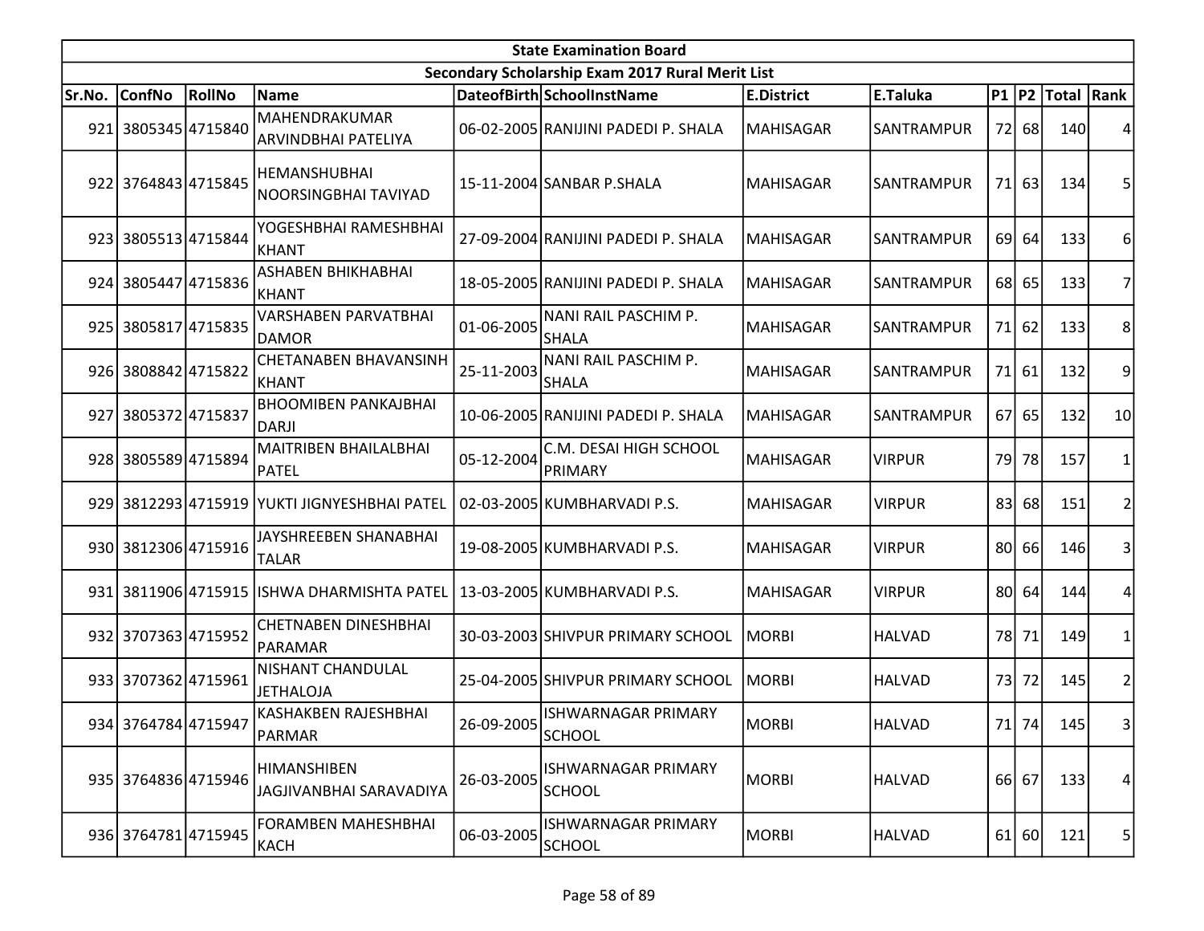| State Examination Board | | | | | | | | | | | |
|---|---|---|---|---|---|---|---|---|---|---|---|
| Secondary Scholarship Exam 2017 Rural Merit List | | | | | | | | | | | |
| Sr.No. | ConfNo | RollNo | Name | DateofBirth | SchoolInstName | E.District | E.Taluka | P1 | P2 | Total | Rank |
| 921 | 3805345 | 4715840 | MAHENDRAKUMAR ARVINDBHAI PATELIYA | 06-02-2005 | RANIJINI PADEDI P. SHALA | MAHISAGAR | SANTRAMPUR | 72 | 68 | 140 | 4 |
| 922 | 3764843 | 4715845 | HEMANSHUBHAI NOORSINGBHAI TAVIYAD | 15-11-2004 | SANBAR P.SHALA | MAHISAGAR | SANTRAMPUR | 71 | 63 | 134 | 5 |
| 923 | 3805513 | 4715844 | YOGESHBHAI RAMESHBHAI KHANT | 27-09-2004 | RANIJINI PADEDI P. SHALA | MAHISAGAR | SANTRAMPUR | 69 | 64 | 133 | 6 |
| 924 | 3805447 | 4715836 | ASHABEN BHIKHABHAI KHANT | 18-05-2005 | RANIJINI PADEDI P. SHALA | MAHISAGAR | SANTRAMPUR | 68 | 65 | 133 | 7 |
| 925 | 3805817 | 4715835 | VARSHABEN PARVATBHAI DAMOR | 01-06-2005 | NANI RAIL PASCHIM P. SHALA | MAHISAGAR | SANTRAMPUR | 71 | 62 | 133 | 8 |
| 926 | 3808842 | 4715822 | CHETANABEN BHAVANSINH KHANT | 25-11-2003 | NANI RAIL PASCHIM P. SHALA | MAHISAGAR | SANTRAMPUR | 71 | 61 | 132 | 9 |
| 927 | 3805372 | 4715837 | BHOOMIBEN PANKAJBHAI DARJI | 10-06-2005 | RANIJINI PADEDI P. SHALA | MAHISAGAR | SANTRAMPUR | 67 | 65 | 132 | 10 |
| 928 | 3805589 | 4715894 | MAITRIBEN BHAILALBHAI PATEL | 05-12-2004 | C.M. DESAI HIGH SCHOOL PRIMARY | MAHISAGAR | VIRPUR | 79 | 78 | 157 | 1 |
| 929 | 3812293 | 4715919 | YUKTI JIGNYESHBHAI PATEL | 02-03-2005 | KUMBHARVADI P.S. | MAHISAGAR | VIRPUR | 83 | 68 | 151 | 2 |
| 930 | 3812306 | 4715916 | JAYSHREEBEN SHANABHAI TALAR | 19-08-2005 | KUMBHARVADI P.S. | MAHISAGAR | VIRPUR | 80 | 66 | 146 | 3 |
| 931 | 3811906 | 4715915 | ISHWA DHARMISHTA PATEL | 13-03-2005 | KUMBHARVADI P.S. | MAHISAGAR | VIRPUR | 80 | 64 | 144 | 4 |
| 932 | 3707363 | 4715952 | CHETNABEN DINESHBHAI PARAMAR | 30-03-2003 | SHIVPUR PRIMARY SCHOOL | MORBI | HALVAD | 78 | 71 | 149 | 1 |
| 933 | 3707362 | 4715961 | NISHANT CHANDULAL JETHALOJA | 25-04-2005 | SHIVPUR PRIMARY SCHOOL | MORBI | HALVAD | 73 | 72 | 145 | 2 |
| 934 | 3764784 | 4715947 | KASHAKBEN RAJESHBHAI PARMAR | 26-09-2005 | ISHWARNAGAR PRIMARY SCHOOL | MORBI | HALVAD | 71 | 74 | 145 | 3 |
| 935 | 3764836 | 4715946 | HIMANSHIBEN JAGJIVANBHAI SARAVADIYA | 26-03-2005 | ISHWARNAGAR PRIMARY SCHOOL | MORBI | HALVAD | 66 | 67 | 133 | 4 |
| 936 | 3764781 | 4715945 | FORAMBEN MAHESHBHAI KACH | 06-03-2005 | ISHWARNAGAR PRIMARY SCHOOL | MORBI | HALVAD | 61 | 60 | 121 | 5 |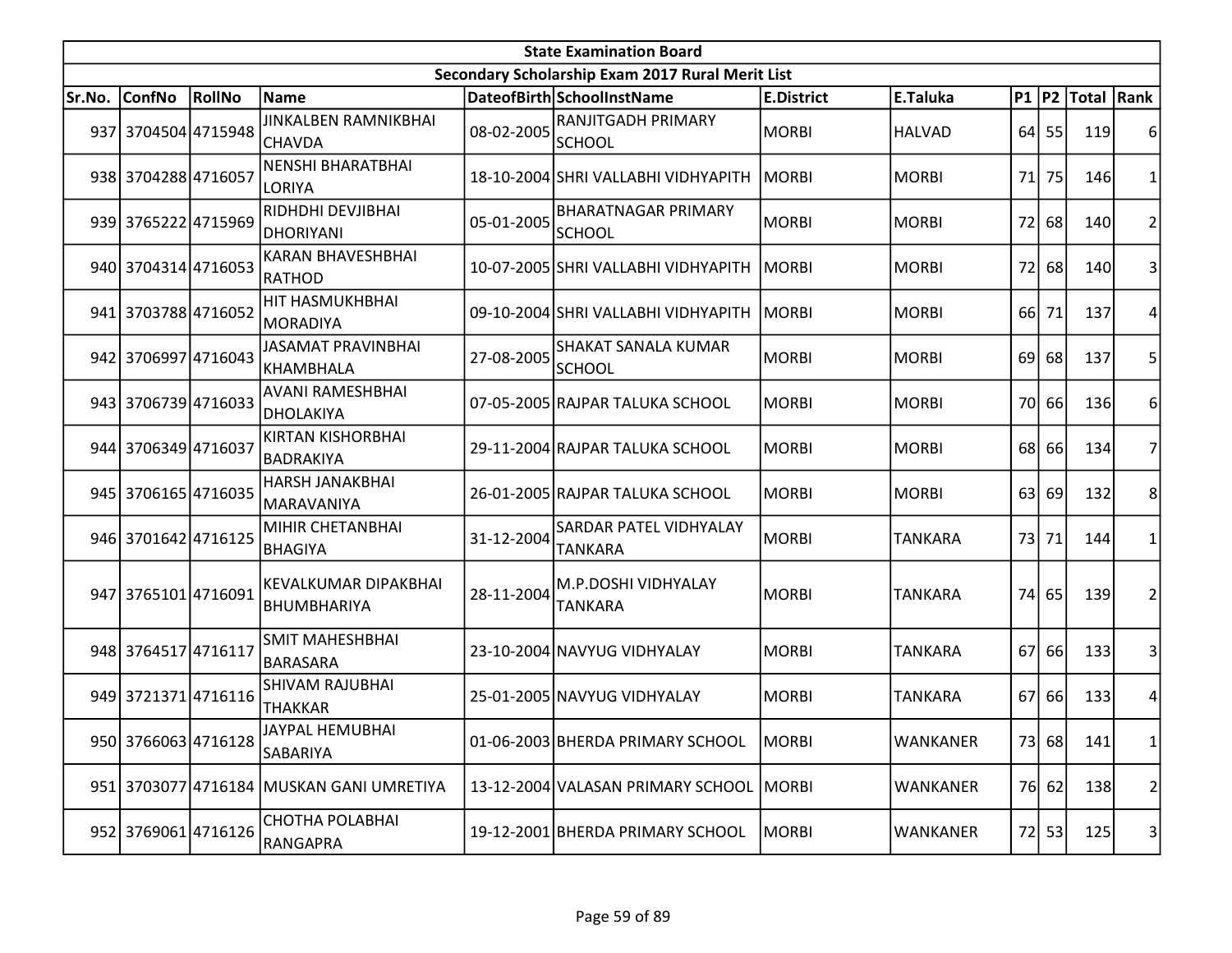| State Examination Board | | | | | | | | | | | | |
|---|---|---|---|---|---|---|---|---|---|---|---|---|
| Secondary Scholarship Exam 2017 Rural Merit List | | | | | | | | | | | | |
| Sr.No. | ConfNo | RollNo | Name | DateofBirth | SchoolInstName | E.District | E.Taluka | P1 | P2 | Total | Rank |
| 937 | 3704504 | 4715948 | JINKALBEN RAMNIKBHAI CHAVDA | 08-02-2005 | RANJITGADH PRIMARY SCHOOL | MORBI | HALVAD | 64 | 55 | 119 | 6 |
| 938 | 3704288 | 4716057 | NENSHI BHARATBHAI LORIYA | 18-10-2004 | SHRI VALLABHI VIDHYAPITH | MORBI | MORBI | 71 | 75 | 146 | 1 |
| 939 | 3765222 | 4715969 | RIDHDHI DEVJIBHAI DHORIYANI | 05-01-2005 | BHARATNAGAR PRIMARY SCHOOL | MORBI | MORBI | 72 | 68 | 140 | 2 |
| 940 | 3704314 | 4716053 | KARAN BHAVESHBHAI RATHOD | 10-07-2005 | SHRI VALLABHI VIDHYAPITH | MORBI | MORBI | 72 | 68 | 140 | 3 |
| 941 | 3703788 | 4716052 | HIT HASMUKHBHAI MORADIYA | 09-10-2004 | SHRI VALLABHI VIDHYAPITH | MORBI | MORBI | 66 | 71 | 137 | 4 |
| 942 | 3706997 | 4716043 | JASAMAT PRAVINBHAI KHAMBHALA | 27-08-2005 | SHAKAT SANALA KUMAR SCHOOL | MORBI | MORBI | 69 | 68 | 137 | 5 |
| 943 | 3706739 | 4716033 | AVANI RAMESHBHAI DHOLAKIYA | 07-05-2005 | RAJPAR TALUKA SCHOOL | MORBI | MORBI | 70 | 66 | 136 | 6 |
| 944 | 3706349 | 4716037 | KIRTAN KISHORBHAI BADRAKIYA | 29-11-2004 | RAJPAR TALUKA SCHOOL | MORBI | MORBI | 68 | 66 | 134 | 7 |
| 945 | 3706165 | 4716035 | HARSH JANAKBHAI MARAVANIYA | 26-01-2005 | RAJPAR TALUKA SCHOOL | MORBI | MORBI | 63 | 69 | 132 | 8 |
| 946 | 3701642 | 4716125 | MIHIR CHETANBHAI BHAGIYA | 31-12-2004 | SARDAR PATEL VIDHYALAY TANKARA | MORBI | TANKARA | 73 | 71 | 144 | 1 |
| 947 | 3765101 | 4716091 | KEVALKUMAR DIPAKBHAI BHUMBHARIYA | 28-11-2004 | M.P.DOSHI VIDHYALAY TANKARA | MORBI | TANKARA | 74 | 65 | 139 | 2 |
| 948 | 3764517 | 4716117 | SMIT MAHESHBHAI BARASARA | 23-10-2004 | NAVYUG VIDHYALAY | MORBI | TANKARA | 67 | 66 | 133 | 3 |
| 949 | 3721371 | 4716116 | SHIVAM RAJUBHAI THAKKAR | 25-01-2005 | NAVYUG VIDHYALAY | MORBI | TANKARA | 67 | 66 | 133 | 4 |
| 950 | 3766063 | 4716128 | JAYPAL HEMUBHAI SABARIYA | 01-06-2003 | BHERDA PRIMARY SCHOOL | MORBI | WANKANER | 73 | 68 | 141 | 1 |
| 951 | 3703077 | 4716184 | MUSKAN GANI UMRETIYA | 13-12-2004 | VALASAN PRIMARY SCHOOL | MORBI | WANKANER | 76 | 62 | 138 | 2 |
| 952 | 3769061 | 4716126 | CHOTHA POLABHAI RANGAPRA | 19-12-2001 | BHERDA PRIMARY SCHOOL | MORBI | WANKANER | 72 | 53 | 125 | 3 |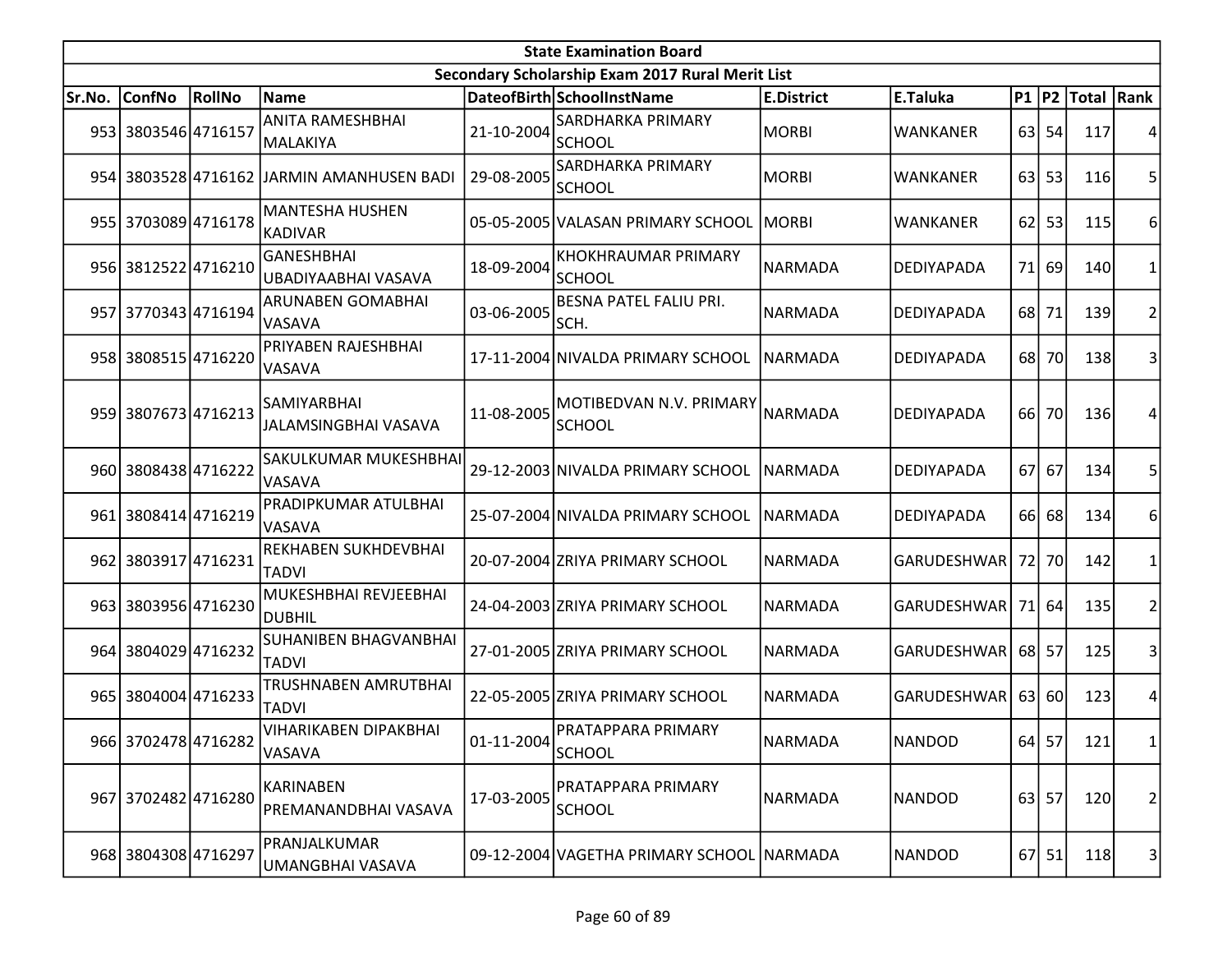## State Examination Board

### Secondary Scholarship Exam 2017 Rural Merit List

| Sr.No. | ConfNo | RollNo | Name | DateofBirth | SchoolInstName | E.District | E.Taluka | P1 | P2 | Total | Rank |
|---|---|---|---|---|---|---|---|---|---|---|---|
| 953 | 3803546 | 4716157 | ANITA RAMESHBHAI MALAKIYA | 21-10-2004 | SARDHARKA PRIMARY SCHOOL | MORBI | WANKANER | 63 | 54 | 117 | 4 |
| 954 | 3803528 | 4716162 | JARMIN AMANHUSEN BADI | 29-08-2005 | SARDHARKA PRIMARY SCHOOL | MORBI | WANKANER | 63 | 53 | 116 | 5 |
| 955 | 3703089 | 4716178 | MANTESHA HUSHEN KADIVAR | 05-05-2005 | VALASAN PRIMARY SCHOOL | MORBI | WANKANER | 62 | 53 | 115 | 6 |
| 956 | 3812522 | 4716210 | GANESHBHAI UBADIYAABHAI VASAVA | 18-09-2004 | KHOKHRAUMAR PRIMARY SCHOOL | NARMADA | DEDIYAPADA | 71 | 69 | 140 | 1 |
| 957 | 3770343 | 4716194 | ARUNABEN GOMABHAI VASAVA | 03-06-2005 | BESNA PATEL FALIU PRI. SCH. | NARMADA | DEDIYAPADA | 68 | 71 | 139 | 2 |
| 958 | 3808515 | 4716220 | PRIYABEN RAJESHBHAI VASAVA | 17-11-2004 | NIVALDA PRIMARY SCHOOL | NARMADA | DEDIYAPADA | 68 | 70 | 138 | 3 |
| 959 | 3807673 | 4716213 | SAMIYARBHAI JALAMSINGBHAI VASAVA | 11-08-2005 | MOTIBEDVAN N.V. PRIMARY SCHOOL | NARMADA | DEDIYAPADA | 66 | 70 | 136 | 4 |
| 960 | 3808438 | 4716222 | SAKULKUMAR MUKESHBHAI VASAVA | 29-12-2003 | NIVALDA PRIMARY SCHOOL | NARMADA | DEDIYAPADA | 67 | 67 | 134 | 5 |
| 961 | 3808414 | 4716219 | PRADIPKUMAR ATULBHAI VASAVA | 25-07-2004 | NIVALDA PRIMARY SCHOOL | NARMADA | DEDIYAPADA | 66 | 68 | 134 | 6 |
| 962 | 3803917 | 4716231 | REKHABEN SUKHDEVBHAI TADVI | 20-07-2004 | ZRIYA PRIMARY SCHOOL | NARMADA | GARUDESHWAR | 72 | 70 | 142 | 1 |
| 963 | 3803956 | 4716230 | MUKESHBHAI REVJEEBHAI DUBHIL | 24-04-2003 | ZRIYA PRIMARY SCHOOL | NARMADA | GARUDESHWAR | 71 | 64 | 135 | 2 |
| 964 | 3804029 | 4716232 | SUHANIBEN BHAGVANBHAI TADVI | 27-01-2005 | ZRIYA PRIMARY SCHOOL | NARMADA | GARUDESHWAR | 68 | 57 | 125 | 3 |
| 965 | 3804004 | 4716233 | TRUSHNABEN AMRUTBHAI TADVI | 22-05-2005 | ZRIYA PRIMARY SCHOOL | NARMADA | GARUDESHWAR | 63 | 60 | 123 | 4 |
| 966 | 3702478 | 4716282 | VIHARIKABEN DIPAKBHAI VASAVA | 01-11-2004 | PRATAPPARA PRIMARY SCHOOL | NARMADA | NANDOD | 64 | 57 | 121 | 1 |
| 967 | 3702482 | 4716280 | KARINABEN PREMANANDBHAI VASAVA | 17-03-2005 | PRATAPPARA PRIMARY SCHOOL | NARMADA | NANDOD | 63 | 57 | 120 | 2 |
| 968 | 3804308 | 4716297 | PRANJALKUMAR UMANGBHAI VASAVA | 09-12-2004 | VAGETHA PRIMARY SCHOOL | NARMADA | NANDOD | 67 | 51 | 118 | 3 |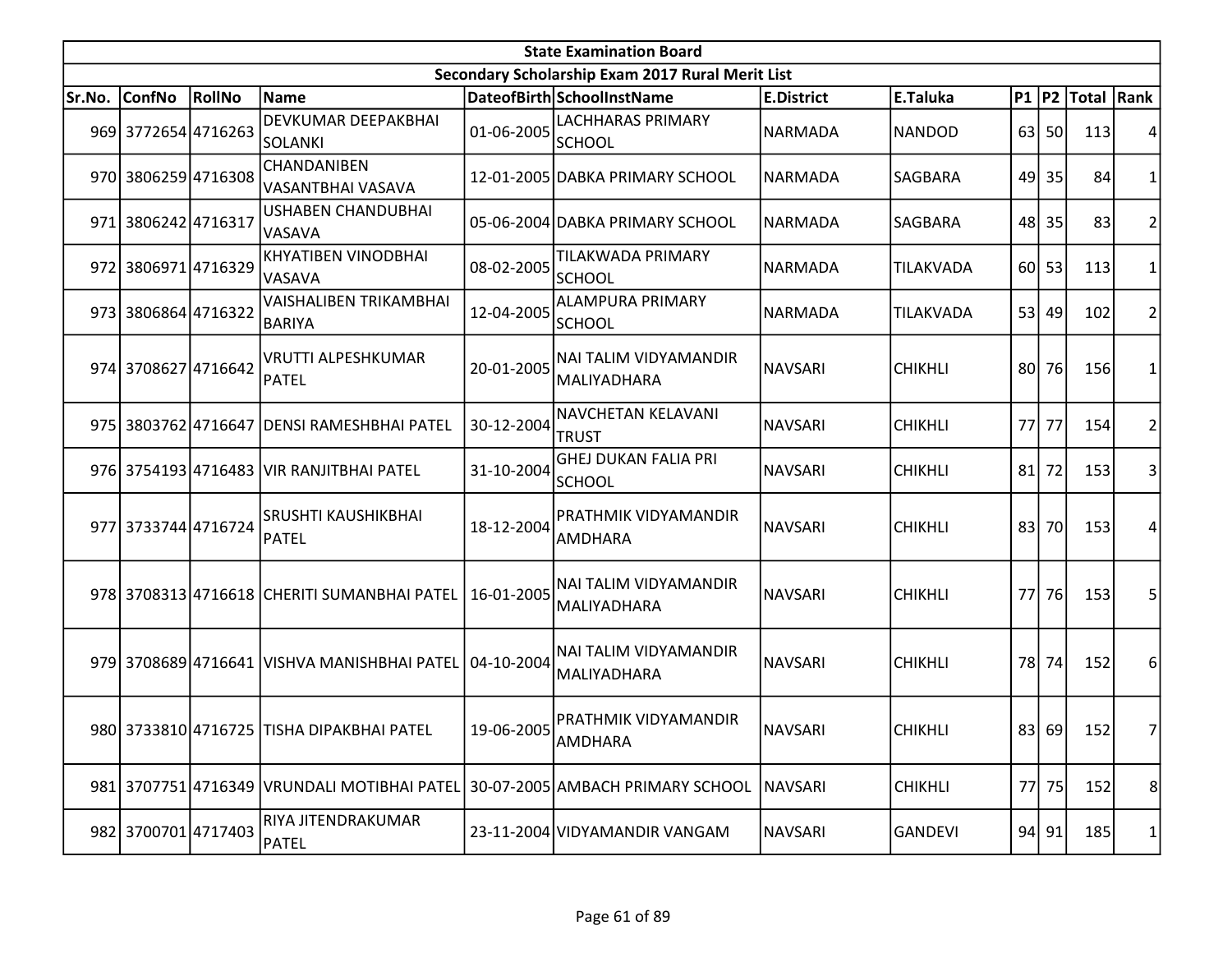| State Examination Board | | | | | | | | | | | | |
|---|---|---|---|---|---|---|---|---|---|---|---|---|
| Secondary Scholarship Exam 2017 Rural Merit List | | | | | | | | | | | | |
| Sr.No. | ConfNo | RollNo | Name | DateofBirth | SchoolInstName | E.District | E.Taluka | P1 | P2 | Total | Rank |
| 969 | 3772654 | 4716263 | DEVKUMAR DEEPAKBHAI SOLANKI | 01-06-2005 | LACHHARAS PRIMARY SCHOOL | NARMADA | NANDOD | 63 | 50 | 113 | 4 |
| 970 | 3806259 | 4716308 | CHANDANIBEN VASANTBHAI VASAVA | 12-01-2005 | DABKA PRIMARY SCHOOL | NARMADA | SAGBARA | 49 | 35 | 84 | 1 |
| 971 | 3806242 | 4716317 | USHABEN CHANDUBHAI VASAVA | 05-06-2004 | DABKA PRIMARY SCHOOL | NARMADA | SAGBARA | 48 | 35 | 83 | 2 |
| 972 | 3806971 | 4716329 | KHYATIBEN VINODBHAI VASAVA | 08-02-2005 | TILAKWADA PRIMARY SCHOOL | NARMADA | TILAKVADA | 60 | 53 | 113 | 1 |
| 973 | 3806864 | 4716322 | VAISHALIBEN TRIKAMBHAI BARIYA | 12-04-2005 | ALAMPURA PRIMARY SCHOOL | NARMADA | TILAKVADA | 53 | 49 | 102 | 2 |
| 974 | 3708627 | 4716642 | VRUTTI ALPESHKUMAR PATEL | 20-01-2005 | NAI TALIM VIDYAMANDIR MALIYADHARA | NAVSARI | CHIKHLI | 80 | 76 | 156 | 1 |
| 975 | 3803762 | 4716647 | DENSI RAMESHBHAI PATEL | 30-12-2004 | NAVCHETAN KELAVANI TRUST | NAVSARI | CHIKHLI | 77 | 77 | 154 | 2 |
| 976 | 3754193 | 4716483 | VIR RANJITBHAI PATEL | 31-10-2004 | GHEJ DUKAN FALIA PRI SCHOOL | NAVSARI | CHIKHLI | 81 | 72 | 153 | 3 |
| 977 | 3733744 | 4716724 | SRUSHTI KAUSHIKBHAI PATEL | 18-12-2004 | PRATHMIK VIDYAMANDIR AMDHARA | NAVSARI | CHIKHLI | 83 | 70 | 153 | 4 |
| 978 | 3708313 | 4716618 | CHERITI SUMANBHAI PATEL | 16-01-2005 | NAI TALIM VIDYAMANDIR MALIYADHARA | NAVSARI | CHIKHLI | 77 | 76 | 153 | 5 |
| 979 | 3708689 | 4716641 | VISHVA MANISHBHAI PATEL | 04-10-2004 | NAI TALIM VIDYAMANDIR MALIYADHARA | NAVSARI | CHIKHLI | 78 | 74 | 152 | 6 |
| 980 | 3733810 | 4716725 | TISHA DIPAKBHAI PATEL | 19-06-2005 | PRATHMIK VIDYAMANDIR AMDHARA | NAVSARI | CHIKHLI | 83 | 69 | 152 | 7 |
| 981 | 3707751 | 4716349 | VRUNDALI MOTIBHAI PATEL | 30-07-2005 | AMBACH PRIMARY SCHOOL | NAVSARI | CHIKHLI | 77 | 75 | 152 | 8 |
| 982 | 3700701 | 4717403 | RIYA JITENDRAKUMAR PATEL | 23-11-2004 | VIDYAMANDIR VANGAM | NAVSARI | GANDEVI | 94 | 91 | 185 | 1 |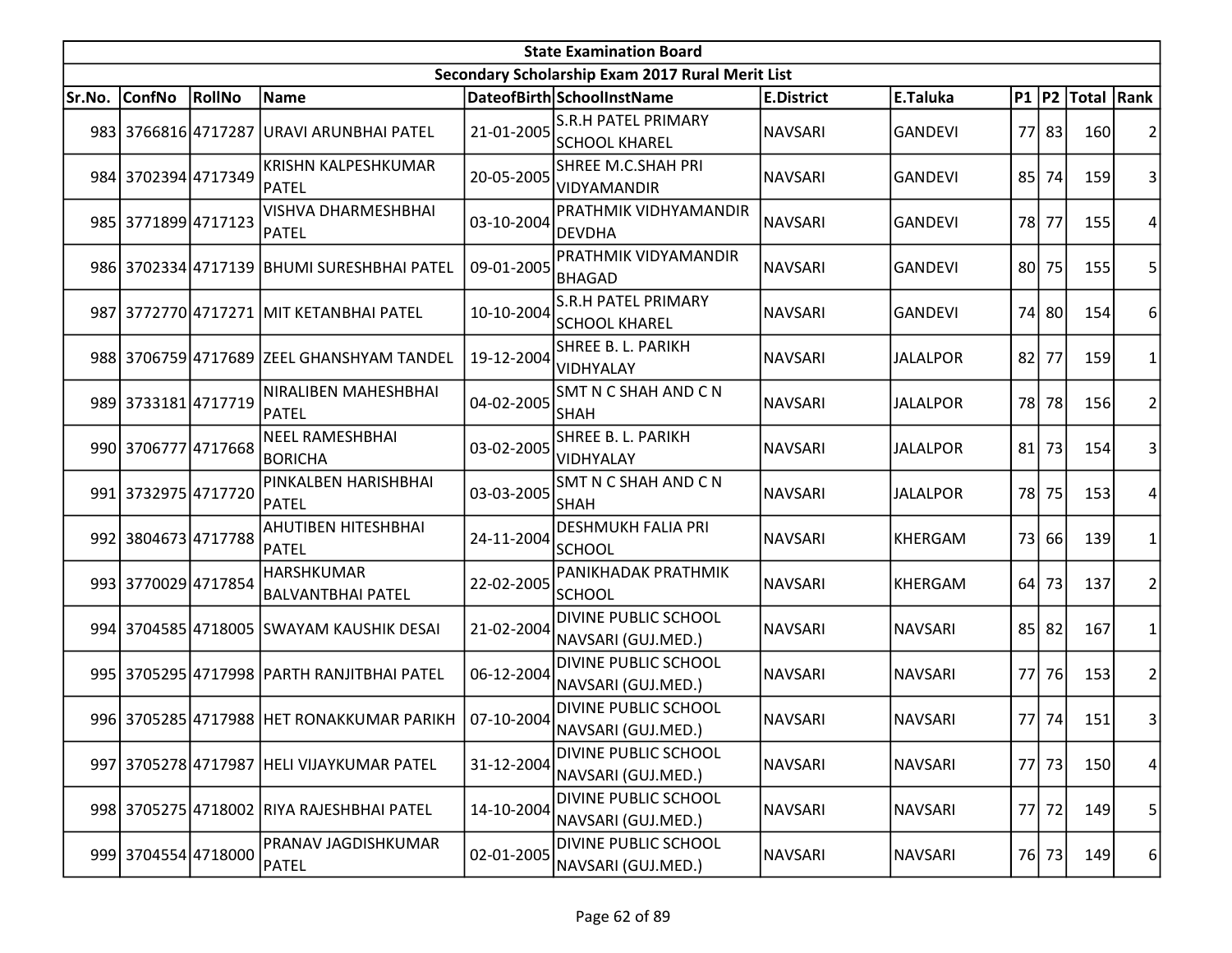| State Examination Board | | | | | | | | | | | |
|---|---|---|---|---|---|---|---|---|---|---|---|
| Secondary Scholarship Exam 2017 Rural Merit List | | | | | | | | | | | |
| Sr.No. | ConfNo | RollNo | Name | DateofBirth | SchoolInstName | E.District | E.Taluka | P1 | P2 | Total | Rank |
| 983 | 3766816 | 4717287 | URAVI ARUNBHAI PATEL | 21-01-2005 | S.R.H PATEL PRIMARY SCHOOL KHAREL | NAVSARI | GANDEVI | 77 | 83 | 160 | 2 |
| 984 | 3702394 | 4717349 | KRISHN KALPESHKUMAR PATEL | 20-05-2005 | SHREE M.C.SHAH PRI VIDYAMANDIR | NAVSARI | GANDEVI | 85 | 74 | 159 | 3 |
| 985 | 3771899 | 4717123 | VISHVA DHARMESHBHAI PATEL | 03-10-2004 | PRATHMIK VIDHYAMANDIR DEVDHA | NAVSARI | GANDEVI | 78 | 77 | 155 | 4 |
| 986 | 3702334 | 4717139 | BHUMI SURESHBHAI PATEL | 09-01-2005 | PRATHMIK VIDYAMANDIR BHAGAD | NAVSARI | GANDEVI | 80 | 75 | 155 | 5 |
| 987 | 3772770 | 4717271 | MIT KETANBHAI PATEL | 10-10-2004 | S.R.H PATEL PRIMARY SCHOOL KHAREL | NAVSARI | GANDEVI | 74 | 80 | 154 | 6 |
| 988 | 3706759 | 4717689 | ZEEL GHANSHYAM TANDEL | 19-12-2004 | SHREE B. L. PARIKH VIDHYALAY | NAVSARI | JALALPOR | 82 | 77 | 159 | 1 |
| 989 | 3733181 | 4717719 | NIRALIBEN MAHESHBHAI PATEL | 04-02-2005 | SMT N C SHAH AND C N SHAH | NAVSARI | JALALPOR | 78 | 78 | 156 | 2 |
| 990 | 3706777 | 4717668 | NEEL RAMESHBHAI BORICHA | 03-02-2005 | SHREE B. L. PARIKH VIDHYALAY | NAVSARI | JALALPOR | 81 | 73 | 154 | 3 |
| 991 | 3732975 | 4717720 | PINKALBEN HARISHBHAI PATEL | 03-03-2005 | SMT N C SHAH AND C N SHAH | NAVSARI | JALALPOR | 78 | 75 | 153 | 4 |
| 992 | 3804673 | 4717788 | AHUTIBEN HITESHBHAI PATEL | 24-11-2004 | DESHMUKH FALIA PRI SCHOOL | NAVSARI | KHERGAM | 73 | 66 | 139 | 1 |
| 993 | 3770029 | 4717854 | HARSHKUMAR BALVANTBHAI PATEL | 22-02-2005 | PANIKHADAK PRATHMIK SCHOOL | NAVSARI | KHERGAM | 64 | 73 | 137 | 2 |
| 994 | 3704585 | 4718005 | SWAYAM KAUSHIK DESAI | 21-02-2004 | DIVINE PUBLIC SCHOOL NAVSARI (GUJ.MED.) | NAVSARI | NAVSARI | 85 | 82 | 167 | 1 |
| 995 | 3705295 | 4717998 | PARTH RANJITBHAI PATEL | 06-12-2004 | DIVINE PUBLIC SCHOOL NAVSARI (GUJ.MED.) | NAVSARI | NAVSARI | 77 | 76 | 153 | 2 |
| 996 | 3705285 | 4717988 | HET RONAKKUMAR PARIKH | 07-10-2004 | DIVINE PUBLIC SCHOOL NAVSARI (GUJ.MED.) | NAVSARI | NAVSARI | 77 | 74 | 151 | 3 |
| 997 | 3705278 | 4717987 | HELI VIJAYKUMAR PATEL | 31-12-2004 | DIVINE PUBLIC SCHOOL NAVSARI (GUJ.MED.) | NAVSARI | NAVSARI | 77 | 73 | 150 | 4 |
| 998 | 3705275 | 4718002 | RIYA RAJESHBHAI PATEL | 14-10-2004 | DIVINE PUBLIC SCHOOL NAVSARI (GUJ.MED.) | NAVSARI | NAVSARI | 77 | 72 | 149 | 5 |
| 999 | 3704554 | 4718000 | PRANAV JAGDISHKUMAR PATEL | 02-01-2005 | DIVINE PUBLIC SCHOOL NAVSARI (GUJ.MED.) | NAVSARI | NAVSARI | 76 | 73 | 149 | 6 |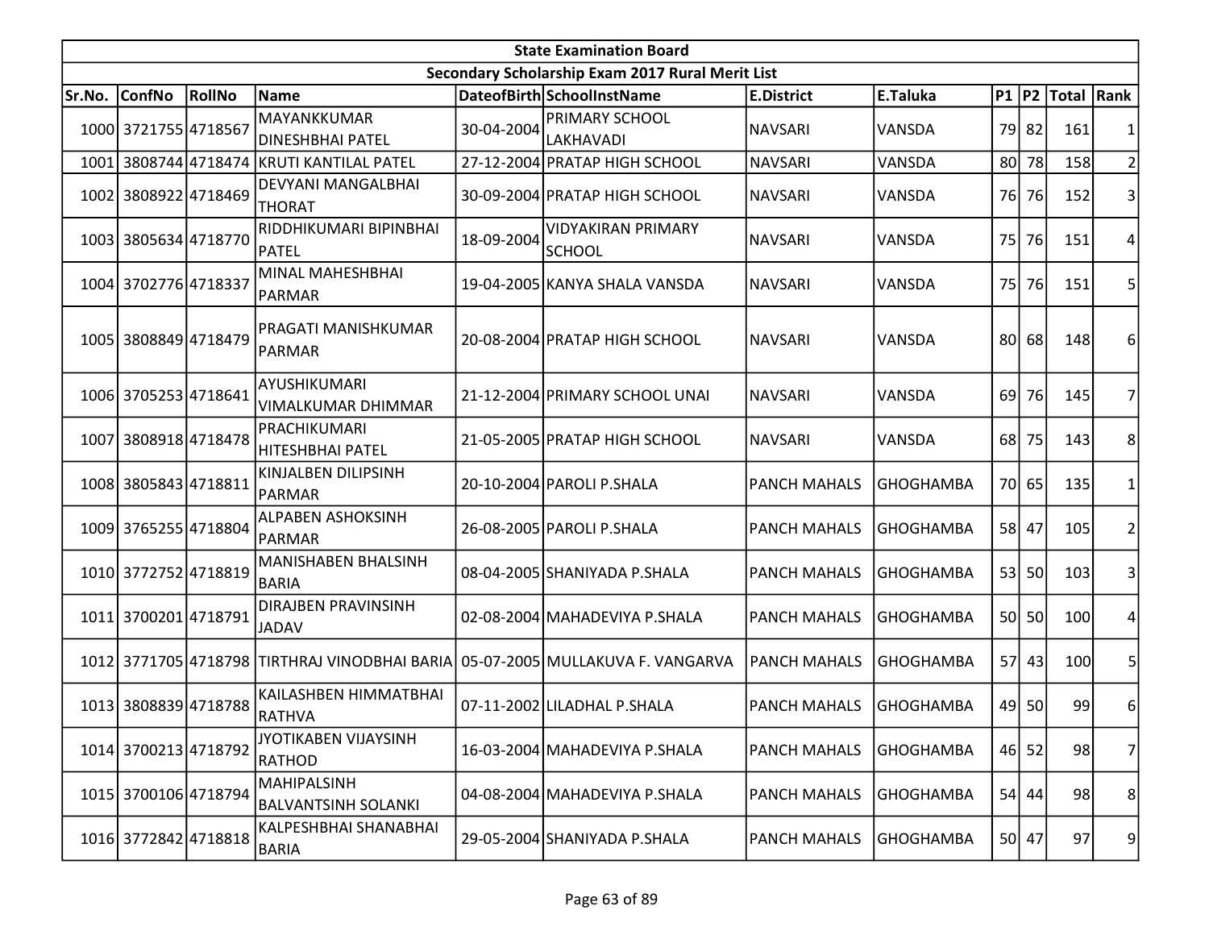| State Examination Board | | | | | | | | | | | |
|---|---|---|---|---|---|---|---|---|---|---|---|
| Secondary Scholarship Exam 2017 Rural Merit List | | | | | | | | | | | |
| Sr.No. | ConfNo | RollNo | Name | DateofBirth | SchoolInstName | E.District | E.Taluka | P1 | P2 | Total | Rank |
| 1000 | 3721755 | 4718567 | MAYANKKUMAR DINESHBHAI PATEL | 30-04-2004 | PRIMARY SCHOOL LAKHAVADI | NAVSARI | VANSDA | 79 | 82 | 161 | 1 |
| 1001 | 3808744 | 4718474 | KRUTI KANTILAL PATEL | 27-12-2004 | PRATAP HIGH SCHOOL | NAVSARI | VANSDA | 80 | 78 | 158 | 2 |
| 1002 | 3808922 | 4718469 | DEVYANI MANGALBHAI THORAT | 30-09-2004 | PRATAP HIGH SCHOOL | NAVSARI | VANSDA | 76 | 76 | 152 | 3 |
| 1003 | 3805634 | 4718770 | RIDDHIKUMARI BIPINBHAI PATEL | 18-09-2004 | VIDYAKIRAN PRIMARY SCHOOL | NAVSARI | VANSDA | 75 | 76 | 151 | 4 |
| 1004 | 3702776 | 4718337 | MINAL MAHESHBHAI PARMAR | 19-04-2005 | KANYA SHALA VANSDA | NAVSARI | VANSDA | 75 | 76 | 151 | 5 |
| 1005 | 3808849 | 4718479 | PRAGATI MANISHKUMAR PARMAR | 20-08-2004 | PRATAP HIGH SCHOOL | NAVSARI | VANSDA | 80 | 68 | 148 | 6 |
| 1006 | 3705253 | 4718641 | AYUSHIKUMARI VIMALKUMAR DHIMMAR | 21-12-2004 | PRIMARY SCHOOL UNAI | NAVSARI | VANSDA | 69 | 76 | 145 | 7 |
| 1007 | 3808918 | 4718478 | PRACHIKUMARI HITESHBHAI PATEL | 21-05-2005 | PRATAP HIGH SCHOOL | NAVSARI | VANSDA | 68 | 75 | 143 | 8 |
| 1008 | 3805843 | 4718811 | KINJALBEN DILIPSINH PARMAR | 20-10-2004 | PAROLI P.SHALA | PANCH MAHALS | GHOGHAMBA | 70 | 65 | 135 | 1 |
| 1009 | 3765255 | 4718804 | ALPABEN ASHOKSINH PARMAR | 26-08-2005 | PAROLI P.SHALA | PANCH MAHALS | GHOGHAMBA | 58 | 47 | 105 | 2 |
| 1010 | 3772752 | 4718819 | MANISHABEN BHALSINH BARIA | 08-04-2005 | SHANIYADA P.SHALA | PANCH MAHALS | GHOGHAMBA | 53 | 50 | 103 | 3 |
| 1011 | 3700201 | 4718791 | DIRAJBEN PRAVINSINH JADAV | 02-08-2004 | MAHADEVIYA P.SHALA | PANCH MAHALS | GHOGHAMBA | 50 | 50 | 100 | 4 |
| 1012 | 3771705 | 4718798 | TIRTHRAJ VINODBHAI BARIA | 05-07-2005 | MULLAKUVA F. VANGARVA | PANCH MAHALS | GHOGHAMBA | 57 | 43 | 100 | 5 |
| 1013 | 3808839 | 4718788 | KAILASHBEN HIMMATBHAI RATHVA | 07-11-2002 | LILADHAL P.SHALA | PANCH MAHALS | GHOGHAMBA | 49 | 50 | 99 | 6 |
| 1014 | 3700213 | 4718792 | JYOTIKABEN VIJAYSINH RATHOD | 16-03-2004 | MAHADEVIYA P.SHALA | PANCH MAHALS | GHOGHAMBA | 46 | 52 | 98 | 7 |
| 1015 | 3700106 | 4718794 | MAHIPALSINH BALVANTSINH SOLANKI | 04-08-2004 | MAHADEVIYA P.SHALA | PANCH MAHALS | GHOGHAMBA | 54 | 44 | 98 | 8 |
| 1016 | 3772842 | 4718818 | KALPESHBHAI SHANABHAI BARIA | 29-05-2004 | SHANIYADA P.SHALA | PANCH MAHALS | GHOGHAMBA | 50 | 47 | 97 | 9 |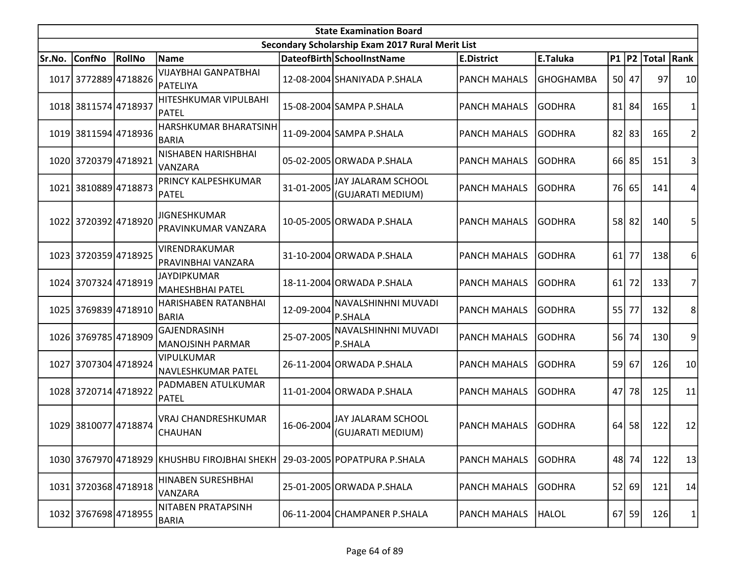| State Examination Board | | | | | | | | | | | |
|---|---|---|---|---|---|---|---|---|---|---|---|
| Secondary Scholarship Exam 2017 Rural Merit List | | | | | | | | | | | |
| Sr.No. | ConfNo | RollNo | Name | DateofBirth | SchoolInstName | E.District | E.Taluka | P1 | P2 | Total | Rank |
| 1017 | 3772889 | 4718826 | VIJAYBHAI GANPATBHAI PATELIYA | 12-08-2004 | SHANIYADA P.SHALA | PANCH MAHALS | GHOGHAMBA | 50 | 47 | 97 | 10 |
| 1018 | 3811574 | 4718937 | HITESHKUMAR VIPULBAHI PATEL | 15-08-2004 | SAMPA P.SHALA | PANCH MAHALS | GODHRA | 81 | 84 | 165 | 1 |
| 1019 | 3811594 | 4718936 | HARSHKUMAR BHARATSINH BARIA | 11-09-2004 | SAMPA P.SHALA | PANCH MAHALS | GODHRA | 82 | 83 | 165 | 2 |
| 1020 | 3720379 | 4718921 | NISHABEN HARISHBHAI VANZARA | 05-02-2005 | ORWADA P.SHALA | PANCH MAHALS | GODHRA | 66 | 85 | 151 | 3 |
| 1021 | 3810889 | 4718873 | PRINCY KALPESHKUMAR PATEL | 31-01-2005 | JAY JALARAM SCHOOL (GUJARATI MEDIUM) | PANCH MAHALS | GODHRA | 76 | 65 | 141 | 4 |
| 1022 | 3720392 | 4718920 | JIGNESHKUMAR PRAVINKUMAR VANZARA | 10-05-2005 | ORWADA P.SHALA | PANCH MAHALS | GODHRA | 58 | 82 | 140 | 5 |
| 1023 | 3720359 | 4718925 | VIRENDRAKUMAR PRAVINBHAI VANZARA | 31-10-2004 | ORWADA P.SHALA | PANCH MAHALS | GODHRA | 61 | 77 | 138 | 6 |
| 1024 | 3707324 | 4718919 | JAYDIPKUMAR MAHESHBHAI PATEL | 18-11-2004 | ORWADA P.SHALA | PANCH MAHALS | GODHRA | 61 | 72 | 133 | 7 |
| 1025 | 3769839 | 4718910 | HARISHABEN RATANBHAI BARIA | 12-09-2004 | NAVALSHINHNI MUVADI P.SHALA | PANCH MAHALS | GODHRA | 55 | 77 | 132 | 8 |
| 1026 | 3769785 | 4718909 | GAJENDRASINH MANOJSINH PARMAR | 25-07-2005 | NAVALSHINHNI MUVADI P.SHALA | PANCH MAHALS | GODHRA | 56 | 74 | 130 | 9 |
| 1027 | 3707304 | 4718924 | VIPULKUMAR NAVLESHKUMAR PATEL | 26-11-2004 | ORWADA P.SHALA | PANCH MAHALS | GODHRA | 59 | 67 | 126 | 10 |
| 1028 | 3720714 | 4718922 | PADMABEN ATULKUMAR PATEL | 11-01-2004 | ORWADA P.SHALA | PANCH MAHALS | GODHRA | 47 | 78 | 125 | 11 |
| 1029 | 3810077 | 4718874 | VRAJ CHANDRESHKUMAR CHAUHAN | 16-06-2004 | JAY JALARAM SCHOOL (GUJARATI MEDIUM) | PANCH MAHALS | GODHRA | 64 | 58 | 122 | 12 |
| 1030 | 3767970 | 4718929 | KHUSHBU FIROJBHAI SHEKH | 29-03-2005 | POPATPURA P.SHALA | PANCH MAHALS | GODHRA | 48 | 74 | 122 | 13 |
| 1031 | 3720368 | 4718918 | HINABEN SURESHBHAI VANZARA | 25-01-2005 | ORWADA P.SHALA | PANCH MAHALS | GODHRA | 52 | 69 | 121 | 14 |
| 1032 | 3767698 | 4718955 | NITABEN PRATAPSINH BARIA | 06-11-2004 | CHAMPANER P.SHALA | PANCH MAHALS | HALOL | 67 | 59 | 126 | 1 |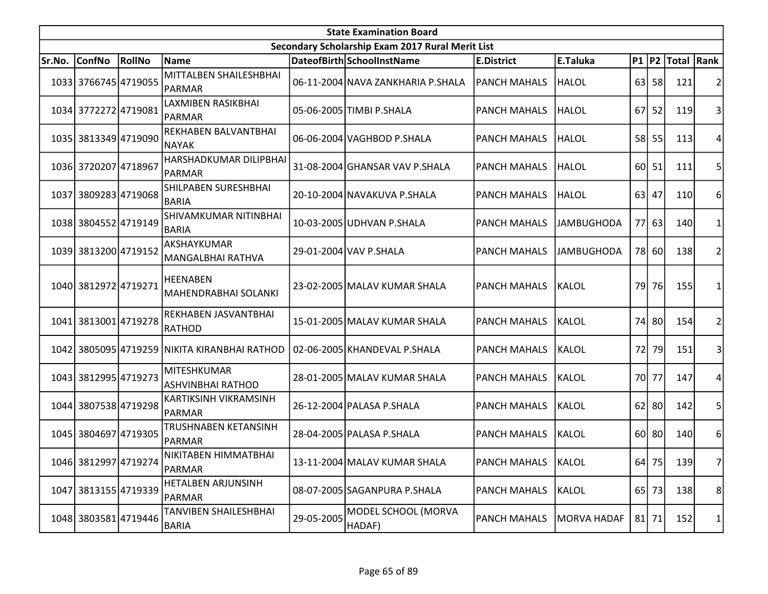| State Examination Board | | | | | | | | | | | |
|---|---|---|---|---|---|---|---|---|---|---|---|
| Secondary Scholarship Exam 2017 Rural Merit List | | | | | | | | | | | |
| Sr.No. | ConfNo | RollNo | Name | DateofBirth | SchoolInstName | E.District | E.Taluka | P1 | P2 | Total | Rank |
| 1033 | 3766745 | 4719055 | MITTALBEN SHAILESHBHAI PARMAR | 06-11-2004 | NAVA ZANKHARIA P.SHALA | PANCH MAHALS | HALOL | 63 | 58 | 121 | 2 |
| 1034 | 3772272 | 4719081 | LAXMIBEN RASIKBHAI PARMAR | 05-06-2005 | TIMBI P.SHALA | PANCH MAHALS | HALOL | 67 | 52 | 119 | 3 |
| 1035 | 3813349 | 4719090 | REKHABEN BALVANTBHAI NAYAK | 06-06-2004 | VAGHBOD P.SHALA | PANCH MAHALS | HALOL | 58 | 55 | 113 | 4 |
| 1036 | 3720207 | 4718967 | HARSHADKUMAR DILIPBHAI PARMAR | 31-08-2004 | GHANSAR VAV P.SHALA | PANCH MAHALS | HALOL | 60 | 51 | 111 | 5 |
| 1037 | 3809283 | 4719068 | SHILPABEN SURESHBHAI BARIA | 20-10-2004 | NAVAKUVA P.SHALA | PANCH MAHALS | HALOL | 63 | 47 | 110 | 6 |
| 1038 | 3804552 | 4719149 | SHIVAMKUMAR NITINBHAI BARIA | 10-03-2005 | UDHVAN P.SHALA | PANCH MAHALS | JAMBUGHODA | 77 | 63 | 140 | 1 |
| 1039 | 3813200 | 4719152 | AKSHAYKUMAR MANGALBHAI RATHVA | 29-01-2004 | VAV P.SHALA | PANCH MAHALS | JAMBUGHODA | 78 | 60 | 138 | 2 |
| 1040 | 3812972 | 4719271 | HEENABEN MAHENDRABHAI SOLANKI | 23-02-2005 | MALAV KUMAR SHALA | PANCH MAHALS | KALOL | 79 | 76 | 155 | 1 |
| 1041 | 3813001 | 4719278 | REKHABEN JASVANTBHAI RATHOD | 15-01-2005 | MALAV KUMAR SHALA | PANCH MAHALS | KALOL | 74 | 80 | 154 | 2 |
| 1042 | 3805095 | 4719259 | NIKITA KIRANBHAI RATHOD | 02-06-2005 | KHANDEVAL P.SHALA | PANCH MAHALS | KALOL | 72 | 79 | 151 | 3 |
| 1043 | 3812995 | 4719273 | MITESHKUMAR ASHVINBHAI RATHOD | 28-01-2005 | MALAV KUMAR SHALA | PANCH MAHALS | KALOL | 70 | 77 | 147 | 4 |
| 1044 | 3807538 | 4719298 | KARTIKSINH VIKRAMSINH PARMAR | 26-12-2004 | PALASA P.SHALA | PANCH MAHALS | KALOL | 62 | 80 | 142 | 5 |
| 1045 | 3804697 | 4719305 | TRUSHNABEN KETANSINH PARMAR | 28-04-2005 | PALASA P.SHALA | PANCH MAHALS | KALOL | 60 | 80 | 140 | 6 |
| 1046 | 3812997 | 4719274 | NIKITABEN HIMMATBHAI PARMAR | 13-11-2004 | MALAV KUMAR SHALA | PANCH MAHALS | KALOL | 64 | 75 | 139 | 7 |
| 1047 | 3813155 | 4719339 | HETALBEN ARJUNSINH PARMAR | 08-07-2005 | SAGANPURA P.SHALA | PANCH MAHALS | KALOL | 65 | 73 | 138 | 8 |
| 1048 | 3803581 | 4719446 | TANVIBEN SHAILESHBHAI BARIA | 29-05-2005 | MODEL SCHOOL (MORVA HADAF) | PANCH MAHALS | MORVA HADAF | 81 | 71 | 152 | 1 |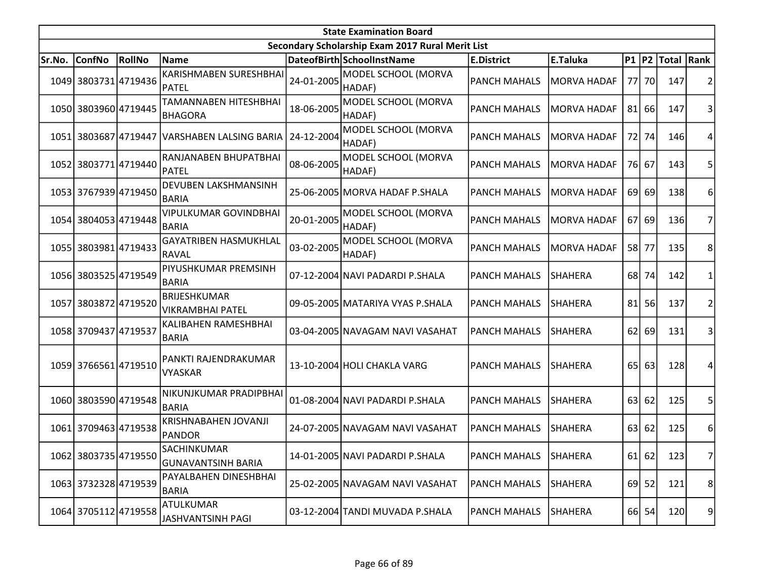| State Examination Board | | | | | | | | | | | |
|---|---|---|---|---|---|---|---|---|---|---|---|
| Secondary Scholarship Exam 2017 Rural Merit List | | | | | | | | | | | |
| Sr.No. | ConfNo | RollNo | Name | DateofBirth | SchoolInstName | E.District | E.Taluka | P1 | P2 | Total | Rank |
| 1049 | 3803731 | 4719436 | KARISHMABEN SURESHBHAI PATEL | 24-01-2005 | MODEL SCHOOL (MORVA HADAF) | PANCH MAHALS | MORVA HADAF | 77 | 70 | 147 | 2 |
| 1050 | 3803960 | 4719445 | TAMANNABEN HITESHBHAI BHAGORA | 18-06-2005 | MODEL SCHOOL (MORVA HADAF) | PANCH MAHALS | MORVA HADAF | 81 | 66 | 147 | 3 |
| 1051 | 3803687 | 4719447 | VARSHABEN LALSING BARIA | 24-12-2004 | MODEL SCHOOL (MORVA HADAF) | PANCH MAHALS | MORVA HADAF | 72 | 74 | 146 | 4 |
| 1052 | 3803771 | 4719440 | RANJANABEN BHUPATBHAI PATEL | 08-06-2005 | MODEL SCHOOL (MORVA HADAF) | PANCH MAHALS | MORVA HADAF | 76 | 67 | 143 | 5 |
| 1053 | 3767939 | 4719450 | DEVUBEN LAKSHMANSINH BARIA | 25-06-2005 | MORVA HADAF P.SHALA | PANCH MAHALS | MORVA HADAF | 69 | 69 | 138 | 6 |
| 1054 | 3804053 | 4719448 | VIPULKUMAR GOVINDBHAI BARIA | 20-01-2005 | MODEL SCHOOL (MORVA HADAF) | PANCH MAHALS | MORVA HADAF | 67 | 69 | 136 | 7 |
| 1055 | 3803981 | 4719433 | GAYATRIBEN HASMUKHLAL RAVAL | 03-02-2005 | MODEL SCHOOL (MORVA HADAF) | PANCH MAHALS | MORVA HADAF | 58 | 77 | 135 | 8 |
| 1056 | 3803525 | 4719549 | PIYUSHKUMAR PREMSINH BARIA | 07-12-2004 | NAVI PADARDI P.SHALA | PANCH MAHALS | SHAHERA | 68 | 74 | 142 | 1 |
| 1057 | 3803872 | 4719520 | BRIJESHKUMAR VIKRAMBHAI PATEL | 09-05-2005 | MATARIYA VYAS P.SHALA | PANCH MAHALS | SHAHERA | 81 | 56 | 137 | 2 |
| 1058 | 3709437 | 4719537 | KALIBAHEN RAMESHBHAI BARIA | 03-04-2005 | NAVAGAM NAVI VASAHAT | PANCH MAHALS | SHAHERA | 62 | 69 | 131 | 3 |
| 1059 | 3766561 | 4719510 | PANKTI RAJENDRAKUMAR VYASKAR | 13-10-2004 | HOLI CHAKLA VARG | PANCH MAHALS | SHAHERA | 65 | 63 | 128 | 4 |
| 1060 | 3803590 | 4719548 | NIKUNJKUMAR PRADIPBHAI BARIA | 01-08-2004 | NAVI PADARDI P.SHALA | PANCH MAHALS | SHAHERA | 63 | 62 | 125 | 5 |
| 1061 | 3709463 | 4719538 | KRISHNABAHEN JOVANJI PANDOR | 24-07-2005 | NAVAGAM NAVI VASAHAT | PANCH MAHALS | SHAHERA | 63 | 62 | 125 | 6 |
| 1062 | 3803735 | 4719550 | SACHINKUMAR GUNAVANTSINH BARIA | 14-01-2005 | NAVI PADARDI P.SHALA | PANCH MAHALS | SHAHERA | 61 | 62 | 123 | 7 |
| 1063 | 3732328 | 4719539 | PAYALBAHEN DINESHBHAI BARIA | 25-02-2005 | NAVAGAM NAVI VASAHAT | PANCH MAHALS | SHAHERA | 69 | 52 | 121 | 8 |
| 1064 | 3705112 | 4719558 | ATULKUMAR JASHVANTSINH PAGI | 03-12-2004 | TANDI MUVADA P.SHALA | PANCH MAHALS | SHAHERA | 66 | 54 | 120 | 9 |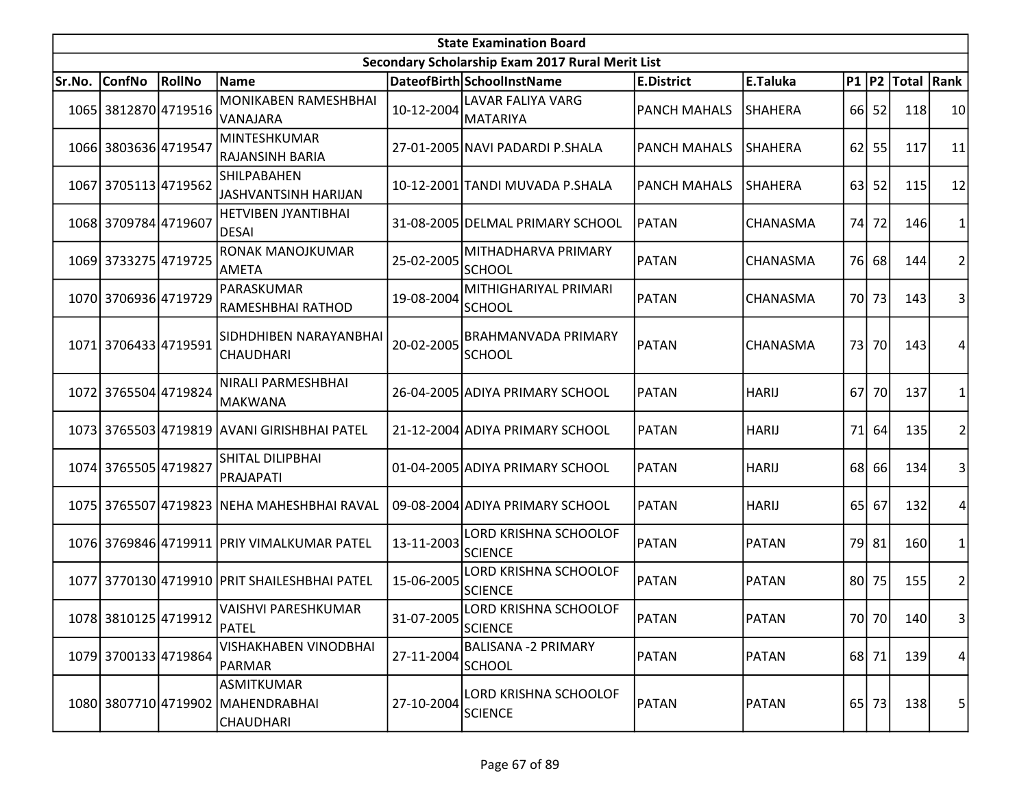| State Examination Board | | | | | | | | | | | |
|---|---|---|---|---|---|---|---|---|---|---|---|
| Secondary Scholarship Exam 2017 Rural Merit List | | | | | | | | | | | |
| Sr.No. | ConfNo | RollNo | Name | DateofBirth | SchoolInstName | E.District | E.Taluka | P1 | P2 | Total | Rank |
| 1065 | 3812870 | 4719516 | MONIKABEN RAMESHBHAI VANAJARA | 10-12-2004 | LAVAR FALIYA VARG MATARIYA | PANCH MAHALS | SHAHERA | 66 | 52 | 118 | 10 |
| 1066 | 3803636 | 4719547 | MINTESHKUMAR RAJANSINH BARIA | 27-01-2005 | NAVI PADARDI P.SHALA | PANCH MAHALS | SHAHERA | 62 | 55 | 117 | 11 |
| 1067 | 3705113 | 4719562 | SHILPABAHEN JASHVANTSINH HARIJAN | 10-12-2001 | TANDI MUVADA P.SHALA | PANCH MAHALS | SHAHERA | 63 | 52 | 115 | 12 |
| 1068 | 3709784 | 4719607 | HETVIBEN JYANTIBHAI DESAI | 31-08-2005 | DELMAL PRIMARY SCHOOL | PATAN | CHANASMA | 74 | 72 | 146 | 1 |
| 1069 | 3733275 | 4719725 | RONAK MANOJKUMAR AMETA | 25-02-2005 | MITHADHARVA PRIMARY SCHOOL | PATAN | CHANASMA | 76 | 68 | 144 | 2 |
| 1070 | 3706936 | 4719729 | PARASKUMAR RAMESHBHAI RATHOD | 19-08-2004 | MITHIGHARIYAL PRIMARI SCHOOL | PATAN | CHANASMA | 70 | 73 | 143 | 3 |
| 1071 | 3706433 | 4719591 | SIDHDHIBEN NARAYANBHAI CHAUDHARI | 20-02-2005 | BRAHMANVADA PRIMARY SCHOOL | PATAN | CHANASMA | 73 | 70 | 143 | 4 |
| 1072 | 3765504 | 4719824 | NIRALI PARMESHBHAI MAKWANA | 26-04-2005 | ADIYA PRIMARY SCHOOL | PATAN | HARIJ | 67 | 70 | 137 | 1 |
| 1073 | 3765503 | 4719819 | AVANI GIRISHBHAI PATEL | 21-12-2004 | ADIYA PRIMARY SCHOOL | PATAN | HARIJ | 71 | 64 | 135 | 2 |
| 1074 | 3765505 | 4719827 | SHITAL DILIPBHAI PRAJAPATI | 01-04-2005 | ADIYA PRIMARY SCHOOL | PATAN | HARIJ | 68 | 66 | 134 | 3 |
| 1075 | 3765507 | 4719823 | NEHA MAHESHBHAI RAVAL | 09-08-2004 | ADIYA PRIMARY SCHOOL | PATAN | HARIJ | 65 | 67 | 132 | 4 |
| 1076 | 3769846 | 4719911 | PRIY VIMALKUMAR PATEL | 13-11-2003 | LORD KRISHNA SCHOOLOF SCIENCE | PATAN | PATAN | 79 | 81 | 160 | 1 |
| 1077 | 3770130 | 4719910 | PRIT SHAILESHBHAI PATEL | 15-06-2005 | LORD KRISHNA SCHOOLOF SCIENCE | PATAN | PATAN | 80 | 75 | 155 | 2 |
| 1078 | 3810125 | 4719912 | VAISHVI PARESHKUMAR PATEL | 31-07-2005 | LORD KRISHNA SCHOOLOF SCIENCE | PATAN | PATAN | 70 | 70 | 140 | 3 |
| 1079 | 3700133 | 4719864 | VISHAKHABEN VINODBHAI PARMAR | 27-11-2004 | BALISANA -2 PRIMARY SCHOOL | PATAN | PATAN | 68 | 71 | 139 | 4 |
| 1080 | 3807710 | 4719902 | ASMITKUMAR MAHENDRABHAI CHAUDHARI | 27-10-2004 | LORD KRISHNA SCHOOLOF SCIENCE | PATAN | PATAN | 65 | 73 | 138 | 5 |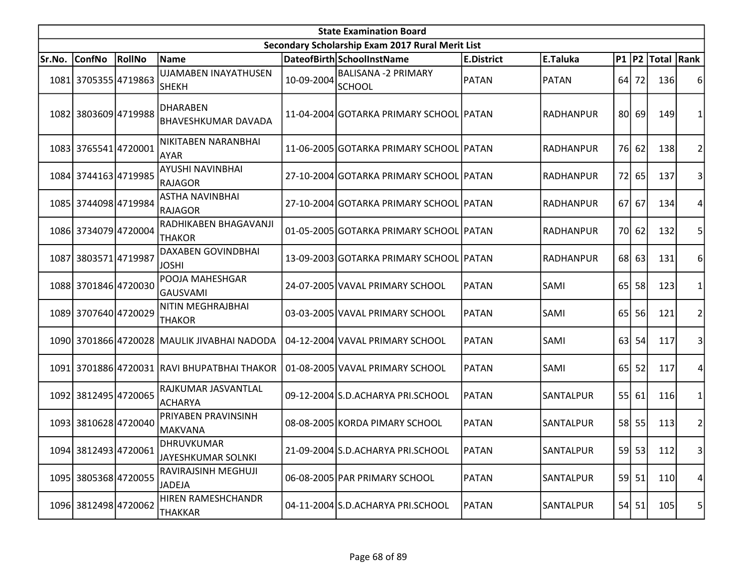| State Examination Board | | | | | | | | | | | |
|---|---|---|---|---|---|---|---|---|---|---|---|
| Secondary Scholarship Exam 2017 Rural Merit List | | | | | | | | | | | |
| Sr.No. | ConfNo | RollNo | Name | DateofBirth | SchoolInstName | E.District | E.Taluka | P1 | P2 | Total | Rank |
| 1081 | 3705355 | 4719863 | UJAMABEN INAYATHUSEN SHEKH | 10-09-2004 | BALISANA -2 PRIMARY SCHOOL | PATAN | PATAN | 64 | 72 | 136 | 6 |
| 1082 | 3803609 | 4719988 | DHARABEN BHAVESHKUMAR DAVADA | 11-04-2004 | GOTARKA PRIMARY SCHOOL | PATAN | RADHANPUR | 80 | 69 | 149 | 1 |
| 1083 | 3765541 | 4720001 | NIKITABEN NARANBHAI AYAR | 11-06-2005 | GOTARKA PRIMARY SCHOOL | PATAN | RADHANPUR | 76 | 62 | 138 | 2 |
| 1084 | 3744163 | 4719985 | AYUSHI NAVINBHAI RAJAGOR | 27-10-2004 | GOTARKA PRIMARY SCHOOL | PATAN | RADHANPUR | 72 | 65 | 137 | 3 |
| 1085 | 3744098 | 4719984 | ASTHA NAVINBHAI RAJAGOR | 27-10-2004 | GOTARKA PRIMARY SCHOOL | PATAN | RADHANPUR | 67 | 67 | 134 | 4 |
| 1086 | 3734079 | 4720004 | RADHIKABEN BHAGAVANJI THAKOR | 01-05-2005 | GOTARKA PRIMARY SCHOOL | PATAN | RADHANPUR | 70 | 62 | 132 | 5 |
| 1087 | 3803571 | 4719987 | DAXABEN GOVINDBHAI JOSHI | 13-09-2003 | GOTARKA PRIMARY SCHOOL | PATAN | RADHANPUR | 68 | 63 | 131 | 6 |
| 1088 | 3701846 | 4720030 | POOJA MAHESHGAR GAUSVAMI | 24-07-2005 | VAVAL PRIMARY SCHOOL | PATAN | SAMI | 65 | 58 | 123 | 1 |
| 1089 | 3707640 | 4720029 | NITIN MEGHRAJBHAI THAKOR | 03-03-2005 | VAVAL PRIMARY SCHOOL | PATAN | SAMI | 65 | 56 | 121 | 2 |
| 1090 | 3701866 | 4720028 | MAULIK JIVABHAI NADODA | 04-12-2004 | VAVAL PRIMARY SCHOOL | PATAN | SAMI | 63 | 54 | 117 | 3 |
| 1091 | 3701886 | 4720031 | RAVI BHUPATBHAI THAKOR | 01-08-2005 | VAVAL PRIMARY SCHOOL | PATAN | SAMI | 65 | 52 | 117 | 4 |
| 1092 | 3812495 | 4720065 | RAJKUMAR JASVANTLAL ACHARYA | 09-12-2004 | S.D.ACHARYA PRI.SCHOOL | PATAN | SANTALPUR | 55 | 61 | 116 | 1 |
| 1093 | 3810628 | 4720040 | PRIYABEN PRAVINSINH MAKVANA | 08-08-2005 | KORDA PIMARY SCHOOL | PATAN | SANTALPUR | 58 | 55 | 113 | 2 |
| 1094 | 3812493 | 4720061 | DHRUVKUMAR JAYESHKUMAR SOLNKI | 21-09-2004 | S.D.ACHARYA PRI.SCHOOL | PATAN | SANTALPUR | 59 | 53 | 112 | 3 |
| 1095 | 3805368 | 4720055 | RAVIRAJSINH MEGHUJI JADEJA | 06-08-2005 | PAR PRIMARY SCHOOL | PATAN | SANTALPUR | 59 | 51 | 110 | 4 |
| 1096 | 3812498 | 4720062 | HIREN RAMESHCHANDR THAKKAR | 04-11-2004 | S.D.ACHARYA PRI.SCHOOL | PATAN | SANTALPUR | 54 | 51 | 105 | 5 |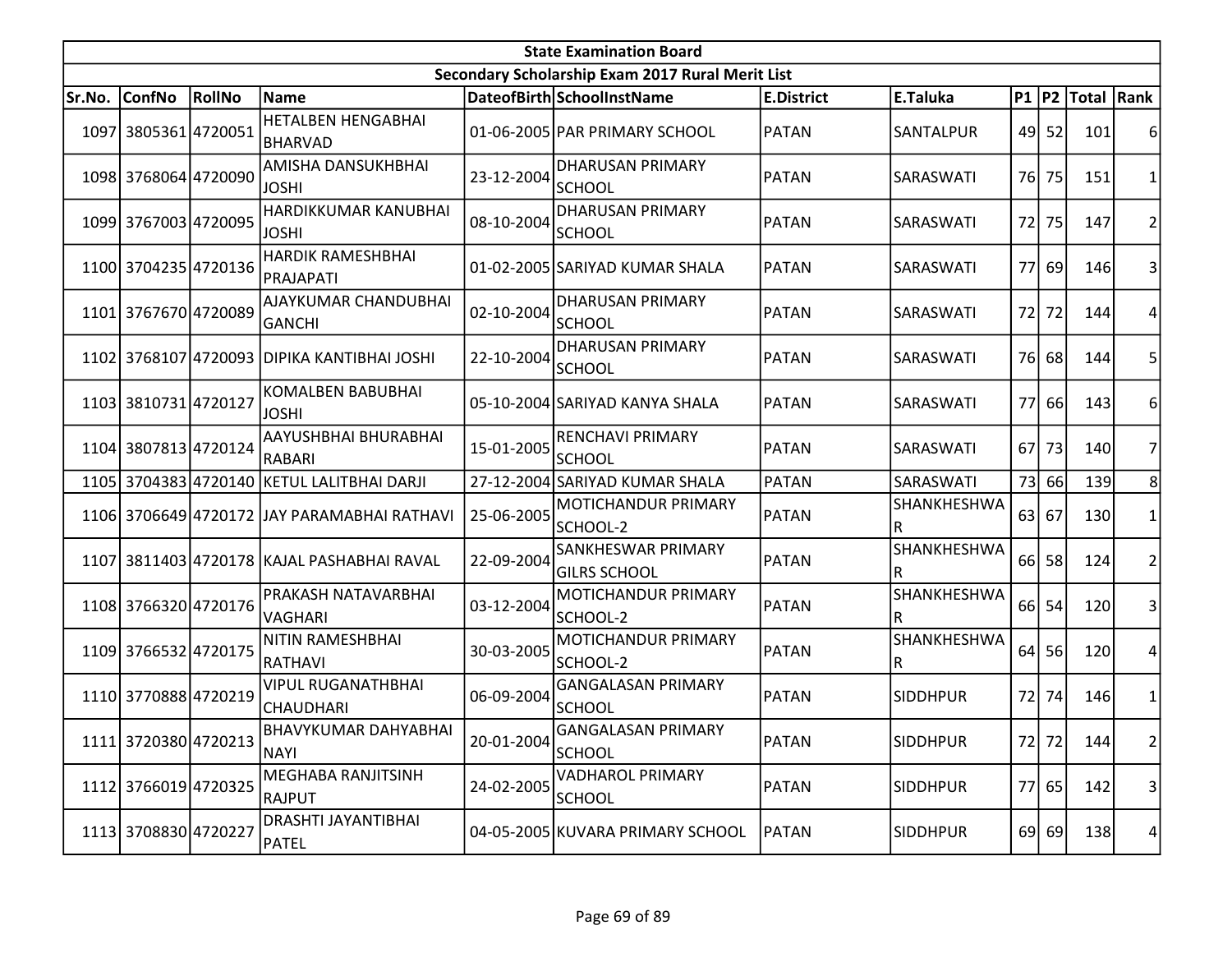| State Examination Board | | | | | | | | | | | |
|---|---|---|---|---|---|---|---|---|---|---|---|
| Secondary Scholarship Exam 2017 Rural Merit List | | | | | | | | | | | |
| Sr.No. | ConfNo | RollNo | Name | DateofBirth | SchoolInstName | E.District | E.Taluka | P1 | P2 | Total | Rank |
| 1097 | 3805361 | 4720051 | HETALBEN HENGABHAI BHARVAD | 01-06-2005 | PAR PRIMARY SCHOOL | PATAN | SANTALPUR | 49 | 52 | 101 | 6 |
| 1098 | 3768064 | 4720090 | AMISHA DANSUKHBHAI JOSHI | 23-12-2004 | DHARUSAN PRIMARY SCHOOL | PATAN | SARASWATI | 76 | 75 | 151 | 1 |
| 1099 | 3767003 | 4720095 | HARDIKKUMAR KANUBHAI JOSHI | 08-10-2004 | DHARUSAN PRIMARY SCHOOL | PATAN | SARASWATI | 72 | 75 | 147 | 2 |
| 1100 | 3704235 | 4720136 | HARDIK RAMESHBHAI PRAJAPATI | 01-02-2005 | SARIYAD KUMAR SHALA | PATAN | SARASWATI | 77 | 69 | 146 | 3 |
| 1101 | 3767670 | 4720089 | AJAYKUMAR CHANDUBHAI GANCHI | 02-10-2004 | DHARUSAN PRIMARY SCHOOL | PATAN | SARASWATI | 72 | 72 | 144 | 4 |
| 1102 | 3768107 | 4720093 | DIPIKA KANTIBHAI JOSHI | 22-10-2004 | DHARUSAN PRIMARY SCHOOL | PATAN | SARASWATI | 76 | 68 | 144 | 5 |
| 1103 | 3810731 | 4720127 | KOMALBEN BABUBHAI JOSHI | 05-10-2004 | SARIYAD KANYA SHALA | PATAN | SARASWATI | 77 | 66 | 143 | 6 |
| 1104 | 3807813 | 4720124 | AAYUSHBHAI BHURABHAI RABARI | 15-01-2005 | RENCHAVI PRIMARY SCHOOL | PATAN | SARASWATI | 67 | 73 | 140 | 7 |
| 1105 | 3704383 | 4720140 | KETUL LALITBHAI DARJI | 27-12-2004 | SARIYAD KUMAR SHALA | PATAN | SARASWATI | 73 | 66 | 139 | 8 |
| 1106 | 3706649 | 4720172 | JAY PARAMABHAI RATHAVI | 25-06-2005 | MOTICHANDUR PRIMARY SCHOOL-2 | PATAN | SHANKHESHWAR | 63 | 67 | 130 | 1 |
| 1107 | 3811403 | 4720178 | KAJAL PASHABHAI RAVAL | 22-09-2004 | SANKHESWAR PRIMARY GILRS SCHOOL | PATAN | SHANKHESHWAR | 66 | 58 | 124 | 2 |
| 1108 | 3766320 | 4720176 | PRAKASH NATAVARBHAI VAGHARI | 03-12-2004 | MOTICHANDUR PRIMARY SCHOOL-2 | PATAN | SHANKHESHWAR | 66 | 54 | 120 | 3 |
| 1109 | 3766532 | 4720175 | NITIN RAMESHBHAI RATHAVI | 30-03-2005 | MOTICHANDUR PRIMARY SCHOOL-2 | PATAN | SHANKHESHWAR | 64 | 56 | 120 | 4 |
| 1110 | 3770888 | 4720219 | VIPUL RUGANATHBHAI CHAUDHARI | 06-09-2004 | GANGALASAN PRIMARY SCHOOL | PATAN | SIDDHPUR | 72 | 74 | 146 | 1 |
| 1111 | 3720380 | 4720213 | BHAVYKUMAR DAHYABHAI NAYI | 20-01-2004 | GANGALASAN PRIMARY SCHOOL | PATAN | SIDDHPUR | 72 | 72 | 144 | 2 |
| 1112 | 3766019 | 4720325 | MEGHABA RANJITSINH RAJPUT | 24-02-2005 | VADHAROL PRIMARY SCHOOL | PATAN | SIDDHPUR | 77 | 65 | 142 | 3 |
| 1113 | 3708830 | 4720227 | DRASHTI JAYANTIBHAI PATEL | 04-05-2005 | KUVARA PRIMARY SCHOOL | PATAN | SIDDHPUR | 69 | 69 | 138 | 4 |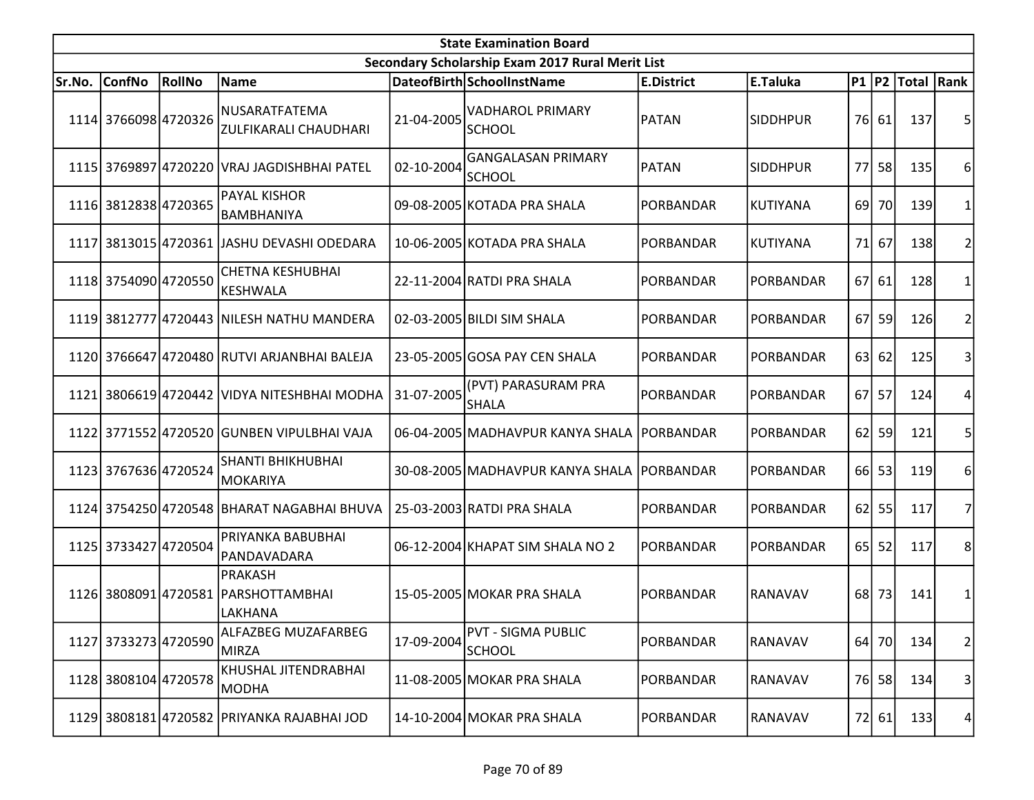| State Examination Board | | | | | | | | | | | |
|---|---|---|---|---|---|---|---|---|---|---|---|
| Secondary Scholarship Exam 2017 Rural Merit List | | | | | | | | | | | |
| Sr.No. | ConfNo | RollNo | Name | DateofBirth | SchoolInstName | E.District | E.Taluka | P1 | P2 | Total | Rank |
| 1114 | 3766098 | 4720326 | NUSARATFATEMA ZULFIKARALI CHAUDHARI | 21-04-2005 | VADHAROL PRIMARY SCHOOL | PATAN | SIDDHPUR | 76 | 61 | 137 | 5 |
| 1115 | 3769897 | 4720220 | VRAJ JAGDISHBHAI PATEL | 02-10-2004 | GANGALASAN PRIMARY SCHOOL | PATAN | SIDDHPUR | 77 | 58 | 135 | 6 |
| 1116 | 3812838 | 4720365 | PAYAL KISHOR BAMBHANIYA | 09-08-2005 | KOTADA PRA SHALA | PORBANDAR | KUTIYANA | 69 | 70 | 139 | 1 |
| 1117 | 3813015 | 4720361 | JASHU DEVASHI ODEDARA | 10-06-2005 | KOTADA PRA SHALA | PORBANDAR | KUTIYANA | 71 | 67 | 138 | 2 |
| 1118 | 3754090 | 4720550 | CHETNA KESHUBHAI KESHWALA | 22-11-2004 | RATDI PRA SHALA | PORBANDAR | PORBANDAR | 67 | 61 | 128 | 1 |
| 1119 | 3812777 | 4720443 | NILESH NATHU MANDERA | 02-03-2005 | BILDI SIM SHALA | PORBANDAR | PORBANDAR | 67 | 59 | 126 | 2 |
| 1120 | 3766647 | 4720480 | RUTVI ARJANBHAI BALEJA | 23-05-2005 | GOSA PAY CEN SHALA | PORBANDAR | PORBANDAR | 63 | 62 | 125 | 3 |
| 1121 | 3806619 | 4720442 | VIDYA NITESHBHAI MODHA | 31-07-2005 | (PVT) PARASURAM PRA SHALA | PORBANDAR | PORBANDAR | 67 | 57 | 124 | 4 |
| 1122 | 3771552 | 4720520 | GUNBEN VIPULBHAI VAJA | 06-04-2005 | MADHAVPUR KANYA SHALA | PORBANDAR | PORBANDAR | 62 | 59 | 121 | 5 |
| 1123 | 3767636 | 4720524 | SHANTI BHIKHUBHAI MOKARIYA | 30-08-2005 | MADHAVPUR KANYA SHALA | PORBANDAR | PORBANDAR | 66 | 53 | 119 | 6 |
| 1124 | 3754250 | 4720548 | BHARAT NAGABHAI BHUVA | 25-03-2003 | RATDI PRA SHALA | PORBANDAR | PORBANDAR | 62 | 55 | 117 | 7 |
| 1125 | 3733427 | 4720504 | PRIYANKA BABUBHAI PANDAVADARA | 06-12-2004 | KHAPAT SIM SHALA NO 2 | PORBANDAR | PORBANDAR | 65 | 52 | 117 | 8 |
| 1126 | 3808091 | 4720581 | PRAKASH PARSHOTTAMBHAI LAKHANA | 15-05-2005 | MOKAR PRA SHALA | PORBANDAR | RANAVAV | 68 | 73 | 141 | 1 |
| 1127 | 3733273 | 4720590 | ALFAZBEG MUZAFARBEG MIRZA | 17-09-2004 | PVT - SIGMA PUBLIC SCHOOL | PORBANDAR | RANAVAV | 64 | 70 | 134 | 2 |
| 1128 | 3808104 | 4720578 | KHUSHAL JITENDRABHAI MODHA | 11-08-2005 | MOKAR PRA SHALA | PORBANDAR | RANAVAV | 76 | 58 | 134 | 3 |
| 1129 | 3808181 | 4720582 | PRIYANKA RAJABHAI JOD | 14-10-2004 | MOKAR PRA SHALA | PORBANDAR | RANAVAV | 72 | 61 | 133 | 4 |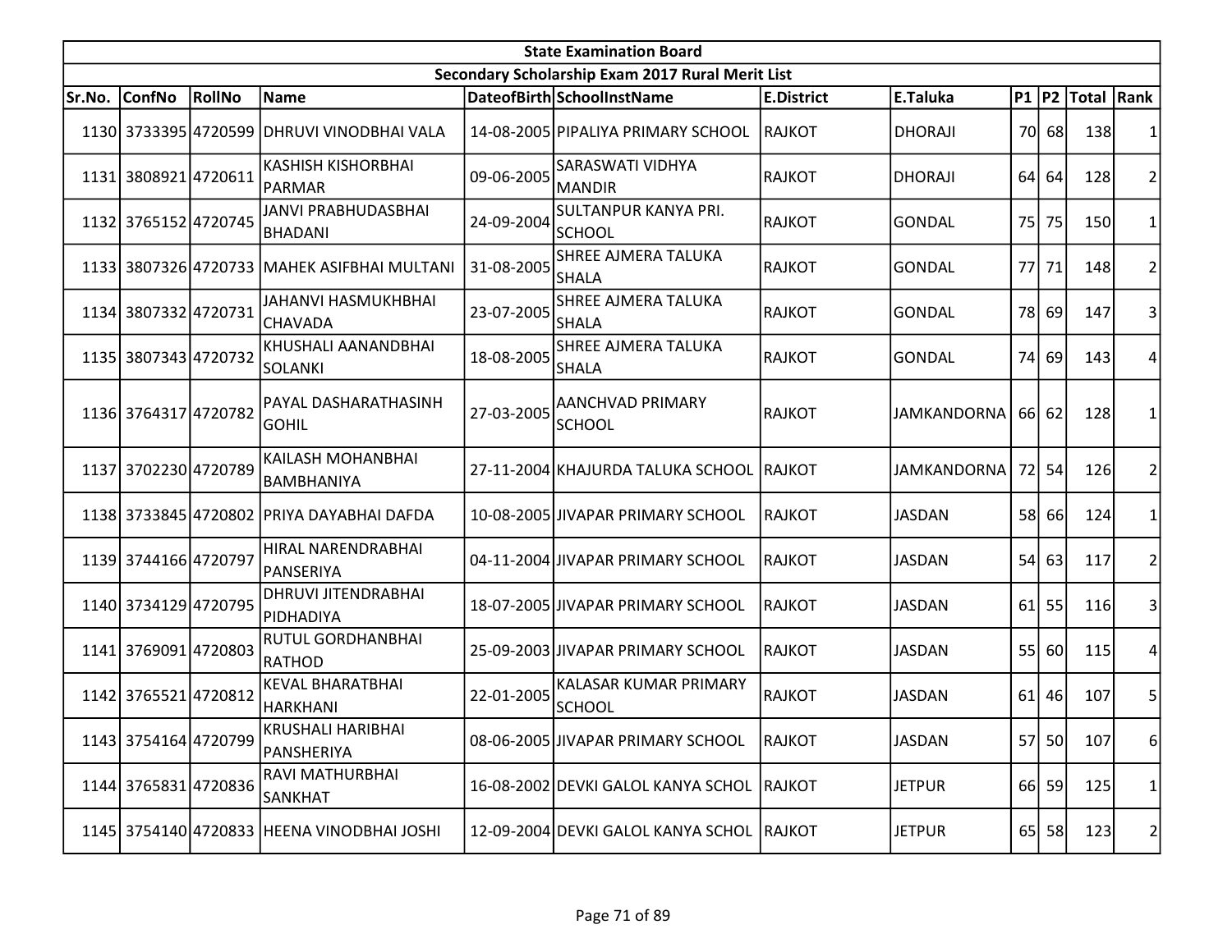| State Examination Board | | | | | | | | | | | |
|---|---|---|---|---|---|---|---|---|---|---|---|
| Secondary Scholarship Exam 2017 Rural Merit List | | | | | | | | | | | |
| Sr.No. | ConfNo | RollNo | Name | DateofBirth | SchoolInstName | E.District | E.Taluka | P1 | P2 | Total | Rank |
| 1130 | 3733395 | 4720599 | DHRUVI VINODBHAI VALA | 14-08-2005 | PIPALIYA PRIMARY SCHOOL | RAJKOT | DHORAJI | 70 | 68 | 138 | 1 |
| 1131 | 3808921 | 4720611 | KASHISH KISHORBHAI PARMAR | 09-06-2005 | SARASWATI VIDHYA MANDIR | RAJKOT | DHORAJI | 64 | 64 | 128 | 2 |
| 1132 | 3765152 | 4720745 | JANVI PRABHUDASBHAI BHADANI | 24-09-2004 | SULTANPUR KANYA PRI. SCHOOL | RAJKOT | GONDAL | 75 | 75 | 150 | 1 |
| 1133 | 3807326 | 4720733 | MAHEK ASIFBHAI MULTANI | 31-08-2005 | SHREE AJMERA TALUKA SHALA | RAJKOT | GONDAL | 77 | 71 | 148 | 2 |
| 1134 | 3807332 | 4720731 | JAHANVI HASMUKHBHAI CHAVADA | 23-07-2005 | SHREE AJMERA TALUKA SHALA | RAJKOT | GONDAL | 78 | 69 | 147 | 3 |
| 1135 | 3807343 | 4720732 | KHUSHALI AANANDBHAI SOLANKI | 18-08-2005 | SHREE AJMERA TALUKA SHALA | RAJKOT | GONDAL | 74 | 69 | 143 | 4 |
| 1136 | 3764317 | 4720782 | PAYAL DASHARATHASINH GOHIL | 27-03-2005 | AANCHVAD PRIMARY SCHOOL | RAJKOT | JAMKANDORNA | 66 | 62 | 128 | 1 |
| 1137 | 3702230 | 4720789 | KAILASH MOHANBHAI BAMBHANIYA | 27-11-2004 | KHAJURDA TALUKA SCHOOL | RAJKOT | JAMKANDORNA | 72 | 54 | 126 | 2 |
| 1138 | 3733845 | 4720802 | PRIYA DAYABHAI DAFDA | 10-08-2005 | JIVAPAR PRIMARY SCHOOL | RAJKOT | JASDAN | 58 | 66 | 124 | 1 |
| 1139 | 3744166 | 4720797 | HIRAL NARENDRABHAI PANSERIYA | 04-11-2004 | JIVAPAR PRIMARY SCHOOL | RAJKOT | JASDAN | 54 | 63 | 117 | 2 |
| 1140 | 3734129 | 4720795 | DHRUVI JITENDRABHAI PIDHADIYA | 18-07-2005 | JIVAPAR PRIMARY SCHOOL | RAJKOT | JASDAN | 61 | 55 | 116 | 3 |
| 1141 | 3769091 | 4720803 | RUTUL GORDHANBHAI RATHOD | 25-09-2003 | JIVAPAR PRIMARY SCHOOL | RAJKOT | JASDAN | 55 | 60 | 115 | 4 |
| 1142 | 3765521 | 4720812 | KEVAL BHARATBHAI HARKHANI | 22-01-2005 | KALASAR KUMAR PRIMARY SCHOOL | RAJKOT | JASDAN | 61 | 46 | 107 | 5 |
| 1143 | 3754164 | 4720799 | KRUSHALI HARIBHAI PANSHERIYA | 08-06-2005 | JIVAPAR PRIMARY SCHOOL | RAJKOT | JASDAN | 57 | 50 | 107 | 6 |
| 1144 | 3765831 | 4720836 | RAVI MATHURBHAI SANKHAT | 16-08-2002 | DEVKI GALOL KANYA SCHOL | RAJKOT | JETPUR | 66 | 59 | 125 | 1 |
| 1145 | 3754140 | 4720833 | HEENA VINODBHAI JOSHI | 12-09-2004 | DEVKI GALOL KANYA SCHOL | RAJKOT | JETPUR | 65 | 58 | 123 | 2 |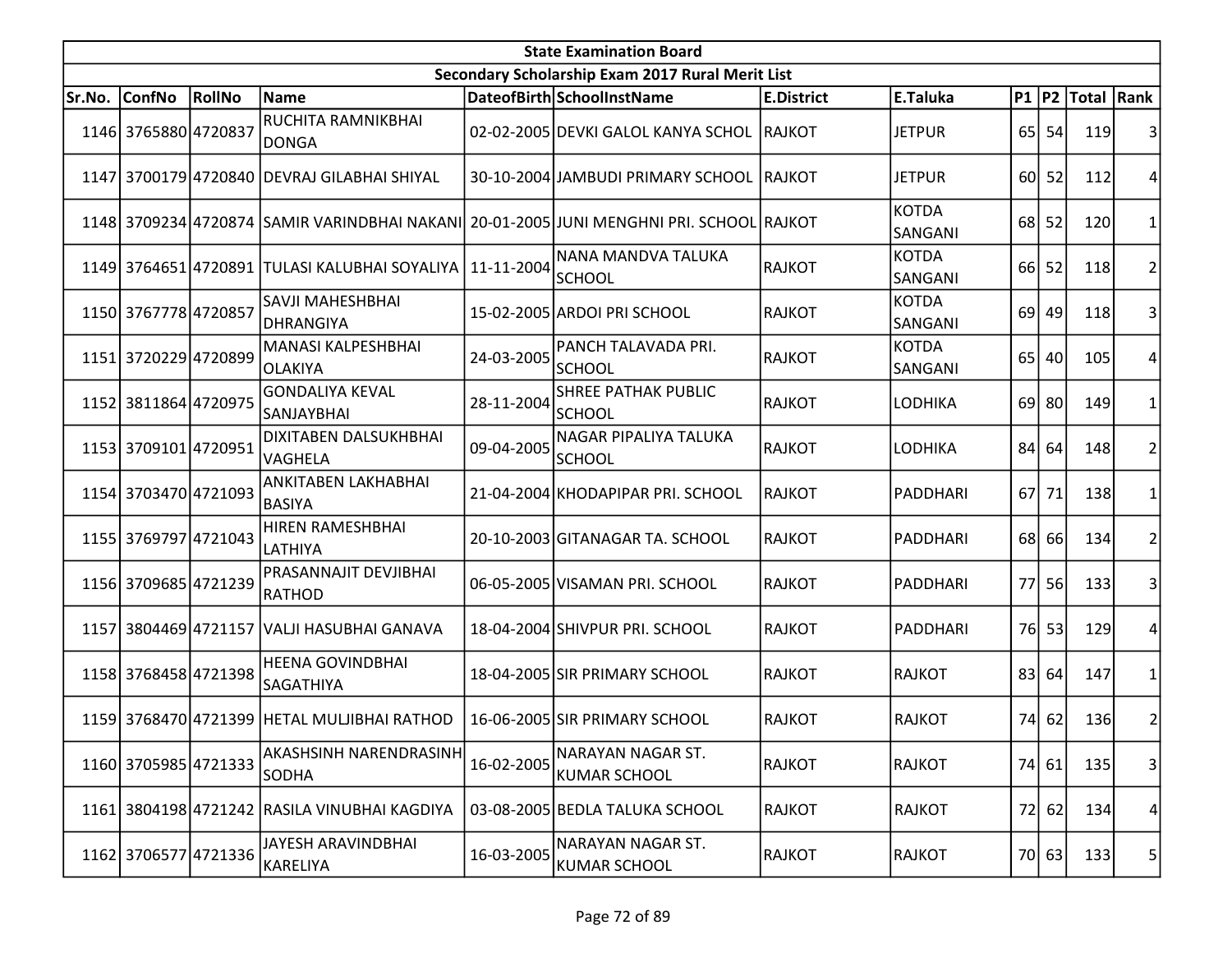| State Examination Board | | | | | | | | | | | |
|---|---|---|---|---|---|---|---|---|---|---|---|
| Secondary Scholarship Exam 2017 Rural Merit List | | | | | | | | | | | |
| Sr.No. | ConfNo | RollNo | Name | DateofBirth | SchoolInstName | E.District | E.Taluka | P1 | P2 | Total | Rank |
| 1146 | 3765880 | 4720837 | RUCHITA RAMNIKBHAI DONGA | 02-02-2005 | DEVKI GALOL KANYA SCHOL | RAJKOT | JETPUR | 65 | 54 | 119 | 3 |
| 1147 | 3700179 | 4720840 | DEVRAJ GILABHAI SHIYAL | 30-10-2004 | JAMBUDI PRIMARY SCHOOL | RAJKOT | JETPUR | 60 | 52 | 112 | 4 |
| 1148 | 3709234 | 4720874 | SAMIR VARINDBHAI NAKANI | 20-01-2005 | JUNI MENGHNI PRI. SCHOOL | RAJKOT | KOTDA SANGANI | 68 | 52 | 120 | 1 |
| 1149 | 3764651 | 4720891 | TULASI KALUBHAI SOYALIYA | 11-11-2004 | NANA MANDVA TALUKA SCHOOL | RAJKOT | KOTDA SANGANI | 66 | 52 | 118 | 2 |
| 1150 | 3767778 | 4720857 | SAVJI MAHESHBHAI DHRANGIYA | 15-02-2005 | ARDOI PRI SCHOOL | RAJKOT | KOTDA SANGANI | 69 | 49 | 118 | 3 |
| 1151 | 3720229 | 4720899 | MANASI KALPESHBHAI OLAKIYA | 24-03-2005 | PANCH TALAVADA PRI. SCHOOL | RAJKOT | KOTDA SANGANI | 65 | 40 | 105 | 4 |
| 1152 | 3811864 | 4720975 | GONDALIYA KEVAL SANJAYBHAI | 28-11-2004 | SHREE PATHAK PUBLIC SCHOOL | RAJKOT | LODHIKA | 69 | 80 | 149 | 1 |
| 1153 | 3709101 | 4720951 | DIXITABEN DALSUKHBHAI VAGHELA | 09-04-2005 | NAGAR PIPALIYA TALUKA SCHOOL | RAJKOT | LODHIKA | 84 | 64 | 148 | 2 |
| 1154 | 3703470 | 4721093 | ANKITABEN LAKHABHAI BASIYA | 21-04-2004 | KHODAPIPAR PRI. SCHOOL | RAJKOT | PADDHARI | 67 | 71 | 138 | 1 |
| 1155 | 3769797 | 4721043 | HIREN RAMESHBHAI LATHIYA | 20-10-2003 | GITANAGAR TA. SCHOOL | RAJKOT | PADDHARI | 68 | 66 | 134 | 2 |
| 1156 | 3709685 | 4721239 | PRASANNAJIT DEVJIBHAI RATHOD | 06-05-2005 | VISAMAN PRI. SCHOOL | RAJKOT | PADDHARI | 77 | 56 | 133 | 3 |
| 1157 | 3804469 | 4721157 | VALJI HASUBHAI GANAVA | 18-04-2004 | SHIVPUR PRI. SCHOOL | RAJKOT | PADDHARI | 76 | 53 | 129 | 4 |
| 1158 | 3768458 | 4721398 | HEENA GOVINDBHAI SAGATHIYA | 18-04-2005 | SIR PRIMARY SCHOOL | RAJKOT | RAJKOT | 83 | 64 | 147 | 1 |
| 1159 | 3768470 | 4721399 | HETAL MULJIBHAI RATHOD | 16-06-2005 | SIR PRIMARY SCHOOL | RAJKOT | RAJKOT | 74 | 62 | 136 | 2 |
| 1160 | 3705985 | 4721333 | AKASHSINH NARENDRASINH SODHA | 16-02-2005 | NARAYAN NAGAR ST. KUMAR SCHOOL | RAJKOT | RAJKOT | 74 | 61 | 135 | 3 |
| 1161 | 3804198 | 4721242 | RASILA VINUBHAI KAGDIYA | 03-08-2005 | BEDLA TALUKA SCHOOL | RAJKOT | RAJKOT | 72 | 62 | 134 | 4 |
| 1162 | 3706577 | 4721336 | JAYESH ARAVINDBHAI KARELIYA | 16-03-2005 | NARAYAN NAGAR ST. KUMAR SCHOOL | RAJKOT | RAJKOT | 70 | 63 | 133 | 5 |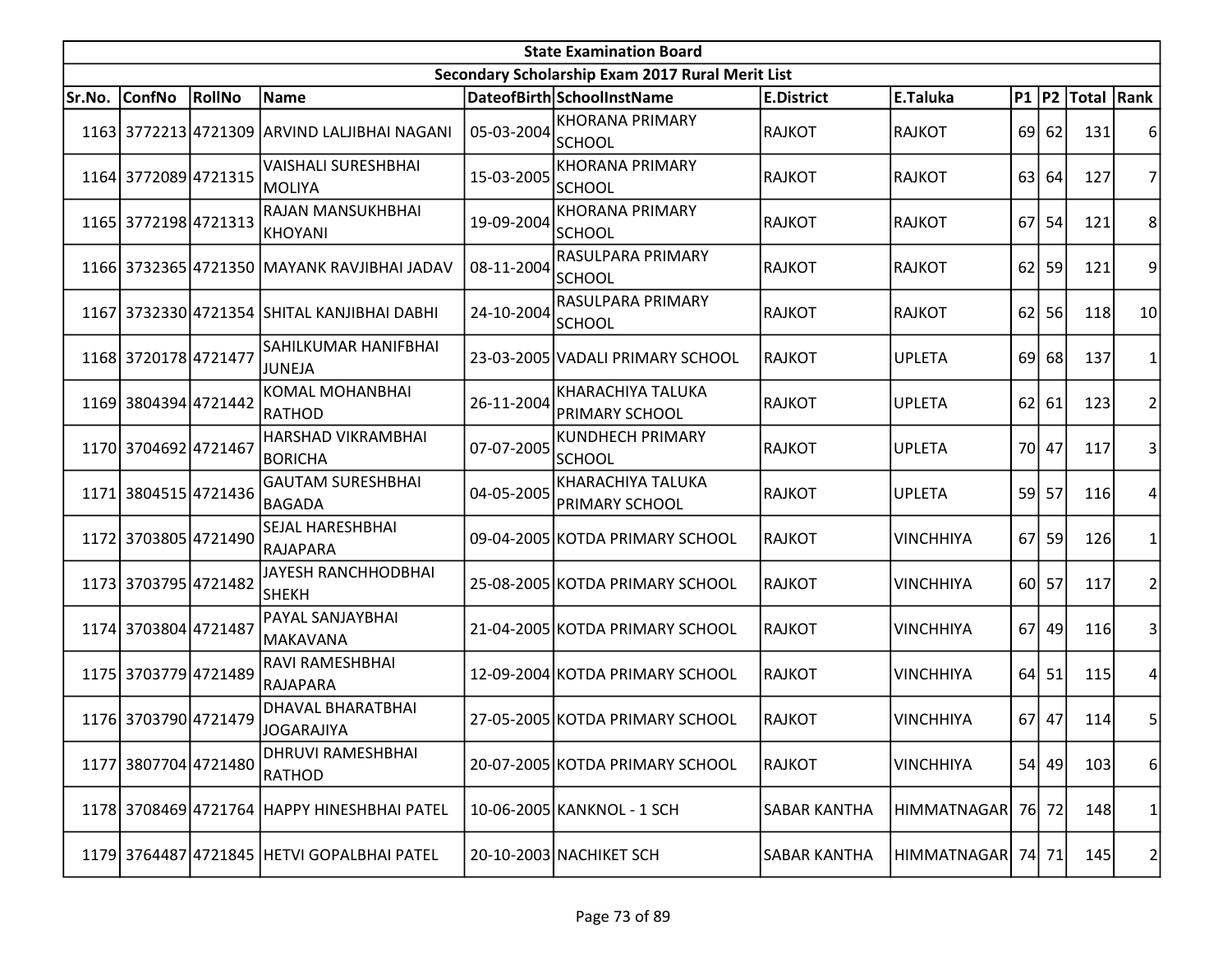| State Examination Board | | | | | | | | | | | |
|---|---|---|---|---|---|---|---|---|---|---|---|
| Secondary Scholarship Exam 2017 Rural Merit List | | | | | | | | | | | |
| Sr.No. | ConfNo | RollNo | Name | DateofBirth | SchoolInstName | E.District | E.Taluka | P1 | P2 | Total | Rank |
| 1163 | 3772213 | 4721309 | ARVIND LALJIBHAI NAGANI | 05-03-2004 | KHORANA PRIMARY SCHOOL | RAJKOT | RAJKOT | 69 | 62 | 131 | 6 |
| 1164 | 3772089 | 4721315 | VAISHALI SURESHBHAI MOLIYA | 15-03-2005 | KHORANA PRIMARY SCHOOL | RAJKOT | RAJKOT | 63 | 64 | 127 | 7 |
| 1165 | 3772198 | 4721313 | RAJAN MANSUKHBHAI KHOYANI | 19-09-2004 | KHORANA PRIMARY SCHOOL | RAJKOT | RAJKOT | 67 | 54 | 121 | 8 |
| 1166 | 3732365 | 4721350 | MAYANK RAVJIBHAI JADAV | 08-11-2004 | RASULPARA PRIMARY SCHOOL | RAJKOT | RAJKOT | 62 | 59 | 121 | 9 |
| 1167 | 3732330 | 4721354 | SHITAL KANJIBHAI DABHI | 24-10-2004 | RASULPARA PRIMARY SCHOOL | RAJKOT | RAJKOT | 62 | 56 | 118 | 10 |
| 1168 | 3720178 | 4721477 | SAHILKUMAR HANIFBHAI JUNEJA | 23-03-2005 | VADALI PRIMARY SCHOOL | RAJKOT | UPLETA | 69 | 68 | 137 | 1 |
| 1169 | 3804394 | 4721442 | KOMAL MOHANBHAI RATHOD | 26-11-2004 | KHARACHIYA TALUKA PRIMARY SCHOOL | RAJKOT | UPLETA | 62 | 61 | 123 | 2 |
| 1170 | 3704692 | 4721467 | HARSHAD VIKRAMBHAI BORICHA | 07-07-2005 | KUNDHECH PRIMARY SCHOOL | RAJKOT | UPLETA | 70 | 47 | 117 | 3 |
| 1171 | 3804515 | 4721436 | GAUTAM SURESHBHAI BAGADA | 04-05-2005 | KHARACHIYA TALUKA PRIMARY SCHOOL | RAJKOT | UPLETA | 59 | 57 | 116 | 4 |
| 1172 | 3703805 | 4721490 | SEJAL HARESHBHAI RAJAPARA | 09-04-2005 | KOTDA PRIMARY SCHOOL | RAJKOT | VINCHHIYA | 67 | 59 | 126 | 1 |
| 1173 | 3703795 | 4721482 | JAYESH RANCHHODBHAI SHEKH | 25-08-2005 | KOTDA PRIMARY SCHOOL | RAJKOT | VINCHHIYA | 60 | 57 | 117 | 2 |
| 1174 | 3703804 | 4721487 | PAYAL SANJAYBHAI MAKAVANA | 21-04-2005 | KOTDA PRIMARY SCHOOL | RAJKOT | VINCHHIYA | 67 | 49 | 116 | 3 |
| 1175 | 3703779 | 4721489 | RAVI RAMESHBHAI RAJAPARA | 12-09-2004 | KOTDA PRIMARY SCHOOL | RAJKOT | VINCHHIYA | 64 | 51 | 115 | 4 |
| 1176 | 3703790 | 4721479 | DHAVAL BHARATBHAI JOGARAJIYA | 27-05-2005 | KOTDA PRIMARY SCHOOL | RAJKOT | VINCHHIYA | 67 | 47 | 114 | 5 |
| 1177 | 3807704 | 4721480 | DHRUVI RAMESHBHAI RATHOD | 20-07-2005 | KOTDA PRIMARY SCHOOL | RAJKOT | VINCHHIYA | 54 | 49 | 103 | 6 |
| 1178 | 3708469 | 4721764 | HAPPY HINESHBHAI PATEL | 10-06-2005 | KANKNOL - 1 SCH | SABAR KANTHA | HIMMATNAGAR | 76 | 72 | 148 | 1 |
| 1179 | 3764487 | 4721845 | HETVI GOPALBHAI PATEL | 20-10-2003 | NACHIKET SCH | SABAR KANTHA | HIMMATNAGAR | 74 | 71 | 145 | 2 |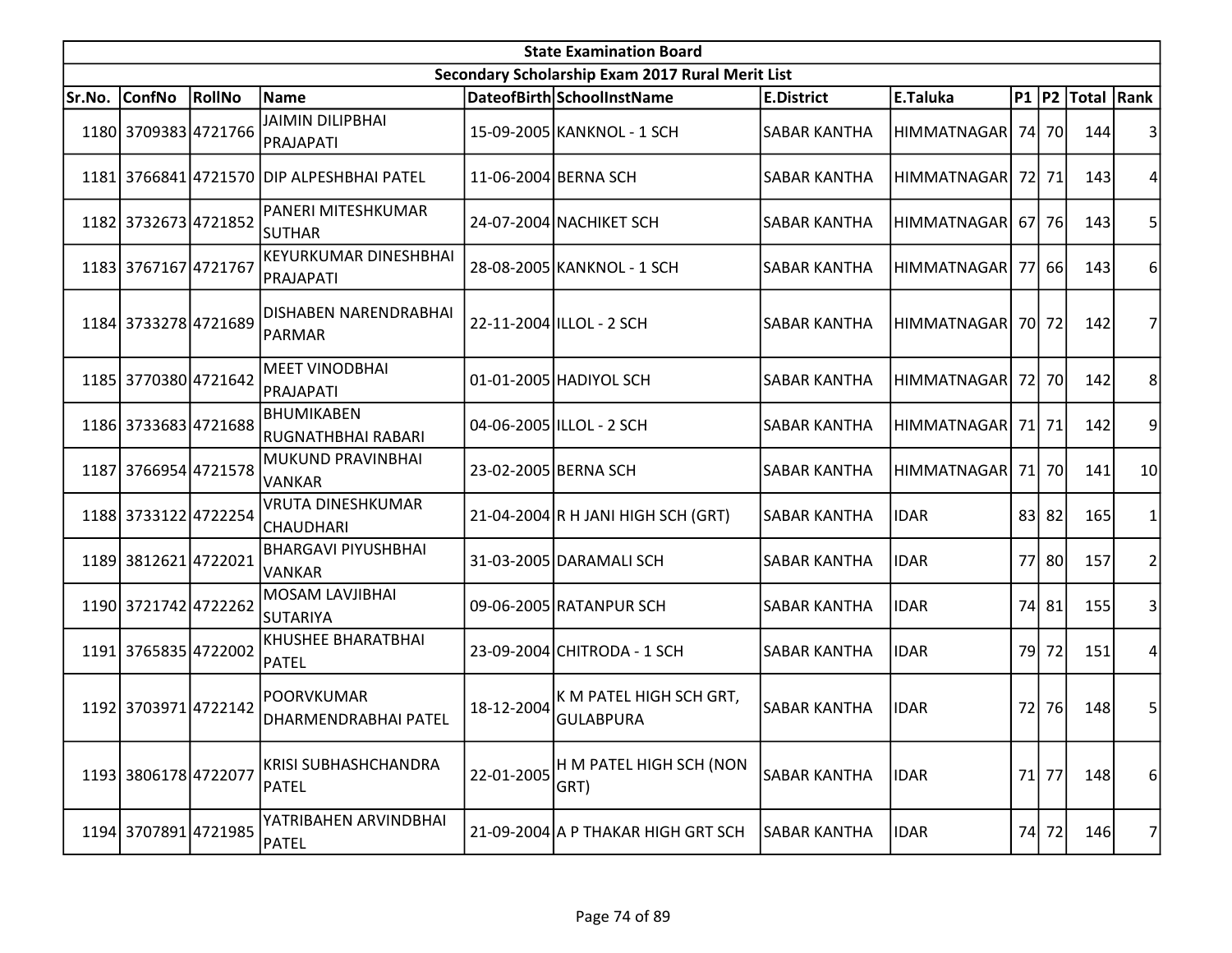| State Examination Board | | | | | | | | | | | | |
|---|---|---|---|---|---|---|---|---|---|---|---|---|
| Secondary Scholarship Exam 2017 Rural Merit List | | | | | | | | | | | | |
| Sr.No. | ConfNo | RollNo | Name | DateofBirth | SchoolInstName | E.District | E.Taluka | P1 | P2 | Total | Rank |
| 1180 | 3709383 | 4721766 | JAIMIN DILIPBHAI PRAJAPATI | 15-09-2005 | KANKNOL - 1 SCH | SABAR KANTHA | HIMMATNAGAR | 74 | 70 | 144 | 3 |
| 1181 | 3766841 | 4721570 | DIP ALPESHBHAI PATEL | 11-06-2004 | BERNA SCH | SABAR KANTHA | HIMMATNAGAR | 72 | 71 | 143 | 4 |
| 1182 | 3732673 | 4721852 | PANERI MITESHKUMAR SUTHAR | 24-07-2004 | NACHIKET SCH | SABAR KANTHA | HIMMATNAGAR | 67 | 76 | 143 | 5 |
| 1183 | 3767167 | 4721767 | KEYURKUMAR DINESHBHAI PRAJAPATI | 28-08-2005 | KANKNOL - 1 SCH | SABAR KANTHA | HIMMATNAGAR | 77 | 66 | 143 | 6 |
| 1184 | 3733278 | 4721689 | DISHABEN NARENDRABHAI PARMAR | 22-11-2004 | ILLOL - 2 SCH | SABAR KANTHA | HIMMATNAGAR | 70 | 72 | 142 | 7 |
| 1185 | 3770380 | 4721642 | MEET VINODBHAI PRAJAPATI | 01-01-2005 | HADIYOL SCH | SABAR KANTHA | HIMMATNAGAR | 72 | 70 | 142 | 8 |
| 1186 | 3733683 | 4721688 | BHUMIKABEN RUGNATHBHAI RABARI | 04-06-2005 | ILLOL - 2 SCH | SABAR KANTHA | HIMMATNAGAR | 71 | 71 | 142 | 9 |
| 1187 | 3766954 | 4721578 | MUKUND PRAVINBHAI VANKAR | 23-02-2005 | BERNA SCH | SABAR KANTHA | HIMMATNAGAR | 71 | 70 | 141 | 10 |
| 1188 | 3733122 | 4722254 | VRUTA DINESHKUMAR CHAUDHARI | 21-04-2004 | R H JANI HIGH SCH (GRT) | SABAR KANTHA | IDAR | 83 | 82 | 165 | 1 |
| 1189 | 3812621 | 4722021 | BHARGAVI PIYUSHBHAI VANKAR | 31-03-2005 | DARAMALI SCH | SABAR KANTHA | IDAR | 77 | 80 | 157 | 2 |
| 1190 | 3721742 | 4722262 | MOSAM LAVJIBHAI SUTARIYA | 09-06-2005 | RATANPUR SCH | SABAR KANTHA | IDAR | 74 | 81 | 155 | 3 |
| 1191 | 3765835 | 4722002 | KHUSHEE BHARATBHAI PATEL | 23-09-2004 | CHITRODA - 1 SCH | SABAR KANTHA | IDAR | 79 | 72 | 151 | 4 |
| 1192 | 3703971 | 4722142 | POORVKUMAR DHARMENDRABHAI PATEL | 18-12-2004 | K M PATEL HIGH SCH GRT, GULABPURA | SABAR KANTHA | IDAR | 72 | 76 | 148 | 5 |
| 1193 | 3806178 | 4722077 | KRISI SUBHASHCHANDRA PATEL | 22-01-2005 | H M PATEL HIGH SCH (NON GRT) | SABAR KANTHA | IDAR | 71 | 77 | 148 | 6 |
| 1194 | 3707891 | 4721985 | YATRIBAHEN ARVINDBHAI PATEL | 21-09-2004 | A P THAKAR HIGH GRT SCH | SABAR KANTHA | IDAR | 74 | 72 | 146 | 7 |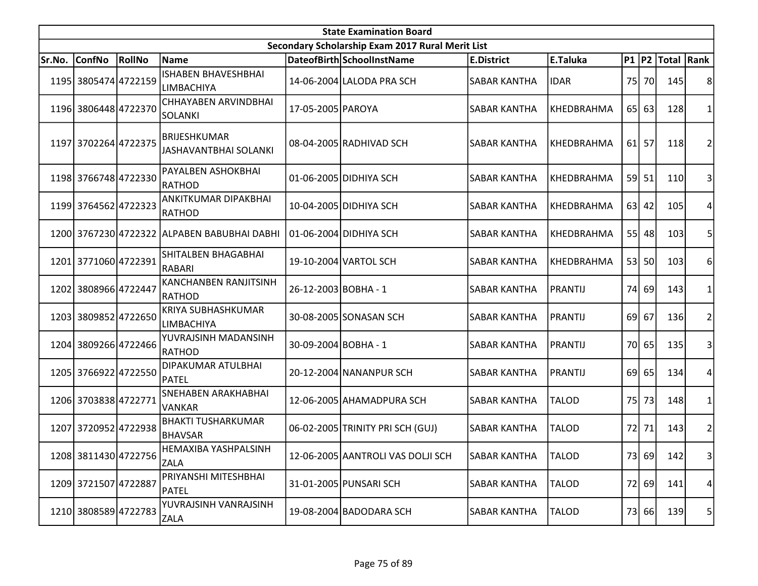| State Examination Board | | | | | | | | | | | |
|---|---|---|---|---|---|---|---|---|---|---|---|
| Secondary Scholarship Exam 2017 Rural Merit List | | | | | | | | | | | |
| Sr.No. | ConfNo | RollNo | Name | DateofBirth | SchoolInstName | E.District | E.Taluka | P1 | P2 | Total | Rank |
| 1195 | 3805474 | 4722159 | ISHABEN BHAVESHBHAI LIMBACHIYA | 14-06-2004 | LALODA PRA SCH | SABAR KANTHA | IDAR | 75 | 70 | 145 | 8 |
| 1196 | 3806448 | 4722370 | CHHAYABEN ARVINDBHAI SOLANKI | 17-05-2005 | PAROYA | SABAR KANTHA | KHEDBRAHMA | 65 | 63 | 128 | 1 |
| 1197 | 3702264 | 4722375 | BRIJESHKUMAR JASHAVANTBHAI SOLANKI | 08-04-2005 | RADHIVAD SCH | SABAR KANTHA | KHEDBRAHMA | 61 | 57 | 118 | 2 |
| 1198 | 3766748 | 4722330 | PAYALBEN ASHOKBHAI RATHOD | 01-06-2005 | DIDHIYA SCH | SABAR KANTHA | KHEDBRAHMA | 59 | 51 | 110 | 3 |
| 1199 | 3764562 | 4722323 | ANKITKUMAR DIPAKBHAI RATHOD | 10-04-2005 | DIDHIYA SCH | SABAR KANTHA | KHEDBRAHMA | 63 | 42 | 105 | 4 |
| 1200 | 3767230 | 4722322 | ALPABEN BABUBHAI DABHI | 01-06-2004 | DIDHIYA SCH | SABAR KANTHA | KHEDBRAHMA | 55 | 48 | 103 | 5 |
| 1201 | 3771060 | 4722391 | SHITALBEN BHAGABHAI RABARI | 19-10-2004 | VARTOL SCH | SABAR KANTHA | KHEDBRAHMA | 53 | 50 | 103 | 6 |
| 1202 | 3808966 | 4722447 | KANCHANBEN RANJITSINH RATHOD | 26-12-2003 | BOBHA - 1 | SABAR KANTHA | PRANTIJ | 74 | 69 | 143 | 1 |
| 1203 | 3809852 | 4722650 | KRIYA SUBHASHKUMAR LIMBACHIYA | 30-08-2005 | SONASAN SCH | SABAR KANTHA | PRANTIJ | 69 | 67 | 136 | 2 |
| 1204 | 3809266 | 4722466 | YUVRAJSINH MADANSINH RATHOD | 30-09-2004 | BOBHA - 1 | SABAR KANTHA | PRANTIJ | 70 | 65 | 135 | 3 |
| 1205 | 3766922 | 4722550 | DIPAKUMAR ATULBHAI PATEL | 20-12-2004 | NANANPUR SCH | SABAR KANTHA | PRANTIJ | 69 | 65 | 134 | 4 |
| 1206 | 3703838 | 4722771 | SNEHABEN ARAKHABHAI VANKAR | 12-06-2005 | AHAMADPURA SCH | SABAR KANTHA | TALOD | 75 | 73 | 148 | 1 |
| 1207 | 3720952 | 4722938 | BHAKTI TUSHARKUMAR BHAVSAR | 06-02-2005 | TRINITY PRI SCH (GUJ) | SABAR KANTHA | TALOD | 72 | 71 | 143 | 2 |
| 1208 | 3811430 | 4722756 | HEMAXIBA YASHPALSINH ZALA | 12-06-2005 | AANTROLI VAS DOLJI SCH | SABAR KANTHA | TALOD | 73 | 69 | 142 | 3 |
| 1209 | 3721507 | 4722887 | PRIYANSHI MITESHBHAI PATEL | 31-01-2005 | PUNSARI SCH | SABAR KANTHA | TALOD | 72 | 69 | 141 | 4 |
| 1210 | 3808589 | 4722783 | YUVRAJSINH VANRAJSINH ZALA | 19-08-2004 | BADODARA SCH | SABAR KANTHA | TALOD | 73 | 66 | 139 | 5 |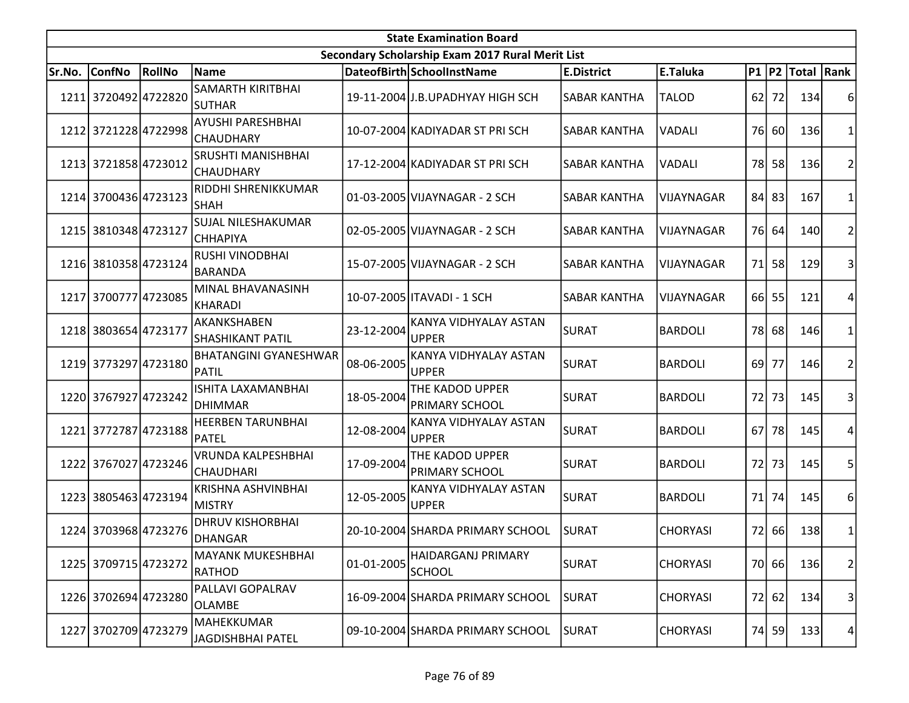| State Examination Board | | | | | | | | | | | |
|---|---|---|---|---|---|---|---|---|---|---|---|
| Secondary Scholarship Exam 2017 Rural Merit List | | | | | | | | | | | |
| Sr.No. | ConfNo | RollNo | Name | DateofBirth | SchoolInstName | E.District | E.Taluka | P1 | P2 | Total | Rank |
| 1211 | 3720492 | 4722820 | SAMARTH KIRITBHAI SUTHAR | 19-11-2004 | J.B.UPADHYAY HIGH SCH | SABAR KANTHA | TALOD | 62 | 72 | 134 | 6 |
| 1212 | 3721228 | 4722998 | AYUSHI PARESHBHAI CHAUDHARY | 10-07-2004 | KADIYADAR ST PRI SCH | SABAR KANTHA | VADALI | 76 | 60 | 136 | 1 |
| 1213 | 3721858 | 4723012 | SRUSHTI MANISHBHAI CHAUDHARY | 17-12-2004 | KADIYADAR ST PRI SCH | SABAR KANTHA | VADALI | 78 | 58 | 136 | 2 |
| 1214 | 3700436 | 4723123 | RIDDHI SHRENIKKUMAR SHAH | 01-03-2005 | VIJAYNAGAR - 2 SCH | SABAR KANTHA | VIJAYNAGAR | 84 | 83 | 167 | 1 |
| 1215 | 3810348 | 4723127 | SUJAL NILESHAKUMAR CHHAPIYA | 02-05-2005 | VIJAYNAGAR - 2 SCH | SABAR KANTHA | VIJAYNAGAR | 76 | 64 | 140 | 2 |
| 1216 | 3810358 | 4723124 | RUSHI VINODBHAI BARANDA | 15-07-2005 | VIJAYNAGAR - 2 SCH | SABAR KANTHA | VIJAYNAGAR | 71 | 58 | 129 | 3 |
| 1217 | 3700777 | 4723085 | MINAL BHAVANASINH KHARADI | 10-07-2005 | ITAVADI - 1 SCH | SABAR KANTHA | VIJAYNAGAR | 66 | 55 | 121 | 4 |
| 1218 | 3803654 | 4723177 | AKANKSHABEN SHASHIKANT PATIL | 23-12-2004 | KANYA VIDHYALAY ASTAN UPPER | SURAT | BARDOLI | 78 | 68 | 146 | 1 |
| 1219 | 3773297 | 4723180 | BHATANGINI GYANESHWAR PATIL | 08-06-2005 | KANYA VIDHYALAY ASTAN UPPER | SURAT | BARDOLI | 69 | 77 | 146 | 2 |
| 1220 | 3767927 | 4723242 | ISHITA LAXAMANBHAI DHIMMAR | 18-05-2004 | THE KADOD UPPER PRIMARY SCHOOL | SURAT | BARDOLI | 72 | 73 | 145 | 3 |
| 1221 | 3772787 | 4723188 | HEERBEN TARUNBHAI PATEL | 12-08-2004 | KANYA VIDHYALAY ASTAN UPPER | SURAT | BARDOLI | 67 | 78 | 145 | 4 |
| 1222 | 3767027 | 4723246 | VRUNDA KALPESHBHAI CHAUDHARI | 17-09-2004 | THE KADOD UPPER PRIMARY SCHOOL | SURAT | BARDOLI | 72 | 73 | 145 | 5 |
| 1223 | 3805463 | 4723194 | KRISHNA ASHVINBHAI MISTRY | 12-05-2005 | KANYA VIDHYALAY ASTAN UPPER | SURAT | BARDOLI | 71 | 74 | 145 | 6 |
| 1224 | 3703968 | 4723276 | DHRUV KISHORBHAI DHANGAR | 20-10-2004 | SHARDA PRIMARY SCHOOL | SURAT | CHORYASI | 72 | 66 | 138 | 1 |
| 1225 | 3709715 | 4723272 | MAYANK MUKESHBHAI RATHOD | 01-01-2005 | HAIDARGANJ PRIMARY SCHOOL | SURAT | CHORYASI | 70 | 66 | 136 | 2 |
| 1226 | 3702694 | 4723280 | PALLAVI GOPALRAV OLAMBE | 16-09-2004 | SHARDA PRIMARY SCHOOL | SURAT | CHORYASI | 72 | 62 | 134 | 3 |
| 1227 | 3702709 | 4723279 | MAHEKKUMAR JAGDISHBHAI PATEL | 09-10-2004 | SHARDA PRIMARY SCHOOL | SURAT | CHORYASI | 74 | 59 | 133 | 4 |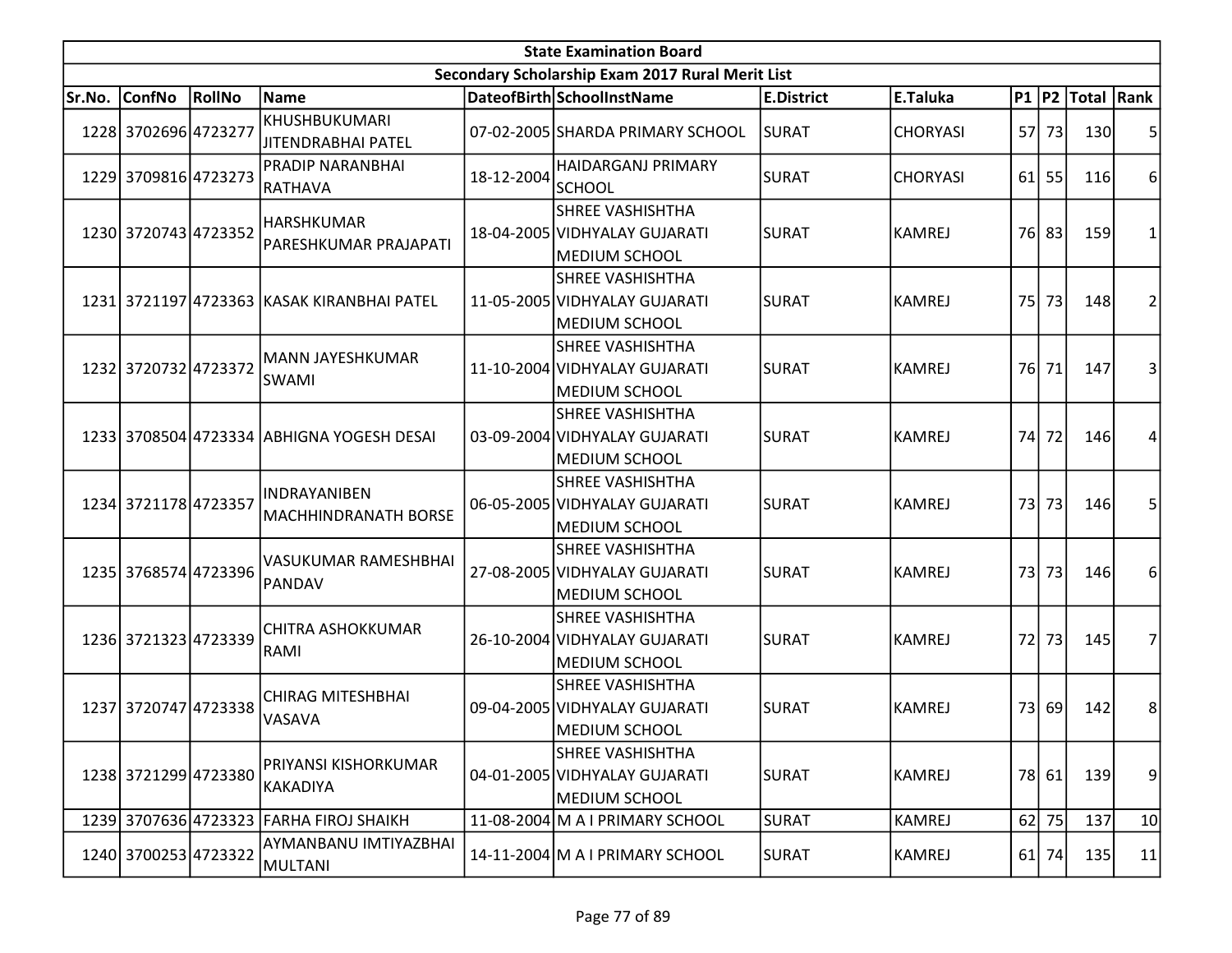| State Examination Board | | | | | | | | | | | |
|---|---|---|---|---|---|---|---|---|---|---|---|
| Secondary Scholarship Exam 2017 Rural Merit List | | | | | | | | | | | |
| Sr.No. | ConfNo | RollNo | Name | DateofBirth | SchoolInstName | E.District | E.Taluka | P1 | P2 | Total | Rank |
| 1228 | 3702696 | 4723277 | KHUSHBUKUMARI JITENDRABHAI PATEL | 07-02-2005 | SHARDA PRIMARY SCHOOL | SURAT | CHORYASI | 57 | 73 | 130 | 5 |
| 1229 | 3709816 | 4723273 | PRADIP NARANBHAI RATHAVA | 18-12-2004 | HAIDARGANJ PRIMARY SCHOOL | SURAT | CHORYASI | 61 | 55 | 116 | 6 |
| 1230 | 3720743 | 4723352 | HARSHKUMAR PARESHKUMAR PRAJAPATI | 18-04-2005 | SHREE VASHISHTHA VIDHYALAY GUJARATI MEDIUM SCHOOL | SURAT | KAMREJ | 76 | 83 | 159 | 1 |
| 1231 | 3721197 | 4723363 | KASAK KIRANBHAI PATEL | 11-05-2005 | SHREE VASHISHTHA VIDHYALAY GUJARATI MEDIUM SCHOOL | SURAT | KAMREJ | 75 | 73 | 148 | 2 |
| 1232 | 3720732 | 4723372 | MANN JAYESHKUMAR SWAMI | 11-10-2004 | SHREE VASHISHTHA VIDHYALAY GUJARATI MEDIUM SCHOOL | SURAT | KAMREJ | 76 | 71 | 147 | 3 |
| 1233 | 3708504 | 4723334 | ABHIGNA YOGESH DESAI | 03-09-2004 | SHREE VASHISHTHA VIDHYALAY GUJARATI MEDIUM SCHOOL | SURAT | KAMREJ | 74 | 72 | 146 | 4 |
| 1234 | 3721178 | 4723357 | INDRAYANIBEN MACHHINDRANATH BORSE | 06-05-2005 | SHREE VASHISHTHA VIDHYALAY GUJARATI MEDIUM SCHOOL | SURAT | KAMREJ | 73 | 73 | 146 | 5 |
| 1235 | 3768574 | 4723396 | VASUKUMAR RAMESHBHAI PANDAV | 27-08-2005 | SHREE VASHISHTHA VIDHYALAY GUJARATI MEDIUM SCHOOL | SURAT | KAMREJ | 73 | 73 | 146 | 6 |
| 1236 | 3721323 | 4723339 | CHITRA ASHOKKUMAR RAMI | 26-10-2004 | SHREE VASHISHTHA VIDHYALAY GUJARATI MEDIUM SCHOOL | SURAT | KAMREJ | 72 | 73 | 145 | 7 |
| 1237 | 3720747 | 4723338 | CHIRAG MITESHBHAI VASAVA | 09-04-2005 | SHREE VASHISHTHA VIDHYALAY GUJARATI MEDIUM SCHOOL | SURAT | KAMREJ | 73 | 69 | 142 | 8 |
| 1238 | 3721299 | 4723380 | PRIYANSI KISHORKUMAR KAKADIYA | 04-01-2005 | SHREE VASHISHTHA VIDHYALAY GUJARATI MEDIUM SCHOOL | SURAT | KAMREJ | 78 | 61 | 139 | 9 |
| 1239 | 3707636 | 4723323 | FARHA FIROJ SHAIKH | 11-08-2004 | M A I PRIMARY SCHOOL | SURAT | KAMREJ | 62 | 75 | 137 | 10 |
| 1240 | 3700253 | 4723322 | AYMANBANU IMTIYAZBHAI MULTANI | 14-11-2004 | M A I PRIMARY SCHOOL | SURAT | KAMREJ | 61 | 74 | 135 | 11 |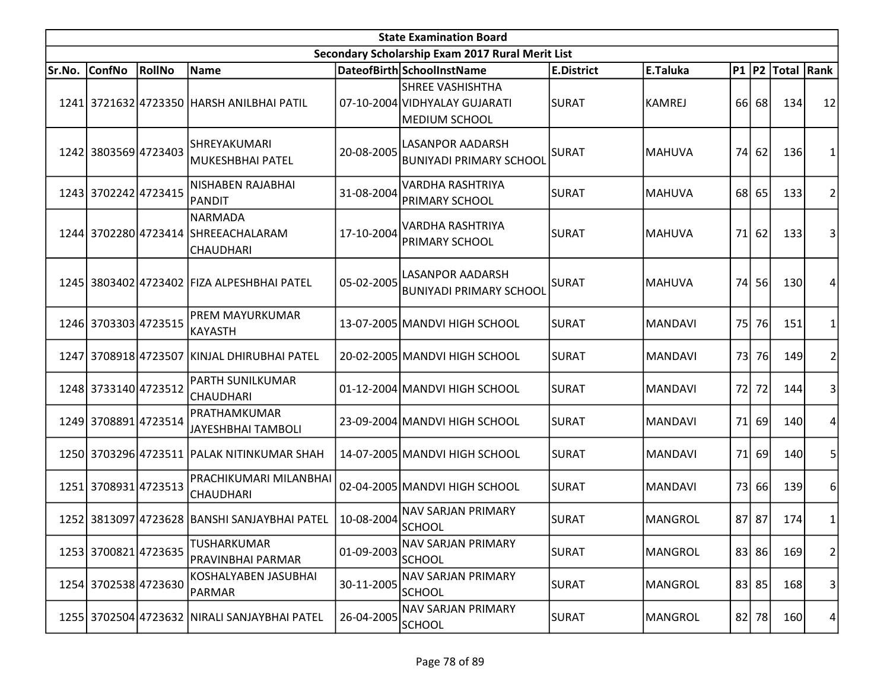| State Examination Board | | | | | | | | | | | |
|---|---|---|---|---|---|---|---|---|---|---|---|
| Secondary Scholarship Exam 2017 Rural Merit List | | | | | | | | | | | |
| Sr.No. | ConfNo | RollNo | Name | DateofBirth | SchoolInstName | E.District | E.Taluka | P1 | P2 | Total | Rank |
| 1241 | 3721632 | 4723350 | HARSH ANILBHAI PATIL | 07-10-2004 | SHREE VASHISHTHA VIDHYALAY GUJARATI MEDIUM SCHOOL | SURAT | KAMREJ | 66 | 68 | 134 | 12 |
| 1242 | 3803569 | 4723403 | SHREYAKUMARI MUKESHBHAI PATEL | 20-08-2005 | LASANPOR AADARSH BUNIYADI PRIMARY SCHOOL | SURAT | MAHUVA | 74 | 62 | 136 | 1 |
| 1243 | 3702242 | 4723415 | NISHABEN RAJABHAI PANDIT | 31-08-2004 | VARDHA RASHTRIYA PRIMARY SCHOOL | SURAT | MAHUVA | 68 | 65 | 133 | 2 |
| 1244 | 3702280 | 4723414 | NARMADA SHREEACHALARAM CHAUDHARI | 17-10-2004 | VARDHA RASHTRIYA PRIMARY SCHOOL | SURAT | MAHUVA | 71 | 62 | 133 | 3 |
| 1245 | 3803402 | 4723402 | FIZA ALPESHBHAI PATEL | 05-02-2005 | LASANPOR AADARSH BUNIYADI PRIMARY SCHOOL | SURAT | MAHUVA | 74 | 56 | 130 | 4 |
| 1246 | 3703303 | 4723515 | PREM MAYURKUMAR KAYASTH | 13-07-2005 | MANDVI HIGH SCHOOL | SURAT | MANDAVI | 75 | 76 | 151 | 1 |
| 1247 | 3708918 | 4723507 | KINJAL DHIRUBHAI PATEL | 20-02-2005 | MANDVI HIGH SCHOOL | SURAT | MANDAVI | 73 | 76 | 149 | 2 |
| 1248 | 3733140 | 4723512 | PARTH SUNILKUMAR CHAUDHARI | 01-12-2004 | MANDVI HIGH SCHOOL | SURAT | MANDAVI | 72 | 72 | 144 | 3 |
| 1249 | 3708891 | 4723514 | PRATHAMKUMAR JAYESHBHAI TAMBOLI | 23-09-2004 | MANDVI HIGH SCHOOL | SURAT | MANDAVI | 71 | 69 | 140 | 4 |
| 1250 | 3703296 | 4723511 | PALAK NITINKUMAR SHAH | 14-07-2005 | MANDVI HIGH SCHOOL | SURAT | MANDAVI | 71 | 69 | 140 | 5 |
| 1251 | 3708931 | 4723513 | PRACHIKUMARI MILANBHAI CHAUDHARI | 02-04-2005 | MANDVI HIGH SCHOOL | SURAT | MANDAVI | 73 | 66 | 139 | 6 |
| 1252 | 3813097 | 4723628 | BANSHI SANJAYBHAI PATEL | 10-08-2004 | NAV SARJAN PRIMARY SCHOOL | SURAT | MANGROL | 87 | 87 | 174 | 1 |
| 1253 | 3700821 | 4723635 | TUSHARKUMAR PRAVINBHAI PARMAR | 01-09-2003 | NAV SARJAN PRIMARY SCHOOL | SURAT | MANGROL | 83 | 86 | 169 | 2 |
| 1254 | 3702538 | 4723630 | KOSHALYABEN JASUBHAI PARMAR | 30-11-2005 | NAV SARJAN PRIMARY SCHOOL | SURAT | MANGROL | 83 | 85 | 168 | 3 |
| 1255 | 3702504 | 4723632 | NIRALI SANJAYBHAI PATEL | 26-04-2005 | NAV SARJAN PRIMARY SCHOOL | SURAT | MANGROL | 82 | 78 | 160 | 4 |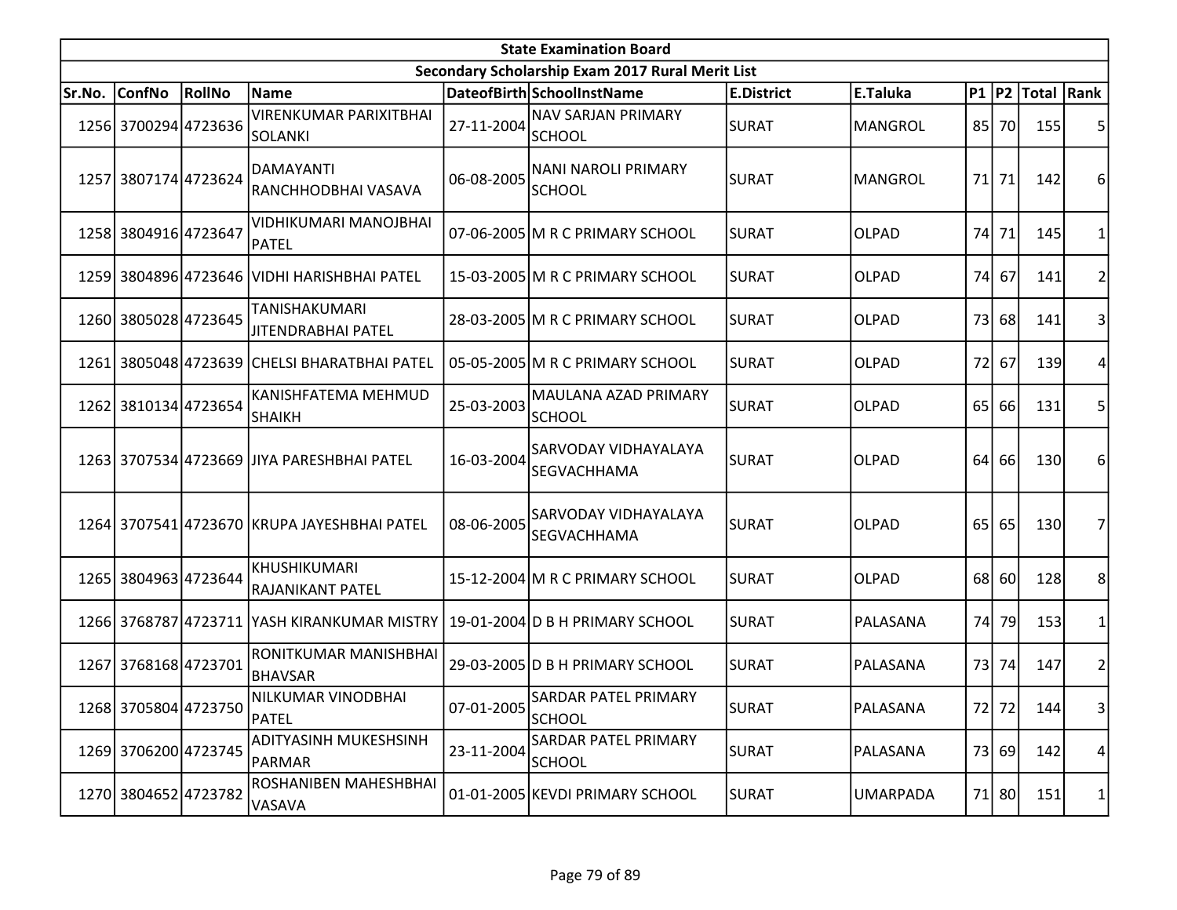| State Examination Board | | | | | | | | | | | | |
|---|---|---|---|---|---|---|---|---|---|---|---|---|
| Secondary Scholarship Exam 2017 Rural Merit List | | | | | | | | | | | | |
| Sr.No. | ConfNo | RollNo | Name | DateofBirth | SchoolInstName | E.District | E.Taluka | P1 | P2 | Total | Rank |
| 1256 | 3700294 | 4723636 | VIRENKUMAR PARIXITBHAI SOLANKI | 27-11-2004 | NAV SARJAN PRIMARY SCHOOL | SURAT | MANGROL | 85 | 70 | 155 | 5 |
| 1257 | 3807174 | 4723624 | DAMAYANTI RANCHHODBHAI VASAVA | 06-08-2005 | NANI NAROLI PRIMARY SCHOOL | SURAT | MANGROL | 71 | 71 | 142 | 6 |
| 1258 | 3804916 | 4723647 | VIDHIKUMARI MANOJBHAI PATEL | 07-06-2005 | M R C PRIMARY SCHOOL | SURAT | OLPAD | 74 | 71 | 145 | 1 |
| 1259 | 3804896 | 4723646 | VIDHI HARISHBHAI PATEL | 15-03-2005 | M R C PRIMARY SCHOOL | SURAT | OLPAD | 74 | 67 | 141 | 2 |
| 1260 | 3805028 | 4723645 | TANISHAKUMARI JITENDRABHAI PATEL | 28-03-2005 | M R C PRIMARY SCHOOL | SURAT | OLPAD | 73 | 68 | 141 | 3 |
| 1261 | 3805048 | 4723639 | CHELSI BHARATBHAI PATEL | 05-05-2005 | M R C PRIMARY SCHOOL | SURAT | OLPAD | 72 | 67 | 139 | 4 |
| 1262 | 3810134 | 4723654 | KANISHFATEMA MEHMUD SHAIKH | 25-03-2003 | MAULANA AZAD PRIMARY SCHOOL | SURAT | OLPAD | 65 | 66 | 131 | 5 |
| 1263 | 3707534 | 4723669 | JIYA PARESHBHAI PATEL | 16-03-2004 | SARVODAY VIDHAYALAYA SEGVACHHAMA | SURAT | OLPAD | 64 | 66 | 130 | 6 |
| 1264 | 3707541 | 4723670 | KRUPA JAYESHBHAI PATEL | 08-06-2005 | SARVODAY VIDHAYALAYA SEGVACHHAMA | SURAT | OLPAD | 65 | 65 | 130 | 7 |
| 1265 | 3804963 | 4723644 | KHUSHIKUMARI RAJANIKANT PATEL | 15-12-2004 | M R C PRIMARY SCHOOL | SURAT | OLPAD | 68 | 60 | 128 | 8 |
| 1266 | 3768787 | 4723711 | YASH KIRANKUMAR MISTRY | 19-01-2004 | D B H PRIMARY SCHOOL | SURAT | PALASANA | 74 | 79 | 153 | 1 |
| 1267 | 3768168 | 4723701 | RONITKUMAR MANISHBHAI BHAVSAR | 29-03-2005 | D B H PRIMARY SCHOOL | SURAT | PALASANA | 73 | 74 | 147 | 2 |
| 1268 | 3705804 | 4723750 | NILKUMAR VINODBHAI PATEL | 07-01-2005 | SARDAR PATEL PRIMARY SCHOOL | SURAT | PALASANA | 72 | 72 | 144 | 3 |
| 1269 | 3706200 | 4723745 | ADITYASINH MUKESHSINH PARMAR | 23-11-2004 | SARDAR PATEL PRIMARY SCHOOL | SURAT | PALASANA | 73 | 69 | 142 | 4 |
| 1270 | 3804652 | 4723782 | ROSHANIBEN MAHESHBHAI VASAVA | 01-01-2005 | KEVDI PRIMARY SCHOOL | SURAT | UMARPADA | 71 | 80 | 151 | 1 |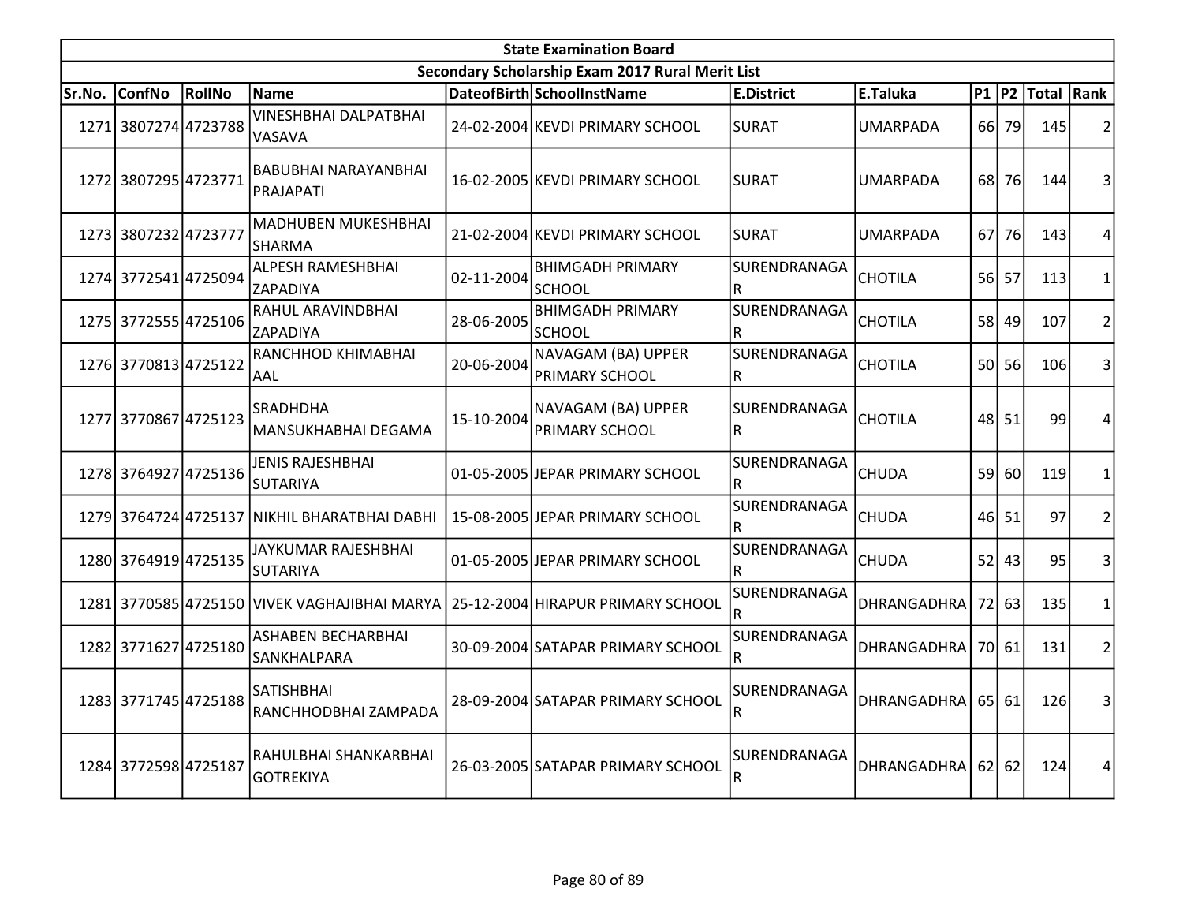| State Examination Board | | | | | | | | | | | | |
|---|---|---|---|---|---|---|---|---|---|---|---|---|
| Secondary Scholarship Exam 2017 Rural Merit List | | | | | | | | | | | | |
| Sr.No. | ConfNo | RollNo | Name | DateofBirth | SchoolInstName | E.District | E.Taluka | P1 | P2 | Total | Rank |
| 1271 | 3807274 | 4723788 | VINESHBHAI DALPATBHAI VASAVA | 24-02-2004 | KEVDI PRIMARY SCHOOL | SURAT | UMARPADA | 66 | 79 | 145 | 2 |
| 1272 | 3807295 | 4723771 | BABUBHAI NARAYANBHAI PRAJAPATI | 16-02-2005 | KEVDI PRIMARY SCHOOL | SURAT | UMARPADA | 68 | 76 | 144 | 3 |
| 1273 | 3807232 | 4723777 | MADHUBEN MUKESHBHAI SHARMA | 21-02-2004 | KEVDI PRIMARY SCHOOL | SURAT | UMARPADA | 67 | 76 | 143 | 4 |
| 1274 | 3772541 | 4725094 | ALPESH RAMESHBHAI ZAPADIYA | 02-11-2004 | BHIMGADH PRIMARY SCHOOL | SURENDRANAGAR | CHOTILA | 56 | 57 | 113 | 1 |
| 1275 | 3772555 | 4725106 | RAHUL ARAVINDBHAI ZAPADIYA | 28-06-2005 | BHIMGADH PRIMARY SCHOOL | SURENDRANAGAR | CHOTILA | 58 | 49 | 107 | 2 |
| 1276 | 3770813 | 4725122 | RANCHHOD KHIMABHAI AAL | 20-06-2004 | NAVAGAM (BA) UPPER PRIMARY SCHOOL | SURENDRANAGAR | CHOTILA | 50 | 56 | 106 | 3 |
| 1277 | 3770867 | 4725123 | SRADHDHA MANSUKHABHAI DEGAMA | 15-10-2004 | NAVAGAM (BA) UPPER PRIMARY SCHOOL | SURENDRANAGAR | CHOTILA | 48 | 51 | 99 | 4 |
| 1278 | 3764927 | 4725136 | JENIS RAJESHBHAI SUTARIYA | 01-05-2005 | JEPAR PRIMARY SCHOOL | SURENDRANAGAR | CHUDA | 59 | 60 | 119 | 1 |
| 1279 | 3764724 | 4725137 | NIKHIL BHARATBHAI DABHI | 15-08-2005 | JEPAR PRIMARY SCHOOL | SURENDRANAGAR | CHUDA | 46 | 51 | 97 | 2 |
| 1280 | 3764919 | 4725135 | JAYKUMAR RAJESHBHAI SUTARIYA | 01-05-2005 | JEPAR PRIMARY SCHOOL | SURENDRANAGAR | CHUDA | 52 | 43 | 95 | 3 |
| 1281 | 3770585 | 4725150 | VIVEK VAGHAJIBHAI MARYA | 25-12-2004 | HIRAPUR PRIMARY SCHOOL | SURENDRANAGAR | DHRANGADHRA | 72 | 63 | 135 | 1 |
| 1282 | 3771627 | 4725180 | ASHABEN BECHARBHAI SANKHALPARA | 30-09-2004 | SATAPAR PRIMARY SCHOOL | SURENDRANAGAR | DHRANGADHRA | 70 | 61 | 131 | 2 |
| 1283 | 3771745 | 4725188 | SATISHBHAI RANCHHODBHAI ZAMPADA | 28-09-2004 | SATAPAR PRIMARY SCHOOL | SURENDRANAGAR | DHRANGADHRA | 65 | 61 | 126 | 3 |
| 1284 | 3772598 | 4725187 | RAHULBHAI SHANKARBHAI GOTREKIYA | 26-03-2005 | SATAPAR PRIMARY SCHOOL | SURENDRANAGAR | DHRANGADHRA | 62 | 62 | 124 | 4 |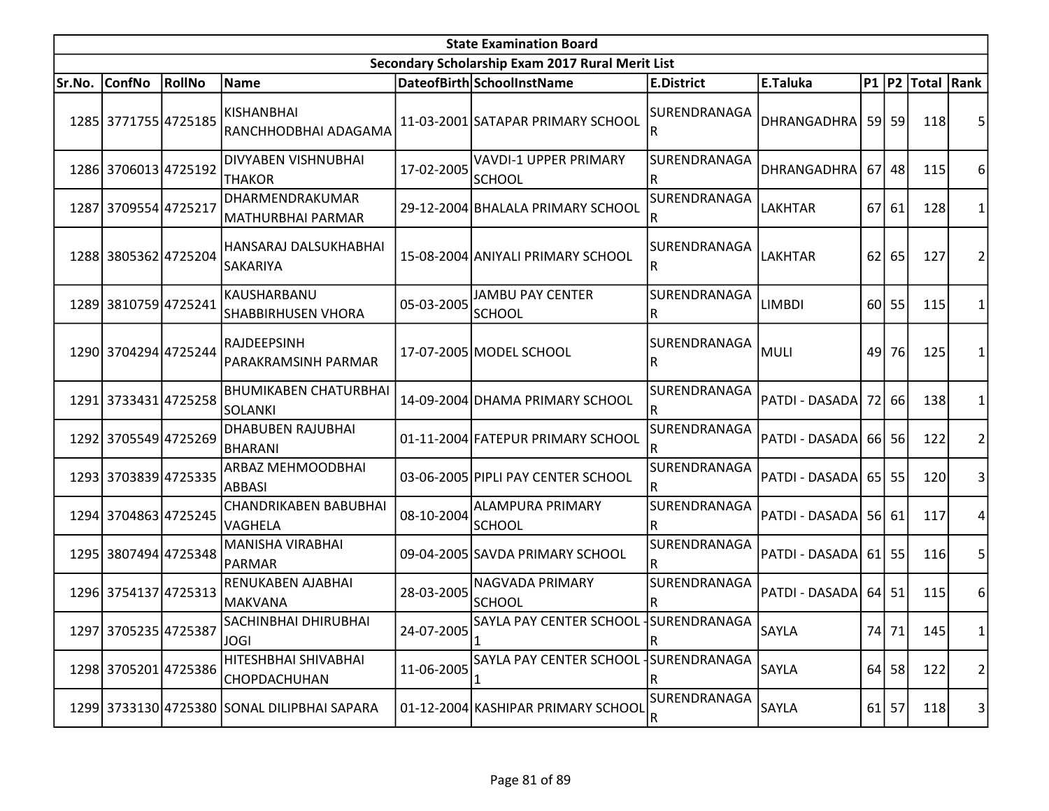| State Examination Board | | | | | | | | | | | |
|---|---|---|---|---|---|---|---|---|---|---|---|
| Secondary Scholarship Exam 2017 Rural Merit List | | | | | | | | | | | |
| Sr.No. | ConfNo | RollNo | Name | DateofBirth | SchoolInstName | E.District | E.Taluka | P1 | P2 | Total | Rank |
| 1285 | 3771755 | 4725185 | KISHANBHAI RANCHHODBHAI ADAGAMA | 11-03-2001 | SATAPAR PRIMARY SCHOOL | SURENDRANAGAR | DHRANGADHRA | 59 | 59 | 118 | 5 |
| 1286 | 3706013 | 4725192 | DIVYABEN VISHNUBHAI THAKOR | 17-02-2005 | VAVDI-1 UPPER PRIMARY SCHOOL | SURENDRANAGAR | DHRANGADHRA | 67 | 48 | 115 | 6 |
| 1287 | 3709554 | 4725217 | DHARMENDRAKUMAR MATHURBHAI PARMAR | 29-12-2004 | BHALALA PRIMARY SCHOOL | SURENDRANAGAR | LAKHTAR | 67 | 61 | 128 | 1 |
| 1288 | 3805362 | 4725204 | HANSARAJ DALSUKHABHAI SAKARIYA | 15-08-2004 | ANIYALI PRIMARY SCHOOL | SURENDRANAGAR | LAKHTAR | 62 | 65 | 127 | 2 |
| 1289 | 3810759 | 4725241 | KAUSHARBANU SHABBIRHUSEN VHORA | 05-03-2005 | JAMBU PAY CENTER SCHOOL | SURENDRANAGAR | LIMBDI | 60 | 55 | 115 | 1 |
| 1290 | 3704294 | 4725244 | RAJDEEPSINH PARAKRAMSINH PARMAR | 17-07-2005 | MODEL SCHOOL | SURENDRANAGAR | MULI | 49 | 76 | 125 | 1 |
| 1291 | 3733431 | 4725258 | BHUMIKABEN CHATURBHAI SOLANKI | 14-09-2004 | DHAMA PRIMARY SCHOOL | SURENDRANAGAR | PATDI - DASADA | 72 | 66 | 138 | 1 |
| 1292 | 3705549 | 4725269 | DHABUBEN RAJUBHAI BHARANI | 01-11-2004 | FATEPUR PRIMARY SCHOOL | SURENDRANAGAR | PATDI - DASADA | 66 | 56 | 122 | 2 |
| 1293 | 3703839 | 4725335 | ARBAZ MEHMOODBHAI ABBASI | 03-06-2005 | PIPLI PAY CENTER SCHOOL | SURENDRANAGAR | PATDI - DASADA | 65 | 55 | 120 | 3 |
| 1294 | 3704863 | 4725245 | CHANDRIKABEN BABUBHAI VAGHELA | 08-10-2004 | ALAMPURA PRIMARY SCHOOL | SURENDRANAGAR | PATDI - DASADA | 56 | 61 | 117 | 4 |
| 1295 | 3807494 | 4725348 | MANISHA VIRABHAI PARMAR | 09-04-2005 | SAVDA PRIMARY SCHOOL | SURENDRANAGAR | PATDI - DASADA | 61 | 55 | 116 | 5 |
| 1296 | 3754137 | 4725313 | RENUKABEN AJABHAI MAKVANA | 28-03-2005 | NAGVADA PRIMARY SCHOOL | SURENDRANAGAR | PATDI - DASADA | 64 | 51 | 115 | 6 |
| 1297 | 3705235 | 4725387 | SACHINBHAI DHIRUBHAI JOGI | 24-07-2005 | SAYLA PAY CENTER SCHOOL - 1 | SURENDRANAGAR | SAYLA | 74 | 71 | 145 | 1 |
| 1298 | 3705201 | 4725386 | HITESHBHAI SHIVABHAI CHOPDACHUHAN | 11-06-2005 | SAYLA PAY CENTER SCHOOL - 1 | SURENDRANAGAR | SAYLA | 64 | 58 | 122 | 2 |
| 1299 | 3733130 | 4725380 | SONAL DILIPBHAI SAPARA | 01-12-2004 | KASHIPAR PRIMARY SCHOOL | SURENDRANAGAR | SAYLA | 61 | 57 | 118 | 3 |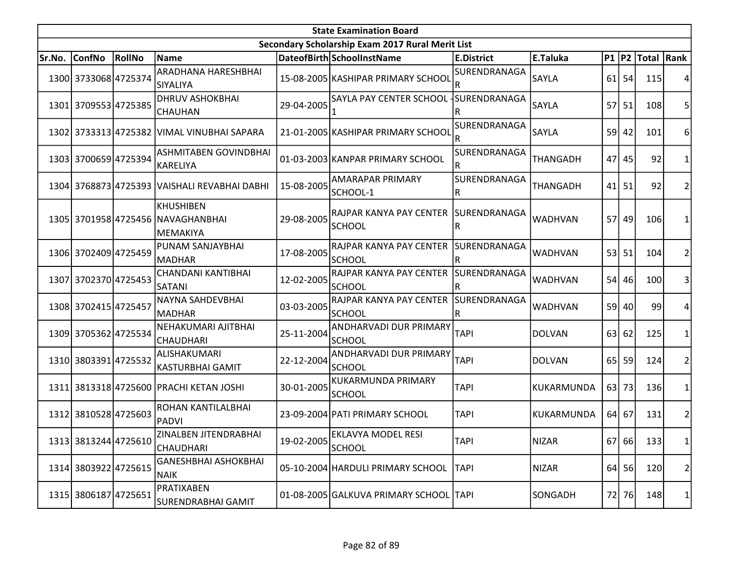| State Examination Board | | | | | | | | | | | |
|---|---|---|---|---|---|---|---|---|---|---|---|
| Secondary Scholarship Exam 2017 Rural Merit List | | | | | | | | | | | |
| Sr.No. | ConfNo | RollNo | Name | DateofBirth | SchoolInstName | E.District | E.Taluka | P1 | P2 | Total | Rank |
| 1300 | 3733068 | 4725374 | ARADHANA HARESHBHAI SIYALIYA | 15-08-2005 | KASHIPAR PRIMARY SCHOOL | SURENDRANAGAR | SAYLA | 61 | 54 | 115 | 4 |
| 1301 | 3709553 | 4725385 | DHRUV ASHOKBHAI CHAUHAN | 29-04-2005 | SAYLA PAY CENTER SCHOOL - 1 | SURENDRANAGAR | SAYLA | 57 | 51 | 108 | 5 |
| 1302 | 3733313 | 4725382 | VIMAL VINUBHAI SAPARA | 21-01-2005 | KASHIPAR PRIMARY SCHOOL | SURENDRANAGAR | SAYLA | 59 | 42 | 101 | 6 |
| 1303 | 3700659 | 4725394 | ASHMITABEN GOVINDBHAI KARELIYA | 01-03-2003 | KANPAR PRIMARY SCHOOL | SURENDRANAGAR | THANGADH | 47 | 45 | 92 | 1 |
| 1304 | 3768873 | 4725393 | VAISHALI REVABHAI DABHI | 15-08-2005 | AMARAPAR PRIMARY SCHOOL-1 | SURENDRANAGAR | THANGADH | 41 | 51 | 92 | 2 |
| 1305 | 3701958 | 4725456 | KHUSHIBEN NAVAGHANBHAI MEMAKIYA | 29-08-2005 | RAJPAR KANYA PAY CENTER SCHOOL | SURENDRANAGAR | WADHVAN | 57 | 49 | 106 | 1 |
| 1306 | 3702409 | 4725459 | PUNAM SANJAYBHAI MADHAR | 17-08-2005 | RAJPAR KANYA PAY CENTER SCHOOL | SURENDRANAGAR | WADHVAN | 53 | 51 | 104 | 2 |
| 1307 | 3702370 | 4725453 | CHANDANI KANTIBHAI SATANI | 12-02-2005 | RAJPAR KANYA PAY CENTER SCHOOL | SURENDRANAGAR | WADHVAN | 54 | 46 | 100 | 3 |
| 1308 | 3702415 | 4725457 | NAYNA SAHDEVBHAI MADHAR | 03-03-2005 | RAJPAR KANYA PAY CENTER SCHOOL | SURENDRANAGAR | WADHVAN | 59 | 40 | 99 | 4 |
| 1309 | 3705362 | 4725534 | NEHAKUMARI AJITBHAI CHAUDHARI | 25-11-2004 | ANDHARVADI DUR PRIMARY SCHOOL | TAPI | DOLVAN | 63 | 62 | 125 | 1 |
| 1310 | 3803391 | 4725532 | ALISHAKUMARI KASTURBHAI GAMIT | 22-12-2004 | ANDHARVADI DUR PRIMARY SCHOOL | TAPI | DOLVAN | 65 | 59 | 124 | 2 |
| 1311 | 3813318 | 4725600 | PRACHI KETAN JOSHI | 30-01-2005 | KUKARMUNDA PRIMARY SCHOOL | TAPI | KUKARMUNDA | 63 | 73 | 136 | 1 |
| 1312 | 3810528 | 4725603 | ROHAN KANTILALBHAI PADVI | 23-09-2004 | PATI PRIMARY SCHOOL | TAPI | KUKARMUNDA | 64 | 67 | 131 | 2 |
| 1313 | 3813244 | 4725610 | ZINALBEN JITENDRABHAI CHAUDHARI | 19-02-2005 | EKLAVYA MODEL RESI SCHOOL | TAPI | NIZAR | 67 | 66 | 133 | 1 |
| 1314 | 3803922 | 4725615 | GANESHBHAI ASHOKBHAI NAIK | 05-10-2004 | HARDULI PRIMARY SCHOOL | TAPI | NIZAR | 64 | 56 | 120 | 2 |
| 1315 | 3806187 | 4725651 | PRATIXABEN SURENDRABHAI GAMIT | 01-08-2005 | GALKUVA PRIMARY SCHOOL | TAPI | SONGADH | 72 | 76 | 148 | 1 |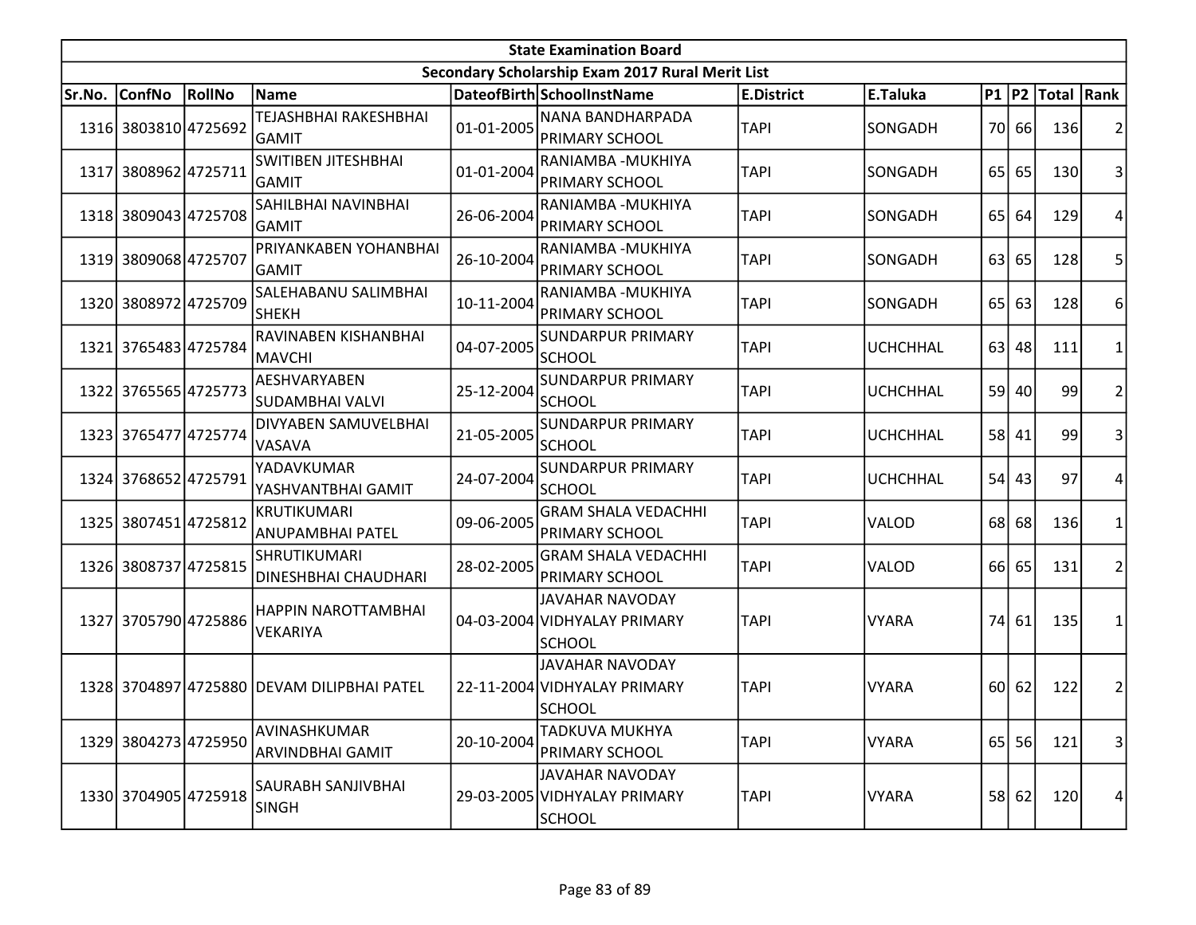| State Examination Board | | | | | | | | | | | |
|---|---|---|---|---|---|---|---|---|---|---|---|
| Secondary Scholarship Exam 2017 Rural Merit List | | | | | | | | | | | |
| Sr.No. | ConfNo | RollNo | Name | DateofBirth | SchoolInstName | E.District | E.Taluka | P1 | P2 | Total | Rank |
| 1316 | 3803810 | 4725692 | TEJASHBHAI RAKESHBHAI GAMIT | 01-01-2005 | NANA BANDHARPADA PRIMARY SCHOOL | TAPI | SONGADH | 70 | 66 | 136 | 2 |
| 1317 | 3808962 | 4725711 | SWITIBEN JITESHBHAI GAMIT | 01-01-2004 | RANIAMBA -MUKHIYA PRIMARY SCHOOL | TAPI | SONGADH | 65 | 65 | 130 | 3 |
| 1318 | 3809043 | 4725708 | SAHILBHAI NAVINBHAI GAMIT | 26-06-2004 | RANIAMBA -MUKHIYA PRIMARY SCHOOL | TAPI | SONGADH | 65 | 64 | 129 | 4 |
| 1319 | 3809068 | 4725707 | PRIYANKABEN YOHANBHAI GAMIT | 26-10-2004 | RANIAMBA -MUKHIYA PRIMARY SCHOOL | TAPI | SONGADH | 63 | 65 | 128 | 5 |
| 1320 | 3808972 | 4725709 | SALEHABANU SALIMBHAI SHEKH | 10-11-2004 | RANIAMBA -MUKHIYA PRIMARY SCHOOL | TAPI | SONGADH | 65 | 63 | 128 | 6 |
| 1321 | 3765483 | 4725784 | RAVINABEN KISHANBHAI MAVCHI | 04-07-2005 | SUNDARPUR PRIMARY SCHOOL | TAPI | UCHCHHAL | 63 | 48 | 111 | 1 |
| 1322 | 3765565 | 4725773 | AESHVARYABEN SUDAMBHAI VALVI | 25-12-2004 | SUNDARPUR PRIMARY SCHOOL | TAPI | UCHCHHAL | 59 | 40 | 99 | 2 |
| 1323 | 3765477 | 4725774 | DIVYABEN SAMUVELBHAI VASAVA | 21-05-2005 | SUNDARPUR PRIMARY SCHOOL | TAPI | UCHCHHAL | 58 | 41 | 99 | 3 |
| 1324 | 3768652 | 4725791 | YADAVKUMAR YASHVANTBHAI GAMIT | 24-07-2004 | SUNDARPUR PRIMARY SCHOOL | TAPI | UCHCHHAL | 54 | 43 | 97 | 4 |
| 1325 | 3807451 | 4725812 | KRUTIKUMARI ANUPAMBHAI PATEL | 09-06-2005 | GRAM SHALA VEDACHHI PRIMARY SCHOOL | TAPI | VALOD | 68 | 68 | 136 | 1 |
| 1326 | 3808737 | 4725815 | SHRUTIKUMARI DINESHBHAI CHAUDHARI | 28-02-2005 | GRAM SHALA VEDACHHI PRIMARY SCHOOL | TAPI | VALOD | 66 | 65 | 131 | 2 |
| 1327 | 3705790 | 4725886 | HAPPIN NAROTTAMBHAI VEKARIYA | 04-03-2004 | JAVAHAR NAVODAY VIDHYALAY PRIMARY SCHOOL | TAPI | VYARA | 74 | 61 | 135 | 1 |
| 1328 | 3704897 | 4725880 | DEVAM DILIPBHAI PATEL | 22-11-2004 | JAVAHAR NAVODAY VIDHYALAY PRIMARY SCHOOL | TAPI | VYARA | 60 | 62 | 122 | 2 |
| 1329 | 3804273 | 4725950 | AVINASHKUMAR ARVINDBHAI GAMIT | 20-10-2004 | TADKUVA MUKHYA PRIMARY SCHOOL | TAPI | VYARA | 65 | 56 | 121 | 3 |
| 1330 | 3704905 | 4725918 | SAURABH SANJIVBHAI SINGH | 29-03-2005 | JAVAHAR NAVODAY VIDHYALAY PRIMARY SCHOOL | TAPI | VYARA | 58 | 62 | 120 | 4 |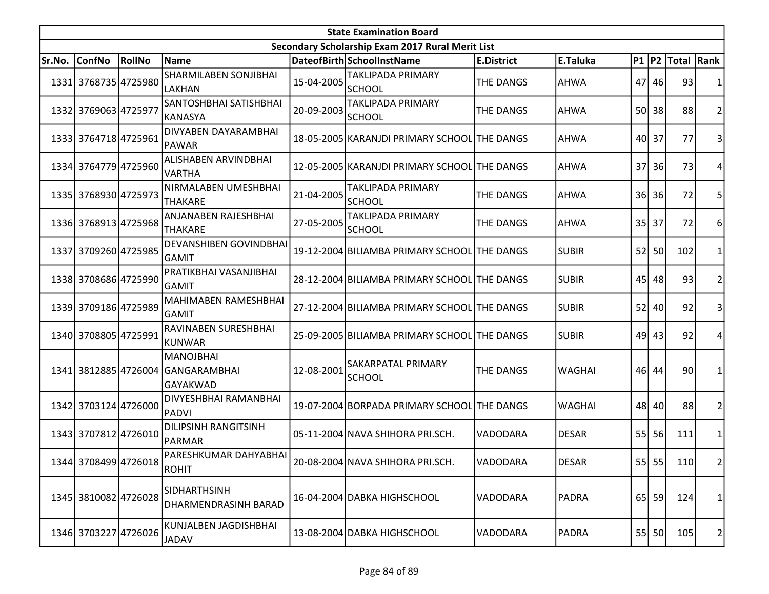| State Examination Board | | | | | | | | | | | | |
|---|---|---|---|---|---|---|---|---|---|---|---|---|
| Secondary Scholarship Exam 2017 Rural Merit List | | | | | | | | | | | | |
| Sr.No. | ConfNo | RollNo | Name | DateofBirth | SchoolInstName | E.District | E.Taluka | P1 | P2 | Total | Rank |
| 1331 | 3768735 | 4725980 | SHARMILABEN SONJIBHAI LAKHAN | 15-04-2005 | TAKLIPADA PRIMARY SCHOOL | THE DANGS | AHWA | 47 | 46 | 93 | 1 |
| 1332 | 3769063 | 4725977 | SANTOSHBHAI SATISHBHAI KANASYA | 20-09-2003 | TAKLIPADA PRIMARY SCHOOL | THE DANGS | AHWA | 50 | 38 | 88 | 2 |
| 1333 | 3764718 | 4725961 | DIVYABEN DAYARAMBHAI PAWAR | 18-05-2005 | KARANJDI PRIMARY SCHOOL | THE DANGS | AHWA | 40 | 37 | 77 | 3 |
| 1334 | 3764779 | 4725960 | ALISHABEN ARVINDBHAI VARTHA | 12-05-2005 | KARANJDI PRIMARY SCHOOL | THE DANGS | AHWA | 37 | 36 | 73 | 4 |
| 1335 | 3768930 | 4725973 | NIRMALABEN UMESHBHAI THAKARE | 21-04-2005 | TAKLIPADA PRIMARY SCHOOL | THE DANGS | AHWA | 36 | 36 | 72 | 5 |
| 1336 | 3768913 | 4725968 | ANJANABEN RAJESHBHAI THAKARE | 27-05-2005 | TAKLIPADA PRIMARY SCHOOL | THE DANGS | AHWA | 35 | 37 | 72 | 6 |
| 1337 | 3709260 | 4725985 | DEVANSHIBEN GOVINDBHAI GAMIT | 19-12-2004 | BILIAMBA PRIMARY SCHOOL | THE DANGS | SUBIR | 52 | 50 | 102 | 1 |
| 1338 | 3708686 | 4725990 | PRATIKBHAI VASANJIBHAI GAMIT | 28-12-2004 | BILIAMBA PRIMARY SCHOOL | THE DANGS | SUBIR | 45 | 48 | 93 | 2 |
| 1339 | 3709186 | 4725989 | MAHIMABEN RAMESHBHAI GAMIT | 27-12-2004 | BILIAMBA PRIMARY SCHOOL | THE DANGS | SUBIR | 52 | 40 | 92 | 3 |
| 1340 | 3708805 | 4725991 | RAVINABEN SURESHBHAI KUNWAR | 25-09-2005 | BILIAMBA PRIMARY SCHOOL | THE DANGS | SUBIR | 49 | 43 | 92 | 4 |
| 1341 | 3812885 | 4726004 | MANOJBHAI GANGARAMBHAI GAYAKWAD | 12-08-2001 | SAKARPATAL PRIMARY SCHOOL | THE DANGS | WAGHAI | 46 | 44 | 90 | 1 |
| 1342 | 3703124 | 4726000 | DIVYESHBHAI RAMANBHAI PADVI | 19-07-2004 | BORPADA PRIMARY SCHOOL | THE DANGS | WAGHAI | 48 | 40 | 88 | 2 |
| 1343 | 3707812 | 4726010 | DILIPSINH RANGITSINH PARMAR | 05-11-2004 | NAVA SHIHORA PRI.SCH. | VADODARA | DESAR | 55 | 56 | 111 | 1 |
| 1344 | 3708499 | 4726018 | PARESHKUMAR DAHYABHAI ROHIT | 20-08-2004 | NAVA SHIHORA PRI.SCH. | VADODARA | DESAR | 55 | 55 | 110 | 2 |
| 1345 | 3810082 | 4726028 | SIDHARTHSINH DHARMENDRASINH BARAD | 16-04-2004 | DABKA HIGHSCHOOL | VADODARA | PADRA | 65 | 59 | 124 | 1 |
| 1346 | 3703227 | 4726026 | KUNJALBEN JAGDISHBHAI JADAV | 13-08-2004 | DABKA HIGHSCHOOL | VADODARA | PADRA | 55 | 50 | 105 | 2 |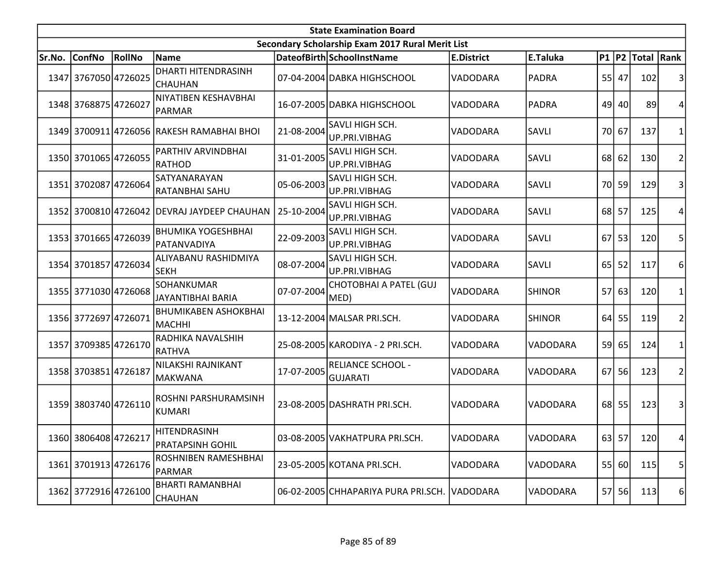| State Examination Board | | | | | | | | | | | |
|---|---|---|---|---|---|---|---|---|---|---|---|
| Secondary Scholarship Exam 2017 Rural Merit List | | | | | | | | | | | |
| Sr.No. | ConfNo | RollNo | Name | DateofBirth | SchoolInstName | E.District | E.Taluka | P1 | P2 | Total | Rank |
| 1347 | 3767050 | 4726025 | DHARTI HITENDRASINH CHAUHAN | 07-04-2004 | DABKA HIGHSCHOOL | VADODARA | PADRA | 55 | 47 | 102 | 3 |
| 1348 | 3768875 | 4726027 | NIYATIBEN KESHAVBHAI PARMAR | 16-07-2005 | DABKA HIGHSCHOOL | VADODARA | PADRA | 49 | 40 | 89 | 4 |
| 1349 | 3700911 | 4726056 | RAKESH RAMABHAI BHOI | 21-08-2004 | SAVLI HIGH SCH. UP.PRI.VIBHAG | VADODARA | SAVLI | 70 | 67 | 137 | 1 |
| 1350 | 3701065 | 4726055 | PARTHIV ARVINDBHAI RATHOD | 31-01-2005 | SAVLI HIGH SCH. UP.PRI.VIBHAG | VADODARA | SAVLI | 68 | 62 | 130 | 2 |
| 1351 | 3702087 | 4726064 | SATYANARAYAN RATANBHAI SAHU | 05-06-2003 | SAVLI HIGH SCH. UP.PRI.VIBHAG | VADODARA | SAVLI | 70 | 59 | 129 | 3 |
| 1352 | 3700810 | 4726042 | DEVRAJ JAYDEEP CHAUHAN | 25-10-2004 | SAVLI HIGH SCH. UP.PRI.VIBHAG | VADODARA | SAVLI | 68 | 57 | 125 | 4 |
| 1353 | 3701665 | 4726039 | BHUMIKA YOGESHBHAI PATANVADIYA | 22-09-2003 | SAVLI HIGH SCH. UP.PRI.VIBHAG | VADODARA | SAVLI | 67 | 53 | 120 | 5 |
| 1354 | 3701857 | 4726034 | ALIYABANU RASHIDMIYA SEKH | 08-07-2004 | SAVLI HIGH SCH. UP.PRI.VIBHAG | VADODARA | SAVLI | 65 | 52 | 117 | 6 |
| 1355 | 3771030 | 4726068 | SOHANKUMAR JAYANTIBHAI BARIA | 07-07-2004 | CHOTOBHAI A PATEL (GUJ MED) | VADODARA | SHINOR | 57 | 63 | 120 | 1 |
| 1356 | 3772697 | 4726071 | BHUMIKABEN ASHOKBHAI MACHHI | 13-12-2004 | MALSAR PRI.SCH. | VADODARA | SHINOR | 64 | 55 | 119 | 2 |
| 1357 | 3709385 | 4726170 | RADHIKA NAVALSHIH RATHVA | 25-08-2005 | KARODIYA - 2 PRI.SCH. | VADODARA | VADODARA | 59 | 65 | 124 | 1 |
| 1358 | 3703851 | 4726187 | NILAKSHI RAJNIKANT MAKWANA | 17-07-2005 | RELIANCE SCHOOL - GUJARATI | VADODARA | VADODARA | 67 | 56 | 123 | 2 |
| 1359 | 3803740 | 4726110 | ROSHNI PARSHURAMSINH KUMARI | 23-08-2005 | DASHRATH PRI.SCH. | VADODARA | VADODARA | 68 | 55 | 123 | 3 |
| 1360 | 3806408 | 4726217 | HITENDRASINH PRATAPSINH GOHIL | 03-08-2005 | VAKHATPURA PRI.SCH. | VADODARA | VADODARA | 63 | 57 | 120 | 4 |
| 1361 | 3701913 | 4726176 | ROSHNIBEN RAMESHBHAI PARMAR | 23-05-2005 | KOTANA PRI.SCH. | VADODARA | VADODARA | 55 | 60 | 115 | 5 |
| 1362 | 3772916 | 4726100 | BHARTI RAMANBHAI CHAUHAN | 06-02-2005 | CHHAPARIYA PURA PRI.SCH. | VADODARA | VADODARA | 57 | 56 | 113 | 6 |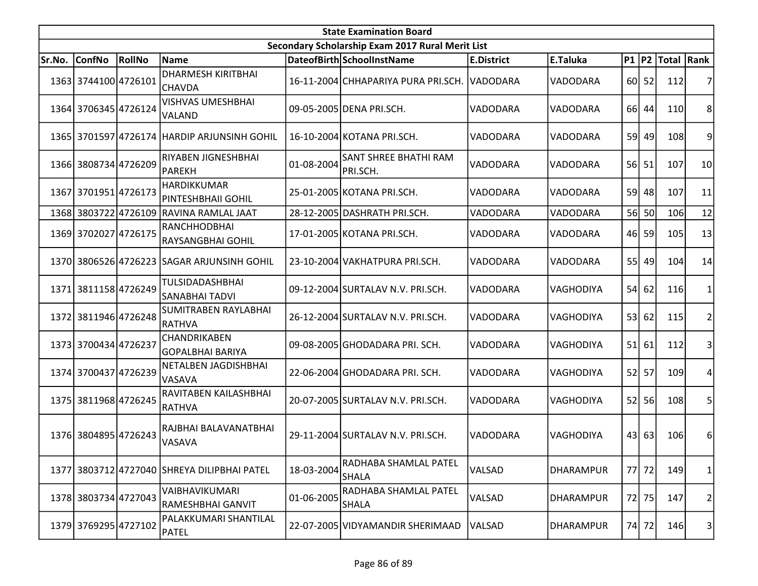| State Examination Board | | | | | | | | | | | | |
|---|---|---|---|---|---|---|---|---|---|---|---|---|
| Secondary Scholarship Exam 2017 Rural Merit List | | | | | | | | | | | | |
| Sr.No. | ConfNo | RollNo | Name | DateofBirth | SchoolInstName | E.District | E.Taluka | P1 | P2 | Total | Rank |
| 1363 | 3744100 | 4726101 | DHARMESH KIRITBHAI CHAVDA | 16-11-2004 | CHHAPARIYA PURA PRI.SCH. | VADODARA | VADODARA | 60 | 52 | 112 | 7 |
| 1364 | 3706345 | 4726124 | VISHVAS UMESHBHAI VALAND | 09-05-2005 | DENA PRI.SCH. | VADODARA | VADODARA | 66 | 44 | 110 | 8 |
| 1365 | 3701597 | 4726174 | HARDIP ARJUNSINH GOHIL | 16-10-2004 | KOTANA PRI.SCH. | VADODARA | VADODARA | 59 | 49 | 108 | 9 |
| 1366 | 3808734 | 4726209 | RIYABEN JIGNESHBHAI PAREKH | 01-08-2004 | SANT SHREE BHATHI RAM PRI.SCH. | VADODARA | VADODARA | 56 | 51 | 107 | 10 |
| 1367 | 3701951 | 4726173 | HARDIKKUMAR PINTESHBHAII GOHIL | 25-01-2005 | KOTANA PRI.SCH. | VADODARA | VADODARA | 59 | 48 | 107 | 11 |
| 1368 | 3803722 | 4726109 | RAVINA RAMLAL JAAT | 28-12-2005 | DASHRATH PRI.SCH. | VADODARA | VADODARA | 56 | 50 | 106 | 12 |
| 1369 | 3702027 | 4726175 | RANCHHODBHAI RAYSANGBHAI GOHIL | 17-01-2005 | KOTANA PRI.SCH. | VADODARA | VADODARA | 46 | 59 | 105 | 13 |
| 1370 | 3806526 | 4726223 | SAGAR ARJUNSINH GOHIL | 23-10-2004 | VAKHATPURA PRI.SCH. | VADODARA | VADODARA | 55 | 49 | 104 | 14 |
| 1371 | 3811158 | 4726249 | TULSIDADASHBHAI SANABHAI TADVI | 09-12-2004 | SURTALAV N.V. PRI.SCH. | VADODARA | VAGHODIYA | 54 | 62 | 116 | 1 |
| 1372 | 3811946 | 4726248 | SUMITRABEN RAYLABHAI RATHVA | 26-12-2004 | SURTALAV N.V. PRI.SCH. | VADODARA | VAGHODIYA | 53 | 62 | 115 | 2 |
| 1373 | 3700434 | 4726237 | CHANDRIKABEN GOPALBHAI BARIYA | 09-08-2005 | GHODADARA PRI. SCH. | VADODARA | VAGHODIYA | 51 | 61 | 112 | 3 |
| 1374 | 3700437 | 4726239 | NETALBEN JAGDISHBHAI VASAVA | 22-06-2004 | GHODADARA PRI. SCH. | VADODARA | VAGHODIYA | 52 | 57 | 109 | 4 |
| 1375 | 3811968 | 4726245 | RAVITABEN KAILASHBHAI RATHVA | 20-07-2005 | SURTALAV N.V. PRI.SCH. | VADODARA | VAGHODIYA | 52 | 56 | 108 | 5 |
| 1376 | 3804895 | 4726243 | RAJBHAI BALAVANATBHAI VASAVA | 29-11-2004 | SURTALAV N.V. PRI.SCH. | VADODARA | VAGHODIYA | 43 | 63 | 106 | 6 |
| 1377 | 3803712 | 4727040 | SHREYA DILIPBHAI PATEL | 18-03-2004 | RADHABA SHAMLAL PATEL SHALA | VALSAD | DHARAMPUR | 77 | 72 | 149 | 1 |
| 1378 | 3803734 | 4727043 | VAIBHAVIKUMARI RAMESHBHAI GANVIT | 01-06-2005 | RADHABA SHAMLAL PATEL SHALA | VALSAD | DHARAMPUR | 72 | 75 | 147 | 2 |
| 1379 | 3769295 | 4727102 | PALAKKUMARI SHANTILAL PATEL | 22-07-2005 | VIDYAMANDIR SHERIMAAD | VALSAD | DHARAMPUR | 74 | 72 | 146 | 3 |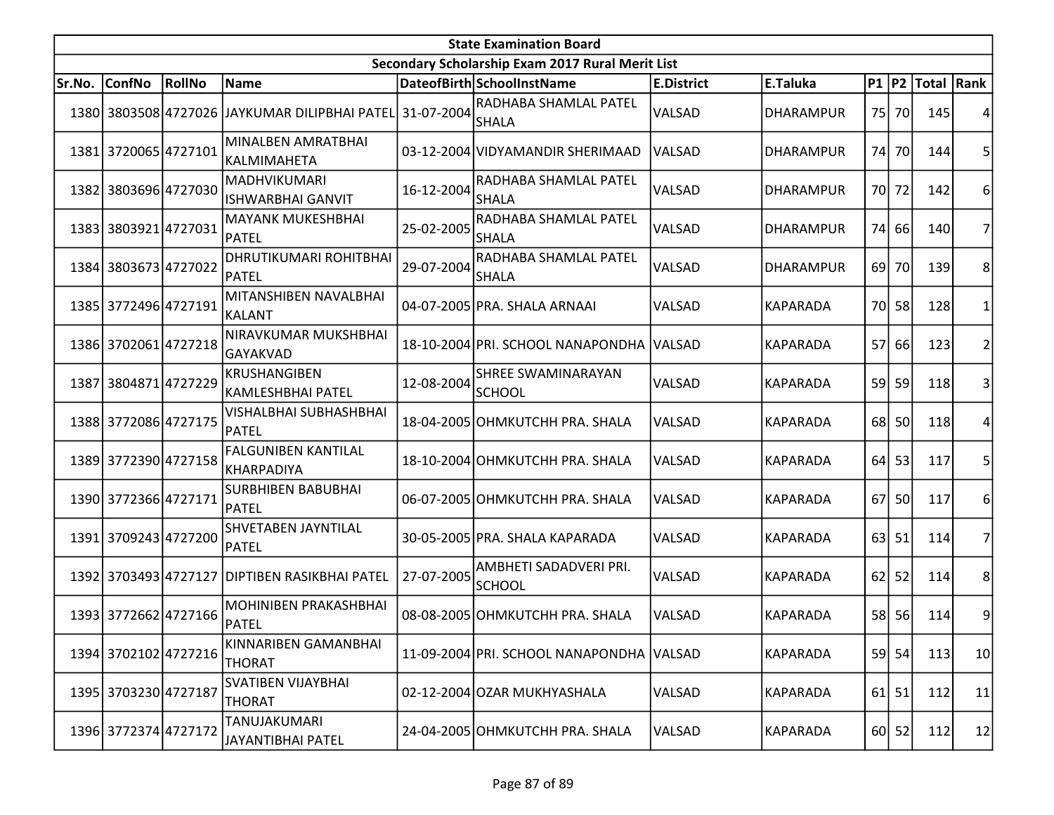| State Examination Board | | | | | | | | | | | | |
|---|---|---|---|---|---|---|---|---|---|---|---|---|
| Secondary Scholarship Exam 2017 Rural Merit List | | | | | | | | | | | | |
| Sr.No. | ConfNo | RollNo | Name | DateofBirth | SchoolInstName | E.District | E.Taluka | P1 | P2 | Total | Rank |
| 1380 | 3803508 | 4727026 | JAYKUMAR DILIPBHAI PATEL | 31-07-2004 | RADHABA SHAMLAL PATEL SHALA | VALSAD | DHARAMPUR | 75 | 70 | 145 | 4 |
| 1381 | 3720065 | 4727101 | MINALBEN AMRATBHAI KALMIMAHETA | 03-12-2004 | VIDYAMANDIR SHERIMAAD | VALSAD | DHARAMPUR | 74 | 70 | 144 | 5 |
| 1382 | 3803696 | 4727030 | MADHVIKUMARI ISHWARBHAI GANVIT | 16-12-2004 | RADHABA SHAMLAL PATEL SHALA | VALSAD | DHARAMPUR | 70 | 72 | 142 | 6 |
| 1383 | 3803921 | 4727031 | MAYANK MUKESHBHAI PATEL | 25-02-2005 | RADHABA SHAMLAL PATEL SHALA | VALSAD | DHARAMPUR | 74 | 66 | 140 | 7 |
| 1384 | 3803673 | 4727022 | DHRUTIKUMARI ROHITBHAI PATEL | 29-07-2004 | RADHABA SHAMLAL PATEL SHALA | VALSAD | DHARAMPUR | 69 | 70 | 139 | 8 |
| 1385 | 3772496 | 4727191 | MITANSHIBEN NAVALBHAI KALANT | 04-07-2005 | PRA. SHALA ARNAAI | VALSAD | KAPARADA | 70 | 58 | 128 | 1 |
| 1386 | 3702061 | 4727218 | NIRAVKUMAR MUKSHBHAI GAYAKVAD | 18-10-2004 | PRI. SCHOOL NANAPONDHA | VALSAD | KAPARADA | 57 | 66 | 123 | 2 |
| 1387 | 3804871 | 4727229 | KRUSHANGIBEN KAMLESHBHAI PATEL | 12-08-2004 | SHREE SWAMINARAYAN SCHOOL | VALSAD | KAPARADA | 59 | 59 | 118 | 3 |
| 1388 | 3772086 | 4727175 | VISHALBHAI SUBHASHBHAI PATEL | 18-04-2005 | OHMKUTCHH PRA. SHALA | VALSAD | KAPARADA | 68 | 50 | 118 | 4 |
| 1389 | 3772390 | 4727158 | FALGUNIBEN KANTILAL KHARPADIYA | 18-10-2004 | OHMKUTCHH PRA. SHALA | VALSAD | KAPARADA | 64 | 53 | 117 | 5 |
| 1390 | 3772366 | 4727171 | SURBHIBEN BABUBHAI PATEL | 06-07-2005 | OHMKUTCHH PRA. SHALA | VALSAD | KAPARADA | 67 | 50 | 117 | 6 |
| 1391 | 3709243 | 4727200 | SHVETABEN JAYNTILAL PATEL | 30-05-2005 | PRA. SHALA KAPARADA | VALSAD | KAPARADA | 63 | 51 | 114 | 7 |
| 1392 | 3703493 | 4727127 | DIPTIBEN RASIKBHAI PATEL | 27-07-2005 | AMBHETI SADADVERI PRI. SCHOOL | VALSAD | KAPARADA | 62 | 52 | 114 | 8 |
| 1393 | 3772662 | 4727166 | MOHINIBEN PRAKASHBHAI PATEL | 08-08-2005 | OHMKUTCHH PRA. SHALA | VALSAD | KAPARADA | 58 | 56 | 114 | 9 |
| 1394 | 3702102 | 4727216 | KINNARIBEN GAMANBHAI THORAT | 11-09-2004 | PRI. SCHOOL NANAPONDHA | VALSAD | KAPARADA | 59 | 54 | 113 | 10 |
| 1395 | 3703230 | 4727187 | SVATIBEN VIJAYBHAI THORAT | 02-12-2004 | OZAR MUKHYASHALA | VALSAD | KAPARADA | 61 | 51 | 112 | 11 |
| 1396 | 3772374 | 4727172 | TANUJAKUMARI JAYANTIBHAI PATEL | 24-04-2005 | OHMKUTCHH PRA. SHALA | VALSAD | KAPARADA | 60 | 52 | 112 | 12 |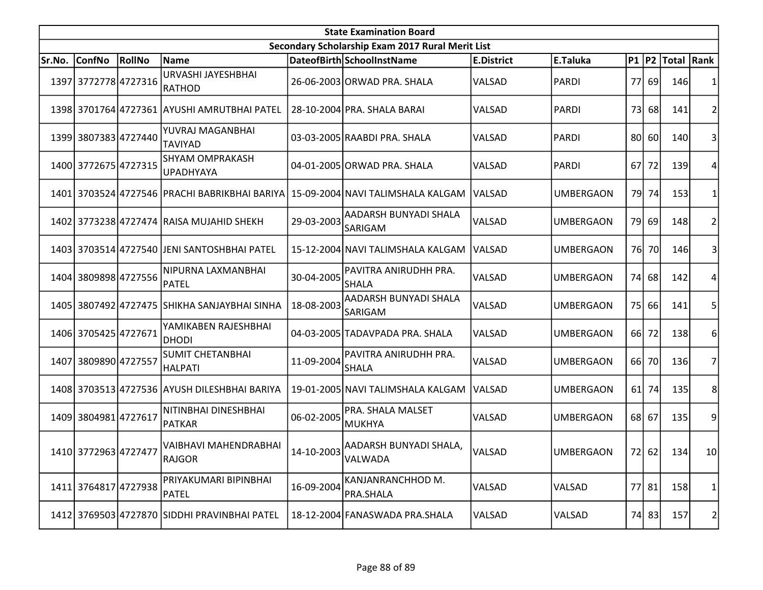| State Examination Board | | | | | | | | | | | |
|---|---|---|---|---|---|---|---|---|---|---|---|
| Secondary Scholarship Exam 2017 Rural Merit List | | | | | | | | | | | |
| Sr.No. | ConfNo | RollNo | Name | DateofBirth | SchoolInstName | E.District | E.Taluka | P1 | P2 | Total | Rank |
| 1397 | 3772778 | 4727316 | URVASHI JAYESHBHAI RATHOD | 26-06-2003 | ORWAD PRA. SHALA | VALSAD | PARDI | 77 | 69 | 146 | 1 |
| 1398 | 3701764 | 4727361 | AYUSHI AMRUTBHAI PATEL | 28-10-2004 | PRA. SHALA BARAI | VALSAD | PARDI | 73 | 68 | 141 | 2 |
| 1399 | 3807383 | 4727440 | YUVRAJ MAGANBHAI TAVIYAD | 03-03-2005 | RAABDI PRA. SHALA | VALSAD | PARDI | 80 | 60 | 140 | 3 |
| 1400 | 3772675 | 4727315 | SHYAM OMPRAKASH UPADHYAYA | 04-01-2005 | ORWAD PRA. SHALA | VALSAD | PARDI | 67 | 72 | 139 | 4 |
| 1401 | 3703524 | 4727546 | PRACHI BABRIKBHAI BARIYA | 15-09-2004 | NAVI TALIMSHALA KALGAM | VALSAD | UMBERGAON | 79 | 74 | 153 | 1 |
| 1402 | 3773238 | 4727474 | RAISA MUJAHID SHEKH | 29-03-2003 | AADARSH BUNYADI SHALA SARIGAM | VALSAD | UMBERGAON | 79 | 69 | 148 | 2 |
| 1403 | 3703514 | 4727540 | JENI SANTOSHBHAI PATEL | 15-12-2004 | NAVI TALIMSHALA KALGAM | VALSAD | UMBERGAON | 76 | 70 | 146 | 3 |
| 1404 | 3809898 | 4727556 | NIPURNA LAXMANBHAI PATEL | 30-04-2005 | PAVITRA ANIRUDHH PRA. SHALA | VALSAD | UMBERGAON | 74 | 68 | 142 | 4 |
| 1405 | 3807492 | 4727475 | SHIKHA SANJAYBHAI SINHA | 18-08-2003 | AADARSH BUNYADI SHALA SARIGAM | VALSAD | UMBERGAON | 75 | 66 | 141 | 5 |
| 1406 | 3705425 | 4727671 | YAMIKABEN RAJESHBHAI DHODI | 04-03-2005 | TADAVPADA PRA. SHALA | VALSAD | UMBERGAON | 66 | 72 | 138 | 6 |
| 1407 | 3809890 | 4727557 | SUMIT CHETANBHAI HALPATI | 11-09-2004 | PAVITRA ANIRUDHH PRA. SHALA | VALSAD | UMBERGAON | 66 | 70 | 136 | 7 |
| 1408 | 3703513 | 4727536 | AYUSH DILESHBHAI BARIYA | 19-01-2005 | NAVI TALIMSHALA KALGAM | VALSAD | UMBERGAON | 61 | 74 | 135 | 8 |
| 1409 | 3804981 | 4727617 | NITINBHAI DINESHBHAI PATKAR | 06-02-2005 | PRA. SHALA MALSET MUKHYA | VALSAD | UMBERGAON | 68 | 67 | 135 | 9 |
| 1410 | 3772963 | 4727477 | VAIBHAVI MAHENDRABHAI RAJGOR | 14-10-2003 | AADARSH BUNYADI SHALA, VALWADA | VALSAD | UMBERGAON | 72 | 62 | 134 | 10 |
| 1411 | 3764817 | 4727938 | PRIYAKUMARI BIPINBHAI PATEL | 16-09-2004 | KANJANRANCHHOD M. PRA.SHALA | VALSAD | VALSAD | 77 | 81 | 158 | 1 |
| 1412 | 3769503 | 4727870 | SIDDHI PRAVINBHAI PATEL | 18-12-2004 | FANASWADA PRA.SHALA | VALSAD | VALSAD | 74 | 83 | 157 | 2 |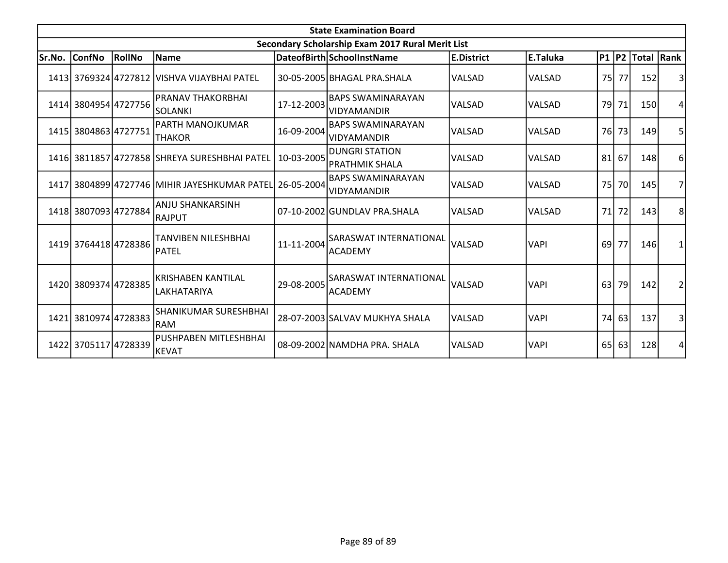| State Examination Board | | | | | | | | | | | |
|---|---|---|---|---|---|---|---|---|---|---|---|
| Secondary Scholarship Exam 2017 Rural Merit List | | | | | | | | | | | |
| Sr.No. | ConfNo | RollNo | Name | DateofBirth | SchoolInstName | E.District | E.Taluka | P1 | P2 | Total | Rank |
| 1413 | 3769324 | 4727812 | VISHVA VIJAYBHAI PATEL | 30-05-2005 | BHAGAL PRA.SHALA | VALSAD | VALSAD | 75 | 77 | 152 | 3 |
| 1414 | 3804954 | 4727756 | PRANAV THAKORBHAI SOLANKI | 17-12-2003 | BAPS SWAMINARAYAN VIDYAMANDIR | VALSAD | VALSAD | 79 | 71 | 150 | 4 |
| 1415 | 3804863 | 4727751 | PARTH MANOJKUMAR THAKOR | 16-09-2004 | BAPS SWAMINARAYAN VIDYAMANDIR | VALSAD | VALSAD | 76 | 73 | 149 | 5 |
| 1416 | 3811857 | 4727858 | SHREYA SURESHBHAI PATEL | 10-03-2005 | DUNGRI STATION PRATHMIK SHALA | VALSAD | VALSAD | 81 | 67 | 148 | 6 |
| 1417 | 3804899 | 4727746 | MIHIR JAYESHKUMAR PATEL | 26-05-2004 | BAPS SWAMINARAYAN VIDYAMANDIR | VALSAD | VALSAD | 75 | 70 | 145 | 7 |
| 1418 | 3807093 | 4727884 | ANJU SHANKARSINH RAJPUT | 07-10-2002 | GUNDLAV PRA.SHALA | VALSAD | VALSAD | 71 | 72 | 143 | 8 |
| 1419 | 3764418 | 4728386 | TANVIBEN NILESHBHAI PATEL | 11-11-2004 | SARASWAT INTERNATIONAL ACADEMY | VALSAD | VAPI | 69 | 77 | 146 | 1 |
| 1420 | 3809374 | 4728385 | KRISHABEN KANTILAL LAKHATARIYA | 29-08-2005 | SARASWAT INTERNATIONAL ACADEMY | VALSAD | VAPI | 63 | 79 | 142 | 2 |
| 1421 | 3810974 | 4728383 | SHANIKUMAR SURESHBHAI RAM | 28-07-2003 | SALVAV MUKHYA SHALA | VALSAD | VAPI | 74 | 63 | 137 | 3 |
| 1422 | 3705117 | 4728339 | PUSHPABEN MITLESHBHAI KEVAT | 08-09-2002 | NAMDHA PRA. SHALA | VALSAD | VAPI | 65 | 63 | 128 | 4 |